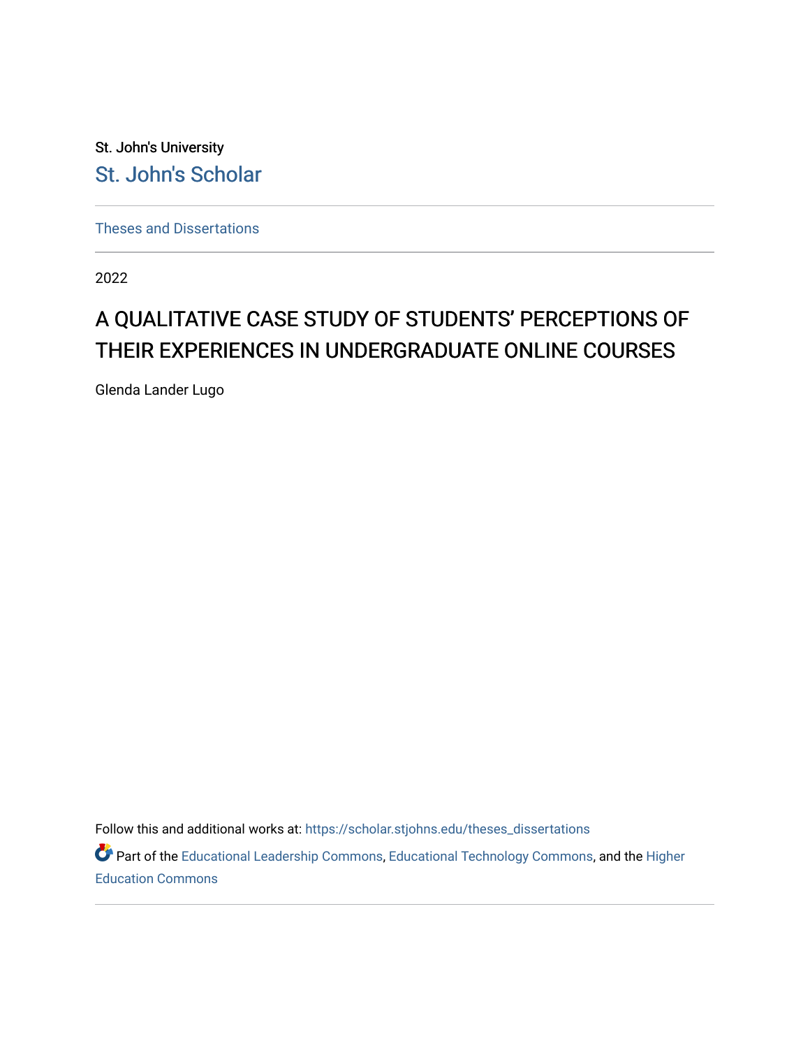St. John's University

St. John's Scholar

Theses and Dissertations

2022

# A QUALITATIVE CASE STUDY OF STUDENTS' PERCEPTIONS OF THEIR EXPERIENCES IN UNDERGRADUATE ONLINE COURSES

Glenda Lander Lugo

Follow this and additional works at: https://scholar.stjohns.edu/theses_dissertations

Part of the Educational Leadership Commons, Educational Technology Commons, and the Higher Education Commons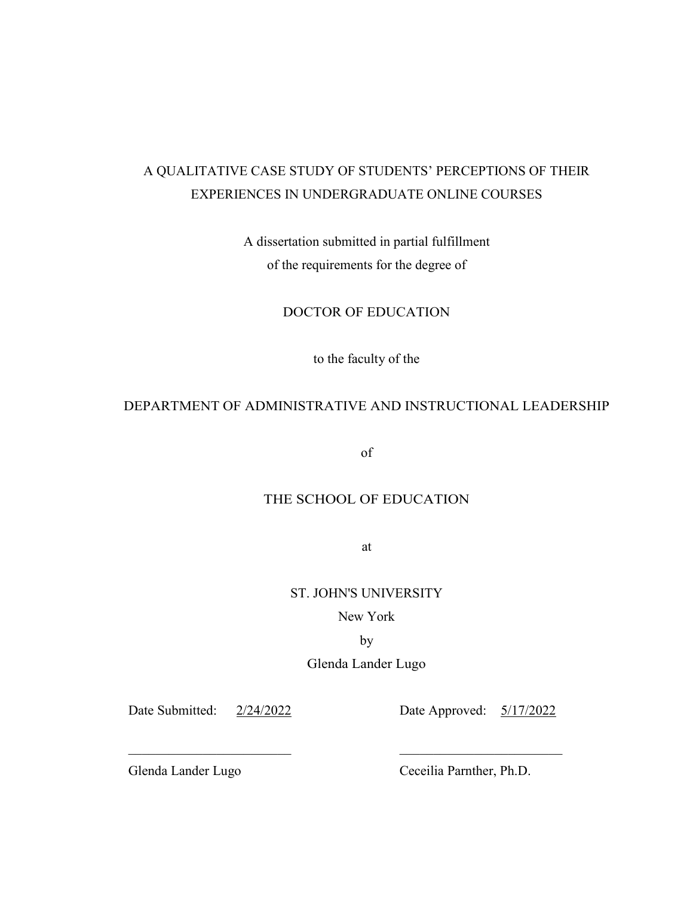A QUALITATIVE CASE STUDY OF STUDENTS' PERCEPTIONS OF THEIR EXPERIENCES IN UNDERGRADUATE ONLINE COURSES

A dissertation submitted in partial fulfillment
of the requirements for the degree of

DOCTOR OF EDUCATION

to the faculty of the

DEPARTMENT OF ADMINISTRATIVE AND INSTRUCTIONAL LEADERSHIP

of

THE SCHOOL OF EDUCATION

at

ST. JOHN'S UNIVERSITY
New York
by
Glenda Lander Lugo

Date Submitted: 2/24/2022 Date Approved: 5/17/2022

\_\_\_\_\_\_\_\_\_\_\_\_\_\_\_\_\_\_\_\_\_\_\_\_ \_\_\_\_\_\_\_\_\_\_\_\_\_\_\_\_\_\_\_\_\_\_\_\_

Glenda Lander Lugo Ceceilia Parnther, Ph.D.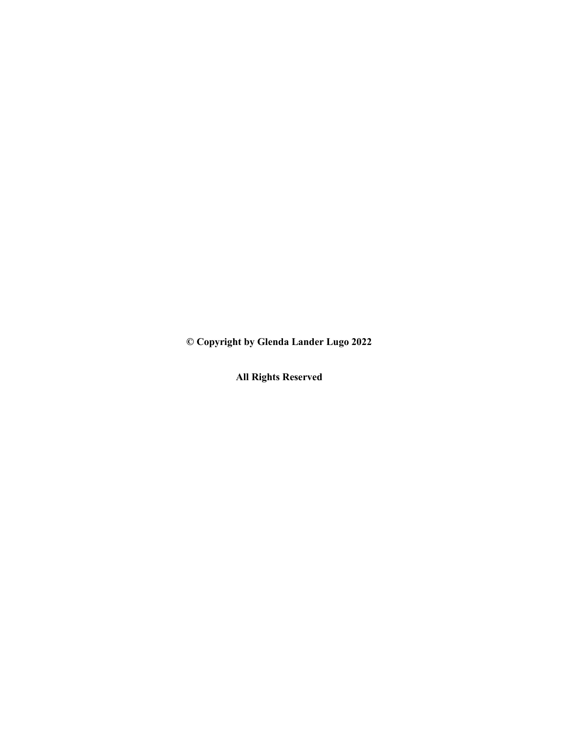**© Copyright by Glenda Lander Lugo 2022**

**All Rights Reserved**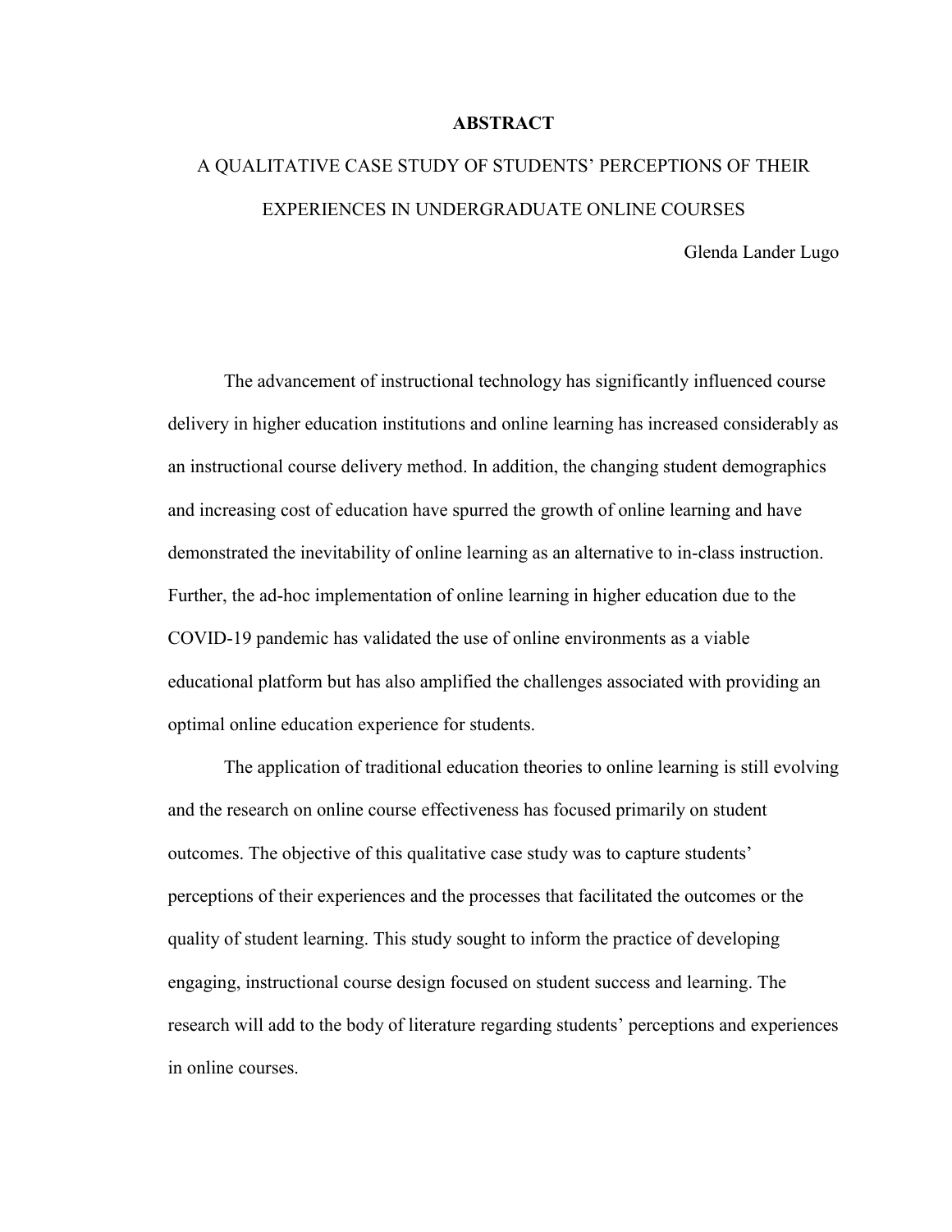# ABSTRACT

## A QUALITATIVE CASE STUDY OF STUDENTS' PERCEPTIONS OF THEIR EXPERIENCES IN UNDERGRADUATE ONLINE COURSES

Glenda Lander Lugo

The advancement of instructional technology has significantly influenced course delivery in higher education institutions and online learning has increased considerably as an instructional course delivery method. In addition, the changing student demographics and increasing cost of education have spurred the growth of online learning and have demonstrated the inevitability of online learning as an alternative to in-class instruction. Further, the ad-hoc implementation of online learning in higher education due to the COVID-19 pandemic has validated the use of online environments as a viable educational platform but has also amplified the challenges associated with providing an optimal online education experience for students.

The application of traditional education theories to online learning is still evolving and the research on online course effectiveness has focused primarily on student outcomes. The objective of this qualitative case study was to capture students' perceptions of their experiences and the processes that facilitated the outcomes or the quality of student learning. This study sought to inform the practice of developing engaging, instructional course design focused on student success and learning. The research will add to the body of literature regarding students' perceptions and experiences in online courses.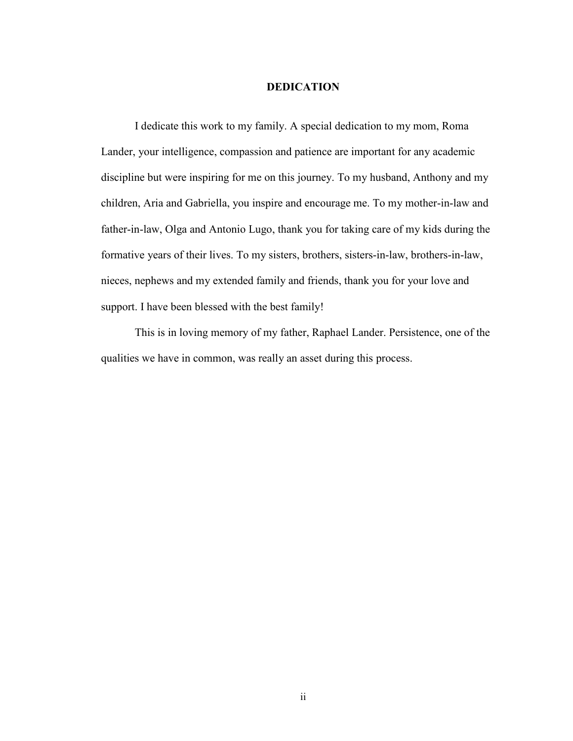# DEDICATION

I dedicate this work to my family. A special dedication to my mom, Roma Lander, your intelligence, compassion and patience are important for any academic discipline but were inspiring for me on this journey. To my husband, Anthony and my children, Aria and Gabriella, you inspire and encourage me. To my mother-in-law and father-in-law, Olga and Antonio Lugo, thank you for taking care of my kids during the formative years of their lives. To my sisters, brothers, sisters-in-law, brothers-in-law, nieces, nephews and my extended family and friends, thank you for your love and support. I have been blessed with the best family!

This is in loving memory of my father, Raphael Lander. Persistence, one of the qualities we have in common, was really an asset during this process.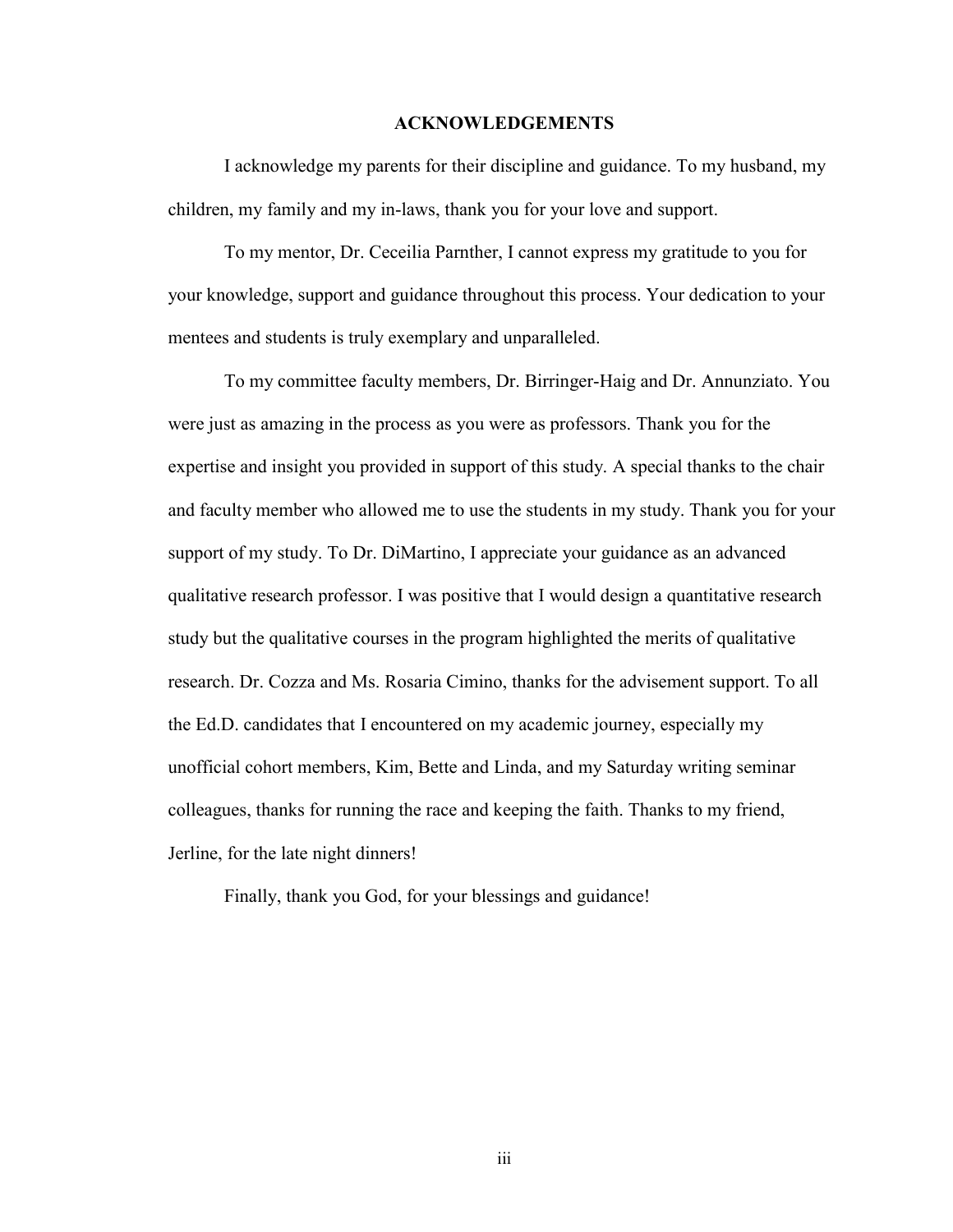# ACKNOWLEDGEMENTS

I acknowledge my parents for their discipline and guidance. To my husband, my children, my family and my in-laws, thank you for your love and support.

To my mentor, Dr. Ceceilia Parnther, I cannot express my gratitude to you for your knowledge, support and guidance throughout this process. Your dedication to your mentees and students is truly exemplary and unparalleled.

To my committee faculty members, Dr. Birringer-Haig and Dr. Annunziato. You were just as amazing in the process as you were as professors. Thank you for the expertise and insight you provided in support of this study. A special thanks to the chair and faculty member who allowed me to use the students in my study. Thank you for your support of my study. To Dr. DiMartino, I appreciate your guidance as an advanced qualitative research professor. I was positive that I would design a quantitative research study but the qualitative courses in the program highlighted the merits of qualitative research. Dr. Cozza and Ms. Rosaria Cimino, thanks for the advisement support. To all the Ed.D. candidates that I encountered on my academic journey, especially my unofficial cohort members, Kim, Bette and Linda, and my Saturday writing seminar colleagues, thanks for running the race and keeping the faith. Thanks to my friend, Jerline, for the late night dinners!

Finally, thank you God, for your blessings and guidance!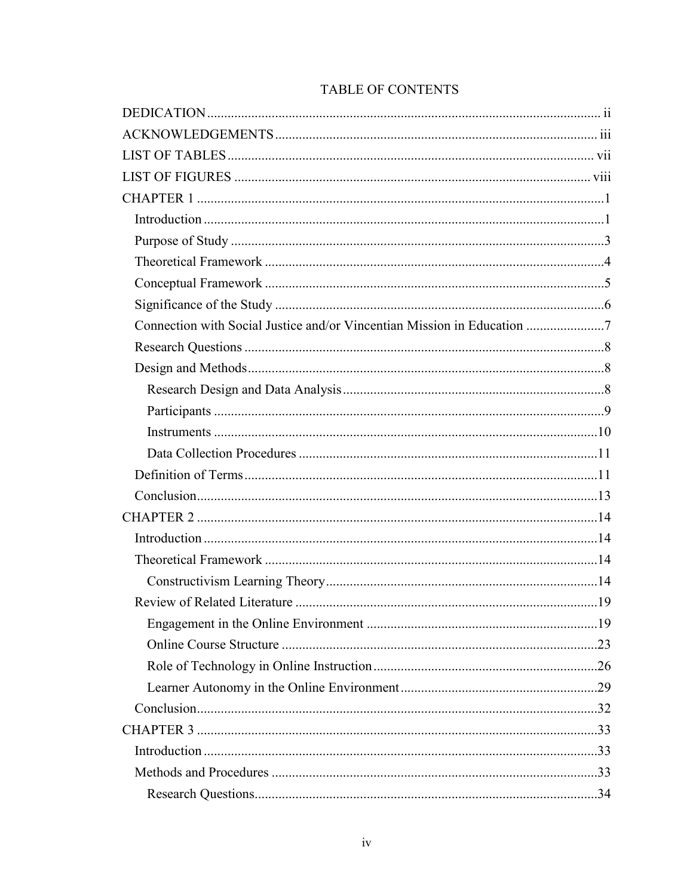# TABLE OF CONTENTS

DEDICATION ... ii
ACKNOWLEDGEMENTS ... iii
LIST OF TABLES ... vii
LIST OF FIGURES ... viii
CHAPTER 1 ... 1
- Introduction ... 1
- Purpose of Study ... 3
- Theoretical Framework ... 4
- Conceptual Framework ... 5
- Significance of the Study ... 6
- Connection with Social Justice and/or Vincentian Mission in Education ... 7
- Research Questions ... 8
- Design and Methods ... 8
  - Research Design and Data Analysis ... 8
  - Participants ... 9
  - Instruments ... 10
  - Data Collection Procedures ... 11
- Definition of Terms ... 11
- Conclusion ... 13

CHAPTER 2 ... 14
- Introduction ... 14
- Theoretical Framework ... 14
  - Constructivism Learning Theory ... 14
- Review of Related Literature ... 19
  - Engagement in the Online Environment ... 19
  - Online Course Structure ... 23
  - Role of Technology in Online Instruction ... 26
  - Learner Autonomy in the Online Environment ... 29
- Conclusion ... 32

CHAPTER 3 ... 33
- Introduction ... 33
- Methods and Procedures ... 33
  - Research Questions ... 34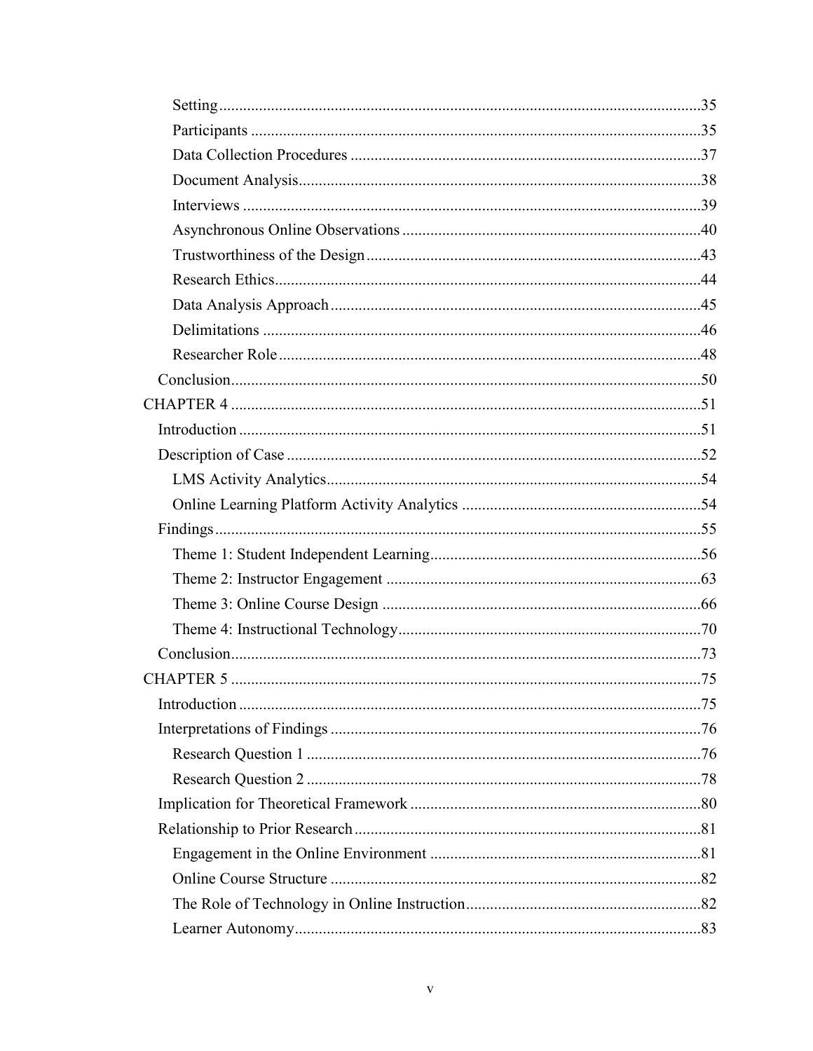Setting ........................................................................................................35
Participants ....................................................................................................35
Data Collection Procedures ........................................................................37
Document Analysis.......................................................................................38
Interviews ....................................................................................................39
Asynchronous Online Observations ..............................................................40
Trustworthiness of the Design ......................................................................43
Research Ethics.............................................................................................44
Data Analysis Approach ...............................................................................45
Delimitations ...............................................................................................46
Researcher Role ...........................................................................................48
Conclusion.........................................................................................................50
CHAPTER 4 .........................................................................................................51
Introduction .......................................................................................................51
Description of Case ...........................................................................................52
LMS Activity Analytics...............................................................................54
Online Learning Platform Activity Analytics ...............................................54
Findings.............................................................................................................55
Theme 1: Student Independent Learning......................................................56
Theme 2: Instructor Engagement ................................................................63
Theme 3: Online Course Design ..................................................................66
Theme 4: Instructional Technology..............................................................70
Conclusion.........................................................................................................73
CHAPTER 5 .........................................................................................................75
Introduction .......................................................................................................75
Interpretations of Findings ................................................................................76
Research Question 1 ....................................................................................76
Research Question 2 ....................................................................................78
Implication for Theoretical Framework ............................................................80
Relationship to Prior Research ..........................................................................81
Engagement in the Online Environment .....................................................81
Online Course Structure ...............................................................................82
The Role of Technology in Online Instruction.............................................82
Learner Autonomy........................................................................................83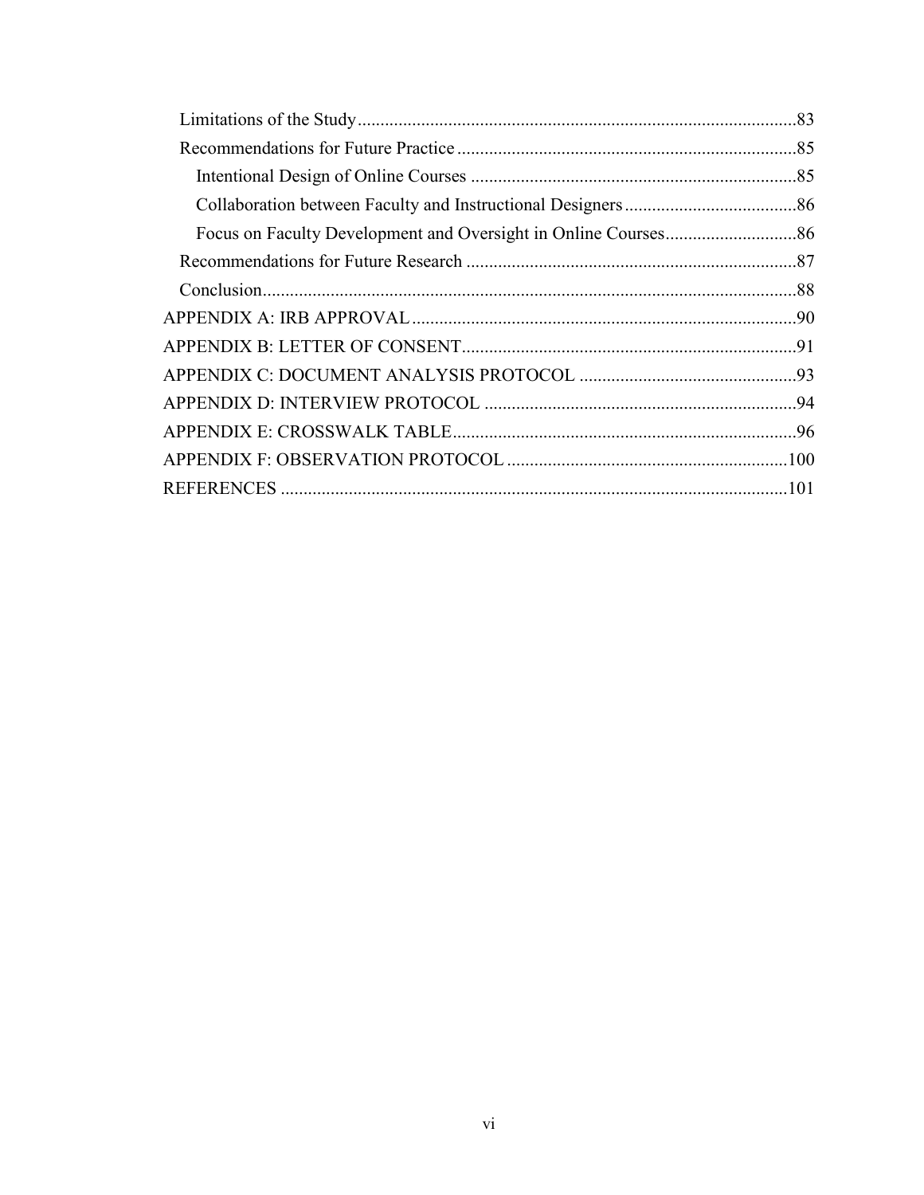Limitations of the Study ................................................................................................83

Recommendations for Future Practice ..........................................................................85

Intentional Design of Online Courses .......................................................................85

Collaboration between Faculty and Instructional Designers ......................................86

Focus on Faculty Development and Oversight in Online Courses .............................86

Recommendations for Future Research .........................................................................87

Conclusion .....................................................................................................................88

APPENDIX A: IRB APPROVAL ....................................................................................90

APPENDIX B: LETTER OF CONSENT .........................................................................91

APPENDIX C: DOCUMENT ANALYSIS PROTOCOL ................................................93

APPENDIX D: INTERVIEW PROTOCOL ....................................................................94

APPENDIX E: CROSSWALK TABLE ...........................................................................96

APPENDIX F: OBSERVATION PROTOCOL .............................................................100

REFERENCES ..............................................................................................................101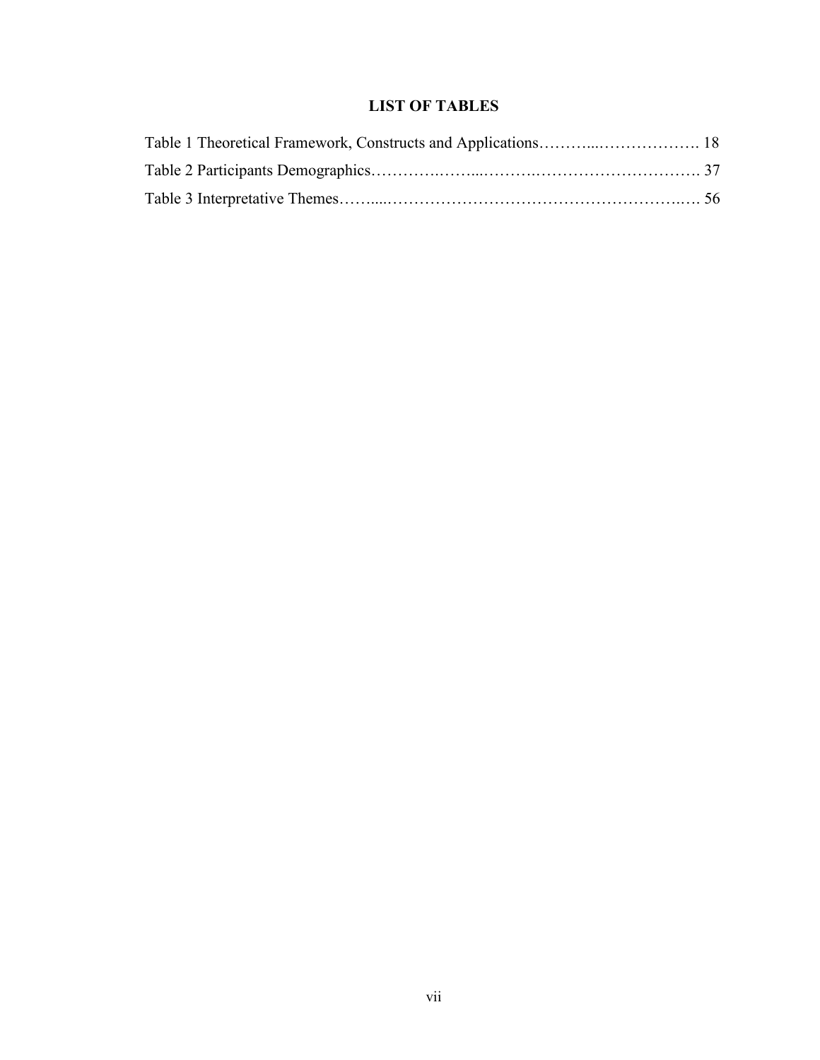# LIST OF TABLES

Table 1 Theoretical Framework, Constructs and Applications………...………………. 18

Table 2 Participants Demographics………….……...……….…………………………. 37

Table 3 Interpretative Themes……....……………………………………………….…. 56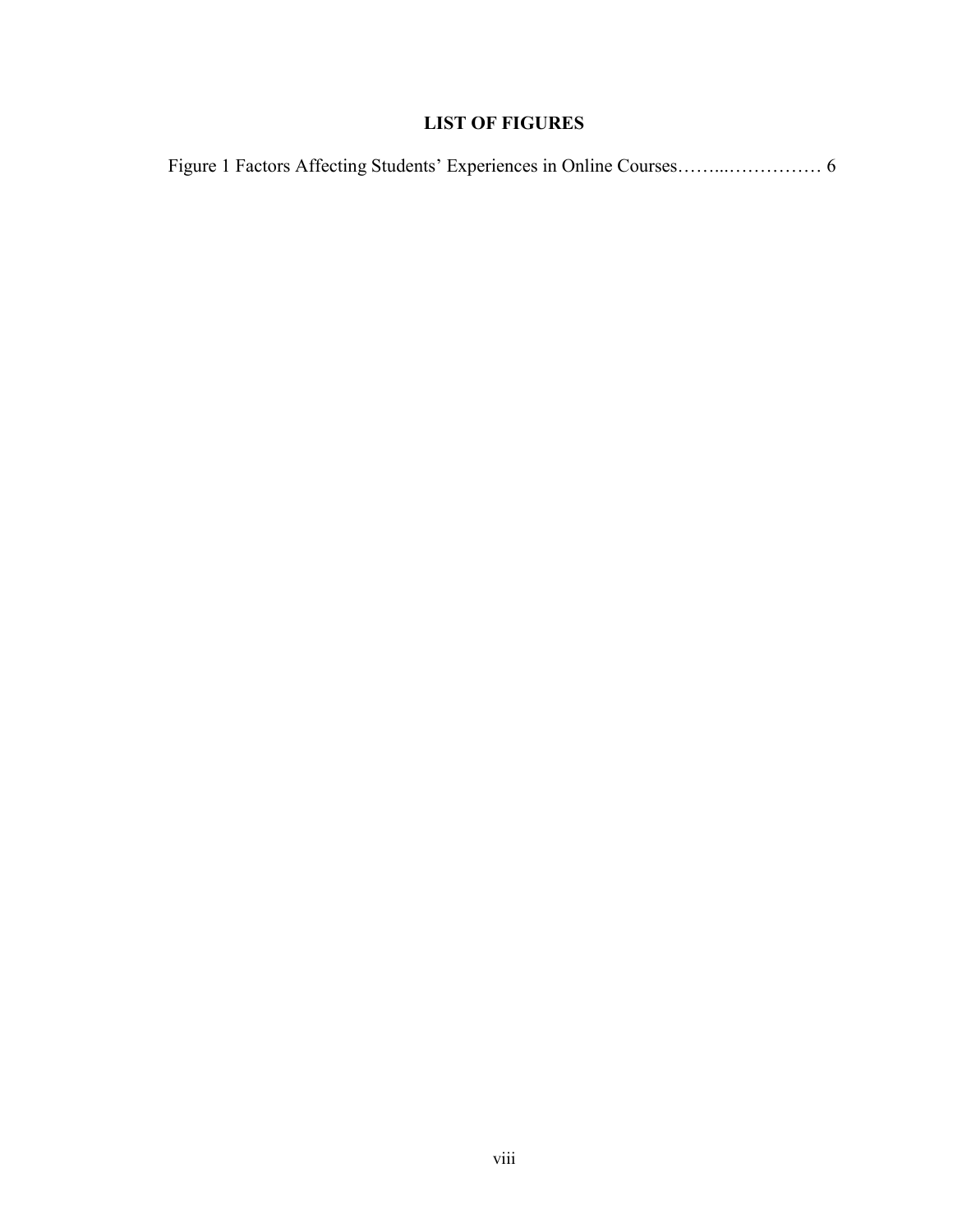## LIST OF FIGURES

Figure 1 Factors Affecting Students' Experiences in Online Courses……..…………… 6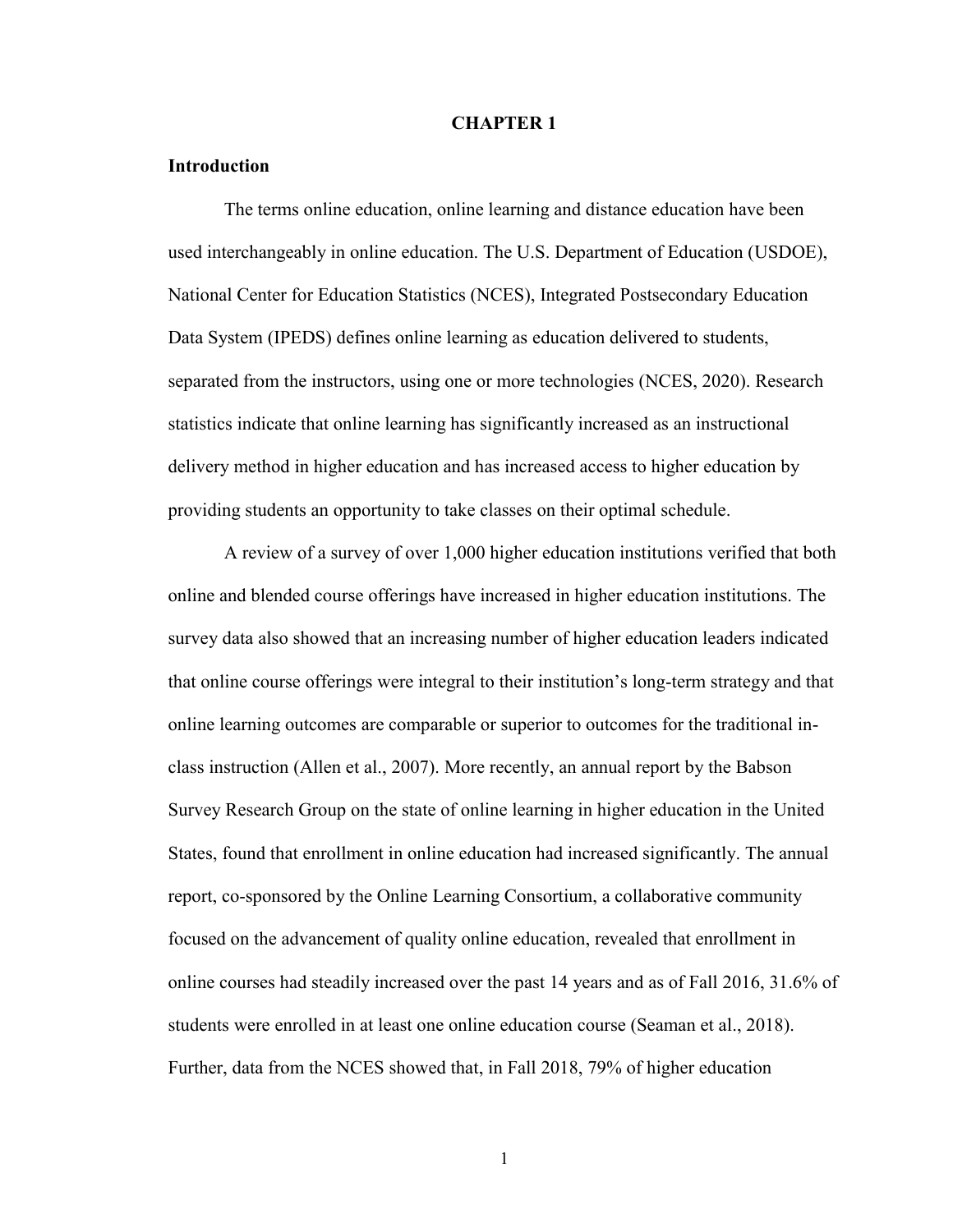# CHAPTER 1

## Introduction

The terms online education, online learning and distance education have been used interchangeably in online education. The U.S. Department of Education (USDOE), National Center for Education Statistics (NCES), Integrated Postsecondary Education Data System (IPEDS) defines online learning as education delivered to students, separated from the instructors, using one or more technologies (NCES, 2020). Research statistics indicate that online learning has significantly increased as an instructional delivery method in higher education and has increased access to higher education by providing students an opportunity to take classes on their optimal schedule.

A review of a survey of over 1,000 higher education institutions verified that both online and blended course offerings have increased in higher education institutions. The survey data also showed that an increasing number of higher education leaders indicated that online course offerings were integral to their institution's long-term strategy and that online learning outcomes are comparable or superior to outcomes for the traditional in-class instruction (Allen et al., 2007). More recently, an annual report by the Babson Survey Research Group on the state of online learning in higher education in the United States, found that enrollment in online education had increased significantly. The annual report, co-sponsored by the Online Learning Consortium, a collaborative community focused on the advancement of quality online education, revealed that enrollment in online courses had steadily increased over the past 14 years and as of Fall 2016, 31.6% of students were enrolled in at least one online education course (Seaman et al., 2018). Further, data from the NCES showed that, in Fall 2018, 79% of higher education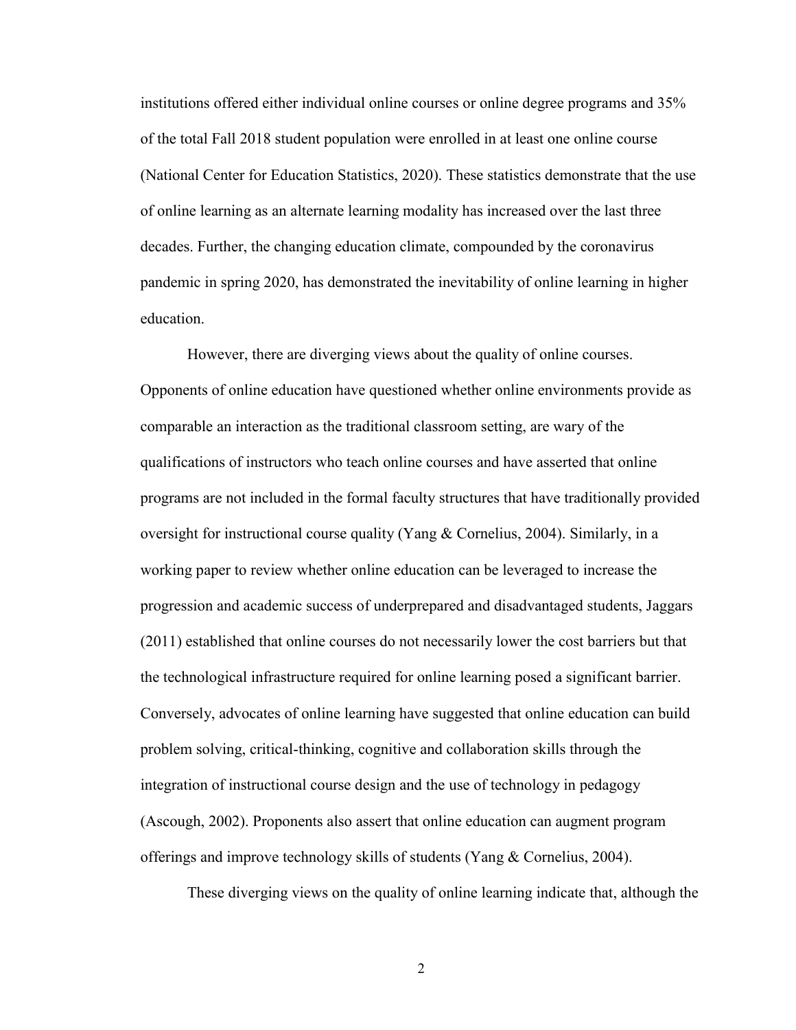institutions offered either individual online courses or online degree programs and 35% of the total Fall 2018 student population were enrolled in at least one online course (National Center for Education Statistics, 2020). These statistics demonstrate that the use of online learning as an alternate learning modality has increased over the last three decades. Further, the changing education climate, compounded by the coronavirus pandemic in spring 2020, has demonstrated the inevitability of online learning in higher education.

However, there are diverging views about the quality of online courses. Opponents of online education have questioned whether online environments provide as comparable an interaction as the traditional classroom setting, are wary of the qualifications of instructors who teach online courses and have asserted that online programs are not included in the formal faculty structures that have traditionally provided oversight for instructional course quality (Yang & Cornelius, 2004). Similarly, in a working paper to review whether online education can be leveraged to increase the progression and academic success of underprepared and disadvantaged students, Jaggars (2011) established that online courses do not necessarily lower the cost barriers but that the technological infrastructure required for online learning posed a significant barrier. Conversely, advocates of online learning have suggested that online education can build problem solving, critical-thinking, cognitive and collaboration skills through the integration of instructional course design and the use of technology in pedagogy (Ascough, 2002). Proponents also assert that online education can augment program offerings and improve technology skills of students (Yang & Cornelius, 2004).

These diverging views on the quality of online learning indicate that, although the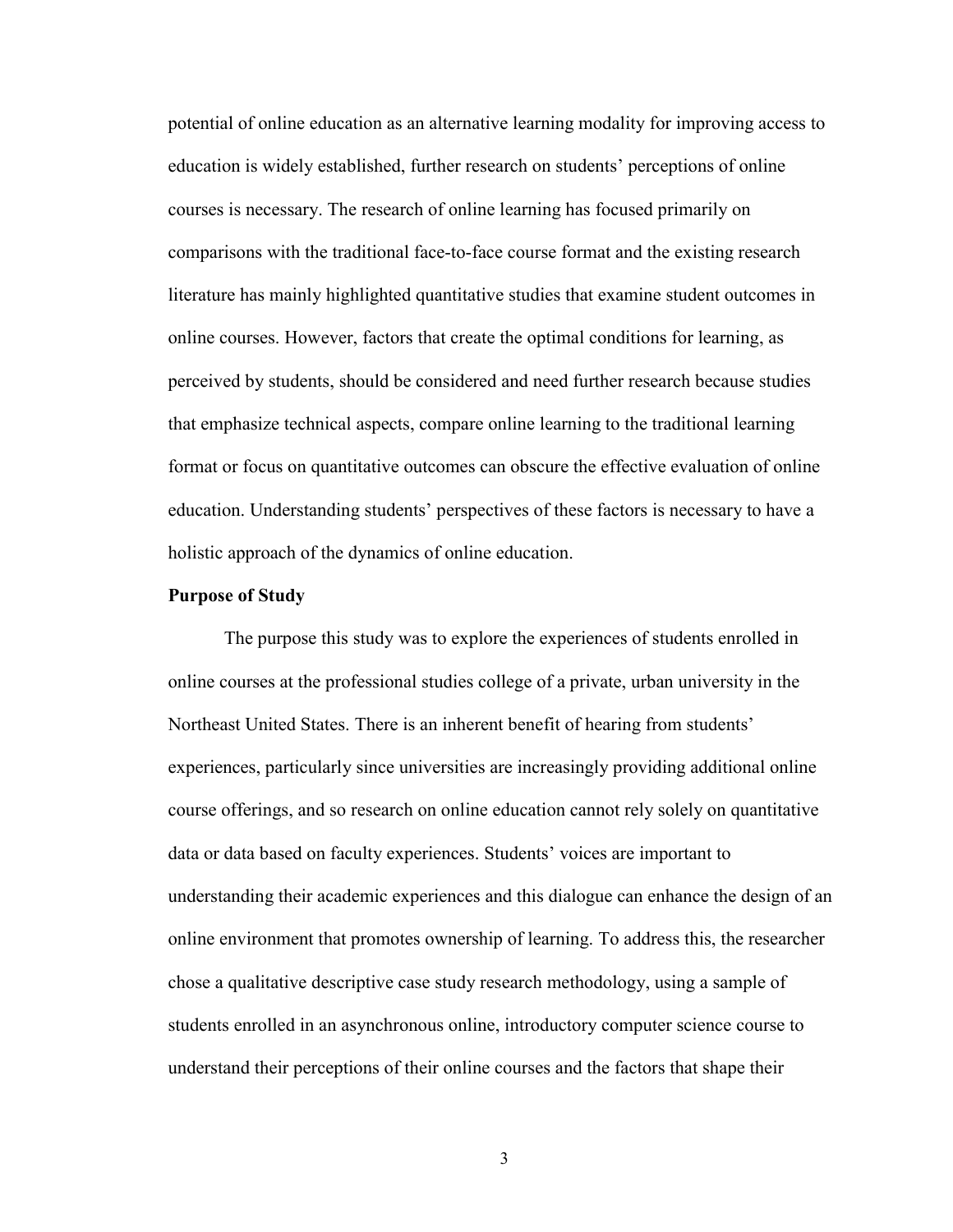potential of online education as an alternative learning modality for improving access to education is widely established, further research on students' perceptions of online courses is necessary. The research of online learning has focused primarily on comparisons with the traditional face-to-face course format and the existing research literature has mainly highlighted quantitative studies that examine student outcomes in online courses. However, factors that create the optimal conditions for learning, as perceived by students, should be considered and need further research because studies that emphasize technical aspects, compare online learning to the traditional learning format or focus on quantitative outcomes can obscure the effective evaluation of online education. Understanding students' perspectives of these factors is necessary to have a holistic approach of the dynamics of online education.

**Purpose of Study**

The purpose this study was to explore the experiences of students enrolled in online courses at the professional studies college of a private, urban university in the Northeast United States. There is an inherent benefit of hearing from students' experiences, particularly since universities are increasingly providing additional online course offerings, and so research on online education cannot rely solely on quantitative data or data based on faculty experiences. Students' voices are important to understanding their academic experiences and this dialogue can enhance the design of an online environment that promotes ownership of learning. To address this, the researcher chose a qualitative descriptive case study research methodology, using a sample of students enrolled in an asynchronous online, introductory computer science course to understand their perceptions of their online courses and the factors that shape their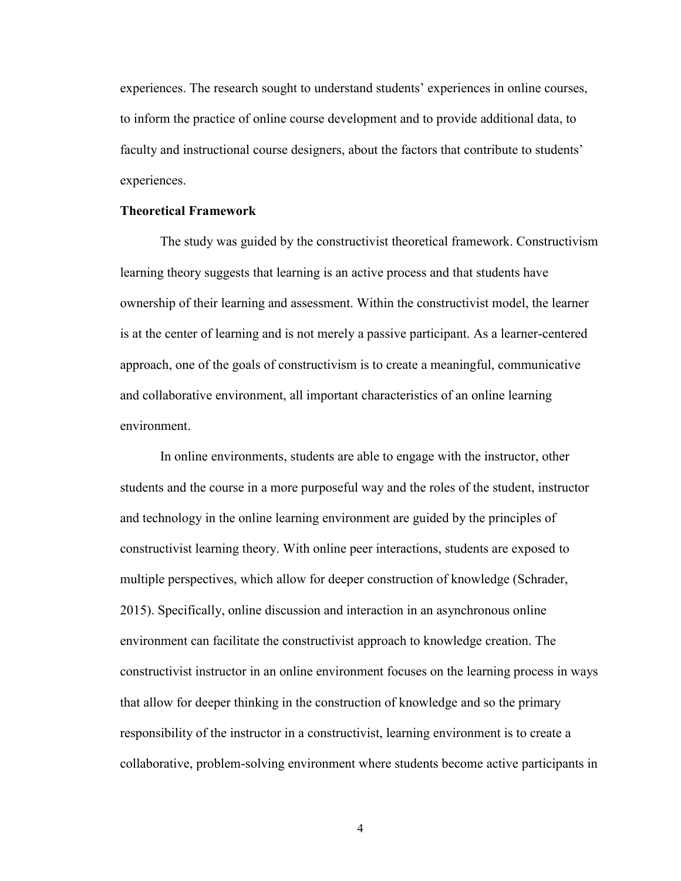experiences. The research sought to understand students' experiences in online courses, to inform the practice of online course development and to provide additional data, to faculty and instructional course designers, about the factors that contribute to students' experiences.

**Theoretical Framework**

The study was guided by the constructivist theoretical framework. Constructivism learning theory suggests that learning is an active process and that students have ownership of their learning and assessment. Within the constructivist model, the learner is at the center of learning and is not merely a passive participant. As a learner-centered approach, one of the goals of constructivism is to create a meaningful, communicative and collaborative environment, all important characteristics of an online learning environment.

In online environments, students are able to engage with the instructor, other students and the course in a more purposeful way and the roles of the student, instructor and technology in the online learning environment are guided by the principles of constructivist learning theory. With online peer interactions, students are exposed to multiple perspectives, which allow for deeper construction of knowledge (Schrader, 2015). Specifically, online discussion and interaction in an asynchronous online environment can facilitate the constructivist approach to knowledge creation. The constructivist instructor in an online environment focuses on the learning process in ways that allow for deeper thinking in the construction of knowledge and so the primary responsibility of the instructor in a constructivist, learning environment is to create a collaborative, problem-solving environment where students become active participants in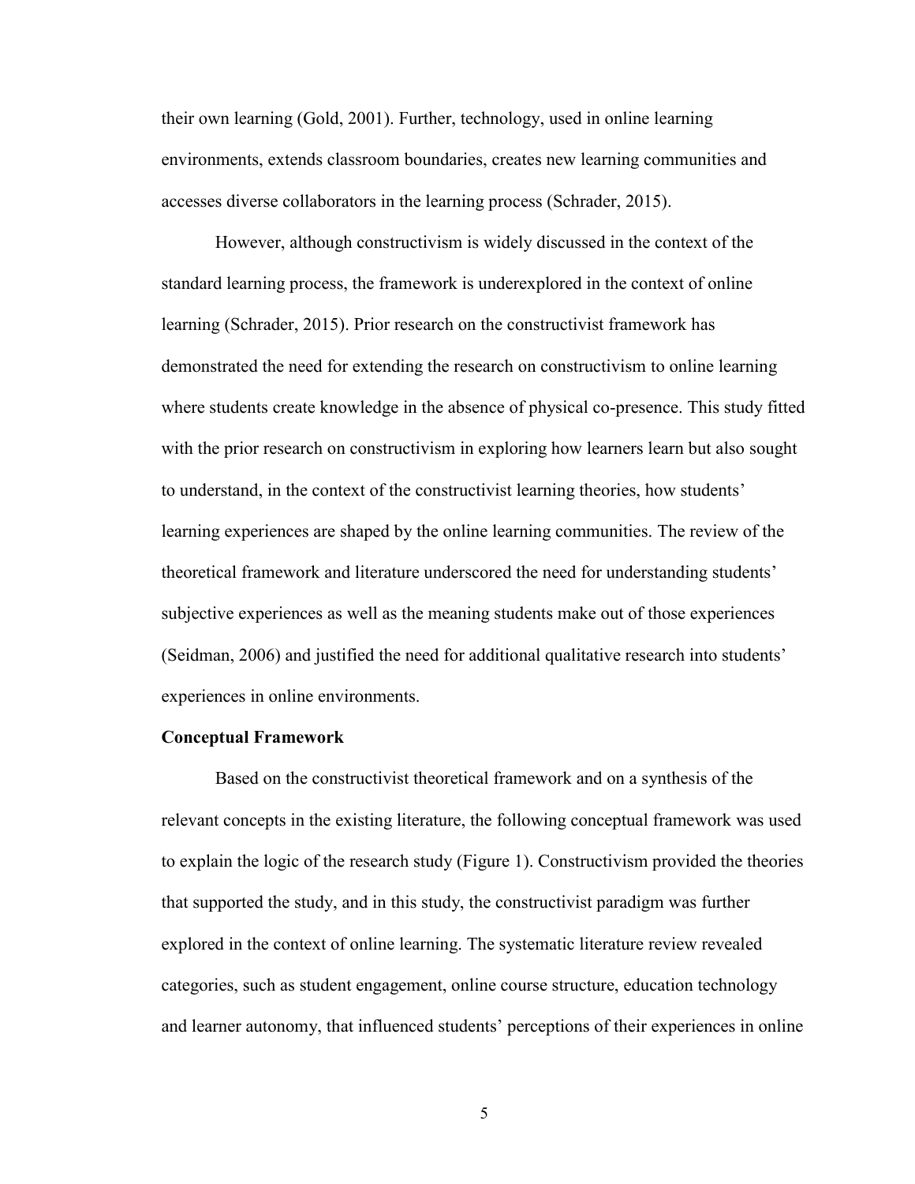their own learning (Gold, 2001). Further, technology, used in online learning environments, extends classroom boundaries, creates new learning communities and accesses diverse collaborators in the learning process (Schrader, 2015).

However, although constructivism is widely discussed in the context of the standard learning process, the framework is underexplored in the context of online learning (Schrader, 2015). Prior research on the constructivist framework has demonstrated the need for extending the research on constructivism to online learning where students create knowledge in the absence of physical co-presence. This study fitted with the prior research on constructivism in exploring how learners learn but also sought to understand, in the context of the constructivist learning theories, how students' learning experiences are shaped by the online learning communities. The review of the theoretical framework and literature underscored the need for understanding students' subjective experiences as well as the meaning students make out of those experiences (Seidman, 2006) and justified the need for additional qualitative research into students' experiences in online environments.

### Conceptual Framework

Based on the constructivist theoretical framework and on a synthesis of the relevant concepts in the existing literature, the following conceptual framework was used to explain the logic of the research study (Figure 1). Constructivism provided the theories that supported the study, and in this study, the constructivist paradigm was further explored in the context of online learning. The systematic literature review revealed categories, such as student engagement, online course structure, education technology and learner autonomy, that influenced students' perceptions of their experiences in online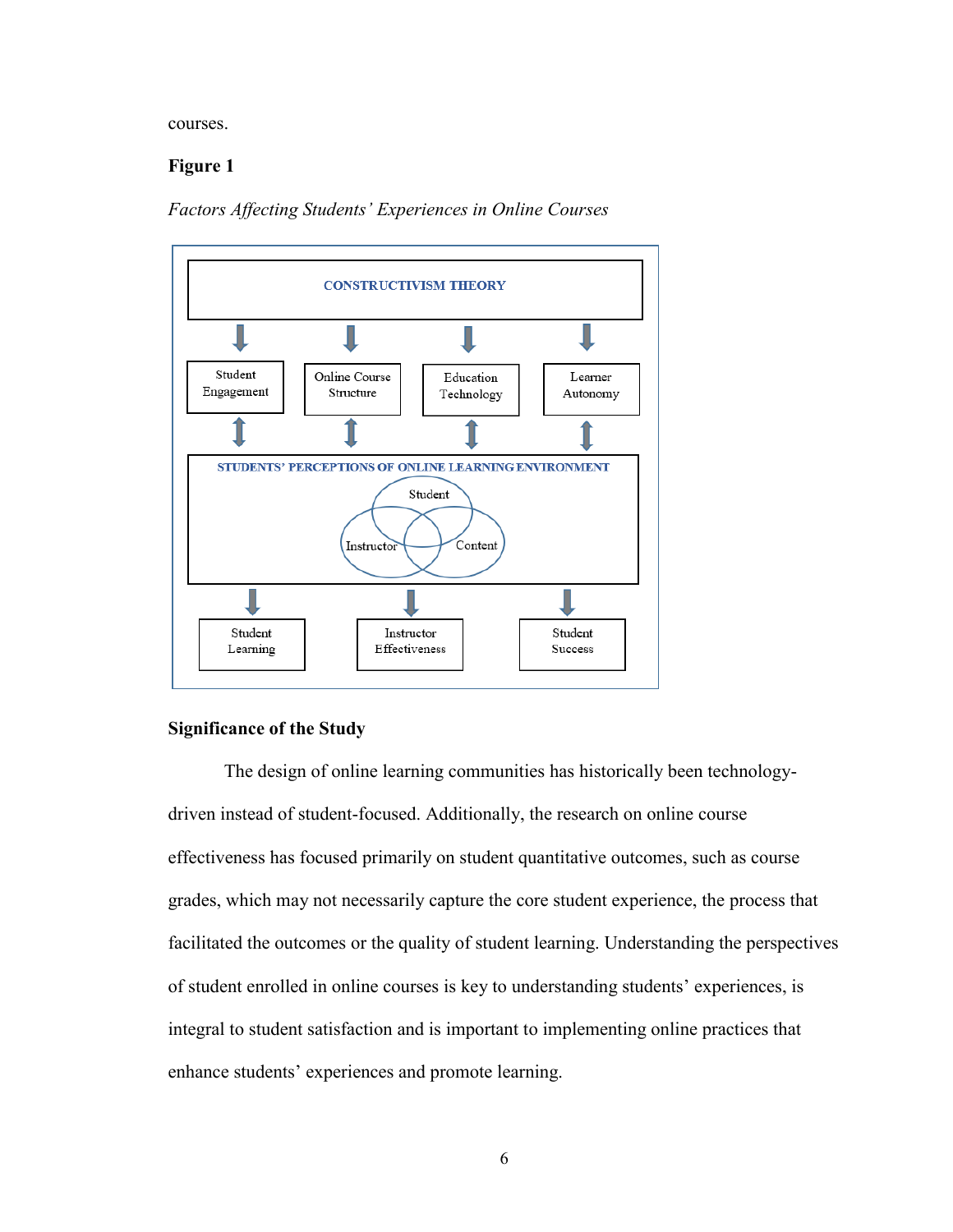courses.

**Figure 1**

*Factors Affecting Students' Experiences in Online Courses*

CONSTRUCTIVISM THEORY

Student Engagement | Online Course Structure | Education Technology | Learner Autonomy

STUDENTS' PERCEPTIONS OF ONLINE LEARNING ENVIRONMENT

Student | Instructor | Content

Student Learning | Instructor Effectiveness | Student Success

## Significance of the Study

The design of online learning communities has historically been technology-driven instead of student-focused. Additionally, the research on online course effectiveness has focused primarily on student quantitative outcomes, such as course grades, which may not necessarily capture the core student experience, the process that facilitated the outcomes or the quality of student learning. Understanding the perspectives of student enrolled in online courses is key to understanding students' experiences, is integral to student satisfaction and is important to implementing online practices that enhance students' experiences and promote learning.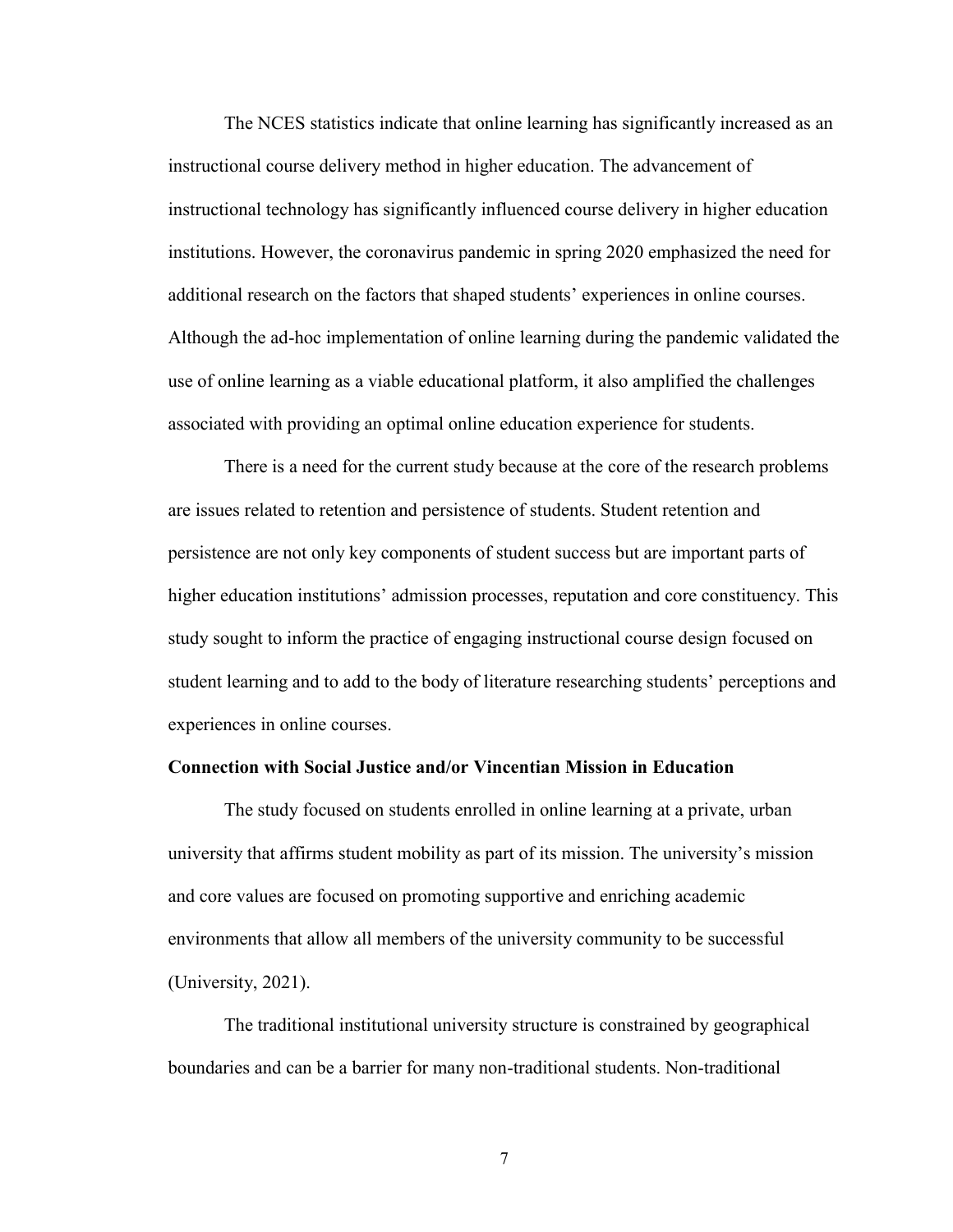The NCES statistics indicate that online learning has significantly increased as an instructional course delivery method in higher education. The advancement of instructional technology has significantly influenced course delivery in higher education institutions. However, the coronavirus pandemic in spring 2020 emphasized the need for additional research on the factors that shaped students' experiences in online courses. Although the ad-hoc implementation of online learning during the pandemic validated the use of online learning as a viable educational platform, it also amplified the challenges associated with providing an optimal online education experience for students.

There is a need for the current study because at the core of the research problems are issues related to retention and persistence of students. Student retention and persistence are not only key components of student success but are important parts of higher education institutions' admission processes, reputation and core constituency. This study sought to inform the practice of engaging instructional course design focused on student learning and to add to the body of literature researching students' perceptions and experiences in online courses.

### Connection with Social Justice and/or Vincentian Mission in Education

The study focused on students enrolled in online learning at a private, urban university that affirms student mobility as part of its mission. The university's mission and core values are focused on promoting supportive and enriching academic environments that allow all members of the university community to be successful (University, 2021).

The traditional institutional university structure is constrained by geographical boundaries and can be a barrier for many non-traditional students. Non-traditional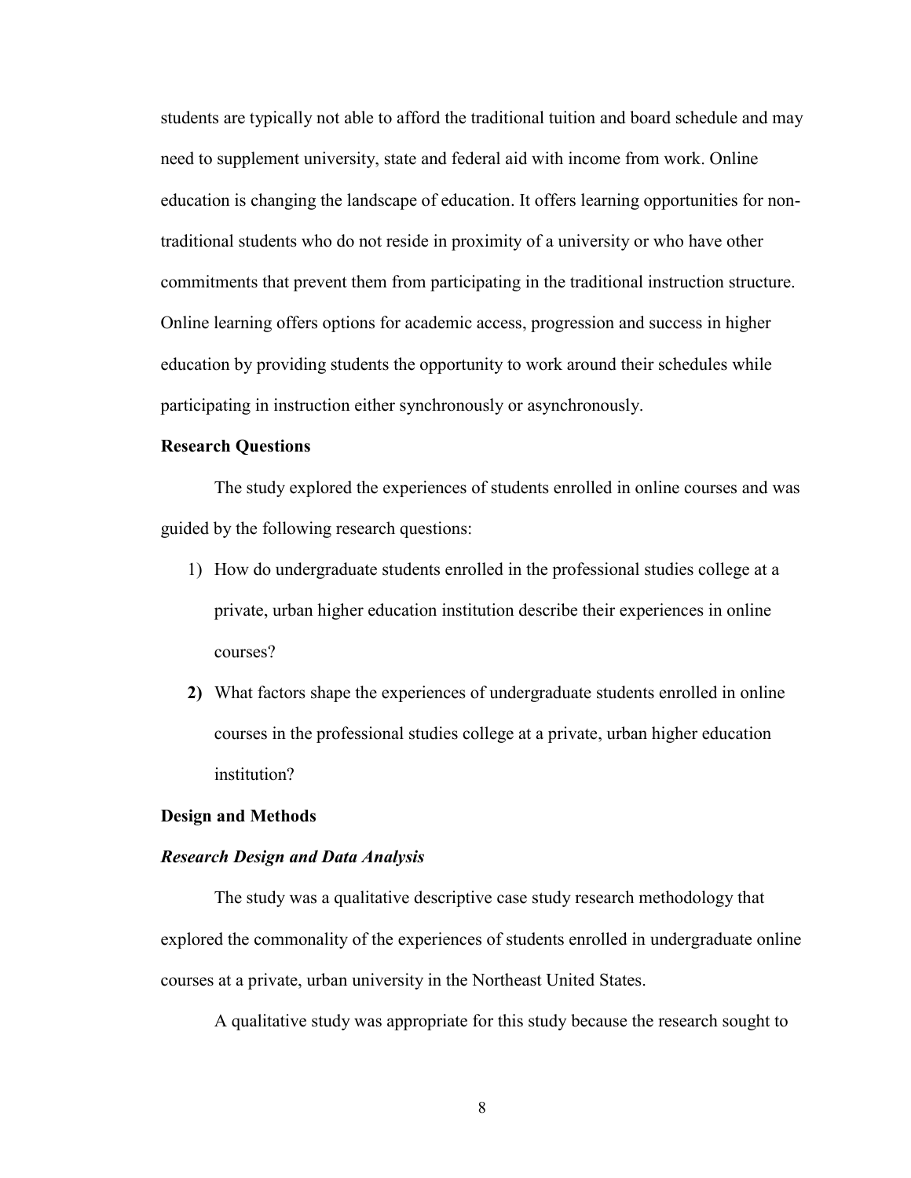students are typically not able to afford the traditional tuition and board schedule and may need to supplement university, state and federal aid with income from work. Online education is changing the landscape of education. It offers learning opportunities for non-traditional students who do not reside in proximity of a university or who have other commitments that prevent them from participating in the traditional instruction structure. Online learning offers options for academic access, progression and success in higher education by providing students the opportunity to work around their schedules while participating in instruction either synchronously or asynchronously.

## Research Questions

The study explored the experiences of students enrolled in online courses and was guided by the following research questions:

1) How do undergraduate students enrolled in the professional studies college at a private, urban higher education institution describe their experiences in online courses?
2) What factors shape the experiences of undergraduate students enrolled in online courses in the professional studies college at a private, urban higher education institution?

## Design and Methods

### *Research Design and Data Analysis*

The study was a qualitative descriptive case study research methodology that explored the commonality of the experiences of students enrolled in undergraduate online courses at a private, urban university in the Northeast United States.

A qualitative study was appropriate for this study because the research sought to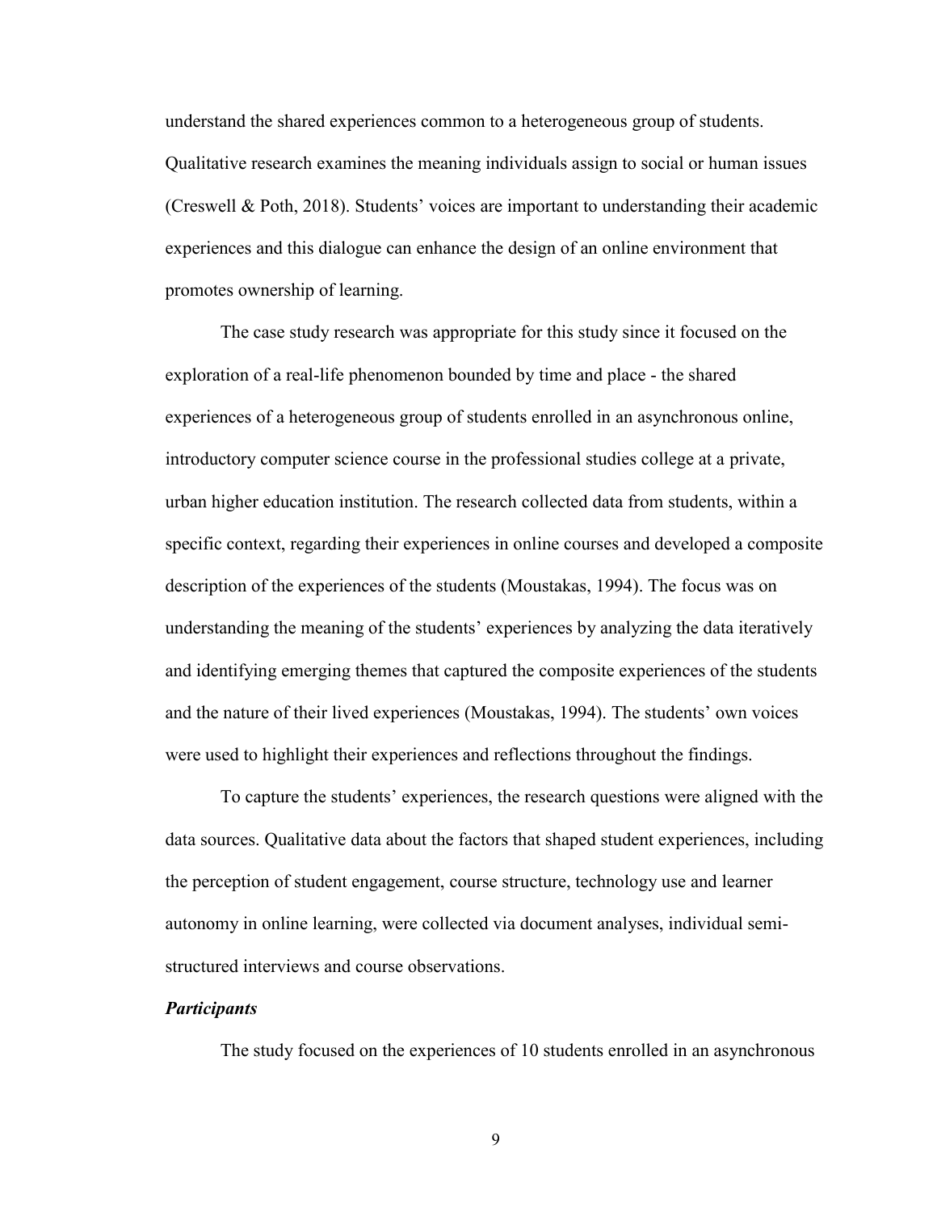understand the shared experiences common to a heterogeneous group of students. Qualitative research examines the meaning individuals assign to social or human issues (Creswell & Poth, 2018). Students' voices are important to understanding their academic experiences and this dialogue can enhance the design of an online environment that promotes ownership of learning.

The case study research was appropriate for this study since it focused on the exploration of a real-life phenomenon bounded by time and place - the shared experiences of a heterogeneous group of students enrolled in an asynchronous online, introductory computer science course in the professional studies college at a private, urban higher education institution. The research collected data from students, within a specific context, regarding their experiences in online courses and developed a composite description of the experiences of the students (Moustakas, 1994). The focus was on understanding the meaning of the students' experiences by analyzing the data iteratively and identifying emerging themes that captured the composite experiences of the students and the nature of their lived experiences (Moustakas, 1994). The students' own voices were used to highlight their experiences and reflections throughout the findings.

To capture the students' experiences, the research questions were aligned with the data sources. Qualitative data about the factors that shaped student experiences, including the perception of student engagement, course structure, technology use and learner autonomy in online learning, were collected via document analyses, individual semi-structured interviews and course observations.

### *Participants*

The study focused on the experiences of 10 students enrolled in an asynchronous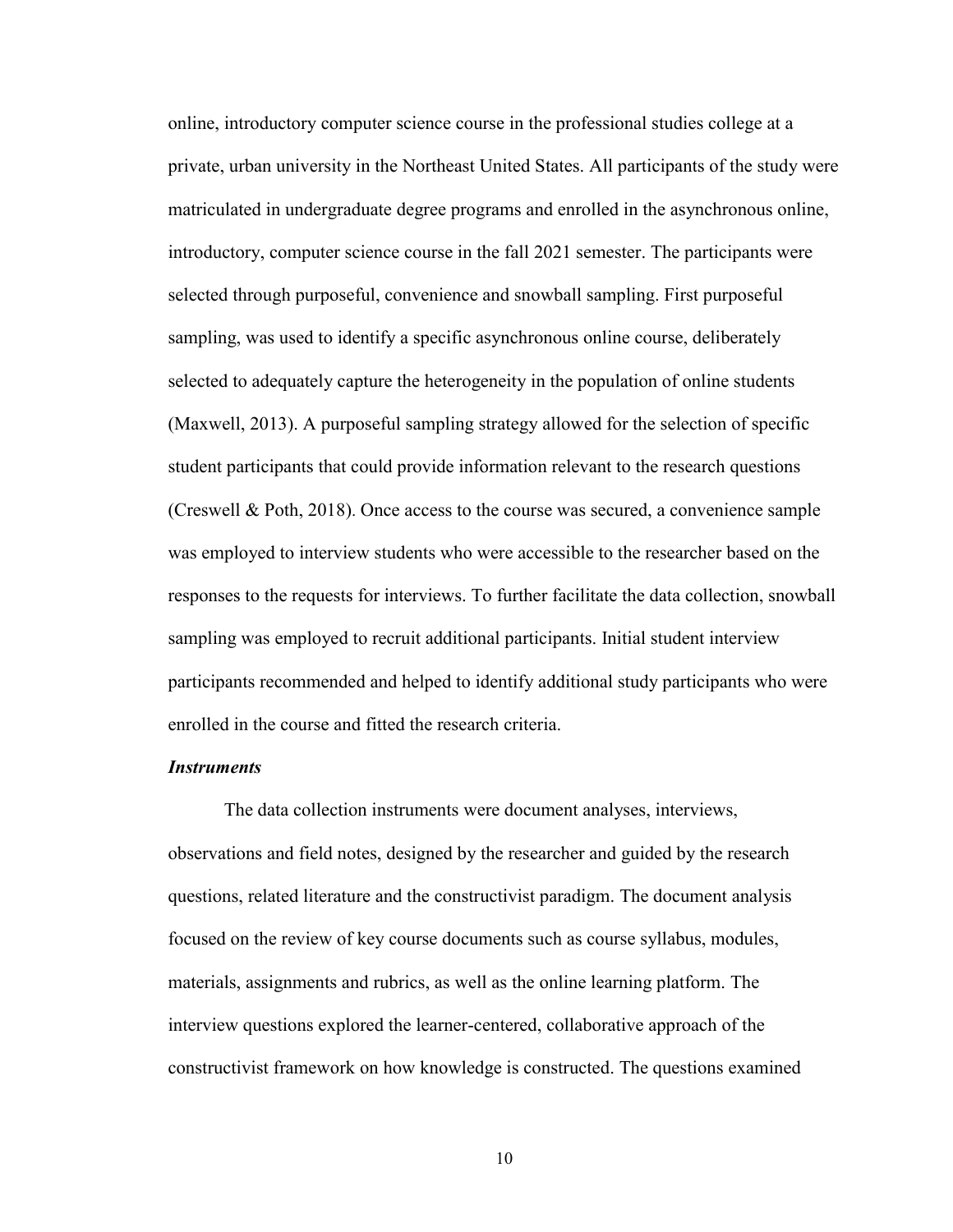online, introductory computer science course in the professional studies college at a private, urban university in the Northeast United States. All participants of the study were matriculated in undergraduate degree programs and enrolled in the asynchronous online, introductory, computer science course in the fall 2021 semester. The participants were selected through purposeful, convenience and snowball sampling. First purposeful sampling, was used to identify a specific asynchronous online course, deliberately selected to adequately capture the heterogeneity in the population of online students (Maxwell, 2013). A purposeful sampling strategy allowed for the selection of specific student participants that could provide information relevant to the research questions (Creswell & Poth, 2018). Once access to the course was secured, a convenience sample was employed to interview students who were accessible to the researcher based on the responses to the requests for interviews. To further facilitate the data collection, snowball sampling was employed to recruit additional participants. Initial student interview participants recommended and helped to identify additional study participants who were enrolled in the course and fitted the research criteria.

### *Instruments*

The data collection instruments were document analyses, interviews, observations and field notes, designed by the researcher and guided by the research questions, related literature and the constructivist paradigm. The document analysis focused on the review of key course documents such as course syllabus, modules, materials, assignments and rubrics, as well as the online learning platform. The interview questions explored the learner-centered, collaborative approach of the constructivist framework on how knowledge is constructed. The questions examined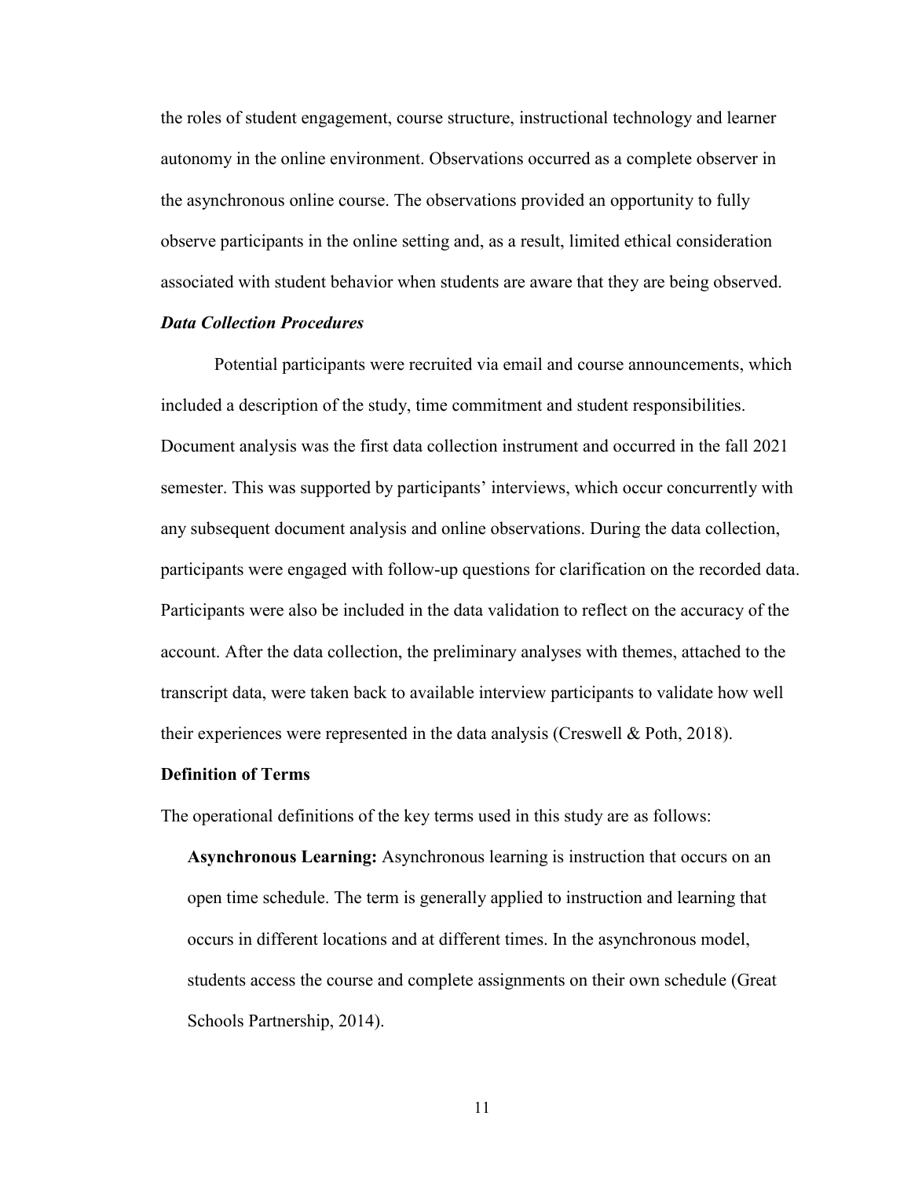the roles of student engagement, course structure, instructional technology and learner autonomy in the online environment. Observations occurred as a complete observer in the asynchronous online course. The observations provided an opportunity to fully observe participants in the online setting and, as a result, limited ethical consideration associated with student behavior when students are aware that they are being observed.

### *Data Collection Procedures*

Potential participants were recruited via email and course announcements, which included a description of the study, time commitment and student responsibilities. Document analysis was the first data collection instrument and occurred in the fall 2021 semester. This was supported by participants' interviews, which occur concurrently with any subsequent document analysis and online observations. During the data collection, participants were engaged with follow-up questions for clarification on the recorded data. Participants were also be included in the data validation to reflect on the accuracy of the account. After the data collection, the preliminary analyses with themes, attached to the transcript data, were taken back to available interview participants to validate how well their experiences were represented in the data analysis (Creswell & Poth, 2018).

## Definition of Terms

The operational definitions of the key terms used in this study are as follows:

**Asynchronous Learning:** Asynchronous learning is instruction that occurs on an open time schedule. The term is generally applied to instruction and learning that occurs in different locations and at different times. In the asynchronous model, students access the course and complete assignments on their own schedule (Great Schools Partnership, 2014).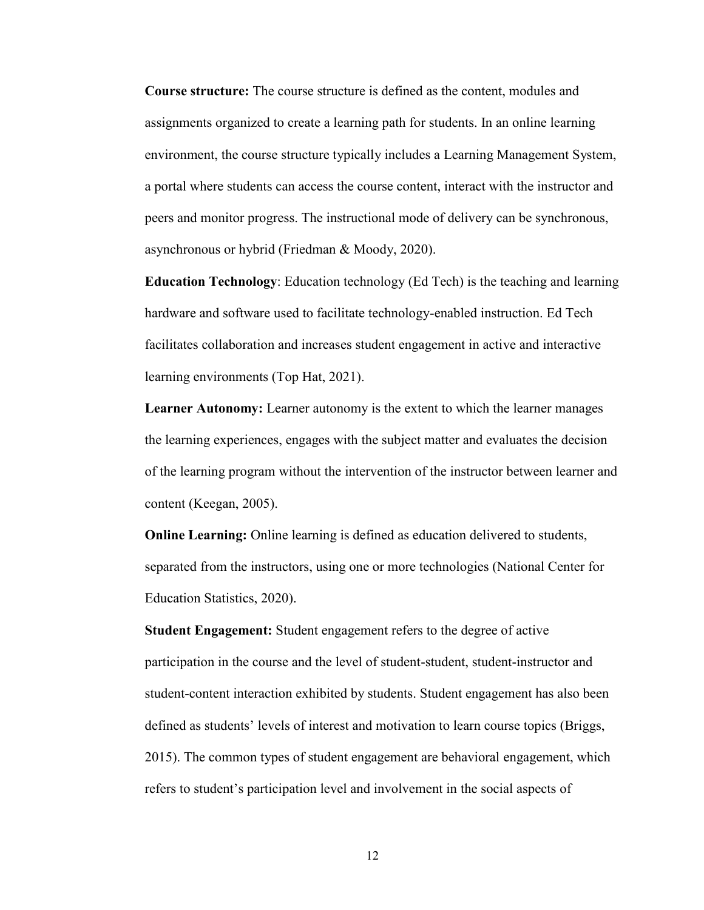**Course structure:** The course structure is defined as the content, modules and assignments organized to create a learning path for students. In an online learning environment, the course structure typically includes a Learning Management System, a portal where students can access the course content, interact with the instructor and peers and monitor progress. The instructional mode of delivery can be synchronous, asynchronous or hybrid (Friedman & Moody, 2020).

**Education Technology**: Education technology (Ed Tech) is the teaching and learning hardware and software used to facilitate technology-enabled instruction. Ed Tech facilitates collaboration and increases student engagement in active and interactive learning environments (Top Hat, 2021).

**Learner Autonomy:** Learner autonomy is the extent to which the learner manages the learning experiences, engages with the subject matter and evaluates the decision of the learning program without the intervention of the instructor between learner and content (Keegan, 2005).

**Online Learning:** Online learning is defined as education delivered to students, separated from the instructors, using one or more technologies (National Center for Education Statistics, 2020).

**Student Engagement:** Student engagement refers to the degree of active participation in the course and the level of student-student, student-instructor and student-content interaction exhibited by students. Student engagement has also been defined as students' levels of interest and motivation to learn course topics (Briggs, 2015). The common types of student engagement are behavioral engagement, which refers to student's participation level and involvement in the social aspects of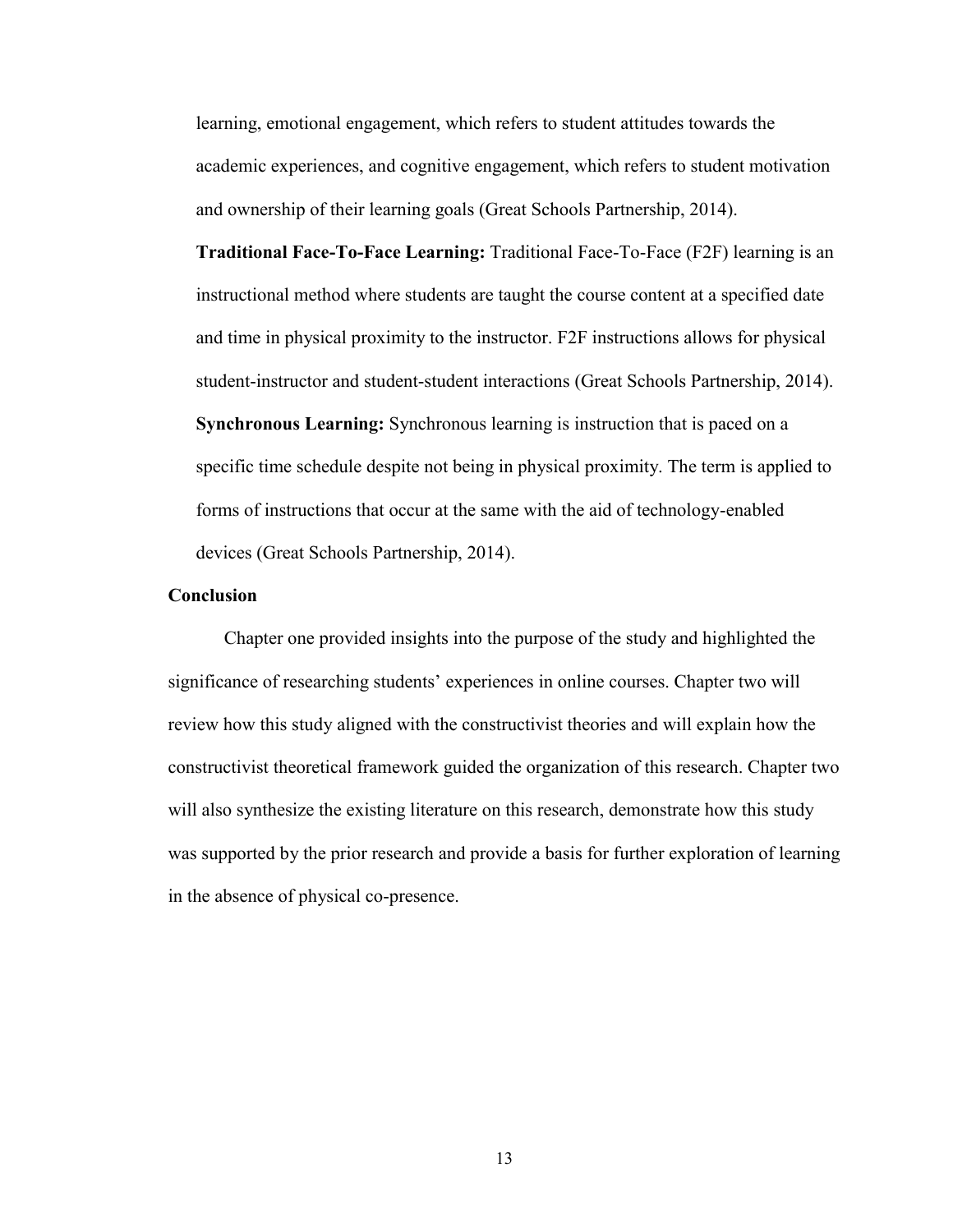learning, emotional engagement, which refers to student attitudes towards the academic experiences, and cognitive engagement, which refers to student motivation and ownership of their learning goals (Great Schools Partnership, 2014).

**Traditional Face-To-Face Learning:** Traditional Face-To-Face (F2F) learning is an instructional method where students are taught the course content at a specified date and time in physical proximity to the instructor. F2F instructions allows for physical student-instructor and student-student interactions (Great Schools Partnership, 2014).

**Synchronous Learning:** Synchronous learning is instruction that is paced on a specific time schedule despite not being in physical proximity. The term is applied to forms of instructions that occur at the same with the aid of technology-enabled devices (Great Schools Partnership, 2014).

## Conclusion

Chapter one provided insights into the purpose of the study and highlighted the significance of researching students' experiences in online courses. Chapter two will review how this study aligned with the constructivist theories and will explain how the constructivist theoretical framework guided the organization of this research. Chapter two will also synthesize the existing literature on this research, demonstrate how this study was supported by the prior research and provide a basis for further exploration of learning in the absence of physical co-presence.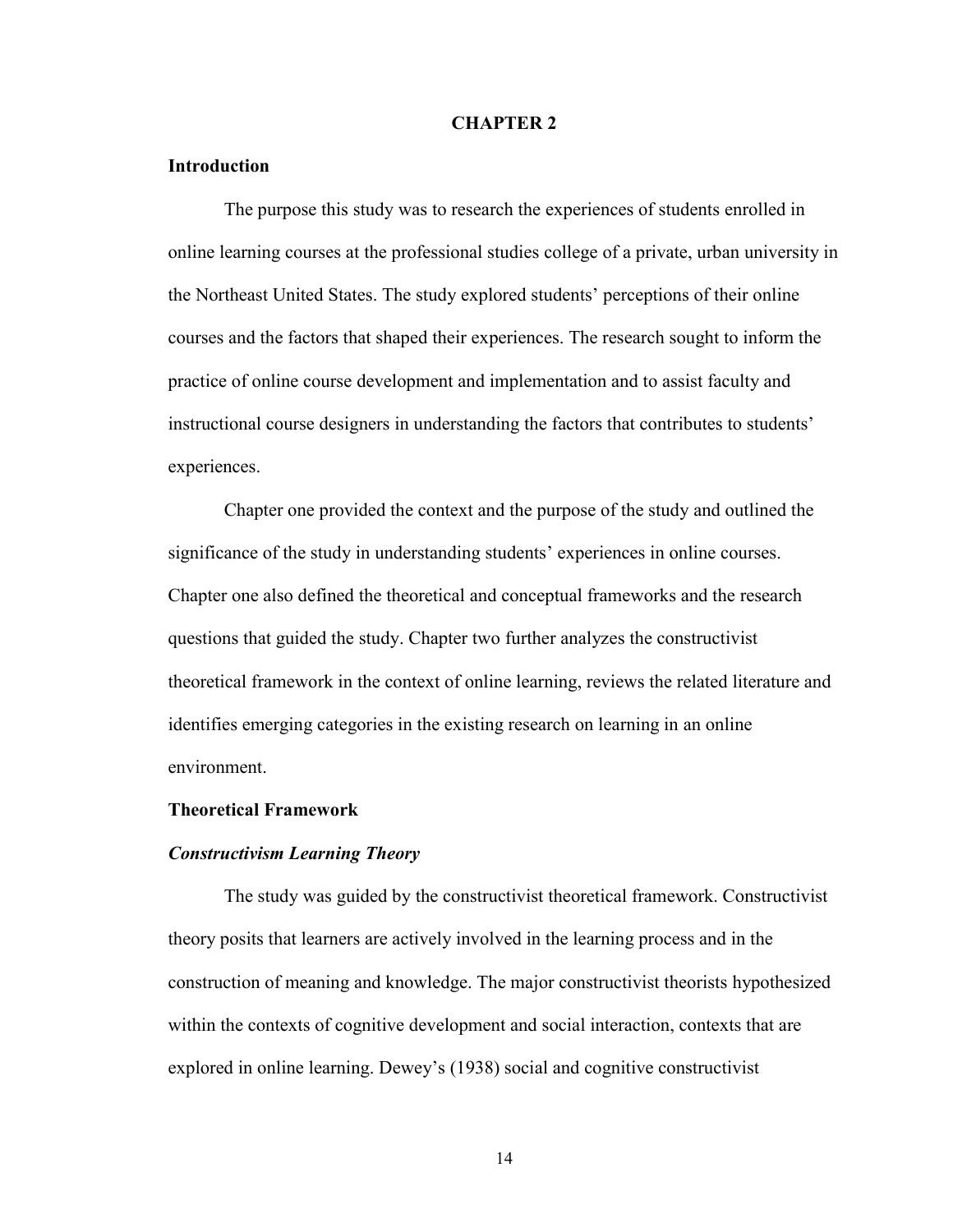# CHAPTER 2

## Introduction

The purpose this study was to research the experiences of students enrolled in online learning courses at the professional studies college of a private, urban university in the Northeast United States. The study explored students' perceptions of their online courses and the factors that shaped their experiences. The research sought to inform the practice of online course development and implementation and to assist faculty and instructional course designers in understanding the factors that contributes to students' experiences.

Chapter one provided the context and the purpose of the study and outlined the significance of the study in understanding students' experiences in online courses. Chapter one also defined the theoretical and conceptual frameworks and the research questions that guided the study. Chapter two further analyzes the constructivist theoretical framework in the context of online learning, reviews the related literature and identifies emerging categories in the existing research on learning in an online environment.

## Theoretical Framework

### *Constructivism Learning Theory*

The study was guided by the constructivist theoretical framework. Constructivist theory posits that learners are actively involved in the learning process and in the construction of meaning and knowledge. The major constructivist theorists hypothesized within the contexts of cognitive development and social interaction, contexts that are explored in online learning. Dewey's (1938) social and cognitive constructivist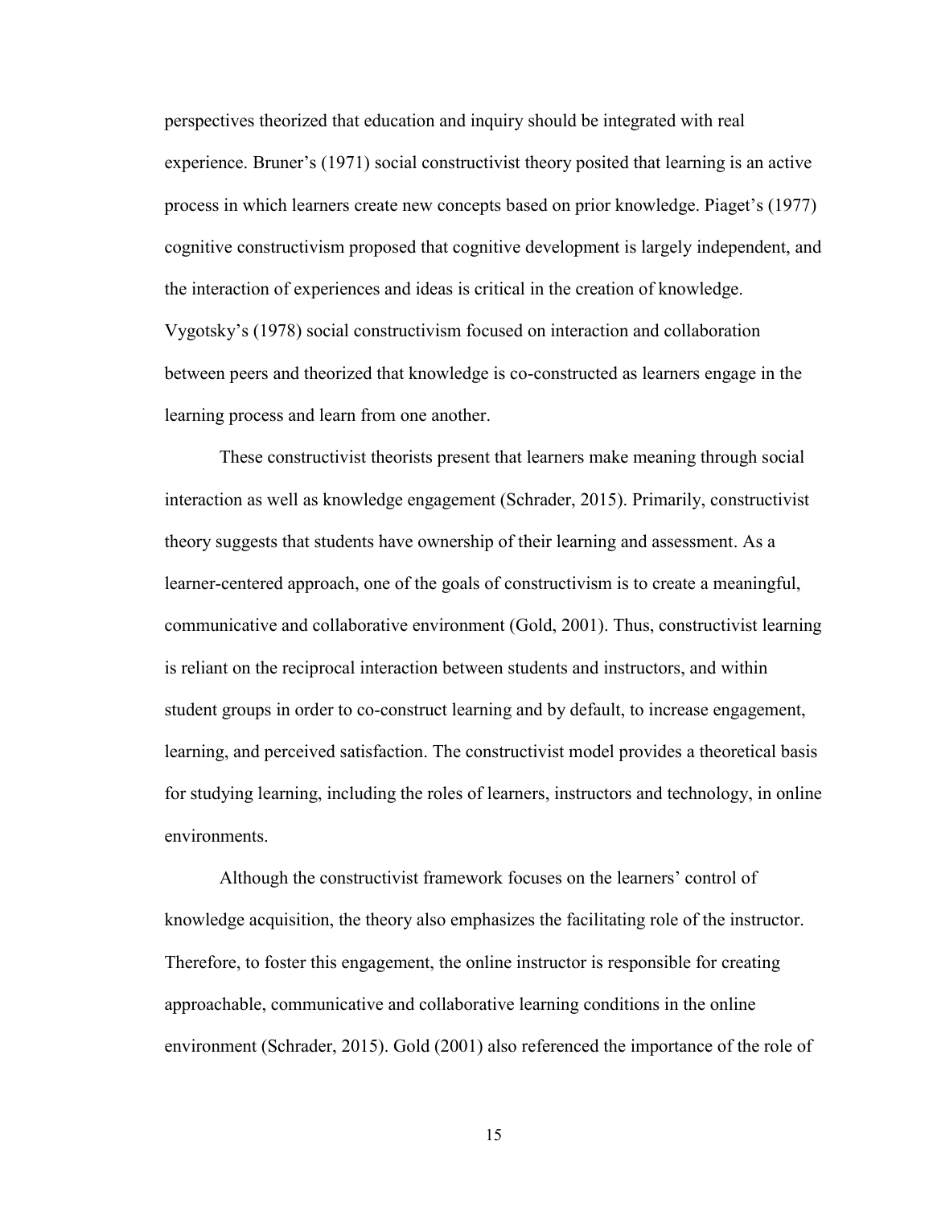perspectives theorized that education and inquiry should be integrated with real experience. Bruner's (1971) social constructivist theory posited that learning is an active process in which learners create new concepts based on prior knowledge. Piaget's (1977) cognitive constructivism proposed that cognitive development is largely independent, and the interaction of experiences and ideas is critical in the creation of knowledge. Vygotsky's (1978) social constructivism focused on interaction and collaboration between peers and theorized that knowledge is co-constructed as learners engage in the learning process and learn from one another.

These constructivist theorists present that learners make meaning through social interaction as well as knowledge engagement (Schrader, 2015). Primarily, constructivist theory suggests that students have ownership of their learning and assessment. As a learner-centered approach, one of the goals of constructivism is to create a meaningful, communicative and collaborative environment (Gold, 2001). Thus, constructivist learning is reliant on the reciprocal interaction between students and instructors, and within student groups in order to co-construct learning and by default, to increase engagement, learning, and perceived satisfaction. The constructivist model provides a theoretical basis for studying learning, including the roles of learners, instructors and technology, in online environments.

Although the constructivist framework focuses on the learners' control of knowledge acquisition, the theory also emphasizes the facilitating role of the instructor. Therefore, to foster this engagement, the online instructor is responsible for creating approachable, communicative and collaborative learning conditions in the online environment (Schrader, 2015). Gold (2001) also referenced the importance of the role of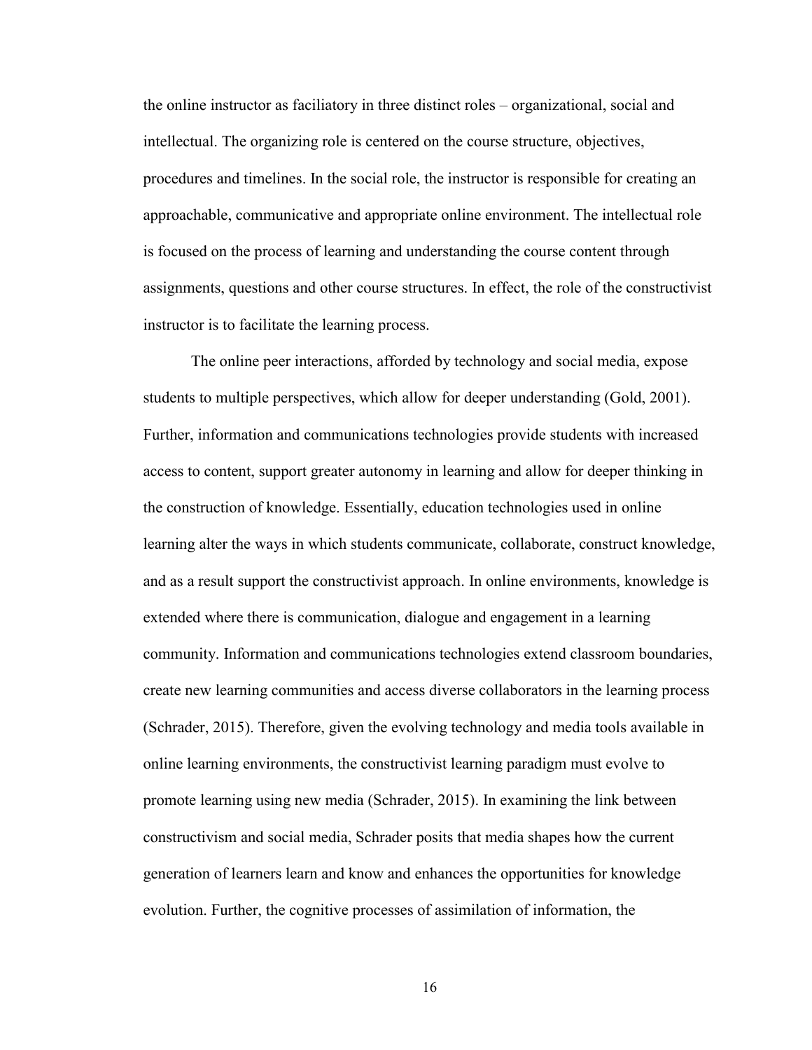the online instructor as faciliatory in three distinct roles – organizational, social and intellectual. The organizing role is centered on the course structure, objectives, procedures and timelines. In the social role, the instructor is responsible for creating an approachable, communicative and appropriate online environment. The intellectual role is focused on the process of learning and understanding the course content through assignments, questions and other course structures. In effect, the role of the constructivist instructor is to facilitate the learning process.

The online peer interactions, afforded by technology and social media, expose students to multiple perspectives, which allow for deeper understanding (Gold, 2001). Further, information and communications technologies provide students with increased access to content, support greater autonomy in learning and allow for deeper thinking in the construction of knowledge. Essentially, education technologies used in online learning alter the ways in which students communicate, collaborate, construct knowledge, and as a result support the constructivist approach. In online environments, knowledge is extended where there is communication, dialogue and engagement in a learning community. Information and communications technologies extend classroom boundaries, create new learning communities and access diverse collaborators in the learning process (Schrader, 2015). Therefore, given the evolving technology and media tools available in online learning environments, the constructivist learning paradigm must evolve to promote learning using new media (Schrader, 2015). In examining the link between constructivism and social media, Schrader posits that media shapes how the current generation of learners learn and know and enhances the opportunities for knowledge evolution. Further, the cognitive processes of assimilation of information, the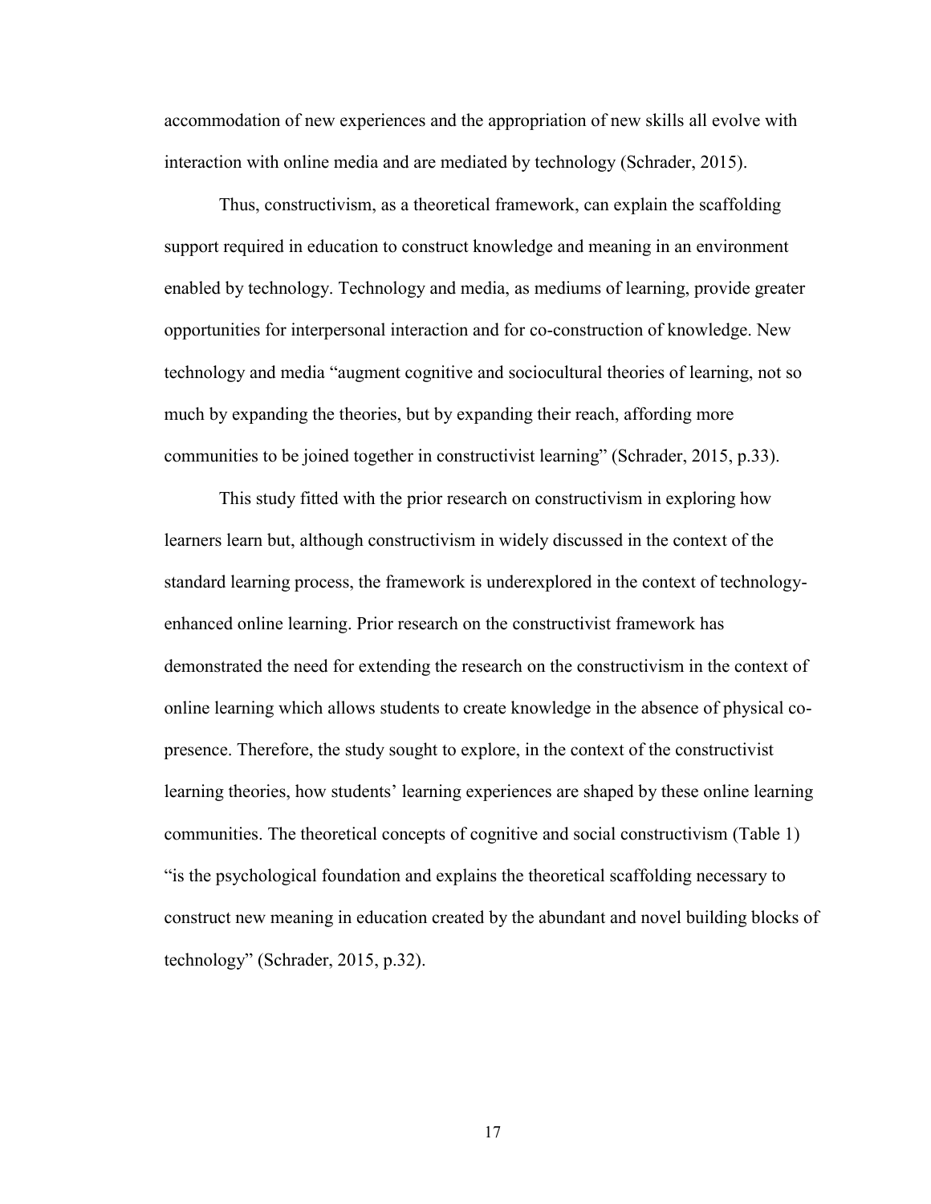accommodation of new experiences and the appropriation of new skills all evolve with interaction with online media and are mediated by technology (Schrader, 2015).

Thus, constructivism, as a theoretical framework, can explain the scaffolding support required in education to construct knowledge and meaning in an environment enabled by technology. Technology and media, as mediums of learning, provide greater opportunities for interpersonal interaction and for co-construction of knowledge. New technology and media "augment cognitive and sociocultural theories of learning, not so much by expanding the theories, but by expanding their reach, affording more communities to be joined together in constructivist learning" (Schrader, 2015, p.33).

This study fitted with the prior research on constructivism in exploring how learners learn but, although constructivism in widely discussed in the context of the standard learning process, the framework is underexplored in the context of technology-enhanced online learning. Prior research on the constructivist framework has demonstrated the need for extending the research on the constructivism in the context of online learning which allows students to create knowledge in the absence of physical co-presence. Therefore, the study sought to explore, in the context of the constructivist learning theories, how students' learning experiences are shaped by these online learning communities. The theoretical concepts of cognitive and social constructivism (Table 1) "is the psychological foundation and explains the theoretical scaffolding necessary to construct new meaning in education created by the abundant and novel building blocks of technology" (Schrader, 2015, p.32).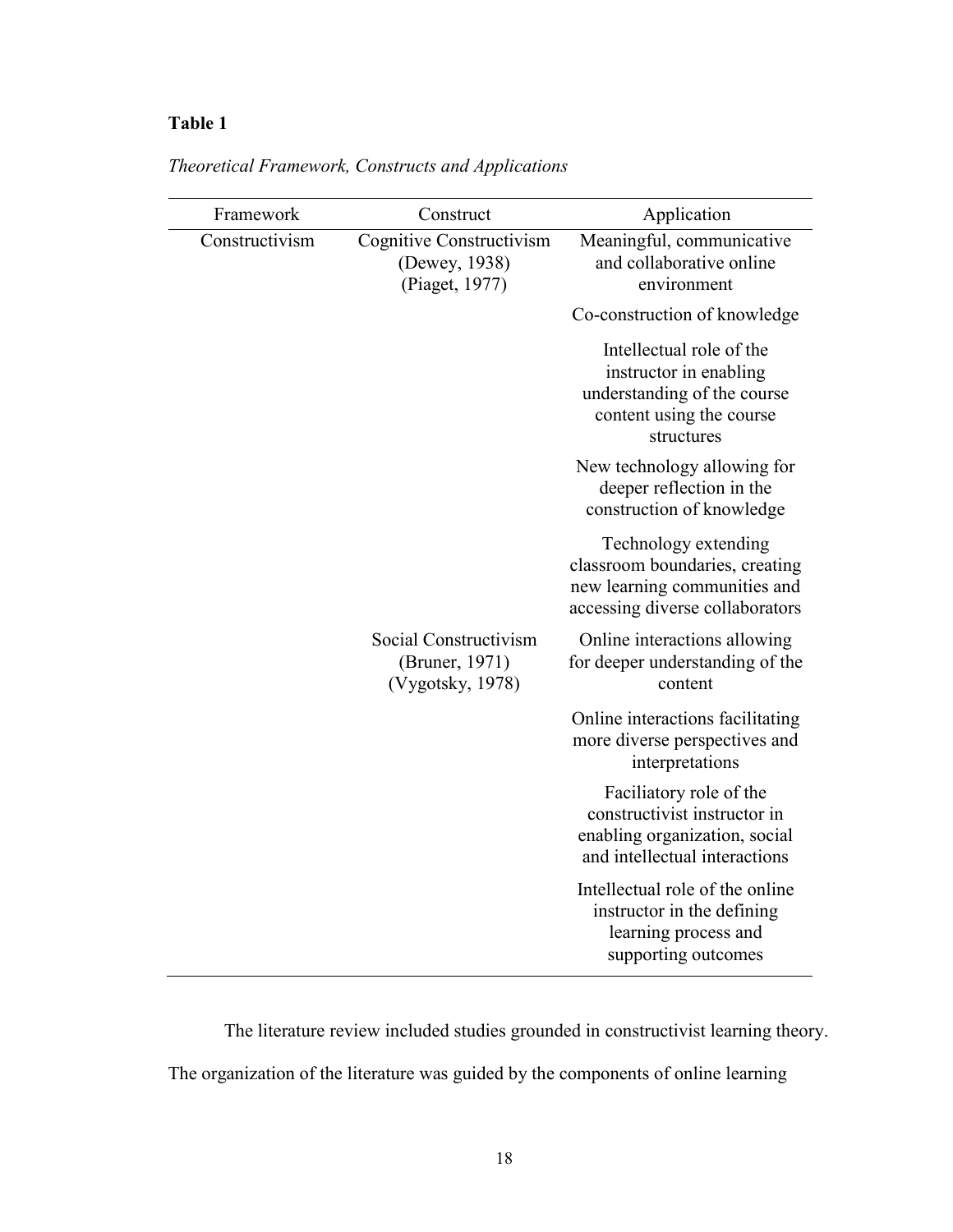**Table 1**

*Theoretical Framework, Constructs and Applications*

| Framework | Construct | Application |
|---|---|---|
| Constructivism | Cognitive Constructivism (Dewey, 1938) (Piaget, 1977) | Meaningful, communicative and collaborative online environment |
| | | Co-construction of knowledge |
| | | Intellectual role of the instructor in enabling understanding of the course content using the course structures |
| | | New technology allowing for deeper reflection in the construction of knowledge |
| | | Technology extending classroom boundaries, creating new learning communities and accessing diverse collaborators |
| | Social Constructivism (Bruner, 1971) (Vygotsky, 1978) | Online interactions allowing for deeper understanding of the content |
| | | Online interactions facilitating more diverse perspectives and interpretations |
| | | Faciliatory role of the constructivist instructor in enabling organization, social and intellectual interactions |
| | | Intellectual role of the online instructor in the defining learning process and supporting outcomes |

The literature review included studies grounded in constructivist learning theory. The organization of the literature was guided by the components of online learning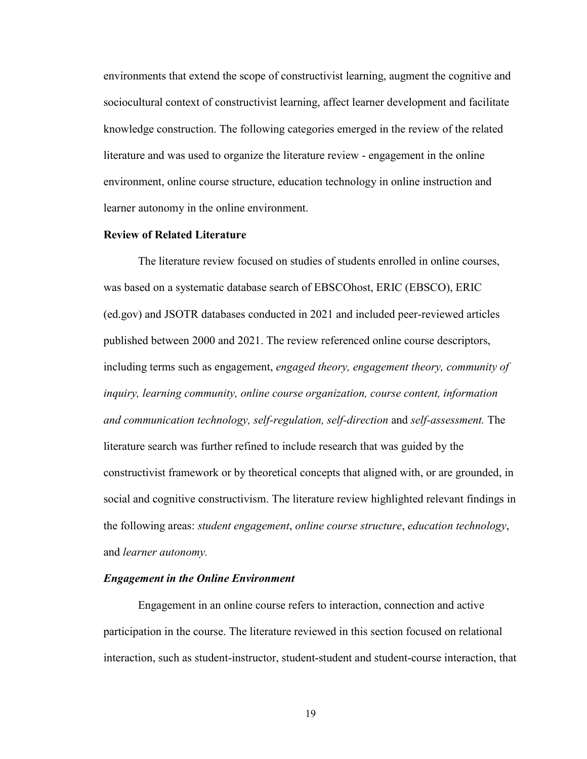environments that extend the scope of constructivist learning, augment the cognitive and sociocultural context of constructivist learning, affect learner development and facilitate knowledge construction. The following categories emerged in the review of the related literature and was used to organize the literature review - engagement in the online environment, online course structure, education technology in online instruction and learner autonomy in the online environment.

## Review of Related Literature

The literature review focused on studies of students enrolled in online courses, was based on a systematic database search of EBSCOhost, ERIC (EBSCO), ERIC (ed.gov) and JSOTR databases conducted in 2021 and included peer-reviewed articles published between 2000 and 2021. The review referenced online course descriptors, including terms such as engagement, *engaged theory, engagement theory, community of inquiry, learning community, online course organization, course content, information and communication technology, self-regulation, self-direction* and *self-assessment.* The literature search was further refined to include research that was guided by the constructivist framework or by theoretical concepts that aligned with, or are grounded, in social and cognitive constructivism. The literature review highlighted relevant findings in the following areas: *student engagement*, *online course structure*, *education technology*, and *learner autonomy.*

### *Engagement in the Online Environment*

Engagement in an online course refers to interaction, connection and active participation in the course. The literature reviewed in this section focused on relational interaction, such as student-instructor, student-student and student-course interaction, that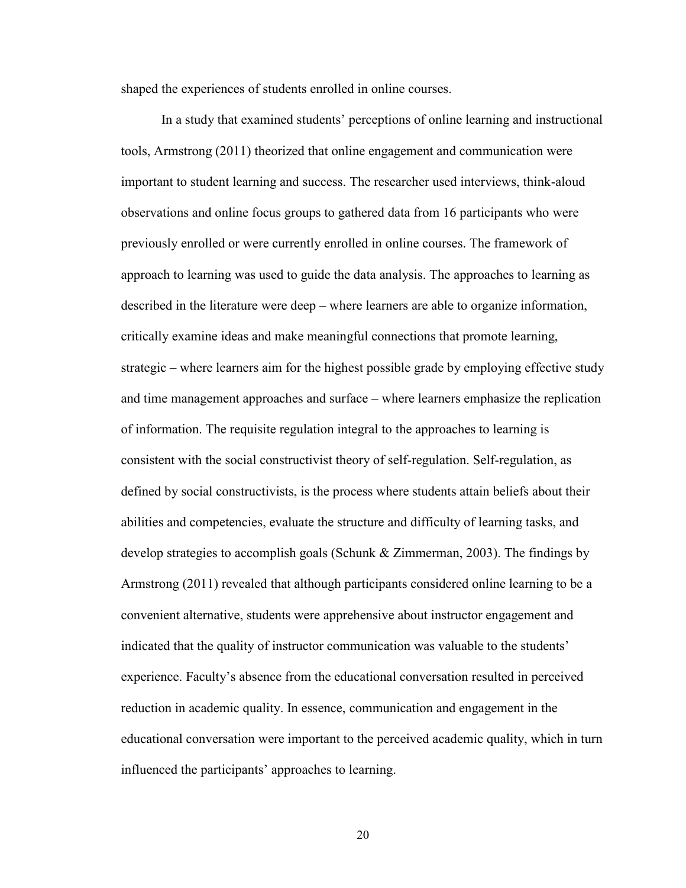shaped the experiences of students enrolled in online courses.

In a study that examined students' perceptions of online learning and instructional tools, Armstrong (2011) theorized that online engagement and communication were important to student learning and success. The researcher used interviews, think-aloud observations and online focus groups to gathered data from 16 participants who were previously enrolled or were currently enrolled in online courses. The framework of approach to learning was used to guide the data analysis. The approaches to learning as described in the literature were deep – where learners are able to organize information, critically examine ideas and make meaningful connections that promote learning, strategic – where learners aim for the highest possible grade by employing effective study and time management approaches and surface – where learners emphasize the replication of information. The requisite regulation integral to the approaches to learning is consistent with the social constructivist theory of self-regulation. Self-regulation, as defined by social constructivists, is the process where students attain beliefs about their abilities and competencies, evaluate the structure and difficulty of learning tasks, and develop strategies to accomplish goals (Schunk & Zimmerman, 2003). The findings by Armstrong (2011) revealed that although participants considered online learning to be a convenient alternative, students were apprehensive about instructor engagement and indicated that the quality of instructor communication was valuable to the students' experience. Faculty's absence from the educational conversation resulted in perceived reduction in academic quality. In essence, communication and engagement in the educational conversation were important to the perceived academic quality, which in turn influenced the participants' approaches to learning.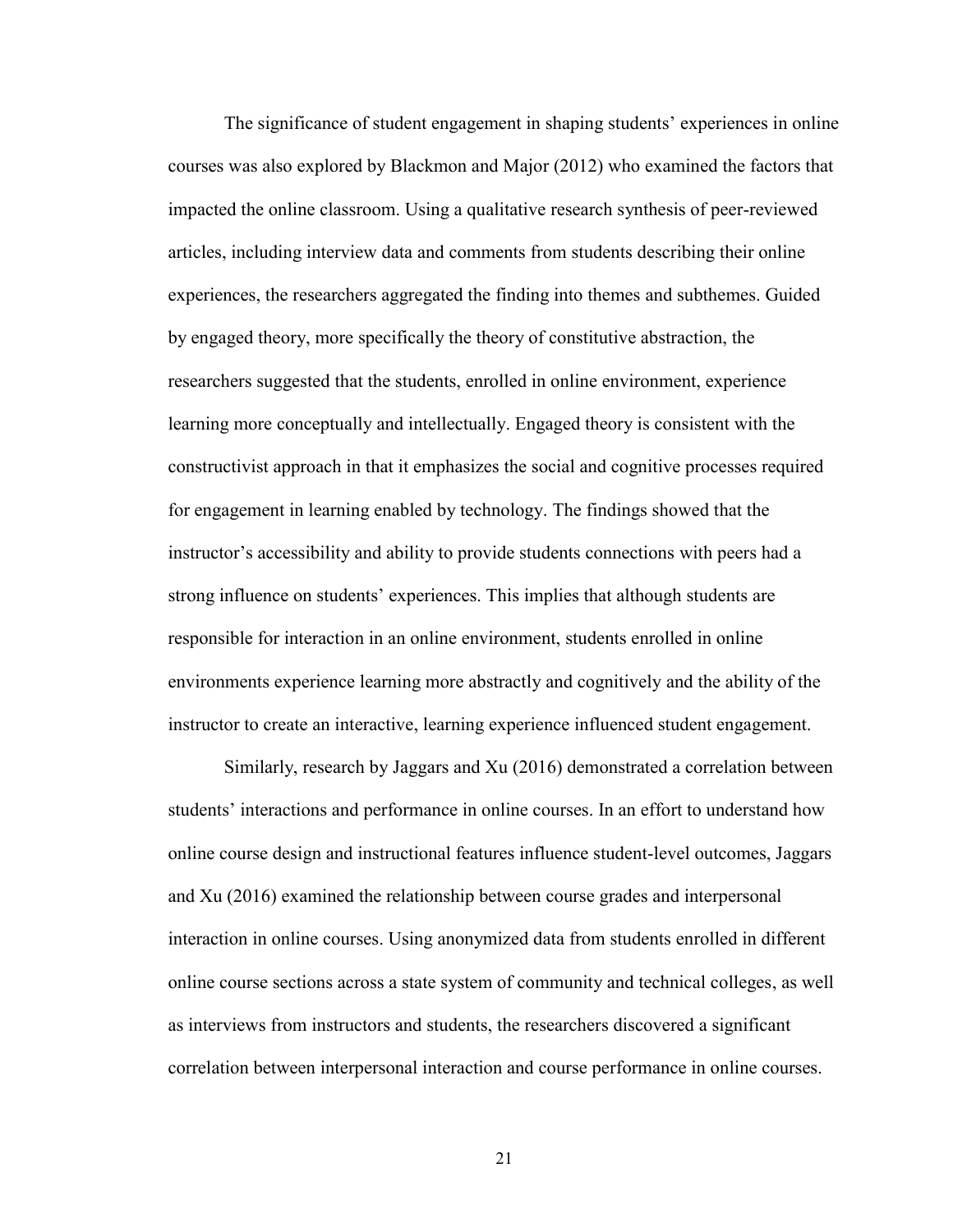The significance of student engagement in shaping students' experiences in online courses was also explored by Blackmon and Major (2012) who examined the factors that impacted the online classroom. Using a qualitative research synthesis of peer-reviewed articles, including interview data and comments from students describing their online experiences, the researchers aggregated the finding into themes and subthemes. Guided by engaged theory, more specifically the theory of constitutive abstraction, the researchers suggested that the students, enrolled in online environment, experience learning more conceptually and intellectually. Engaged theory is consistent with the constructivist approach in that it emphasizes the social and cognitive processes required for engagement in learning enabled by technology. The findings showed that the instructor's accessibility and ability to provide students connections with peers had a strong influence on students' experiences. This implies that although students are responsible for interaction in an online environment, students enrolled in online environments experience learning more abstractly and cognitively and the ability of the instructor to create an interactive, learning experience influenced student engagement.

Similarly, research by Jaggars and Xu (2016) demonstrated a correlation between students' interactions and performance in online courses. In an effort to understand how online course design and instructional features influence student-level outcomes, Jaggars and Xu (2016) examined the relationship between course grades and interpersonal interaction in online courses. Using anonymized data from students enrolled in different online course sections across a state system of community and technical colleges, as well as interviews from instructors and students, the researchers discovered a significant correlation between interpersonal interaction and course performance in online courses.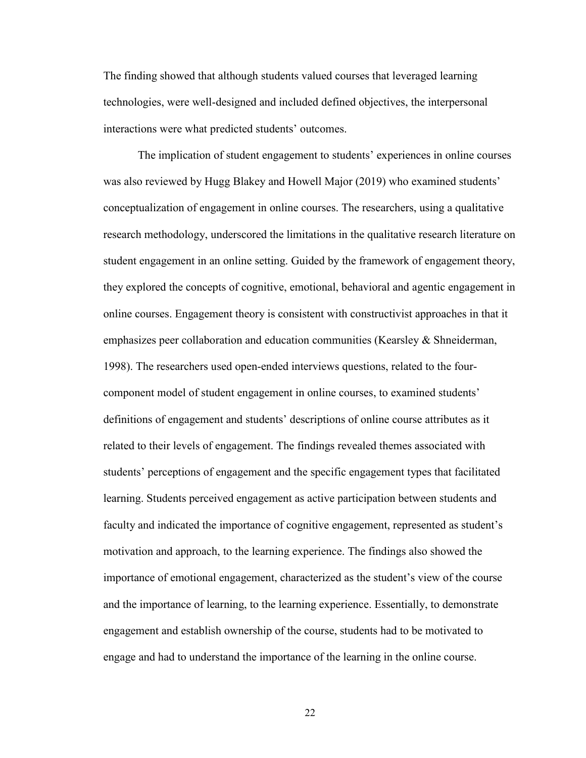The finding showed that although students valued courses that leveraged learning technologies, were well-designed and included defined objectives, the interpersonal interactions were what predicted students' outcomes.

The implication of student engagement to students' experiences in online courses was also reviewed by Hugg Blakey and Howell Major (2019) who examined students' conceptualization of engagement in online courses. The researchers, using a qualitative research methodology, underscored the limitations in the qualitative research literature on student engagement in an online setting. Guided by the framework of engagement theory, they explored the concepts of cognitive, emotional, behavioral and agentic engagement in online courses. Engagement theory is consistent with constructivist approaches in that it emphasizes peer collaboration and education communities (Kearsley & Shneiderman, 1998). The researchers used open-ended interviews questions, related to the four-component model of student engagement in online courses, to examined students' definitions of engagement and students' descriptions of online course attributes as it related to their levels of engagement. The findings revealed themes associated with students' perceptions of engagement and the specific engagement types that facilitated learning. Students perceived engagement as active participation between students and faculty and indicated the importance of cognitive engagement, represented as student's motivation and approach, to the learning experience. The findings also showed the importance of emotional engagement, characterized as the student's view of the course and the importance of learning, to the learning experience. Essentially, to demonstrate engagement and establish ownership of the course, students had to be motivated to engage and had to understand the importance of the learning in the online course.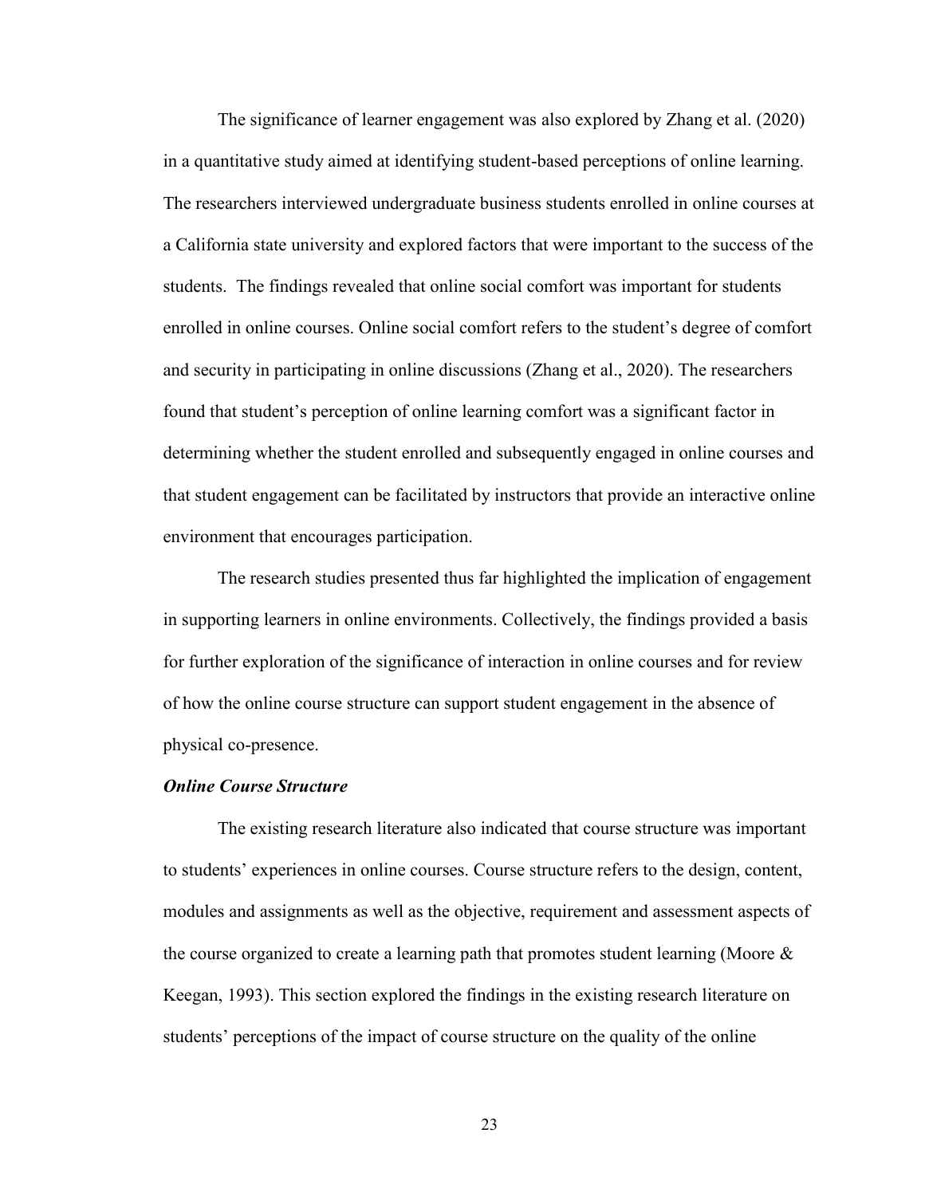The significance of learner engagement was also explored by Zhang et al. (2020) in a quantitative study aimed at identifying student-based perceptions of online learning. The researchers interviewed undergraduate business students enrolled in online courses at a California state university and explored factors that were important to the success of the students. The findings revealed that online social comfort was important for students enrolled in online courses. Online social comfort refers to the student's degree of comfort and security in participating in online discussions (Zhang et al., 2020). The researchers found that student's perception of online learning comfort was a significant factor in determining whether the student enrolled and subsequently engaged in online courses and that student engagement can be facilitated by instructors that provide an interactive online environment that encourages participation.

The research studies presented thus far highlighted the implication of engagement in supporting learners in online environments. Collectively, the findings provided a basis for further exploration of the significance of interaction in online courses and for review of how the online course structure can support student engagement in the absence of physical co-presence.

***Online Course Structure***

The existing research literature also indicated that course structure was important to students' experiences in online courses. Course structure refers to the design, content, modules and assignments as well as the objective, requirement and assessment aspects of the course organized to create a learning path that promotes student learning (Moore & Keegan, 1993). This section explored the findings in the existing research literature on students' perceptions of the impact of course structure on the quality of the online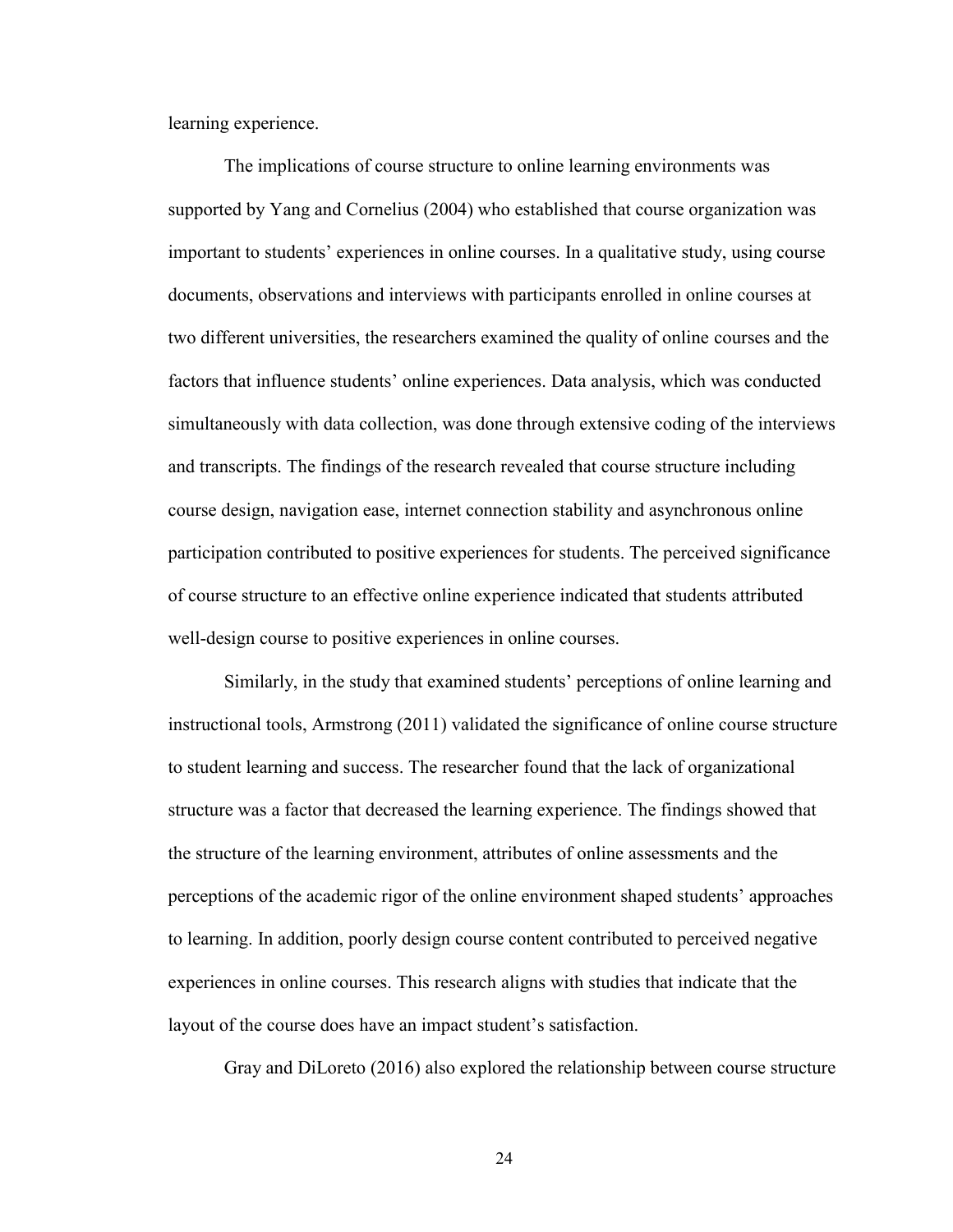learning experience.

The implications of course structure to online learning environments was supported by Yang and Cornelius (2004) who established that course organization was important to students' experiences in online courses. In a qualitative study, using course documents, observations and interviews with participants enrolled in online courses at two different universities, the researchers examined the quality of online courses and the factors that influence students' online experiences. Data analysis, which was conducted simultaneously with data collection, was done through extensive coding of the interviews and transcripts. The findings of the research revealed that course structure including course design, navigation ease, internet connection stability and asynchronous online participation contributed to positive experiences for students. The perceived significance of course structure to an effective online experience indicated that students attributed well-design course to positive experiences in online courses.

Similarly, in the study that examined students' perceptions of online learning and instructional tools, Armstrong (2011) validated the significance of online course structure to student learning and success. The researcher found that the lack of organizational structure was a factor that decreased the learning experience. The findings showed that the structure of the learning environment, attributes of online assessments and the perceptions of the academic rigor of the online environment shaped students' approaches to learning. In addition, poorly design course content contributed to perceived negative experiences in online courses. This research aligns with studies that indicate that the layout of the course does have an impact student's satisfaction.

Gray and DiLoreto (2016) also explored the relationship between course structure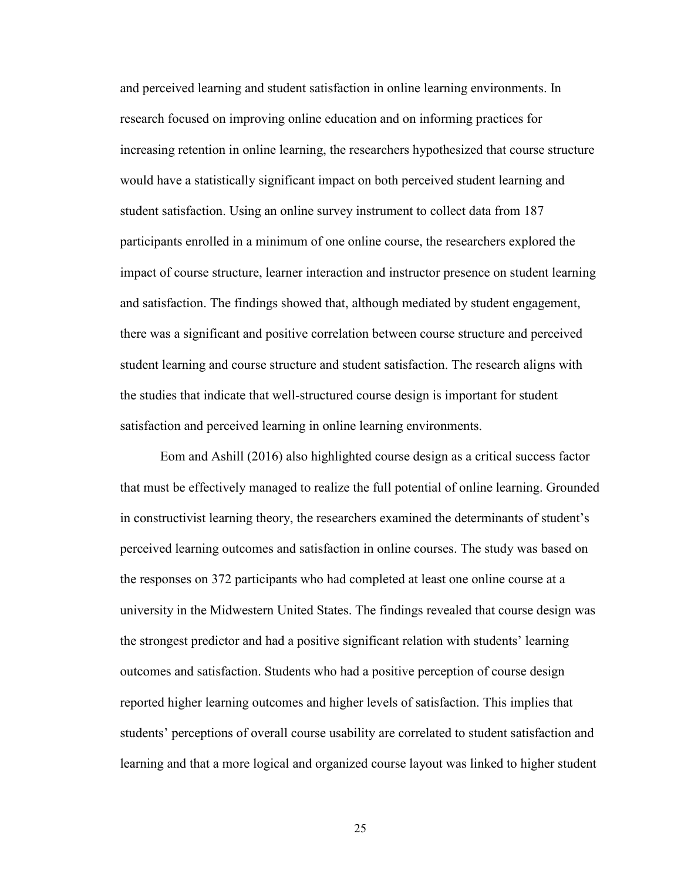and perceived learning and student satisfaction in online learning environments. In research focused on improving online education and on informing practices for increasing retention in online learning, the researchers hypothesized that course structure would have a statistically significant impact on both perceived student learning and student satisfaction. Using an online survey instrument to collect data from 187 participants enrolled in a minimum of one online course, the researchers explored the impact of course structure, learner interaction and instructor presence on student learning and satisfaction. The findings showed that, although mediated by student engagement, there was a significant and positive correlation between course structure and perceived student learning and course structure and student satisfaction. The research aligns with the studies that indicate that well-structured course design is important for student satisfaction and perceived learning in online learning environments.

Eom and Ashill (2016) also highlighted course design as a critical success factor that must be effectively managed to realize the full potential of online learning. Grounded in constructivist learning theory, the researchers examined the determinants of student's perceived learning outcomes and satisfaction in online courses. The study was based on the responses on 372 participants who had completed at least one online course at a university in the Midwestern United States. The findings revealed that course design was the strongest predictor and had a positive significant relation with students' learning outcomes and satisfaction. Students who had a positive perception of course design reported higher learning outcomes and higher levels of satisfaction. This implies that students' perceptions of overall course usability are correlated to student satisfaction and learning and that a more logical and organized course layout was linked to higher student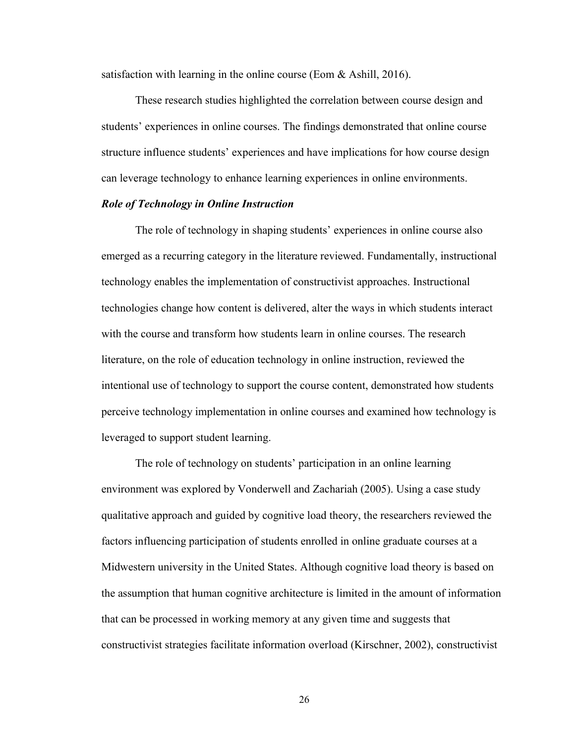satisfaction with learning in the online course (Eom & Ashill, 2016).

These research studies highlighted the correlation between course design and students' experiences in online courses. The findings demonstrated that online course structure influence students' experiences and have implications for how course design can leverage technology to enhance learning experiences in online environments.

### *Role of Technology in Online Instruction*

The role of technology in shaping students' experiences in online course also emerged as a recurring category in the literature reviewed. Fundamentally, instructional technology enables the implementation of constructivist approaches. Instructional technologies change how content is delivered, alter the ways in which students interact with the course and transform how students learn in online courses. The research literature, on the role of education technology in online instruction, reviewed the intentional use of technology to support the course content, demonstrated how students perceive technology implementation in online courses and examined how technology is leveraged to support student learning.

The role of technology on students' participation in an online learning environment was explored by Vonderwell and Zachariah (2005). Using a case study qualitative approach and guided by cognitive load theory, the researchers reviewed the factors influencing participation of students enrolled in online graduate courses at a Midwestern university in the United States. Although cognitive load theory is based on the assumption that human cognitive architecture is limited in the amount of information that can be processed in working memory at any given time and suggests that constructivist strategies facilitate information overload (Kirschner, 2002), constructivist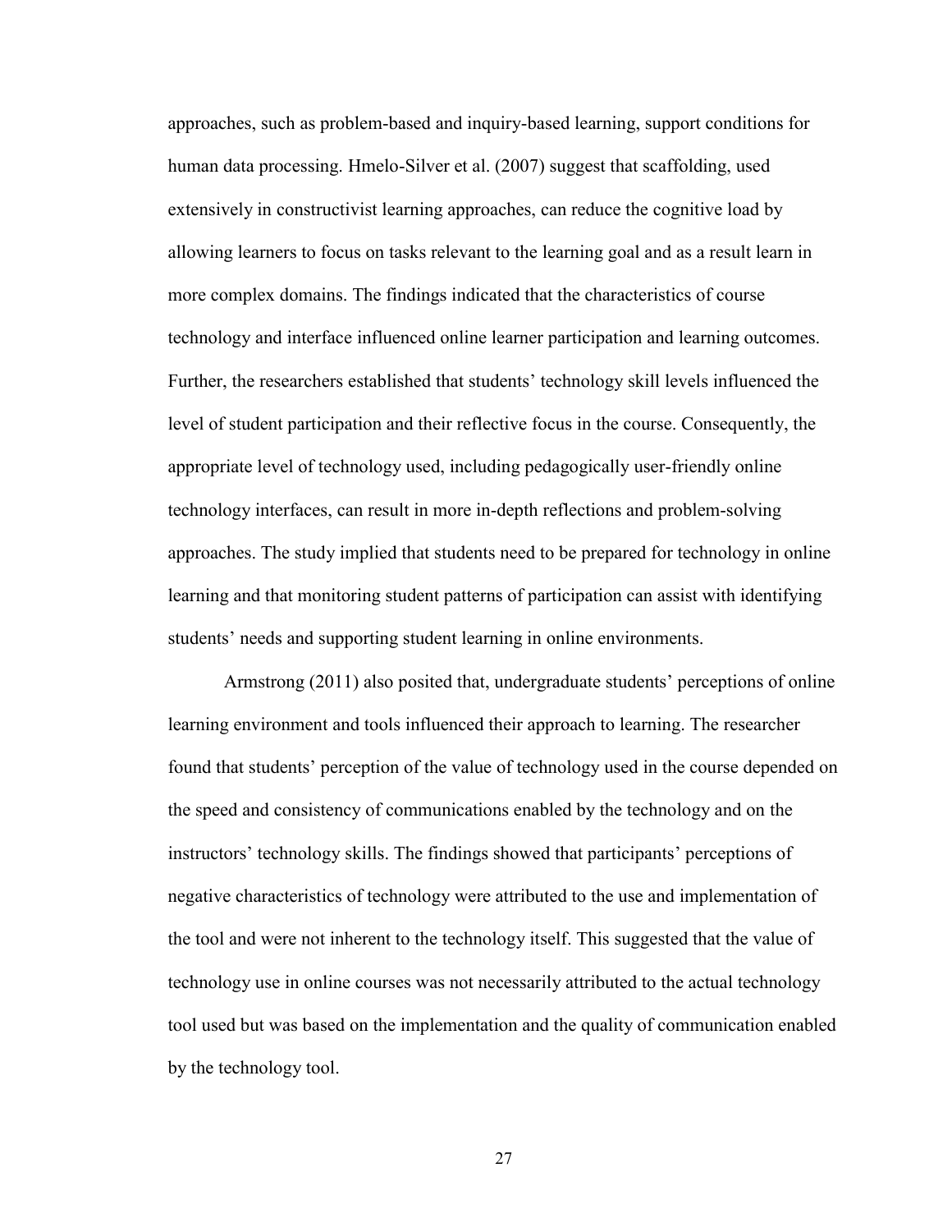approaches, such as problem-based and inquiry-based learning, support conditions for human data processing. Hmelo-Silver et al. (2007) suggest that scaffolding, used extensively in constructivist learning approaches, can reduce the cognitive load by allowing learners to focus on tasks relevant to the learning goal and as a result learn in more complex domains. The findings indicated that the characteristics of course technology and interface influenced online learner participation and learning outcomes. Further, the researchers established that students' technology skill levels influenced the level of student participation and their reflective focus in the course. Consequently, the appropriate level of technology used, including pedagogically user-friendly online technology interfaces, can result in more in-depth reflections and problem-solving approaches. The study implied that students need to be prepared for technology in online learning and that monitoring student patterns of participation can assist with identifying students' needs and supporting student learning in online environments.

Armstrong (2011) also posited that, undergraduate students' perceptions of online learning environment and tools influenced their approach to learning. The researcher found that students' perception of the value of technology used in the course depended on the speed and consistency of communications enabled by the technology and on the instructors' technology skills. The findings showed that participants' perceptions of negative characteristics of technology were attributed to the use and implementation of the tool and were not inherent to the technology itself. This suggested that the value of technology use in online courses was not necessarily attributed to the actual technology tool used but was based on the implementation and the quality of communication enabled by the technology tool.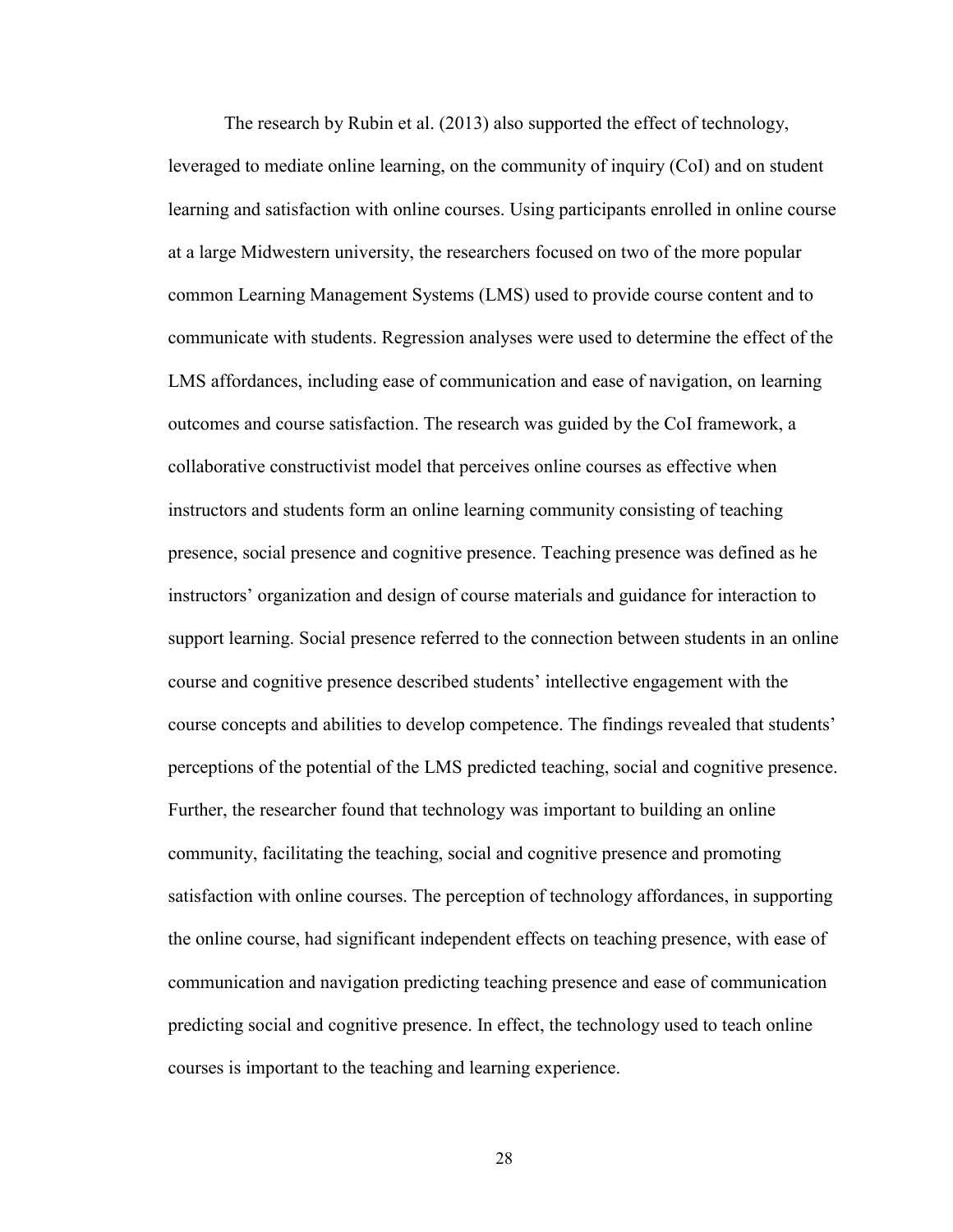The research by Rubin et al. (2013) also supported the effect of technology, leveraged to mediate online learning, on the community of inquiry (CoI) and on student learning and satisfaction with online courses. Using participants enrolled in online course at a large Midwestern university, the researchers focused on two of the more popular common Learning Management Systems (LMS) used to provide course content and to communicate with students. Regression analyses were used to determine the effect of the LMS affordances, including ease of communication and ease of navigation, on learning outcomes and course satisfaction. The research was guided by the CoI framework, a collaborative constructivist model that perceives online courses as effective when instructors and students form an online learning community consisting of teaching presence, social presence and cognitive presence. Teaching presence was defined as he instructors' organization and design of course materials and guidance for interaction to support learning. Social presence referred to the connection between students in an online course and cognitive presence described students' intellective engagement with the course concepts and abilities to develop competence. The findings revealed that students' perceptions of the potential of the LMS predicted teaching, social and cognitive presence. Further, the researcher found that technology was important to building an online community, facilitating the teaching, social and cognitive presence and promoting satisfaction with online courses. The perception of technology affordances, in supporting the online course, had significant independent effects on teaching presence, with ease of communication and navigation predicting teaching presence and ease of communication predicting social and cognitive presence. In effect, the technology used to teach online courses is important to the teaching and learning experience.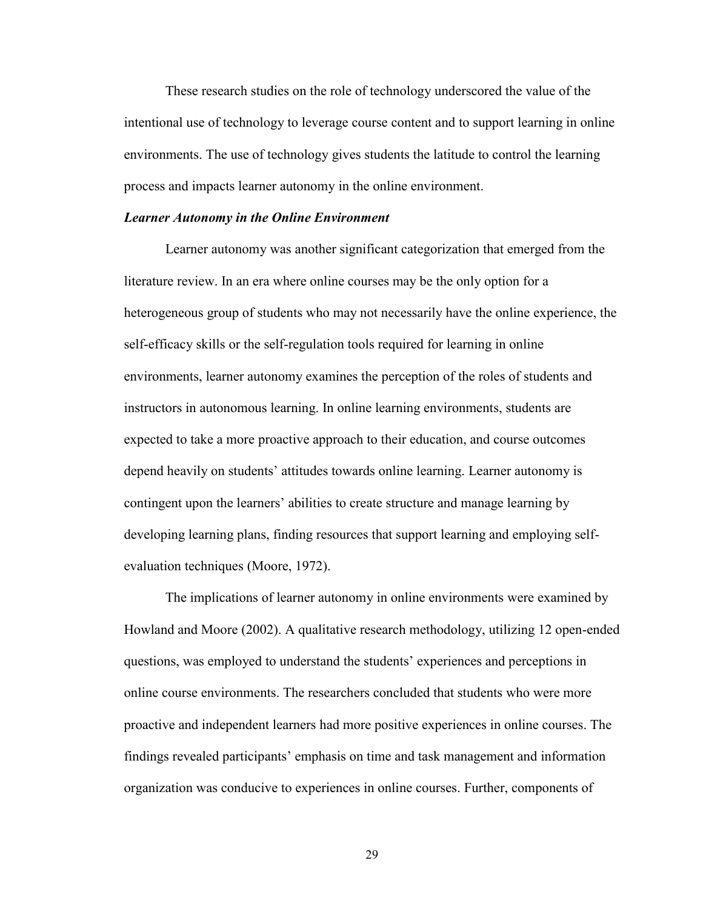These research studies on the role of technology underscored the value of the intentional use of technology to leverage course content and to support learning in online environments. The use of technology gives students the latitude to control the learning process and impacts learner autonomy in the online environment.

### ***Learner Autonomy in the Online Environment***

Learner autonomy was another significant categorization that emerged from the literature review. In an era where online courses may be the only option for a heterogeneous group of students who may not necessarily have the online experience, the self-efficacy skills or the self-regulation tools required for learning in online environments, learner autonomy examines the perception of the roles of students and instructors in autonomous learning. In online learning environments, students are expected to take a more proactive approach to their education, and course outcomes depend heavily on students' attitudes towards online learning. Learner autonomy is contingent upon the learners' abilities to create structure and manage learning by developing learning plans, finding resources that support learning and employing self-evaluation techniques (Moore, 1972).

The implications of learner autonomy in online environments were examined by Howland and Moore (2002). A qualitative research methodology, utilizing 12 open-ended questions, was employed to understand the students' experiences and perceptions in online course environments. The researchers concluded that students who were more proactive and independent learners had more positive experiences in online courses. The findings revealed participants' emphasis on time and task management and information organization was conducive to experiences in online courses. Further, components of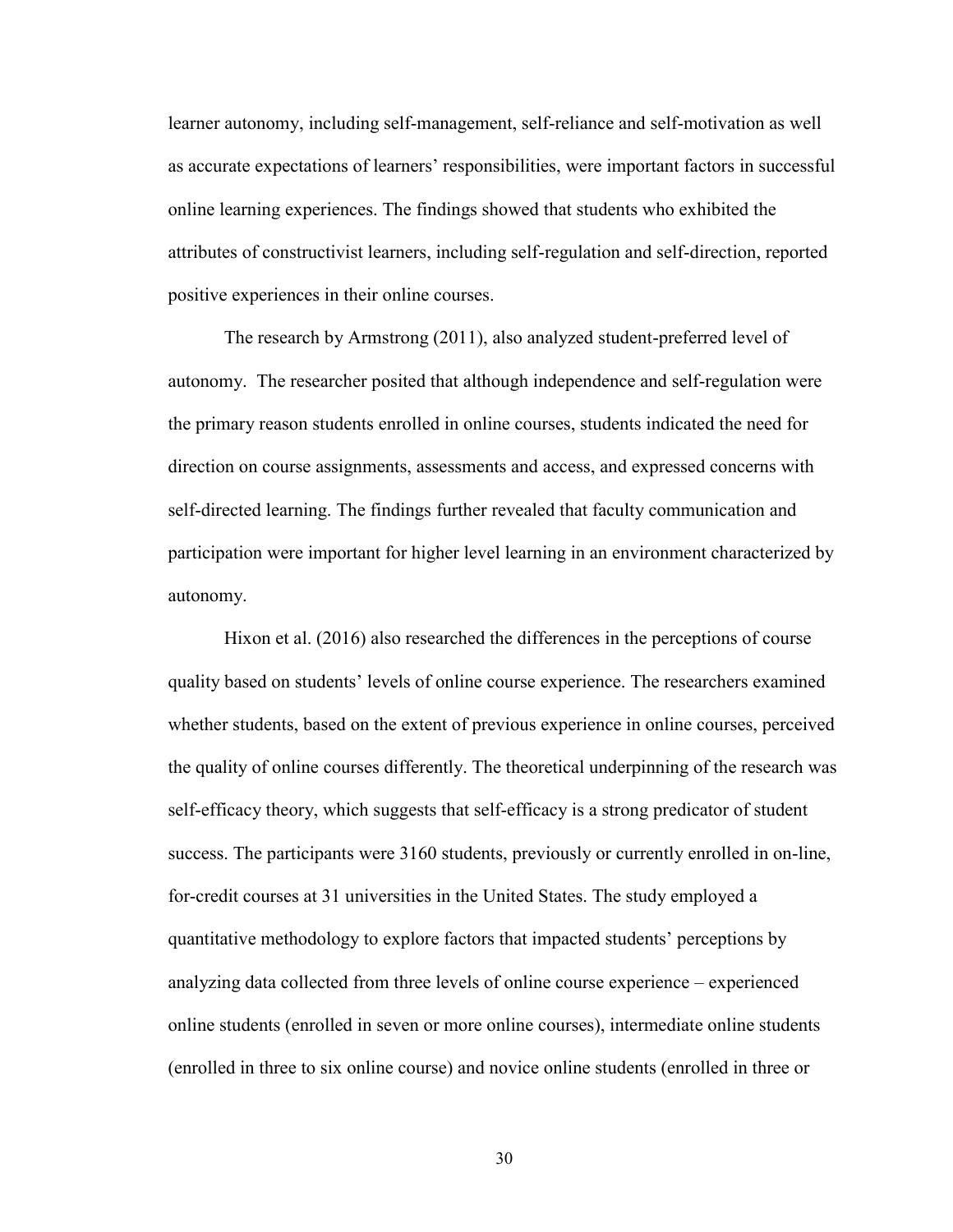learner autonomy, including self-management, self-reliance and self-motivation as well as accurate expectations of learners' responsibilities, were important factors in successful online learning experiences. The findings showed that students who exhibited the attributes of constructivist learners, including self-regulation and self-direction, reported positive experiences in their online courses.

The research by Armstrong (2011), also analyzed student-preferred level of autonomy. The researcher posited that although independence and self-regulation were the primary reason students enrolled in online courses, students indicated the need for direction on course assignments, assessments and access, and expressed concerns with self-directed learning. The findings further revealed that faculty communication and participation were important for higher level learning in an environment characterized by autonomy.

Hixon et al. (2016) also researched the differences in the perceptions of course quality based on students' levels of online course experience. The researchers examined whether students, based on the extent of previous experience in online courses, perceived the quality of online courses differently. The theoretical underpinning of the research was self-efficacy theory, which suggests that self-efficacy is a strong predicator of student success. The participants were 3160 students, previously or currently enrolled in on-line, for-credit courses at 31 universities in the United States. The study employed a quantitative methodology to explore factors that impacted students' perceptions by analyzing data collected from three levels of online course experience – experienced online students (enrolled in seven or more online courses), intermediate online students (enrolled in three to six online course) and novice online students (enrolled in three or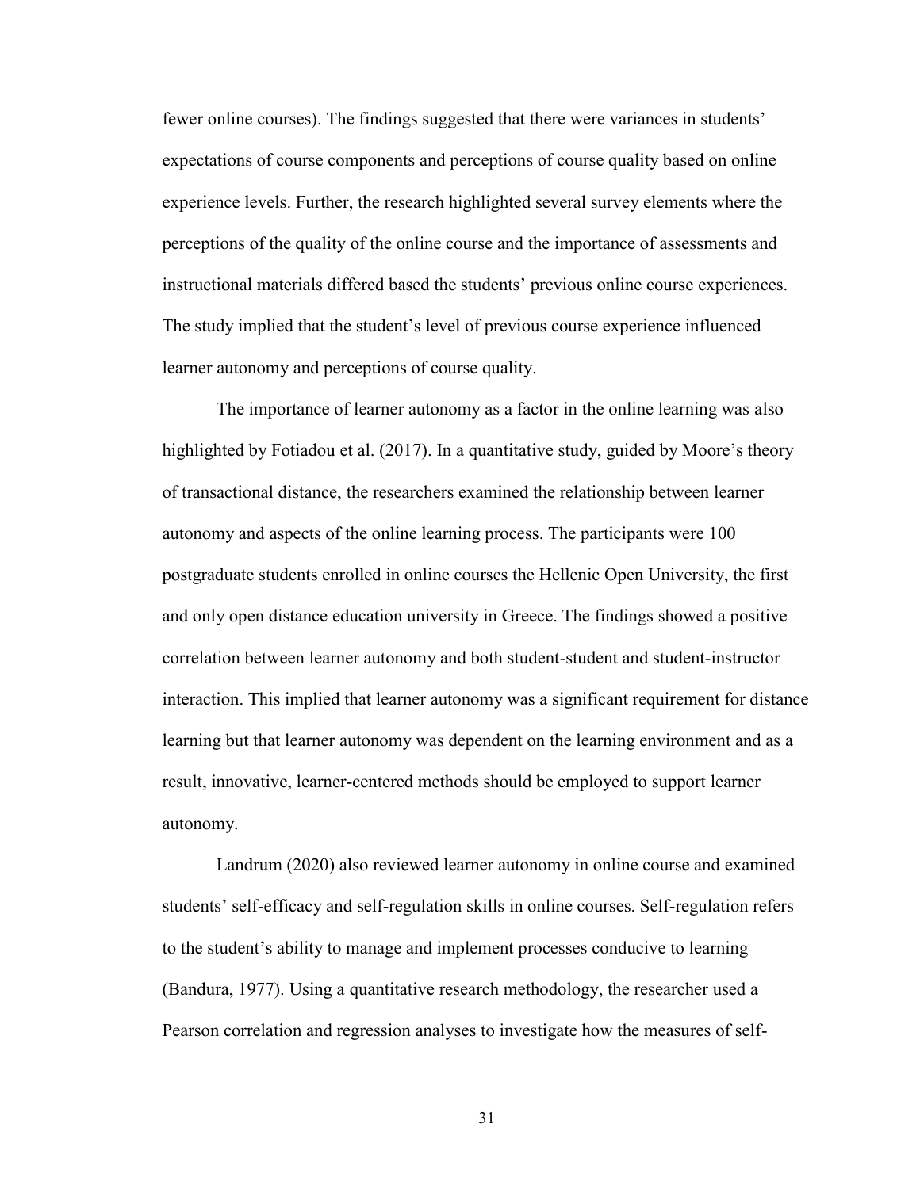fewer online courses). The findings suggested that there were variances in students' expectations of course components and perceptions of course quality based on online experience levels. Further, the research highlighted several survey elements where the perceptions of the quality of the online course and the importance of assessments and instructional materials differed based the students' previous online course experiences. The study implied that the student's level of previous course experience influenced learner autonomy and perceptions of course quality.

The importance of learner autonomy as a factor in the online learning was also highlighted by Fotiadou et al. (2017). In a quantitative study, guided by Moore's theory of transactional distance, the researchers examined the relationship between learner autonomy and aspects of the online learning process. The participants were 100 postgraduate students enrolled in online courses the Hellenic Open University, the first and only open distance education university in Greece. The findings showed a positive correlation between learner autonomy and both student-student and student-instructor interaction. This implied that learner autonomy was a significant requirement for distance learning but that learner autonomy was dependent on the learning environment and as a result, innovative, learner-centered methods should be employed to support learner autonomy.

Landrum (2020) also reviewed learner autonomy in online course and examined students' self-efficacy and self-regulation skills in online courses. Self-regulation refers to the student's ability to manage and implement processes conducive to learning (Bandura, 1977). Using a quantitative research methodology, the researcher used a Pearson correlation and regression analyses to investigate how the measures of self-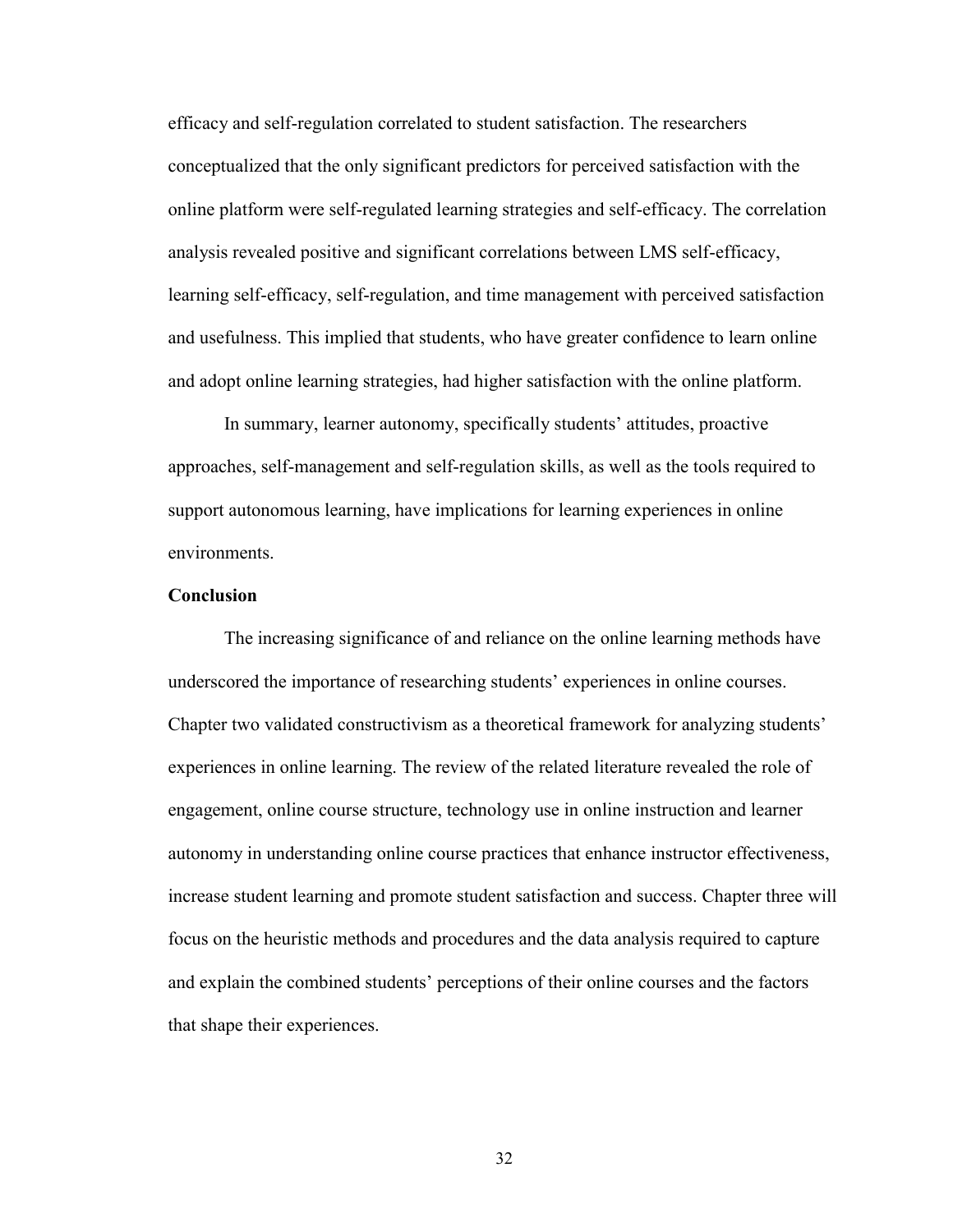efficacy and self-regulation correlated to student satisfaction. The researchers conceptualized that the only significant predictors for perceived satisfaction with the online platform were self-regulated learning strategies and self-efficacy. The correlation analysis revealed positive and significant correlations between LMS self-efficacy, learning self-efficacy, self-regulation, and time management with perceived satisfaction and usefulness. This implied that students, who have greater confidence to learn online and adopt online learning strategies, had higher satisfaction with the online platform.

In summary, learner autonomy, specifically students' attitudes, proactive approaches, self-management and self-regulation skills, as well as the tools required to support autonomous learning, have implications for learning experiences in online environments.

**Conclusion**

The increasing significance of and reliance on the online learning methods have underscored the importance of researching students' experiences in online courses. Chapter two validated constructivism as a theoretical framework for analyzing students' experiences in online learning. The review of the related literature revealed the role of engagement, online course structure, technology use in online instruction and learner autonomy in understanding online course practices that enhance instructor effectiveness, increase student learning and promote student satisfaction and success. Chapter three will focus on the heuristic methods and procedures and the data analysis required to capture and explain the combined students' perceptions of their online courses and the factors that shape their experiences.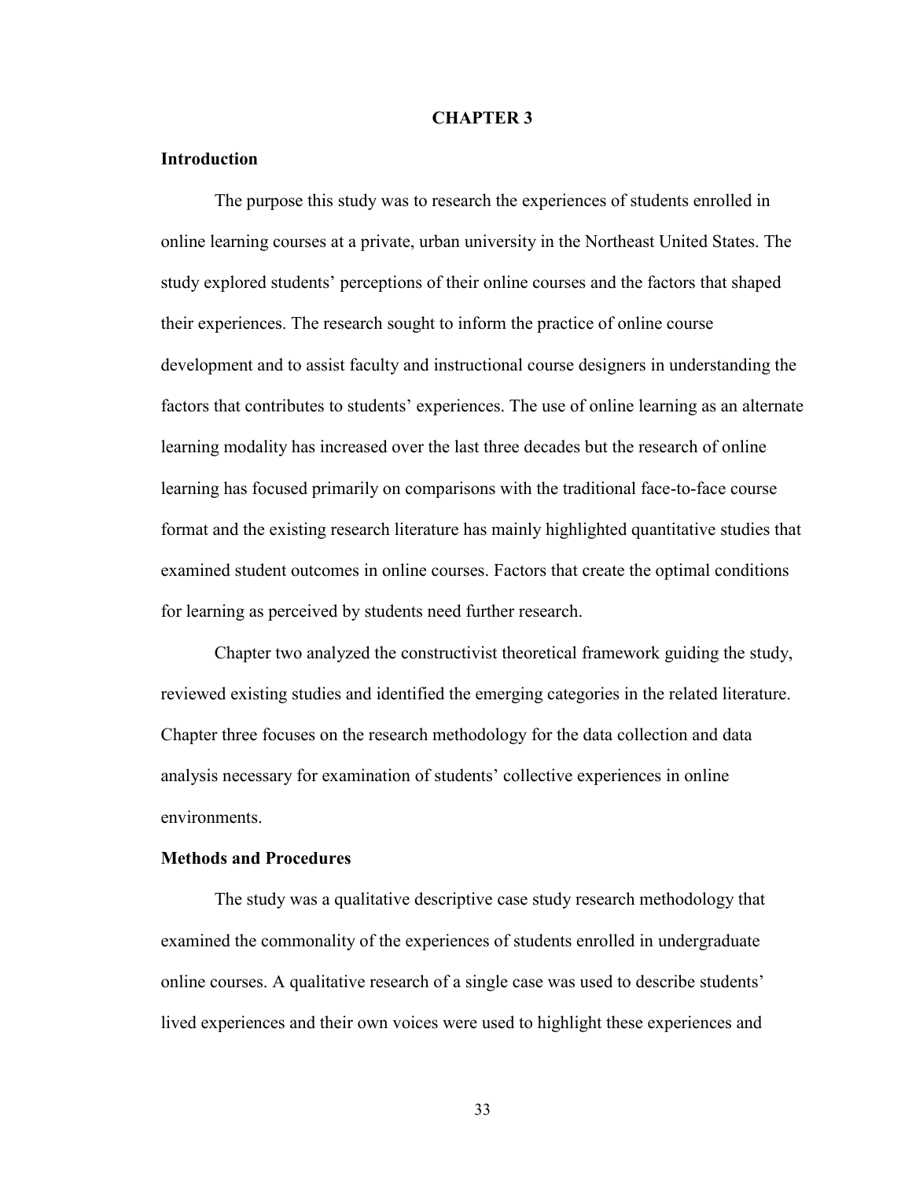# CHAPTER 3

## Introduction

The purpose this study was to research the experiences of students enrolled in online learning courses at a private, urban university in the Northeast United States. The study explored students' perceptions of their online courses and the factors that shaped their experiences. The research sought to inform the practice of online course development and to assist faculty and instructional course designers in understanding the factors that contributes to students' experiences. The use of online learning as an alternate learning modality has increased over the last three decades but the research of online learning has focused primarily on comparisons with the traditional face-to-face course format and the existing research literature has mainly highlighted quantitative studies that examined student outcomes in online courses. Factors that create the optimal conditions for learning as perceived by students need further research.

Chapter two analyzed the constructivist theoretical framework guiding the study, reviewed existing studies and identified the emerging categories in the related literature. Chapter three focuses on the research methodology for the data collection and data analysis necessary for examination of students' collective experiences in online environments.

## Methods and Procedures

The study was a qualitative descriptive case study research methodology that examined the commonality of the experiences of students enrolled in undergraduate online courses. A qualitative research of a single case was used to describe students' lived experiences and their own voices were used to highlight these experiences and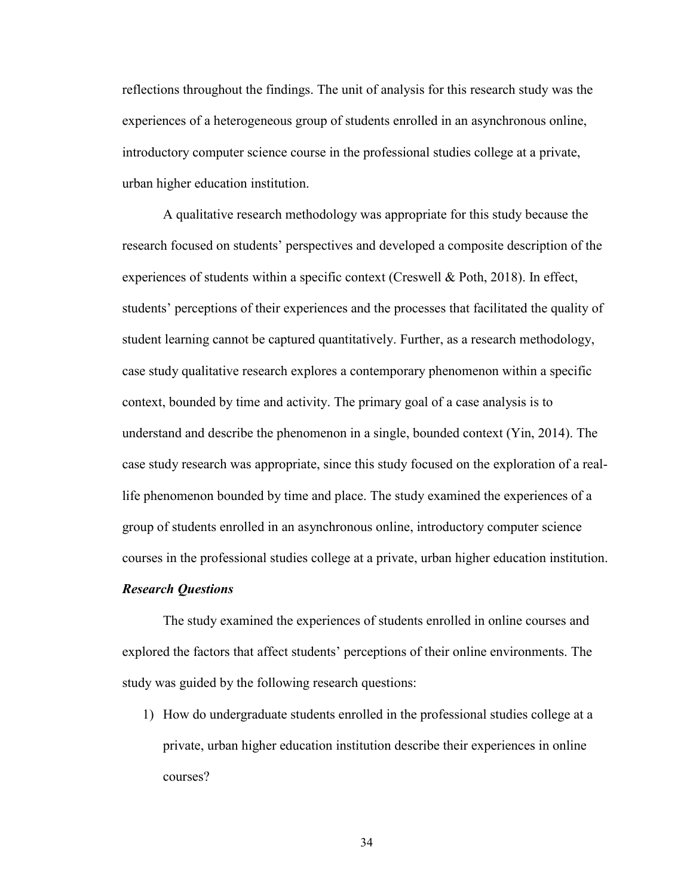reflections throughout the findings. The unit of analysis for this research study was the experiences of a heterogeneous group of students enrolled in an asynchronous online, introductory computer science course in the professional studies college at a private, urban higher education institution.

A qualitative research methodology was appropriate for this study because the research focused on students' perspectives and developed a composite description of the experiences of students within a specific context (Creswell & Poth, 2018). In effect, students' perceptions of their experiences and the processes that facilitated the quality of student learning cannot be captured quantitatively. Further, as a research methodology, case study qualitative research explores a contemporary phenomenon within a specific context, bounded by time and activity. The primary goal of a case analysis is to understand and describe the phenomenon in a single, bounded context (Yin, 2014). The case study research was appropriate, since this study focused on the exploration of a real-life phenomenon bounded by time and place. The study examined the experiences of a group of students enrolled in an asynchronous online, introductory computer science courses in the professional studies college at a private, urban higher education institution.

### *Research Questions*

The study examined the experiences of students enrolled in online courses and explored the factors that affect students' perceptions of their online environments. The study was guided by the following research questions:

1) How do undergraduate students enrolled in the professional studies college at a private, urban higher education institution describe their experiences in online courses?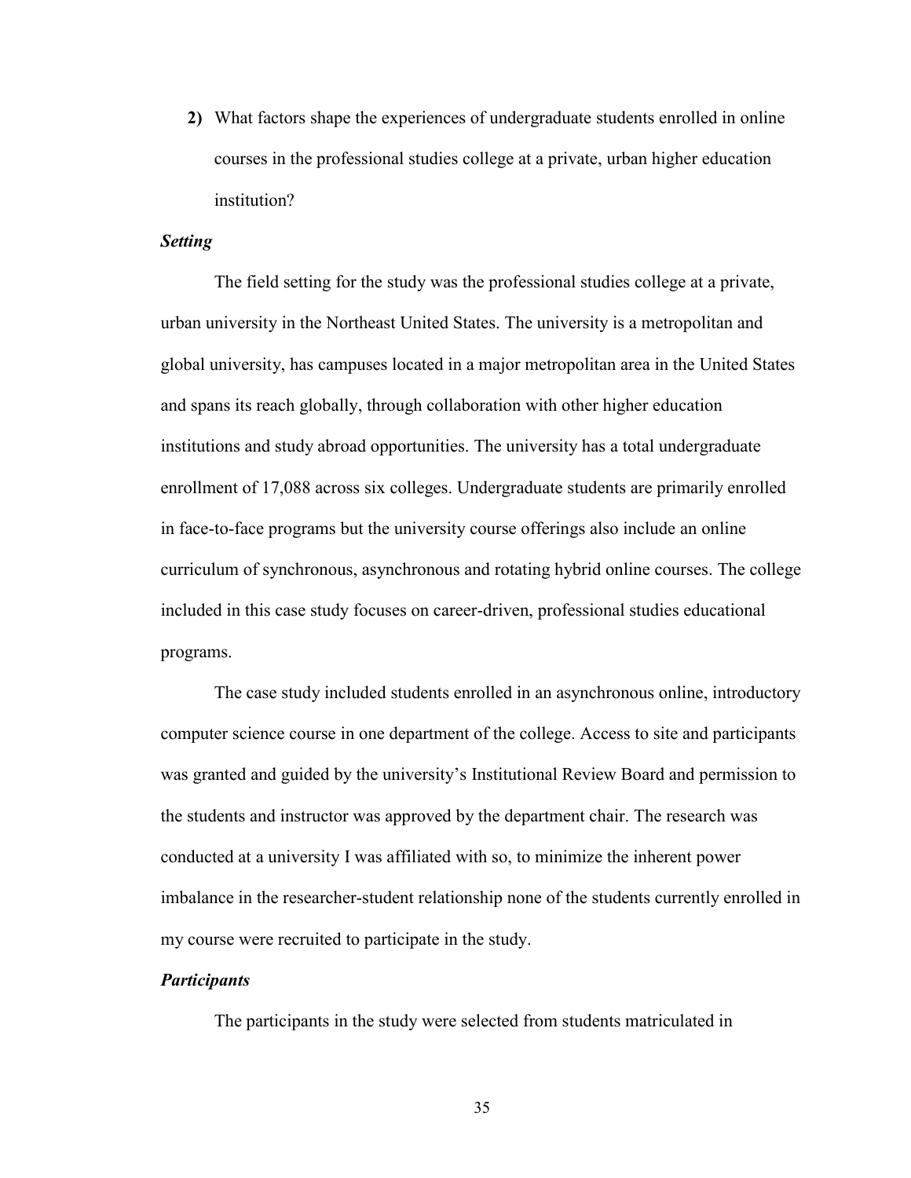**2)** What factors shape the experiences of undergraduate students enrolled in online courses in the professional studies college at a private, urban higher education institution?

***Setting***

The field setting for the study was the professional studies college at a private, urban university in the Northeast United States. The university is a metropolitan and global university, has campuses located in a major metropolitan area in the United States and spans its reach globally, through collaboration with other higher education institutions and study abroad opportunities. The university has a total undergraduate enrollment of 17,088 across six colleges. Undergraduate students are primarily enrolled in face-to-face programs but the university course offerings also include an online curriculum of synchronous, asynchronous and rotating hybrid online courses. The college included in this case study focuses on career-driven, professional studies educational programs.

The case study included students enrolled in an asynchronous online, introductory computer science course in one department of the college. Access to site and participants was granted and guided by the university's Institutional Review Board and permission to the students and instructor was approved by the department chair. The research was conducted at a university I was affiliated with so, to minimize the inherent power imbalance in the researcher-student relationship none of the students currently enrolled in my course were recruited to participate in the study.

***Participants***

The participants in the study were selected from students matriculated in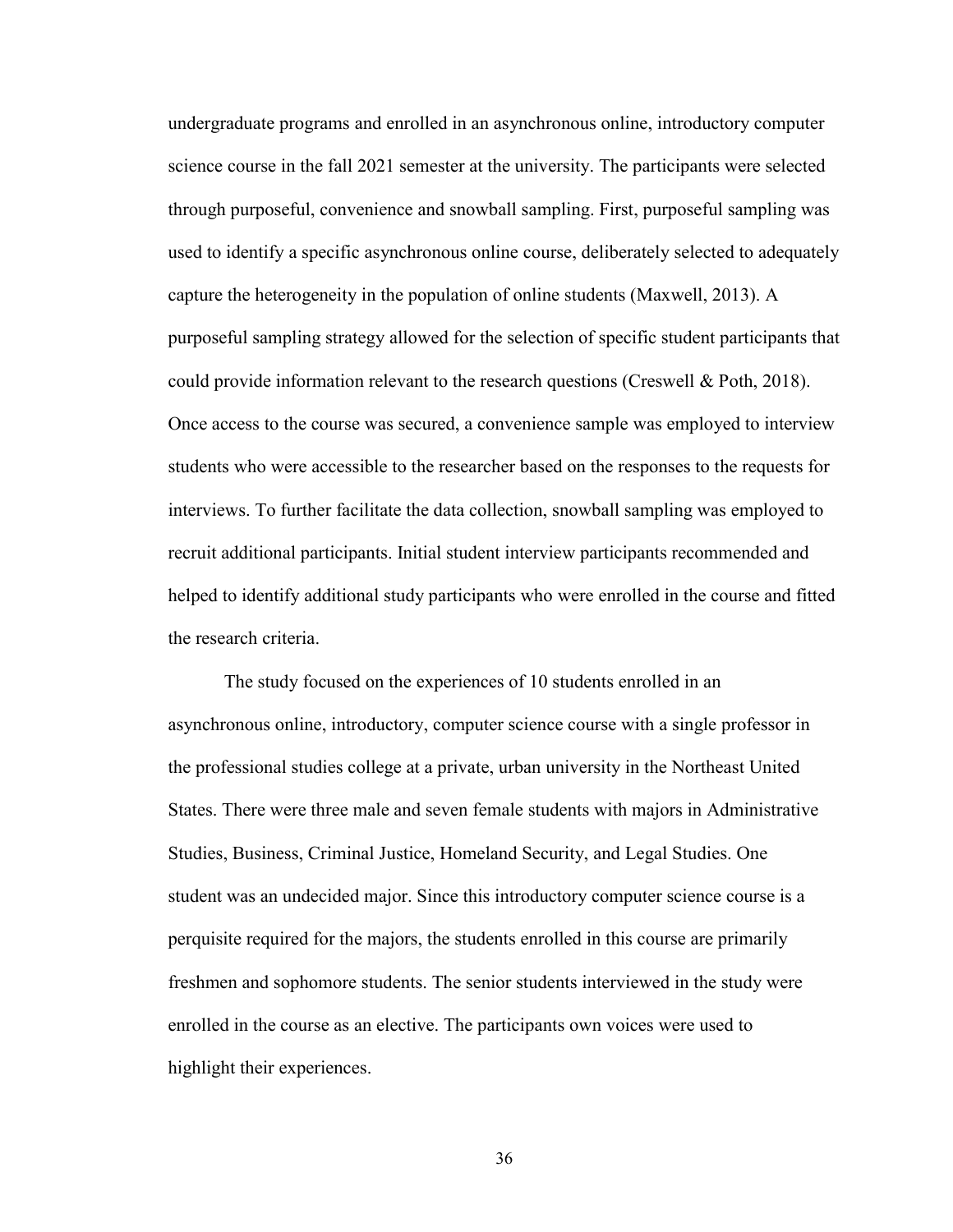undergraduate programs and enrolled in an asynchronous online, introductory computer science course in the fall 2021 semester at the university. The participants were selected through purposeful, convenience and snowball sampling. First, purposeful sampling was used to identify a specific asynchronous online course, deliberately selected to adequately capture the heterogeneity in the population of online students (Maxwell, 2013). A purposeful sampling strategy allowed for the selection of specific student participants that could provide information relevant to the research questions (Creswell & Poth, 2018). Once access to the course was secured, a convenience sample was employed to interview students who were accessible to the researcher based on the responses to the requests for interviews. To further facilitate the data collection, snowball sampling was employed to recruit additional participants. Initial student interview participants recommended and helped to identify additional study participants who were enrolled in the course and fitted the research criteria.

The study focused on the experiences of 10 students enrolled in an asynchronous online, introductory, computer science course with a single professor in the professional studies college at a private, urban university in the Northeast United States. There were three male and seven female students with majors in Administrative Studies, Business, Criminal Justice, Homeland Security, and Legal Studies. One student was an undecided major. Since this introductory computer science course is a perquisite required for the majors, the students enrolled in this course are primarily freshmen and sophomore students. The senior students interviewed in the study were enrolled in the course as an elective. The participants own voices were used to highlight their experiences.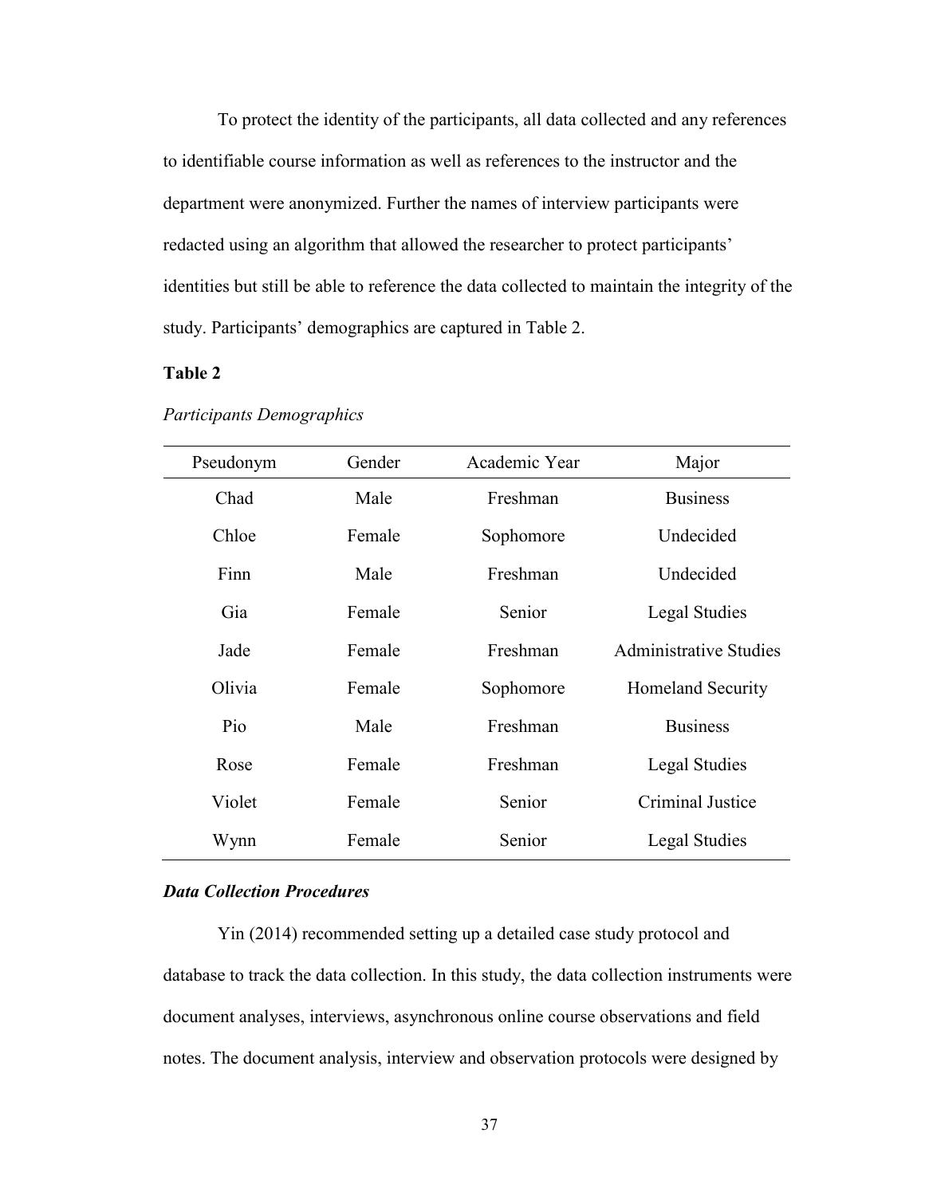To protect the identity of the participants, all data collected and any references to identifiable course information as well as references to the instructor and the department were anonymized. Further the names of interview participants were redacted using an algorithm that allowed the researcher to protect participants' identities but still be able to reference the data collected to maintain the integrity of the study. Participants' demographics are captured in Table 2.

**Table 2**

*Participants Demographics*

| Pseudonym | Gender | Academic Year | Major |
|---|---|---|---|
| Chad | Male | Freshman | Business |
| Chloe | Female | Sophomore | Undecided |
| Finn | Male | Freshman | Undecided |
| Gia | Female | Senior | Legal Studies |
| Jade | Female | Freshman | Administrative Studies |
| Olivia | Female | Sophomore | Homeland Security |
| Pio | Male | Freshman | Business |
| Rose | Female | Freshman | Legal Studies |
| Violet | Female | Senior | Criminal Justice |
| Wynn | Female | Senior | Legal Studies |

### *Data Collection Procedures*

Yin (2014) recommended setting up a detailed case study protocol and database to track the data collection. In this study, the data collection instruments were document analyses, interviews, asynchronous online course observations and field notes. The document analysis, interview and observation protocols were designed by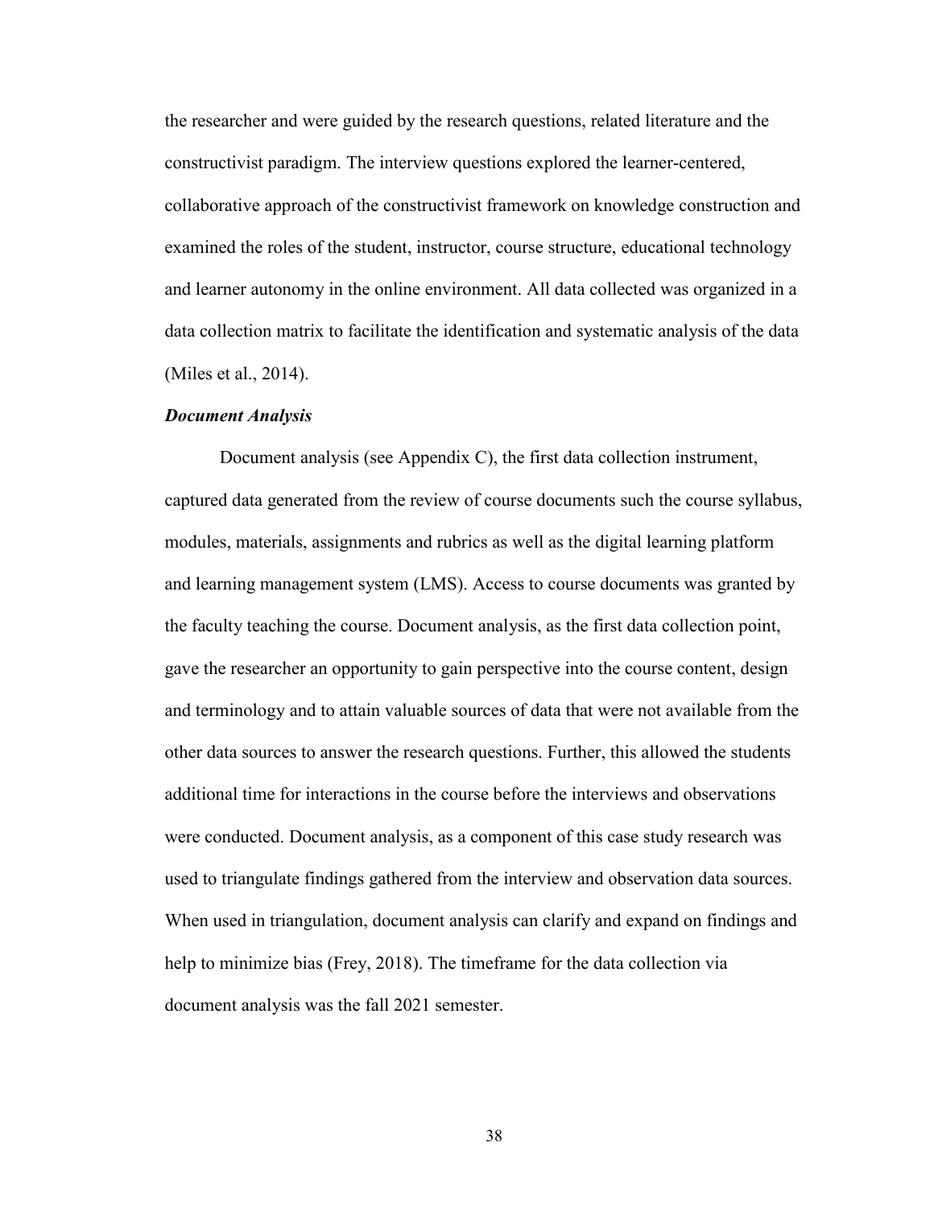the researcher and were guided by the research questions, related literature and the constructivist paradigm. The interview questions explored the learner-centered, collaborative approach of the constructivist framework on knowledge construction and examined the roles of the student, instructor, course structure, educational technology and learner autonomy in the online environment. All data collected was organized in a data collection matrix to facilitate the identification and systematic analysis of the data (Miles et al., 2014).

### ***Document Analysis***

Document analysis (see Appendix C), the first data collection instrument, captured data generated from the review of course documents such the course syllabus, modules, materials, assignments and rubrics as well as the digital learning platform and learning management system (LMS). Access to course documents was granted by the faculty teaching the course. Document analysis, as the first data collection point, gave the researcher an opportunity to gain perspective into the course content, design and terminology and to attain valuable sources of data that were not available from the other data sources to answer the research questions. Further, this allowed the students additional time for interactions in the course before the interviews and observations were conducted. Document analysis, as a component of this case study research was used to triangulate findings gathered from the interview and observation data sources. When used in triangulation, document analysis can clarify and expand on findings and help to minimize bias (Frey, 2018). The timeframe for the data collection via document analysis was the fall 2021 semester.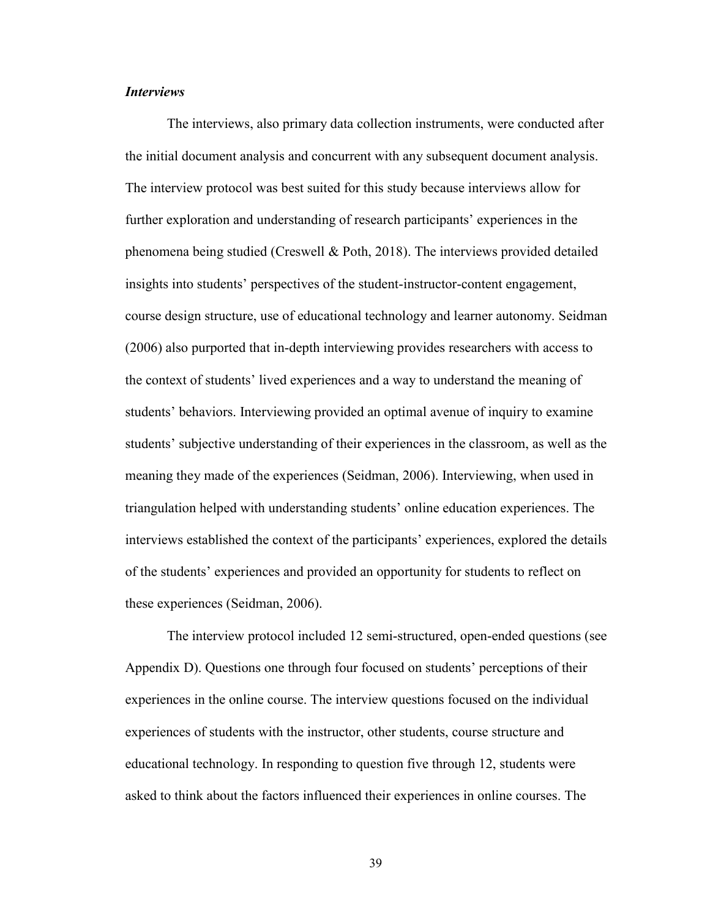### *Interviews*

The interviews, also primary data collection instruments, were conducted after the initial document analysis and concurrent with any subsequent document analysis. The interview protocol was best suited for this study because interviews allow for further exploration and understanding of research participants' experiences in the phenomena being studied (Creswell & Poth, 2018). The interviews provided detailed insights into students' perspectives of the student-instructor-content engagement, course design structure, use of educational technology and learner autonomy. Seidman (2006) also purported that in-depth interviewing provides researchers with access to the context of students' lived experiences and a way to understand the meaning of students' behaviors. Interviewing provided an optimal avenue of inquiry to examine students' subjective understanding of their experiences in the classroom, as well as the meaning they made of the experiences (Seidman, 2006). Interviewing, when used in triangulation helped with understanding students' online education experiences. The interviews established the context of the participants' experiences, explored the details of the students' experiences and provided an opportunity for students to reflect on these experiences (Seidman, 2006).

The interview protocol included 12 semi-structured, open-ended questions (see Appendix D). Questions one through four focused on students' perceptions of their experiences in the online course. The interview questions focused on the individual experiences of students with the instructor, other students, course structure and educational technology. In responding to question five through 12, students were asked to think about the factors influenced their experiences in online courses. The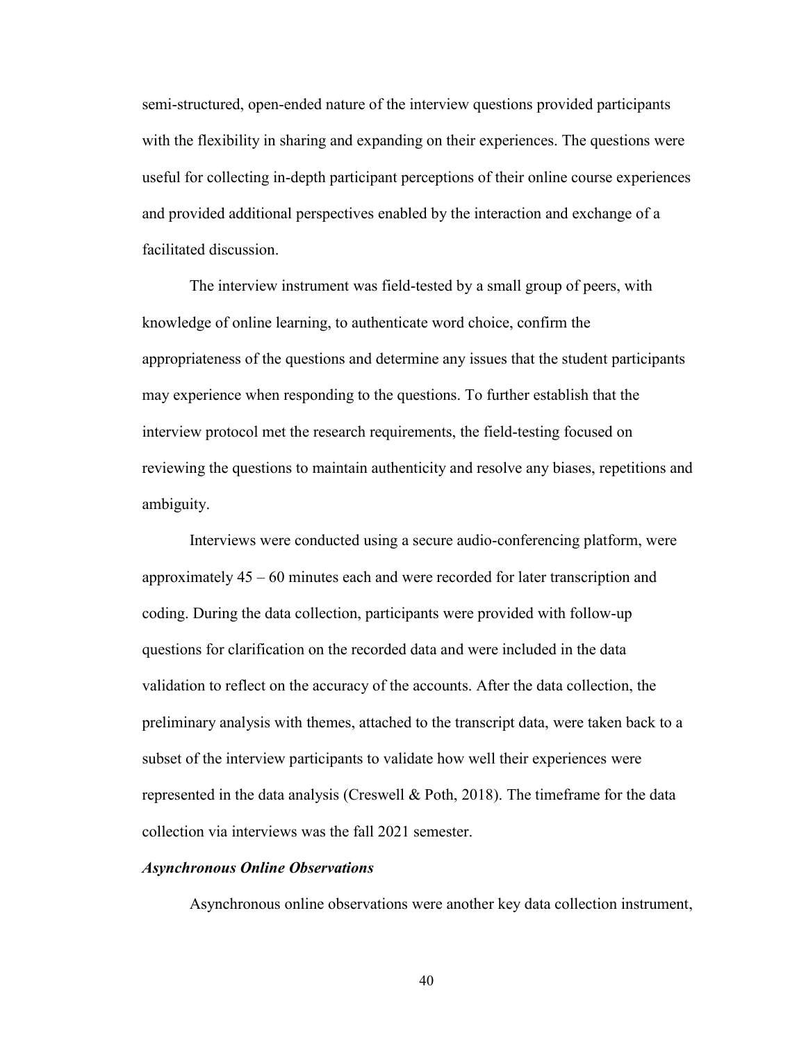semi-structured, open-ended nature of the interview questions provided participants with the flexibility in sharing and expanding on their experiences. The questions were useful for collecting in-depth participant perceptions of their online course experiences and provided additional perspectives enabled by the interaction and exchange of a facilitated discussion.

The interview instrument was field-tested by a small group of peers, with knowledge of online learning, to authenticate word choice, confirm the appropriateness of the questions and determine any issues that the student participants may experience when responding to the questions. To further establish that the interview protocol met the research requirements, the field-testing focused on reviewing the questions to maintain authenticity and resolve any biases, repetitions and ambiguity.

Interviews were conducted using a secure audio-conferencing platform, were approximately 45 – 60 minutes each and were recorded for later transcription and coding. During the data collection, participants were provided with follow-up questions for clarification on the recorded data and were included in the data validation to reflect on the accuracy of the accounts. After the data collection, the preliminary analysis with themes, attached to the transcript data, were taken back to a subset of the interview participants to validate how well their experiences were represented in the data analysis (Creswell & Poth, 2018). The timeframe for the data collection via interviews was the fall 2021 semester.

### ***Asynchronous Online Observations***

Asynchronous online observations were another key data collection instrument,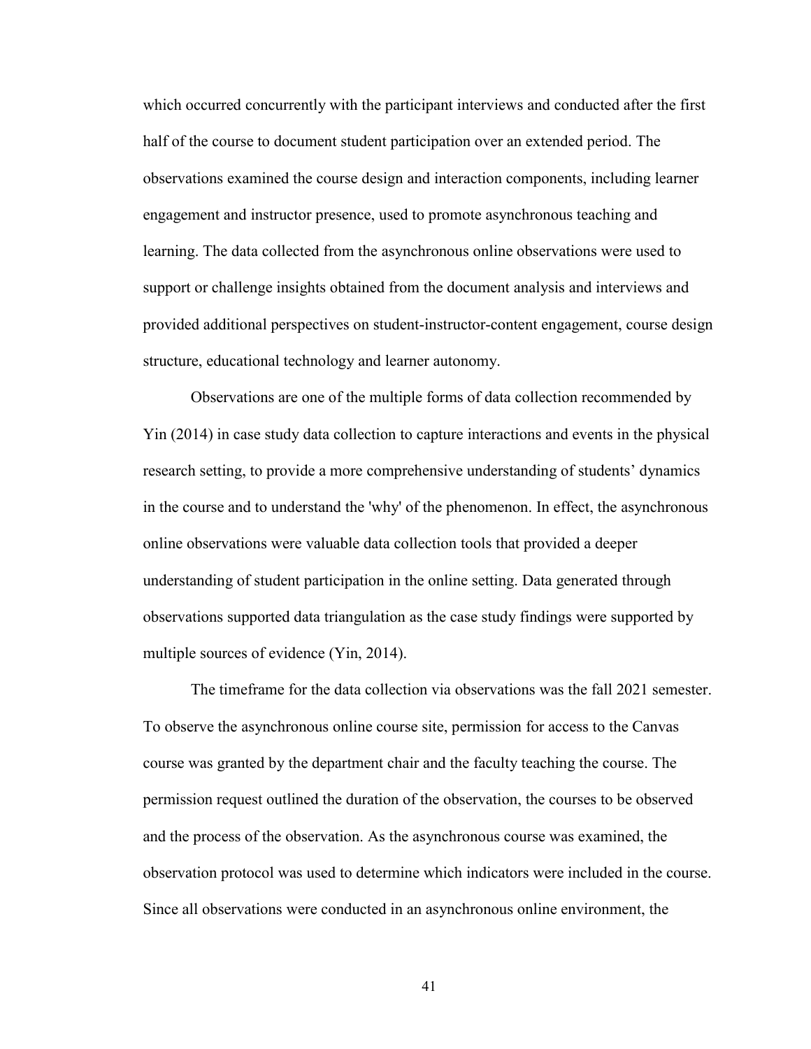which occurred concurrently with the participant interviews and conducted after the first half of the course to document student participation over an extended period. The observations examined the course design and interaction components, including learner engagement and instructor presence, used to promote asynchronous teaching and learning. The data collected from the asynchronous online observations were used to support or challenge insights obtained from the document analysis and interviews and provided additional perspectives on student-instructor-content engagement, course design structure, educational technology and learner autonomy.

Observations are one of the multiple forms of data collection recommended by Yin (2014) in case study data collection to capture interactions and events in the physical research setting, to provide a more comprehensive understanding of students' dynamics in the course and to understand the 'why' of the phenomenon. In effect, the asynchronous online observations were valuable data collection tools that provided a deeper understanding of student participation in the online setting. Data generated through observations supported data triangulation as the case study findings were supported by multiple sources of evidence (Yin, 2014).

The timeframe for the data collection via observations was the fall 2021 semester. To observe the asynchronous online course site, permission for access to the Canvas course was granted by the department chair and the faculty teaching the course. The permission request outlined the duration of the observation, the courses to be observed and the process of the observation. As the asynchronous course was examined, the observation protocol was used to determine which indicators were included in the course. Since all observations were conducted in an asynchronous online environment, the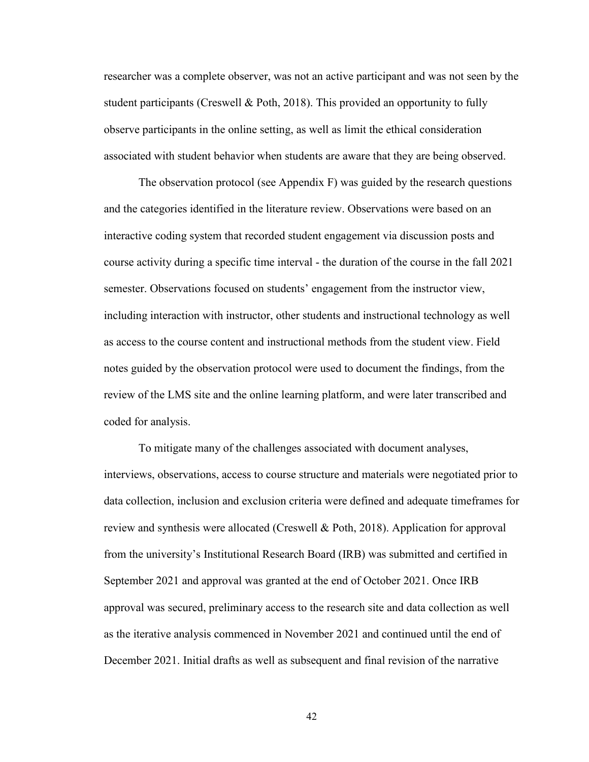researcher was a complete observer, was not an active participant and was not seen by the student participants (Creswell & Poth, 2018). This provided an opportunity to fully observe participants in the online setting, as well as limit the ethical consideration associated with student behavior when students are aware that they are being observed.

The observation protocol (see Appendix F) was guided by the research questions and the categories identified in the literature review. Observations were based on an interactive coding system that recorded student engagement via discussion posts and course activity during a specific time interval - the duration of the course in the fall 2021 semester. Observations focused on students' engagement from the instructor view, including interaction with instructor, other students and instructional technology as well as access to the course content and instructional methods from the student view. Field notes guided by the observation protocol were used to document the findings, from the review of the LMS site and the online learning platform, and were later transcribed and coded for analysis.

To mitigate many of the challenges associated with document analyses, interviews, observations, access to course structure and materials were negotiated prior to data collection, inclusion and exclusion criteria were defined and adequate timeframes for review and synthesis were allocated (Creswell & Poth, 2018). Application for approval from the university's Institutional Research Board (IRB) was submitted and certified in September 2021 and approval was granted at the end of October 2021. Once IRB approval was secured, preliminary access to the research site and data collection as well as the iterative analysis commenced in November 2021 and continued until the end of December 2021. Initial drafts as well as subsequent and final revision of the narrative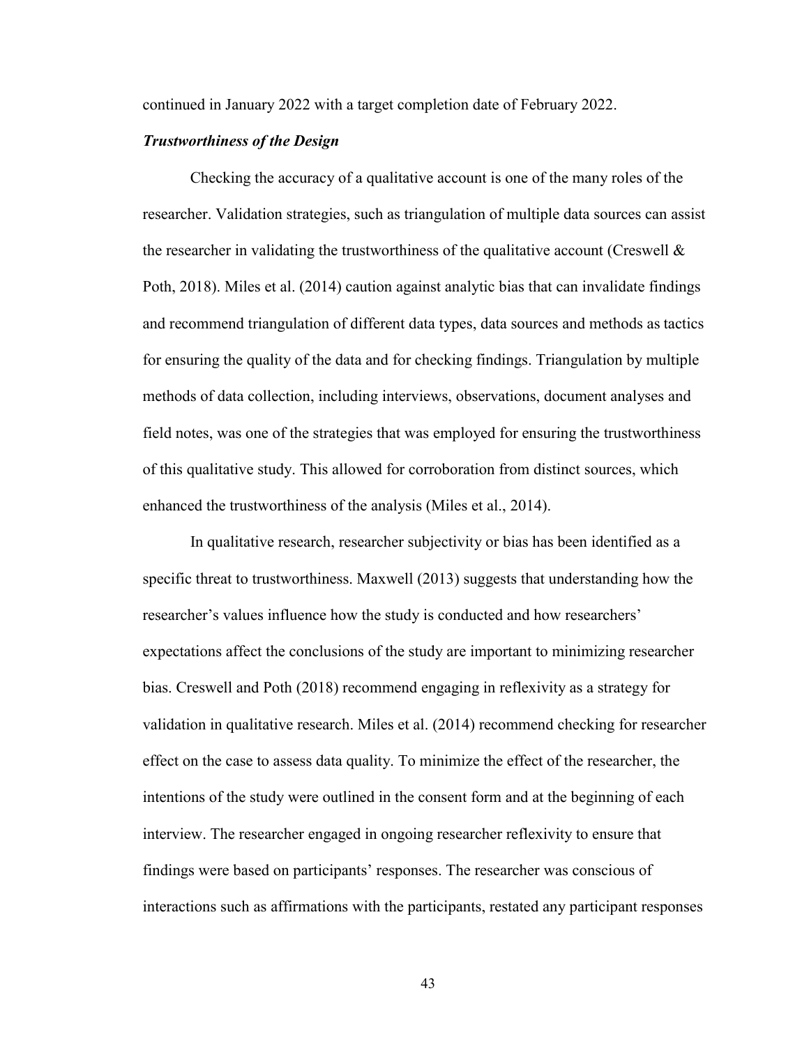continued in January 2022 with a target completion date of February 2022.

### *Trustworthiness of the Design*

Checking the accuracy of a qualitative account is one of the many roles of the researcher. Validation strategies, such as triangulation of multiple data sources can assist the researcher in validating the trustworthiness of the qualitative account (Creswell & Poth, 2018). Miles et al. (2014) caution against analytic bias that can invalidate findings and recommend triangulation of different data types, data sources and methods as tactics for ensuring the quality of the data and for checking findings. Triangulation by multiple methods of data collection, including interviews, observations, document analyses and field notes, was one of the strategies that was employed for ensuring the trustworthiness of this qualitative study. This allowed for corroboration from distinct sources, which enhanced the trustworthiness of the analysis (Miles et al., 2014).

In qualitative research, researcher subjectivity or bias has been identified as a specific threat to trustworthiness. Maxwell (2013) suggests that understanding how the researcher's values influence how the study is conducted and how researchers' expectations affect the conclusions of the study are important to minimizing researcher bias. Creswell and Poth (2018) recommend engaging in reflexivity as a strategy for validation in qualitative research. Miles et al. (2014) recommend checking for researcher effect on the case to assess data quality. To minimize the effect of the researcher, the intentions of the study were outlined in the consent form and at the beginning of each interview. The researcher engaged in ongoing researcher reflexivity to ensure that findings were based on participants' responses. The researcher was conscious of interactions such as affirmations with the participants, restated any participant responses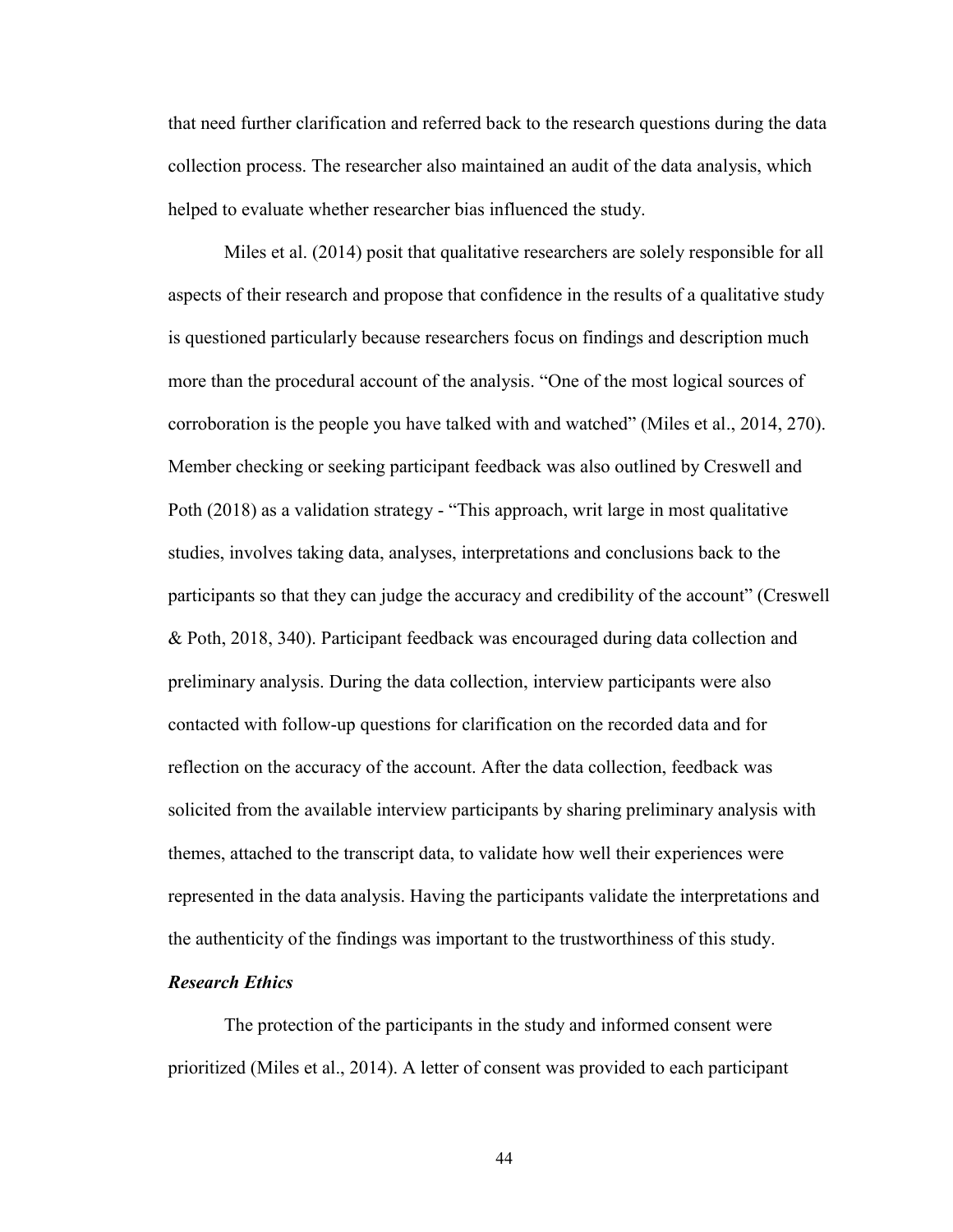that need further clarification and referred back to the research questions during the data collection process. The researcher also maintained an audit of the data analysis, which helped to evaluate whether researcher bias influenced the study.

Miles et al. (2014) posit that qualitative researchers are solely responsible for all aspects of their research and propose that confidence in the results of a qualitative study is questioned particularly because researchers focus on findings and description much more than the procedural account of the analysis. "One of the most logical sources of corroboration is the people you have talked with and watched" (Miles et al., 2014, 270). Member checking or seeking participant feedback was also outlined by Creswell and Poth (2018) as a validation strategy - "This approach, writ large in most qualitative studies, involves taking data, analyses, interpretations and conclusions back to the participants so that they can judge the accuracy and credibility of the account" (Creswell & Poth, 2018, 340). Participant feedback was encouraged during data collection and preliminary analysis. During the data collection, interview participants were also contacted with follow-up questions for clarification on the recorded data and for reflection on the accuracy of the account. After the data collection, feedback was solicited from the available interview participants by sharing preliminary analysis with themes, attached to the transcript data, to validate how well their experiences were represented in the data analysis. Having the participants validate the interpretations and the authenticity of the findings was important to the trustworthiness of this study.

### *Research Ethics*

The protection of the participants in the study and informed consent were prioritized (Miles et al., 2014). A letter of consent was provided to each participant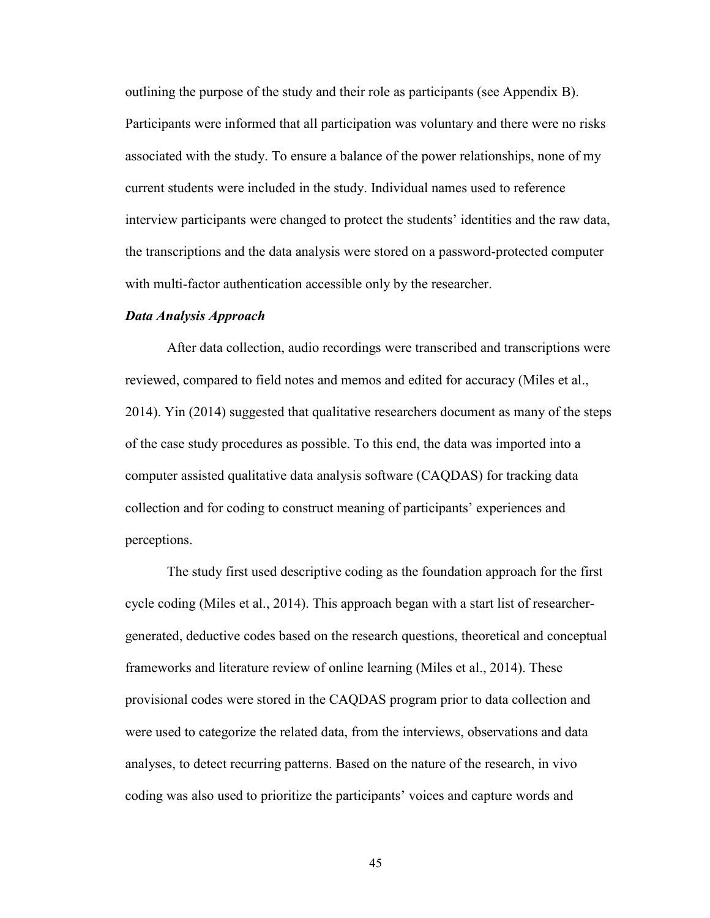outlining the purpose of the study and their role as participants (see Appendix B). Participants were informed that all participation was voluntary and there were no risks associated with the study. To ensure a balance of the power relationships, none of my current students were included in the study. Individual names used to reference interview participants were changed to protect the students' identities and the raw data, the transcriptions and the data analysis were stored on a password-protected computer with multi-factor authentication accessible only by the researcher.

***Data Analysis Approach***

After data collection, audio recordings were transcribed and transcriptions were reviewed, compared to field notes and memos and edited for accuracy (Miles et al., 2014). Yin (2014) suggested that qualitative researchers document as many of the steps of the case study procedures as possible. To this end, the data was imported into a computer assisted qualitative data analysis software (CAQDAS) for tracking data collection and for coding to construct meaning of participants' experiences and perceptions.

The study first used descriptive coding as the foundation approach for the first cycle coding (Miles et al., 2014). This approach began with a start list of researcher-generated, deductive codes based on the research questions, theoretical and conceptual frameworks and literature review of online learning (Miles et al., 2014). These provisional codes were stored in the CAQDAS program prior to data collection and were used to categorize the related data, from the interviews, observations and data analyses, to detect recurring patterns. Based on the nature of the research, in vivo coding was also used to prioritize the participants' voices and capture words and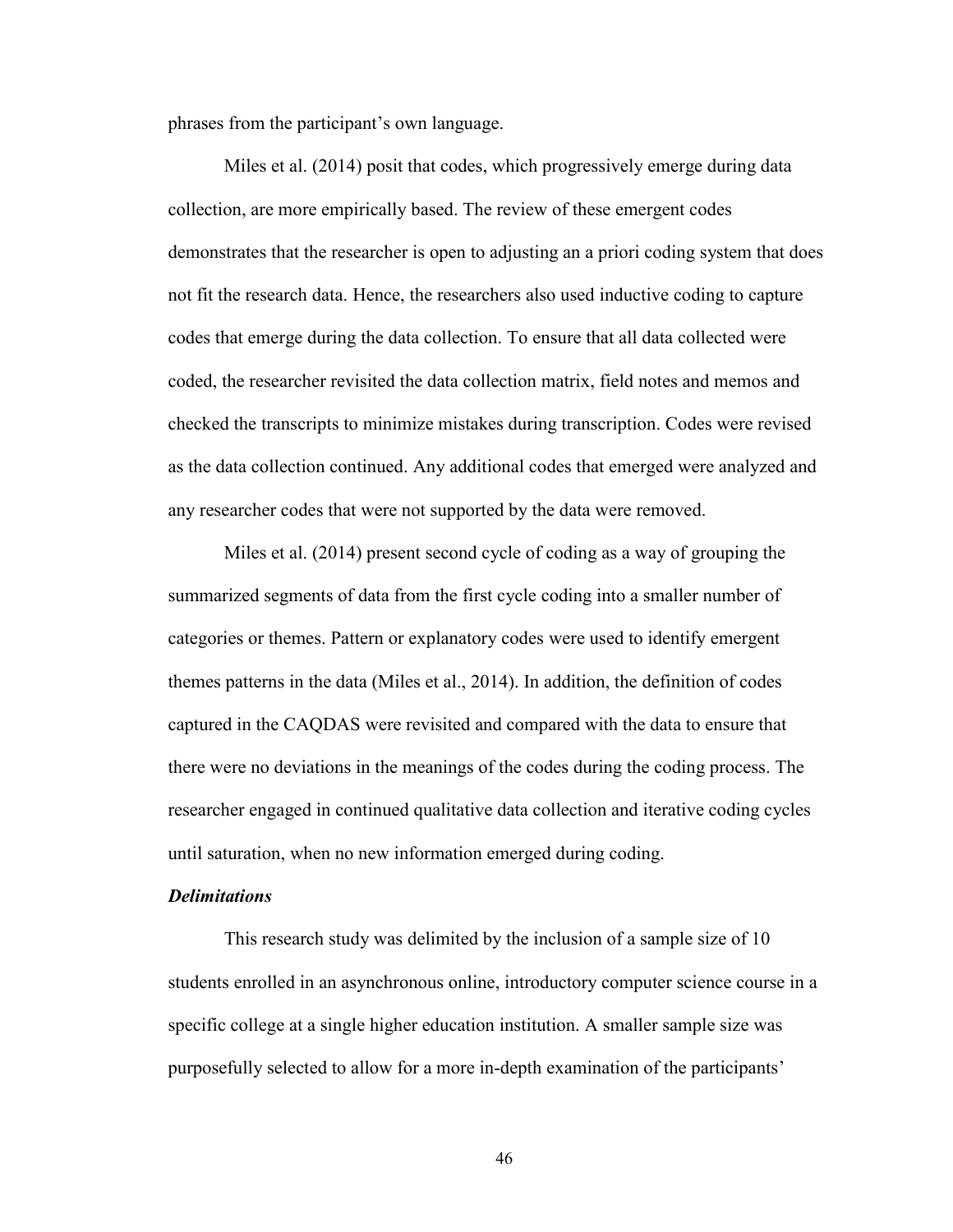phrases from the participant's own language.

Miles et al. (2014) posit that codes, which progressively emerge during data collection, are more empirically based. The review of these emergent codes demonstrates that the researcher is open to adjusting an a priori coding system that does not fit the research data. Hence, the researchers also used inductive coding to capture codes that emerge during the data collection. To ensure that all data collected were coded, the researcher revisited the data collection matrix, field notes and memos and checked the transcripts to minimize mistakes during transcription. Codes were revised as the data collection continued. Any additional codes that emerged were analyzed and any researcher codes that were not supported by the data were removed.

Miles et al. (2014) present second cycle of coding as a way of grouping the summarized segments of data from the first cycle coding into a smaller number of categories or themes. Pattern or explanatory codes were used to identify emergent themes patterns in the data (Miles et al., 2014). In addition, the definition of codes captured in the CAQDAS were revisited and compared with the data to ensure that there were no deviations in the meanings of the codes during the coding process. The researcher engaged in continued qualitative data collection and iterative coding cycles until saturation, when no new information emerged during coding.

### *Delimitations*

This research study was delimited by the inclusion of a sample size of 10 students enrolled in an asynchronous online, introductory computer science course in a specific college at a single higher education institution. A smaller sample size was purposefully selected to allow for a more in-depth examination of the participants'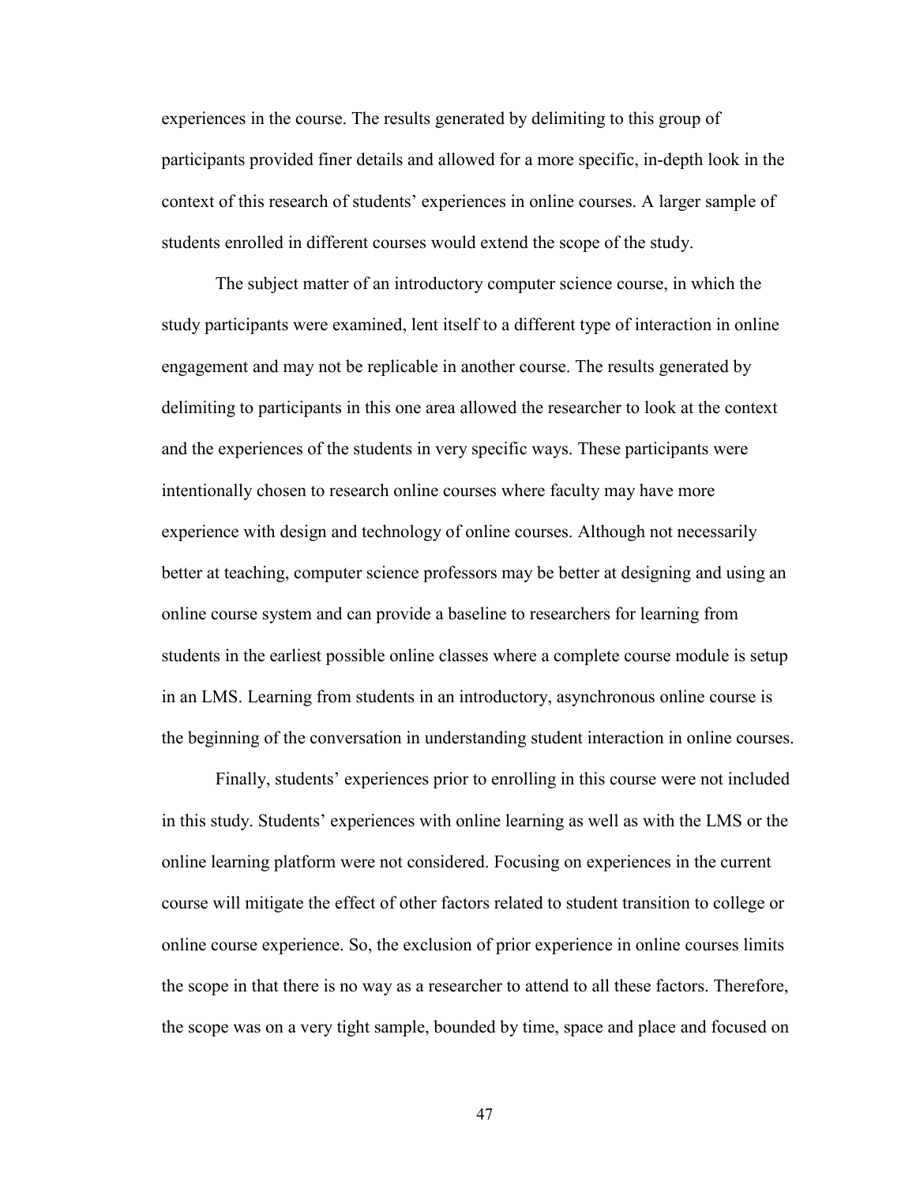experiences in the course. The results generated by delimiting to this group of participants provided finer details and allowed for a more specific, in-depth look in the context of this research of students' experiences in online courses. A larger sample of students enrolled in different courses would extend the scope of the study.

The subject matter of an introductory computer science course, in which the study participants were examined, lent itself to a different type of interaction in online engagement and may not be replicable in another course. The results generated by delimiting to participants in this one area allowed the researcher to look at the context and the experiences of the students in very specific ways. These participants were intentionally chosen to research online courses where faculty may have more experience with design and technology of online courses. Although not necessarily better at teaching, computer science professors may be better at designing and using an online course system and can provide a baseline to researchers for learning from students in the earliest possible online classes where a complete course module is setup in an LMS. Learning from students in an introductory, asynchronous online course is the beginning of the conversation in understanding student interaction in online courses.

Finally, students' experiences prior to enrolling in this course were not included in this study. Students' experiences with online learning as well as with the LMS or the online learning platform were not considered. Focusing on experiences in the current course will mitigate the effect of other factors related to student transition to college or online course experience. So, the exclusion of prior experience in online courses limits the scope in that there is no way as a researcher to attend to all these factors. Therefore, the scope was on a very tight sample, bounded by time, space and place and focused on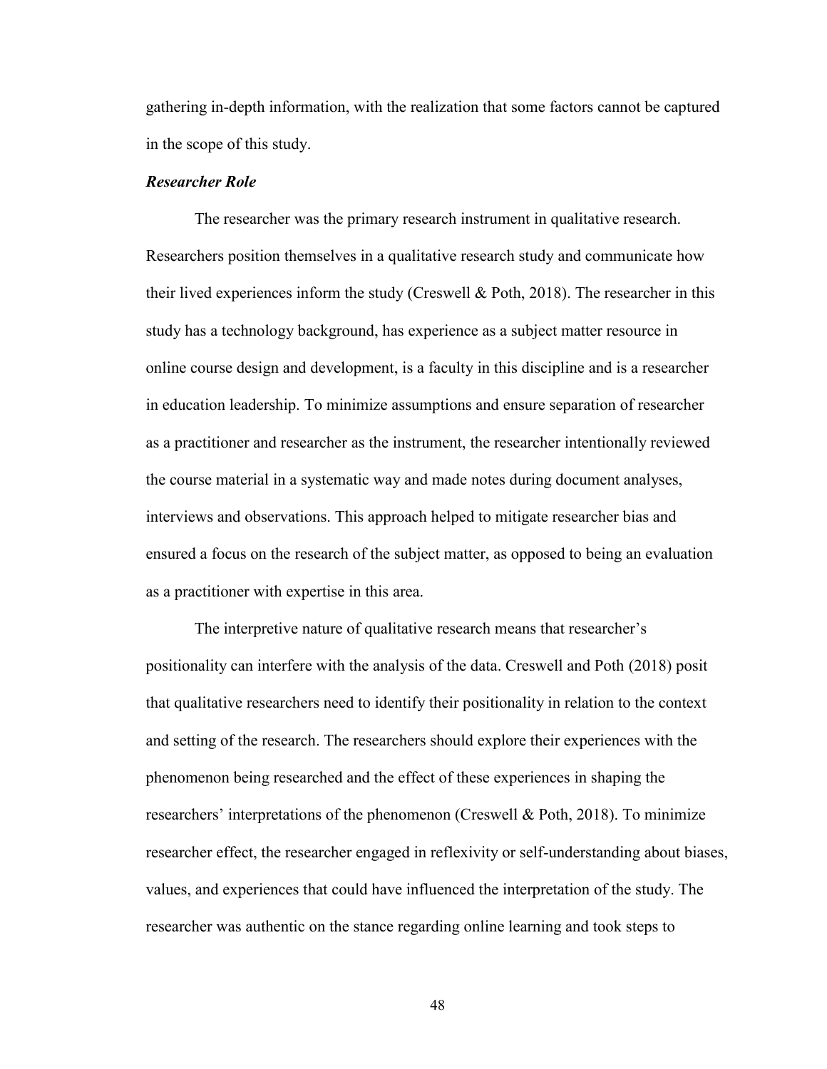gathering in-depth information, with the realization that some factors cannot be captured in the scope of this study.

### *Researcher Role*

The researcher was the primary research instrument in qualitative research. Researchers position themselves in a qualitative research study and communicate how their lived experiences inform the study (Creswell & Poth, 2018). The researcher in this study has a technology background, has experience as a subject matter resource in online course design and development, is a faculty in this discipline and is a researcher in education leadership. To minimize assumptions and ensure separation of researcher as a practitioner and researcher as the instrument, the researcher intentionally reviewed the course material in a systematic way and made notes during document analyses, interviews and observations. This approach helped to mitigate researcher bias and ensured a focus on the research of the subject matter, as opposed to being an evaluation as a practitioner with expertise in this area.

The interpretive nature of qualitative research means that researcher's positionality can interfere with the analysis of the data. Creswell and Poth (2018) posit that qualitative researchers need to identify their positionality in relation to the context and setting of the research. The researchers should explore their experiences with the phenomenon being researched and the effect of these experiences in shaping the researchers' interpretations of the phenomenon (Creswell & Poth, 2018). To minimize researcher effect, the researcher engaged in reflexivity or self-understanding about biases, values, and experiences that could have influenced the interpretation of the study. The researcher was authentic on the stance regarding online learning and took steps to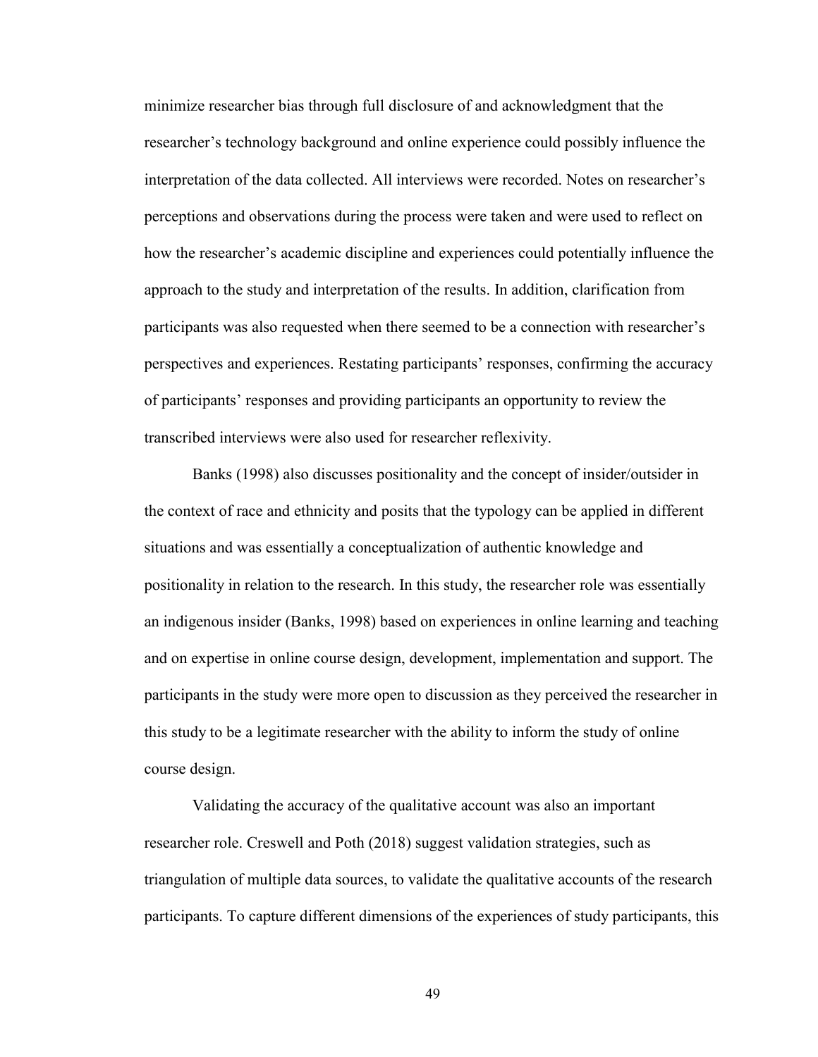minimize researcher bias through full disclosure of and acknowledgment that the researcher's technology background and online experience could possibly influence the interpretation of the data collected. All interviews were recorded. Notes on researcher's perceptions and observations during the process were taken and were used to reflect on how the researcher's academic discipline and experiences could potentially influence the approach to the study and interpretation of the results. In addition, clarification from participants was also requested when there seemed to be a connection with researcher's perspectives and experiences. Restating participants' responses, confirming the accuracy of participants' responses and providing participants an opportunity to review the transcribed interviews were also used for researcher reflexivity.

Banks (1998) also discusses positionality and the concept of insider/outsider in the context of race and ethnicity and posits that the typology can be applied in different situations and was essentially a conceptualization of authentic knowledge and positionality in relation to the research. In this study, the researcher role was essentially an indigenous insider (Banks, 1998) based on experiences in online learning and teaching and on expertise in online course design, development, implementation and support. The participants in the study were more open to discussion as they perceived the researcher in this study to be a legitimate researcher with the ability to inform the study of online course design.

Validating the accuracy of the qualitative account was also an important researcher role. Creswell and Poth (2018) suggest validation strategies, such as triangulation of multiple data sources, to validate the qualitative accounts of the research participants. To capture different dimensions of the experiences of study participants, this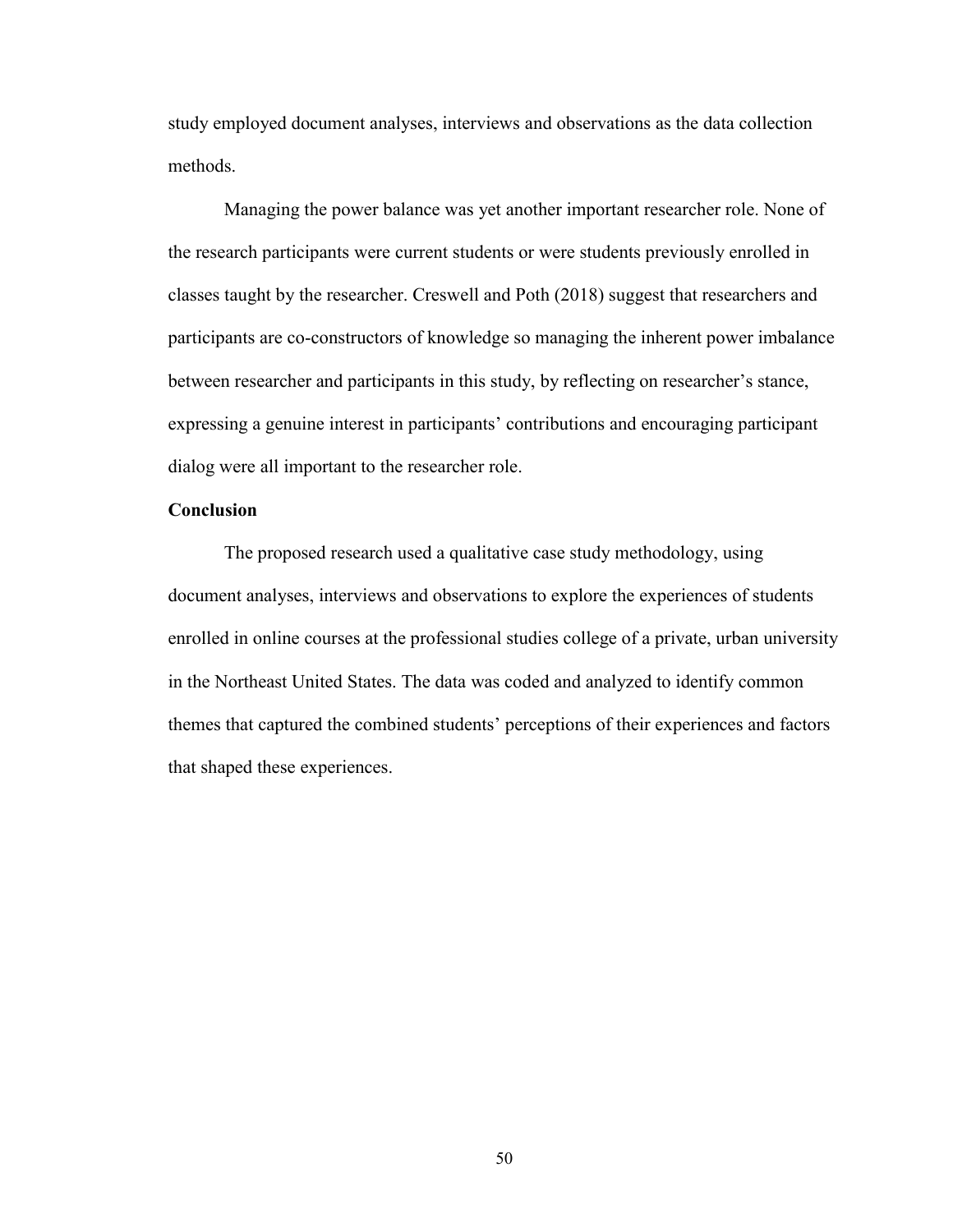study employed document analyses, interviews and observations as the data collection methods.

Managing the power balance was yet another important researcher role. None of the research participants were current students or were students previously enrolled in classes taught by the researcher. Creswell and Poth (2018) suggest that researchers and participants are co-constructors of knowledge so managing the inherent power imbalance between researcher and participants in this study, by reflecting on researcher's stance, expressing a genuine interest in participants' contributions and encouraging participant dialog were all important to the researcher role.

**Conclusion**

The proposed research used a qualitative case study methodology, using document analyses, interviews and observations to explore the experiences of students enrolled in online courses at the professional studies college of a private, urban university in the Northeast United States. The data was coded and analyzed to identify common themes that captured the combined students' perceptions of their experiences and factors that shaped these experiences.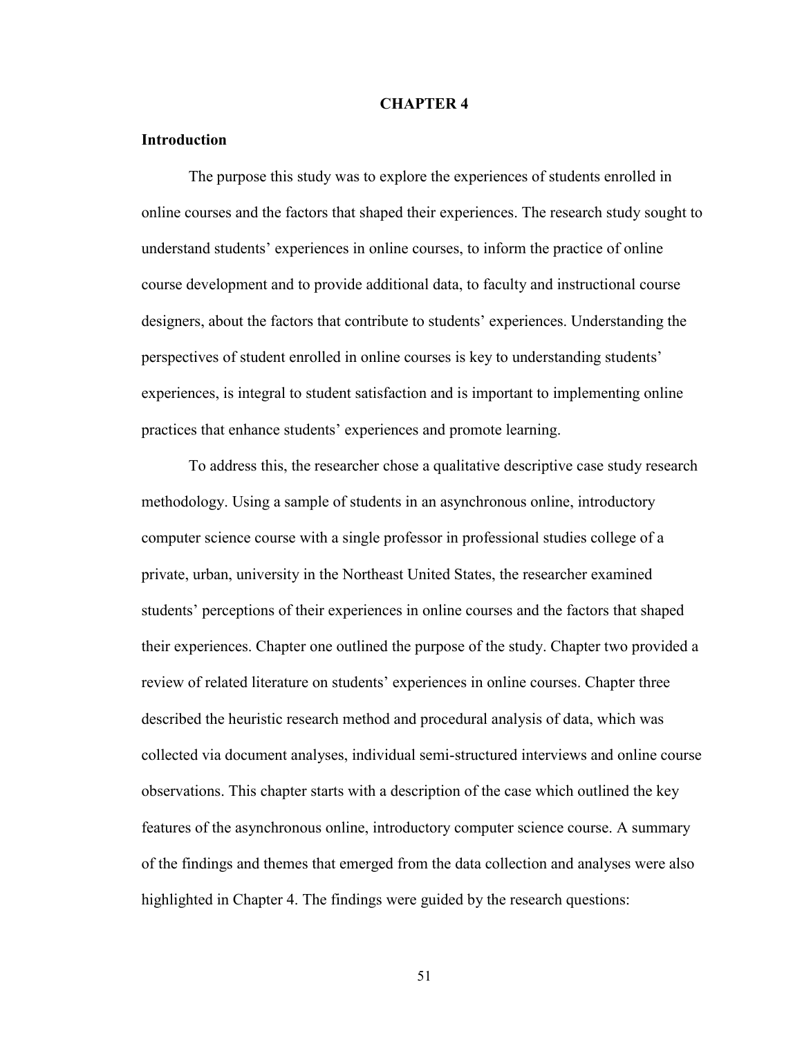# CHAPTER 4

## Introduction

The purpose this study was to explore the experiences of students enrolled in online courses and the factors that shaped their experiences. The research study sought to understand students' experiences in online courses, to inform the practice of online course development and to provide additional data, to faculty and instructional course designers, about the factors that contribute to students' experiences. Understanding the perspectives of student enrolled in online courses is key to understanding students' experiences, is integral to student satisfaction and is important to implementing online practices that enhance students' experiences and promote learning.

To address this, the researcher chose a qualitative descriptive case study research methodology. Using a sample of students in an asynchronous online, introductory computer science course with a single professor in professional studies college of a private, urban, university in the Northeast United States, the researcher examined students' perceptions of their experiences in online courses and the factors that shaped their experiences. Chapter one outlined the purpose of the study. Chapter two provided a review of related literature on students' experiences in online courses. Chapter three described the heuristic research method and procedural analysis of data, which was collected via document analyses, individual semi-structured interviews and online course observations. This chapter starts with a description of the case which outlined the key features of the asynchronous online, introductory computer science course. A summary of the findings and themes that emerged from the data collection and analyses were also highlighted in Chapter 4. The findings were guided by the research questions: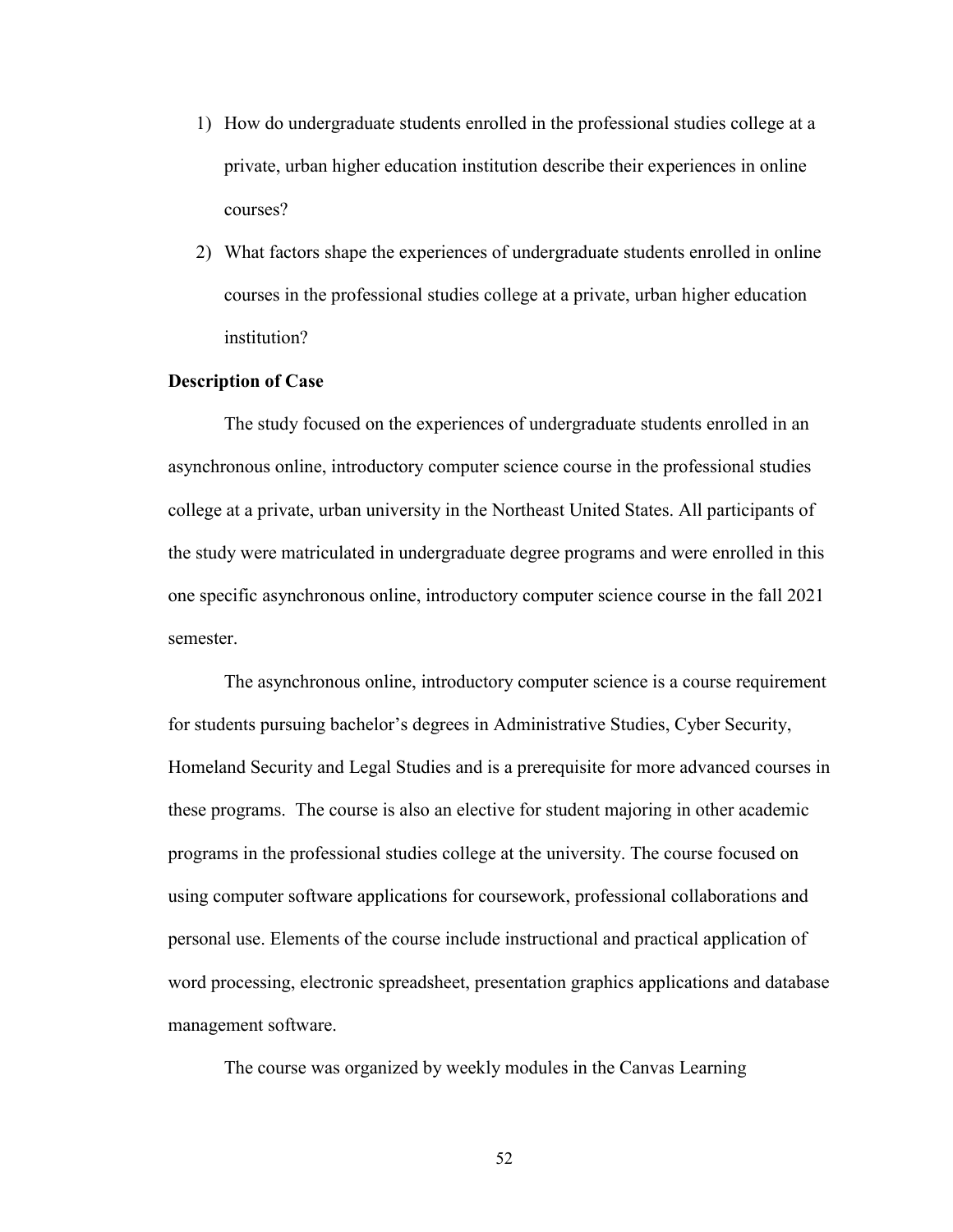1) How do undergraduate students enrolled in the professional studies college at a private, urban higher education institution describe their experiences in online courses?
2) What factors shape the experiences of undergraduate students enrolled in online courses in the professional studies college at a private, urban higher education institution?

**Description of Case**

The study focused on the experiences of undergraduate students enrolled in an asynchronous online, introductory computer science course in the professional studies college at a private, urban university in the Northeast United States. All participants of the study were matriculated in undergraduate degree programs and were enrolled in this one specific asynchronous online, introductory computer science course in the fall 2021 semester.

The asynchronous online, introductory computer science is a course requirement for students pursuing bachelor's degrees in Administrative Studies, Cyber Security, Homeland Security and Legal Studies and is a prerequisite for more advanced courses in these programs. The course is also an elective for student majoring in other academic programs in the professional studies college at the university. The course focused on using computer software applications for coursework, professional collaborations and personal use. Elements of the course include instructional and practical application of word processing, electronic spreadsheet, presentation graphics applications and database management software.

The course was organized by weekly modules in the Canvas Learning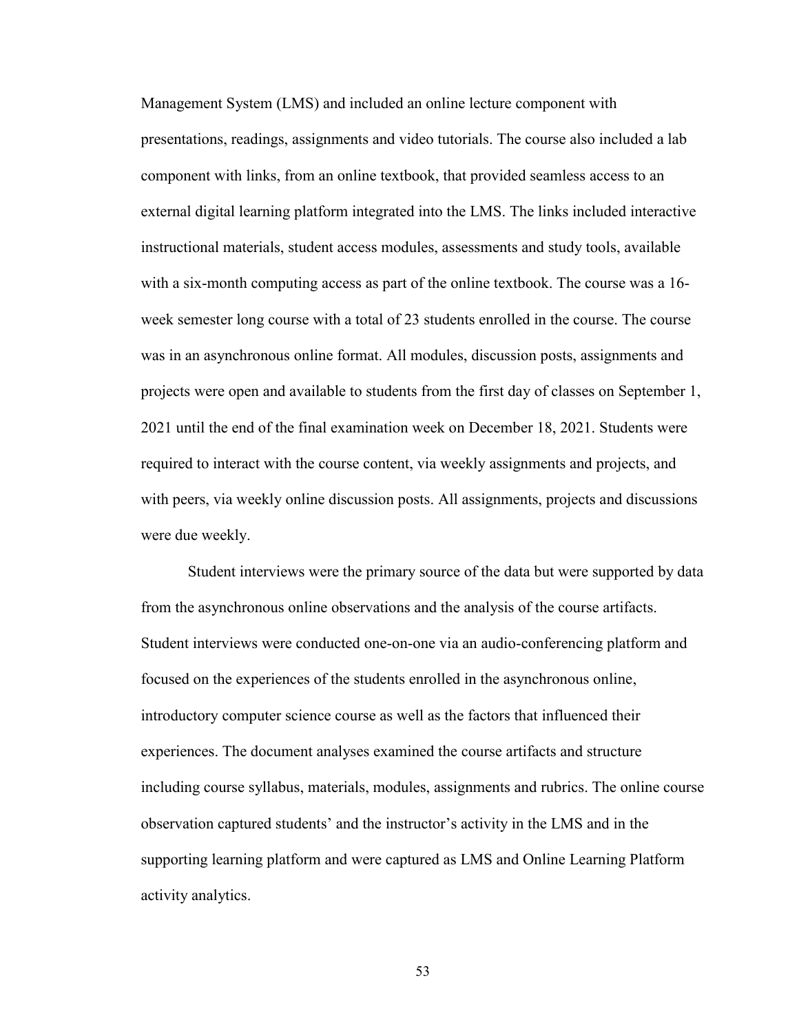Management System (LMS) and included an online lecture component with presentations, readings, assignments and video tutorials. The course also included a lab component with links, from an online textbook, that provided seamless access to an external digital learning platform integrated into the LMS. The links included interactive instructional materials, student access modules, assessments and study tools, available with a six-month computing access as part of the online textbook. The course was a 16-week semester long course with a total of 23 students enrolled in the course. The course was in an asynchronous online format. All modules, discussion posts, assignments and projects were open and available to students from the first day of classes on September 1, 2021 until the end of the final examination week on December 18, 2021. Students were required to interact with the course content, via weekly assignments and projects, and with peers, via weekly online discussion posts. All assignments, projects and discussions were due weekly.

Student interviews were the primary source of the data but were supported by data from the asynchronous online observations and the analysis of the course artifacts. Student interviews were conducted one-on-one via an audio-conferencing platform and focused on the experiences of the students enrolled in the asynchronous online, introductory computer science course as well as the factors that influenced their experiences. The document analyses examined the course artifacts and structure including course syllabus, materials, modules, assignments and rubrics. The online course observation captured students' and the instructor's activity in the LMS and in the supporting learning platform and were captured as LMS and Online Learning Platform activity analytics.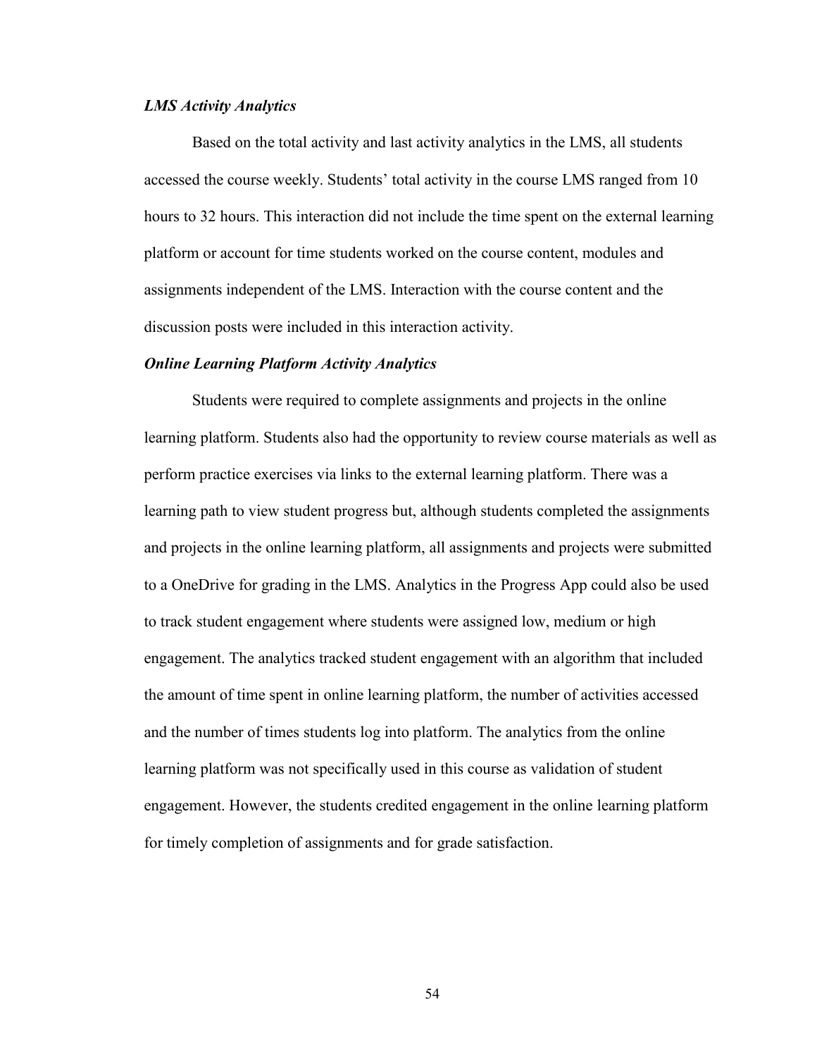### *LMS Activity Analytics*

Based on the total activity and last activity analytics in the LMS, all students accessed the course weekly. Students' total activity in the course LMS ranged from 10 hours to 32 hours. This interaction did not include the time spent on the external learning platform or account for time students worked on the course content, modules and assignments independent of the LMS. Interaction with the course content and the discussion posts were included in this interaction activity.

### *Online Learning Platform Activity Analytics*

Students were required to complete assignments and projects in the online learning platform. Students also had the opportunity to review course materials as well as perform practice exercises via links to the external learning platform. There was a learning path to view student progress but, although students completed the assignments and projects in the online learning platform, all assignments and projects were submitted to a OneDrive for grading in the LMS. Analytics in the Progress App could also be used to track student engagement where students were assigned low, medium or high engagement. The analytics tracked student engagement with an algorithm that included the amount of time spent in online learning platform, the number of activities accessed and the number of times students log into platform. The analytics from the online learning platform was not specifically used in this course as validation of student engagement. However, the students credited engagement in the online learning platform for timely completion of assignments and for grade satisfaction.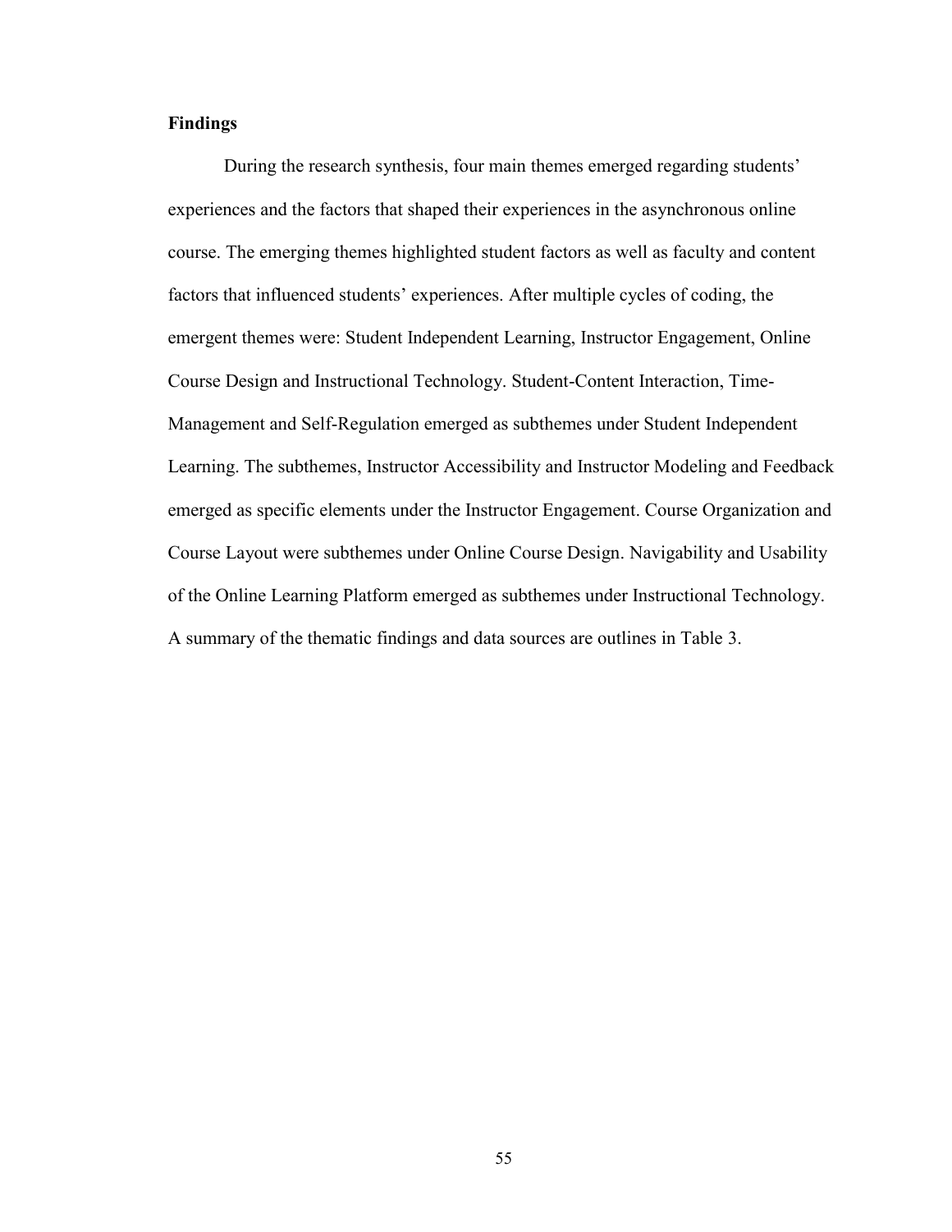**Findings**

During the research synthesis, four main themes emerged regarding students' experiences and the factors that shaped their experiences in the asynchronous online course. The emerging themes highlighted student factors as well as faculty and content factors that influenced students' experiences. After multiple cycles of coding, the emergent themes were: Student Independent Learning, Instructor Engagement, Online Course Design and Instructional Technology. Student-Content Interaction, Time-Management and Self-Regulation emerged as subthemes under Student Independent Learning. The subthemes, Instructor Accessibility and Instructor Modeling and Feedback emerged as specific elements under the Instructor Engagement. Course Organization and Course Layout were subthemes under Online Course Design. Navigability and Usability of the Online Learning Platform emerged as subthemes under Instructional Technology. A summary of the thematic findings and data sources are outlines in Table 3.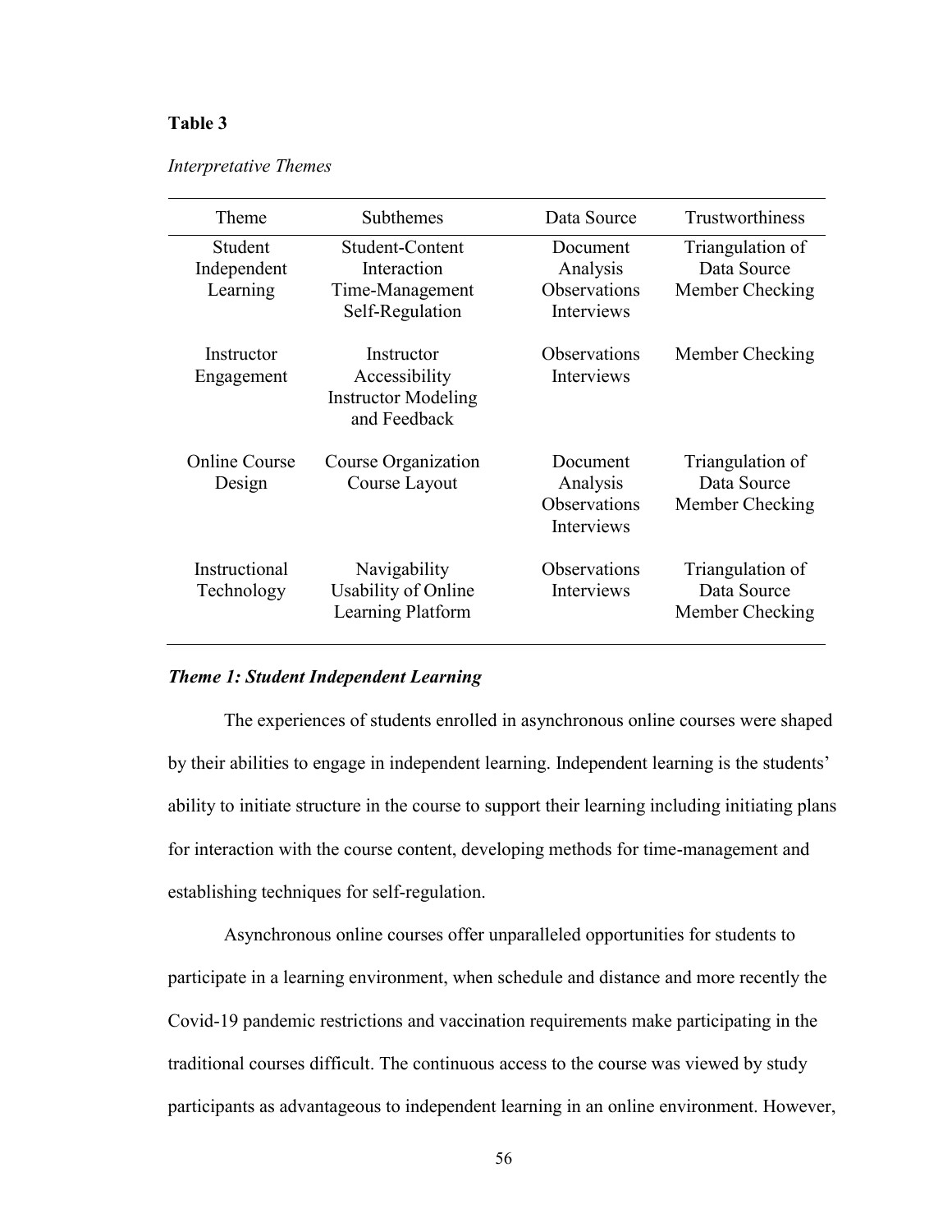**Table 3**

*Interpretative Themes*

| Theme | Subthemes | Data Source | Trustworthiness |
|---|---|---|---|
| Student Independent Learning | Student-Content Interaction<br>Time-Management<br>Self-Regulation | Document Analysis<br>Observations<br>Interviews | Triangulation of Data Source<br>Member Checking |
| Instructor Engagement | Instructor Accessibility<br>Instructor Modeling and Feedback | Observations<br>Interviews | Member Checking |
| Online Course Design | Course Organization<br>Course Layout | Document Analysis<br>Observations<br>Interviews | Triangulation of Data Source<br>Member Checking |
| Instructional Technology | Navigability<br>Usability of Online Learning Platform | Observations<br>Interviews | Triangulation of Data Source<br>Member Checking |

### ***Theme 1: Student Independent Learning***

The experiences of students enrolled in asynchronous online courses were shaped by their abilities to engage in independent learning. Independent learning is the students' ability to initiate structure in the course to support their learning including initiating plans for interaction with the course content, developing methods for time-management and establishing techniques for self-regulation.

Asynchronous online courses offer unparalleled opportunities for students to participate in a learning environment, when schedule and distance and more recently the Covid-19 pandemic restrictions and vaccination requirements make participating in the traditional courses difficult. The continuous access to the course was viewed by study participants as advantageous to independent learning in an online environment. However,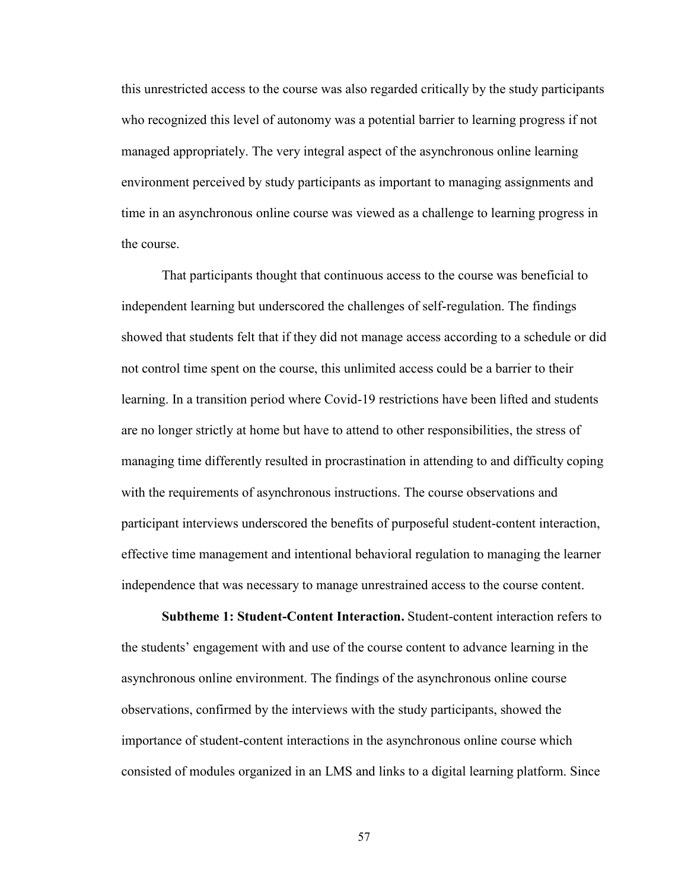this unrestricted access to the course was also regarded critically by the study participants who recognized this level of autonomy was a potential barrier to learning progress if not managed appropriately. The very integral aspect of the asynchronous online learning environment perceived by study participants as important to managing assignments and time in an asynchronous online course was viewed as a challenge to learning progress in the course.

That participants thought that continuous access to the course was beneficial to independent learning but underscored the challenges of self-regulation. The findings showed that students felt that if they did not manage access according to a schedule or did not control time spent on the course, this unlimited access could be a barrier to their learning. In a transition period where Covid-19 restrictions have been lifted and students are no longer strictly at home but have to attend to other responsibilities, the stress of managing time differently resulted in procrastination in attending to and difficulty coping with the requirements of asynchronous instructions. The course observations and participant interviews underscored the benefits of purposeful student-content interaction, effective time management and intentional behavioral regulation to managing the learner independence that was necessary to manage unrestrained access to the course content.

**Subtheme 1: Student-Content Interaction.** Student-content interaction refers to the students' engagement with and use of the course content to advance learning in the asynchronous online environment. The findings of the asynchronous online course observations, confirmed by the interviews with the study participants, showed the importance of student-content interactions in the asynchronous online course which consisted of modules organized in an LMS and links to a digital learning platform. Since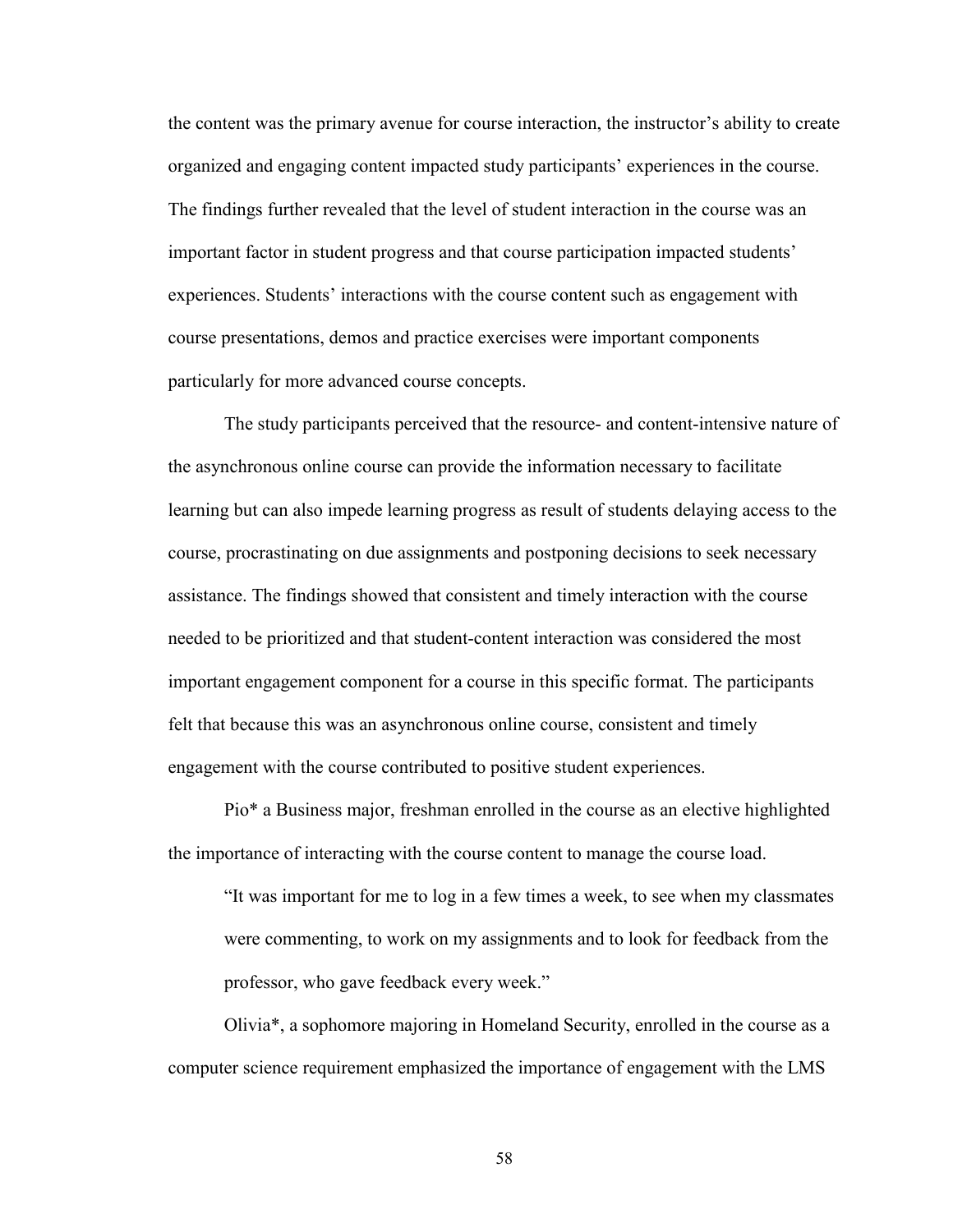the content was the primary avenue for course interaction, the instructor's ability to create organized and engaging content impacted study participants' experiences in the course. The findings further revealed that the level of student interaction in the course was an important factor in student progress and that course participation impacted students' experiences. Students' interactions with the course content such as engagement with course presentations, demos and practice exercises were important components particularly for more advanced course concepts.

The study participants perceived that the resource- and content-intensive nature of the asynchronous online course can provide the information necessary to facilitate learning but can also impede learning progress as result of students delaying access to the course, procrastinating on due assignments and postponing decisions to seek necessary assistance. The findings showed that consistent and timely interaction with the course needed to be prioritized and that student-content interaction was considered the most important engagement component for a course in this specific format. The participants felt that because this was an asynchronous online course, consistent and timely engagement with the course contributed to positive student experiences.

Pio* a Business major, freshman enrolled in the course as an elective highlighted the importance of interacting with the course content to manage the course load.

> "It was important for me to log in a few times a week, to see when my classmates were commenting, to work on my assignments and to look for feedback from the professor, who gave feedback every week."

Olivia*, a sophomore majoring in Homeland Security, enrolled in the course as a computer science requirement emphasized the importance of engagement with the LMS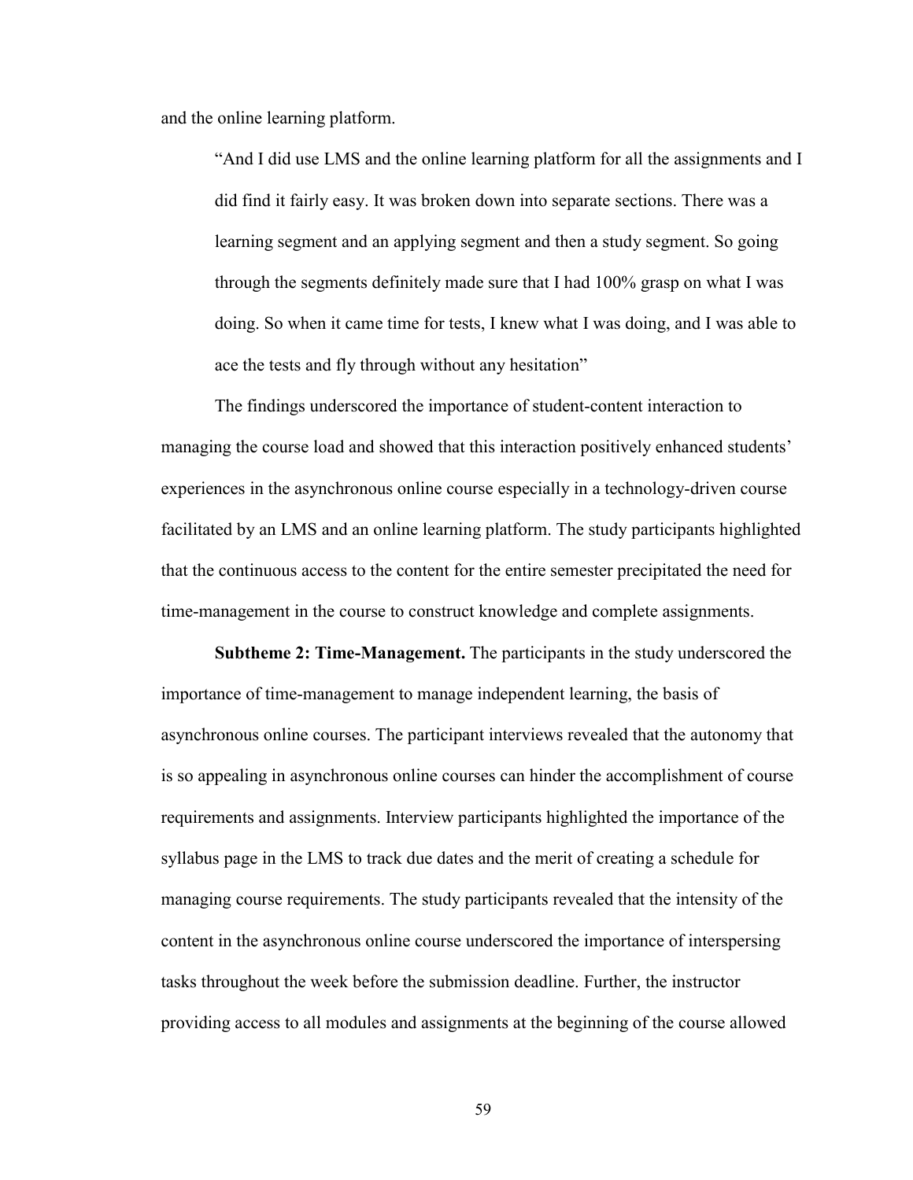and the online learning platform.

> "And I did use LMS and the online learning platform for all the assignments and I did find it fairly easy. It was broken down into separate sections. There was a learning segment and an applying segment and then a study segment. So going through the segments definitely made sure that I had 100% grasp on what I was doing. So when it came time for tests, I knew what I was doing, and I was able to ace the tests and fly through without any hesitation"

The findings underscored the importance of student-content interaction to managing the course load and showed that this interaction positively enhanced students' experiences in the asynchronous online course especially in a technology-driven course facilitated by an LMS and an online learning platform. The study participants highlighted that the continuous access to the content for the entire semester precipitated the need for time-management in the course to construct knowledge and complete assignments.

**Subtheme 2: Time-Management.** The participants in the study underscored the importance of time-management to manage independent learning, the basis of asynchronous online courses. The participant interviews revealed that the autonomy that is so appealing in asynchronous online courses can hinder the accomplishment of course requirements and assignments. Interview participants highlighted the importance of the syllabus page in the LMS to track due dates and the merit of creating a schedule for managing course requirements. The study participants revealed that the intensity of the content in the asynchronous online course underscored the importance of interspersing tasks throughout the week before the submission deadline. Further, the instructor providing access to all modules and assignments at the beginning of the course allowed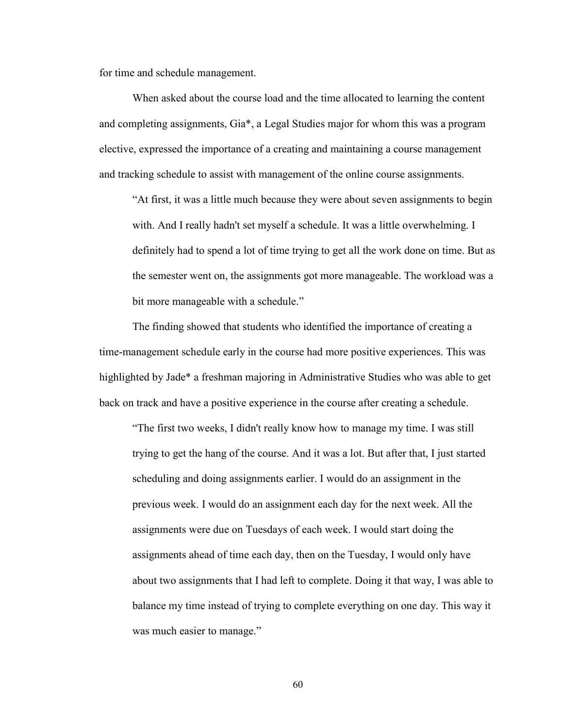for time and schedule management.

When asked about the course load and the time allocated to learning the content and completing assignments, Gia*, a Legal Studies major for whom this was a program elective, expressed the importance of a creating and maintaining a course management and tracking schedule to assist with management of the online course assignments.

> "At first, it was a little much because they were about seven assignments to begin with. And I really hadn't set myself a schedule. It was a little overwhelming. I definitely had to spend a lot of time trying to get all the work done on time. But as the semester went on, the assignments got more manageable. The workload was a bit more manageable with a schedule."

The finding showed that students who identified the importance of creating a time-management schedule early in the course had more positive experiences. This was highlighted by Jade* a freshman majoring in Administrative Studies who was able to get back on track and have a positive experience in the course after creating a schedule.

> "The first two weeks, I didn't really know how to manage my time. I was still trying to get the hang of the course. And it was a lot. But after that, I just started scheduling and doing assignments earlier. I would do an assignment in the previous week. I would do an assignment each day for the next week. All the assignments were due on Tuesdays of each week. I would start doing the assignments ahead of time each day, then on the Tuesday, I would only have about two assignments that I had left to complete. Doing it that way, I was able to balance my time instead of trying to complete everything on one day. This way it was much easier to manage."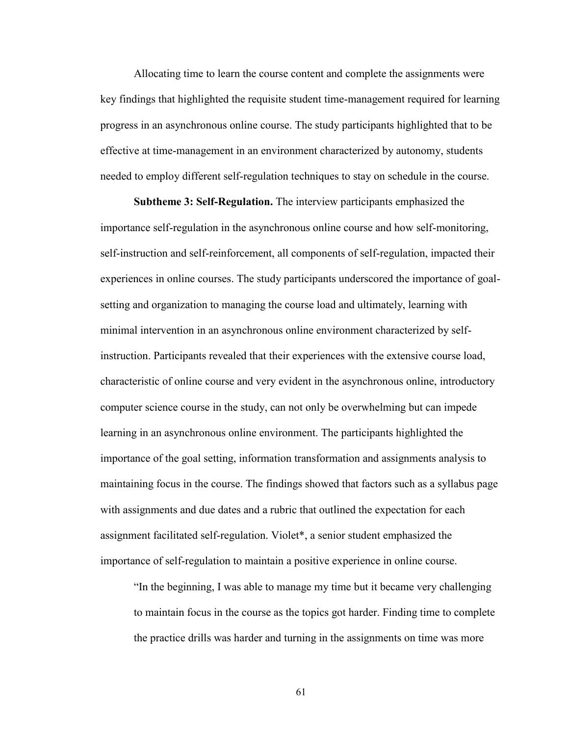Allocating time to learn the course content and complete the assignments were key findings that highlighted the requisite student time-management required for learning progress in an asynchronous online course. The study participants highlighted that to be effective at time-management in an environment characterized by autonomy, students needed to employ different self-regulation techniques to stay on schedule in the course.

**Subtheme 3: Self-Regulation.** The interview participants emphasized the importance self-regulation in the asynchronous online course and how self-monitoring, self-instruction and self-reinforcement, all components of self-regulation, impacted their experiences in online courses. The study participants underscored the importance of goal-setting and organization to managing the course load and ultimately, learning with minimal intervention in an asynchronous online environment characterized by self-instruction. Participants revealed that their experiences with the extensive course load, characteristic of online course and very evident in the asynchronous online, introductory computer science course in the study, can not only be overwhelming but can impede learning in an asynchronous online environment. The participants highlighted the importance of the goal setting, information transformation and assignments analysis to maintaining focus in the course. The findings showed that factors such as a syllabus page with assignments and due dates and a rubric that outlined the expectation for each assignment facilitated self-regulation. Violet*, a senior student emphasized the importance of self-regulation to maintain a positive experience in online course.

> "In the beginning, I was able to manage my time but it became very challenging to maintain focus in the course as the topics got harder. Finding time to complete the practice drills was harder and turning in the assignments on time was more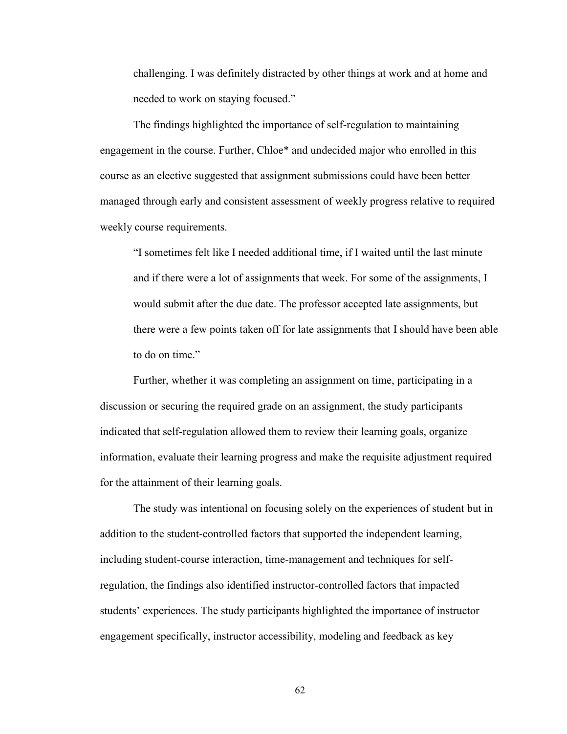> challenging. I was definitely distracted by other things at work and at home and needed to work on staying focused."

The findings highlighted the importance of self-regulation to maintaining engagement in the course. Further, Chloe* and undecided major who enrolled in this course as an elective suggested that assignment submissions could have been better managed through early and consistent assessment of weekly progress relative to required weekly course requirements.

> "I sometimes felt like I needed additional time, if I waited until the last minute and if there were a lot of assignments that week. For some of the assignments, I would submit after the due date. The professor accepted late assignments, but there were a few points taken off for late assignments that I should have been able to do on time."

Further, whether it was completing an assignment on time, participating in a discussion or securing the required grade on an assignment, the study participants indicated that self-regulation allowed them to review their learning goals, organize information, evaluate their learning progress and make the requisite adjustment required for the attainment of their learning goals.

The study was intentional on focusing solely on the experiences of student but in addition to the student-controlled factors that supported the independent learning, including student-course interaction, time-management and techniques for self-regulation, the findings also identified instructor-controlled factors that impacted students' experiences. The study participants highlighted the importance of instructor engagement specifically, instructor accessibility, modeling and feedback as key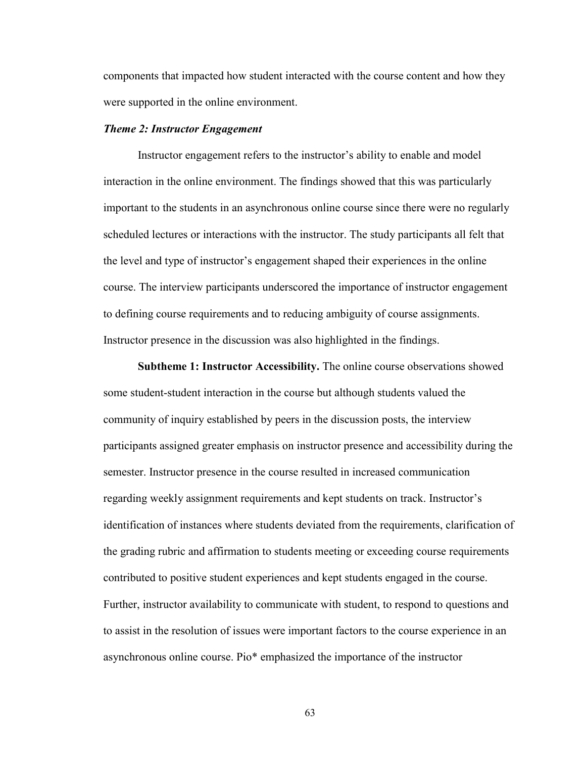components that impacted how student interacted with the course content and how they were supported in the online environment.

### *Theme 2: Instructor Engagement*

Instructor engagement refers to the instructor's ability to enable and model interaction in the online environment. The findings showed that this was particularly important to the students in an asynchronous online course since there were no regularly scheduled lectures or interactions with the instructor. The study participants all felt that the level and type of instructor's engagement shaped their experiences in the online course. The interview participants underscored the importance of instructor engagement to defining course requirements and to reducing ambiguity of course assignments. Instructor presence in the discussion was also highlighted in the findings.

**Subtheme 1: Instructor Accessibility.** The online course observations showed some student-student interaction in the course but although students valued the community of inquiry established by peers in the discussion posts, the interview participants assigned greater emphasis on instructor presence and accessibility during the semester. Instructor presence in the course resulted in increased communication regarding weekly assignment requirements and kept students on track. Instructor's identification of instances where students deviated from the requirements, clarification of the grading rubric and affirmation to students meeting or exceeding course requirements contributed to positive student experiences and kept students engaged in the course. Further, instructor availability to communicate with student, to respond to questions and to assist in the resolution of issues were important factors to the course experience in an asynchronous online course. Pio* emphasized the importance of the instructor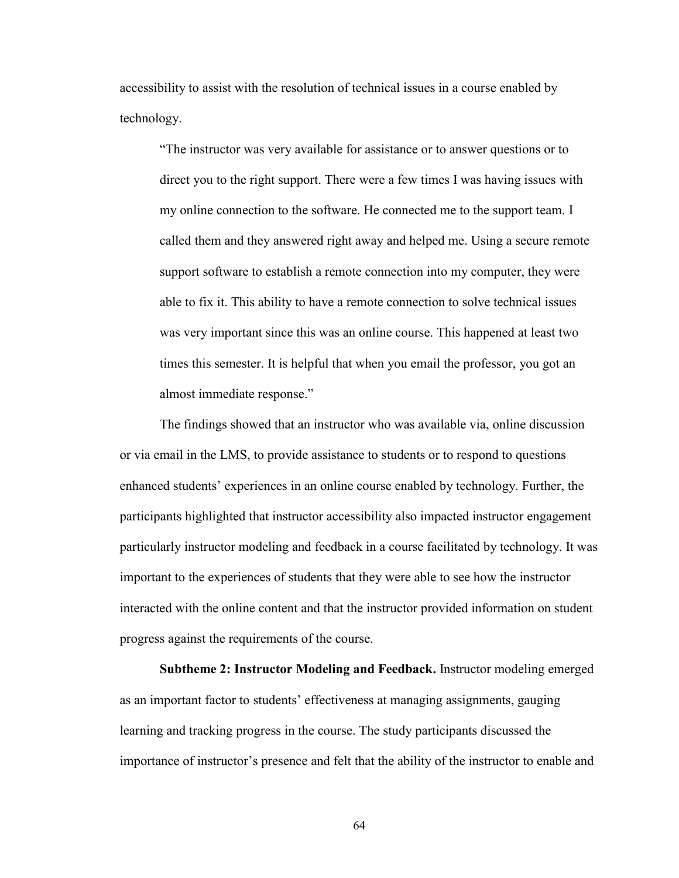accessibility to assist with the resolution of technical issues in a course enabled by technology.

> "The instructor was very available for assistance or to answer questions or to direct you to the right support. There were a few times I was having issues with my online connection to the software. He connected me to the support team. I called them and they answered right away and helped me. Using a secure remote support software to establish a remote connection into my computer, they were able to fix it. This ability to have a remote connection to solve technical issues was very important since this was an online course. This happened at least two times this semester. It is helpful that when you email the professor, you got an almost immediate response."

The findings showed that an instructor who was available via, online discussion or via email in the LMS, to provide assistance to students or to respond to questions enhanced students' experiences in an online course enabled by technology. Further, the participants highlighted that instructor accessibility also impacted instructor engagement particularly instructor modeling and feedback in a course facilitated by technology. It was important to the experiences of students that they were able to see how the instructor interacted with the online content and that the instructor provided information on student progress against the requirements of the course.

**Subtheme 2: Instructor Modeling and Feedback.** Instructor modeling emerged as an important factor to students' effectiveness at managing assignments, gauging learning and tracking progress in the course. The study participants discussed the importance of instructor's presence and felt that the ability of the instructor to enable and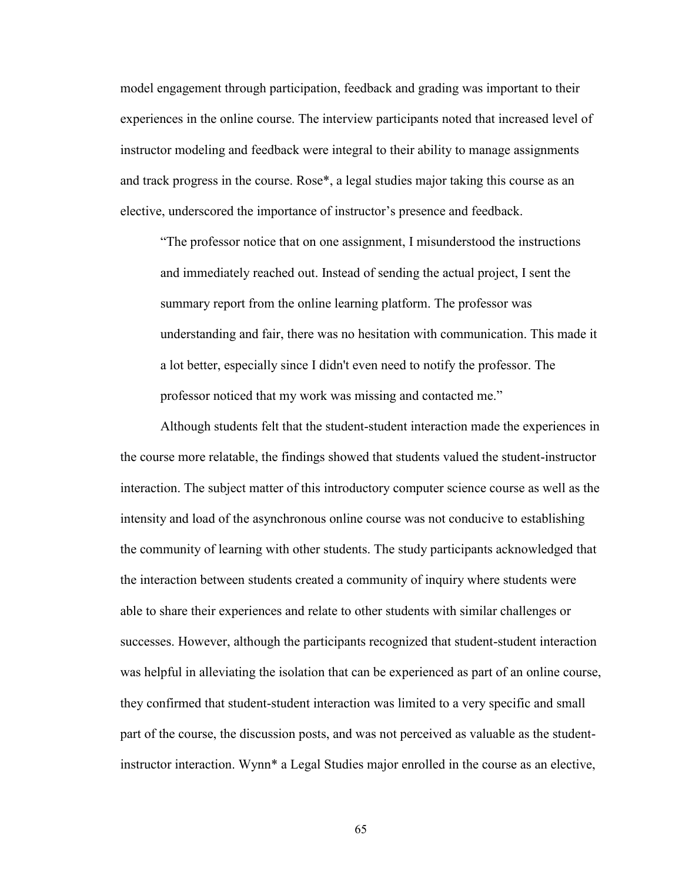model engagement through participation, feedback and grading was important to their experiences in the online course. The interview participants noted that increased level of instructor modeling and feedback were integral to their ability to manage assignments and track progress in the course. Rose*, a legal studies major taking this course as an elective, underscored the importance of instructor's presence and feedback.

> "The professor notice that on one assignment, I misunderstood the instructions and immediately reached out. Instead of sending the actual project, I sent the summary report from the online learning platform. The professor was understanding and fair, there was no hesitation with communication. This made it a lot better, especially since I didn't even need to notify the professor. The professor noticed that my work was missing and contacted me."

Although students felt that the student-student interaction made the experiences in the course more relatable, the findings showed that students valued the student-instructor interaction. The subject matter of this introductory computer science course as well as the intensity and load of the asynchronous online course was not conducive to establishing the community of learning with other students. The study participants acknowledged that the interaction between students created a community of inquiry where students were able to share their experiences and relate to other students with similar challenges or successes. However, although the participants recognized that student-student interaction was helpful in alleviating the isolation that can be experienced as part of an online course, they confirmed that student-student interaction was limited to a very specific and small part of the course, the discussion posts, and was not perceived as valuable as the student-instructor interaction. Wynn* a Legal Studies major enrolled in the course as an elective,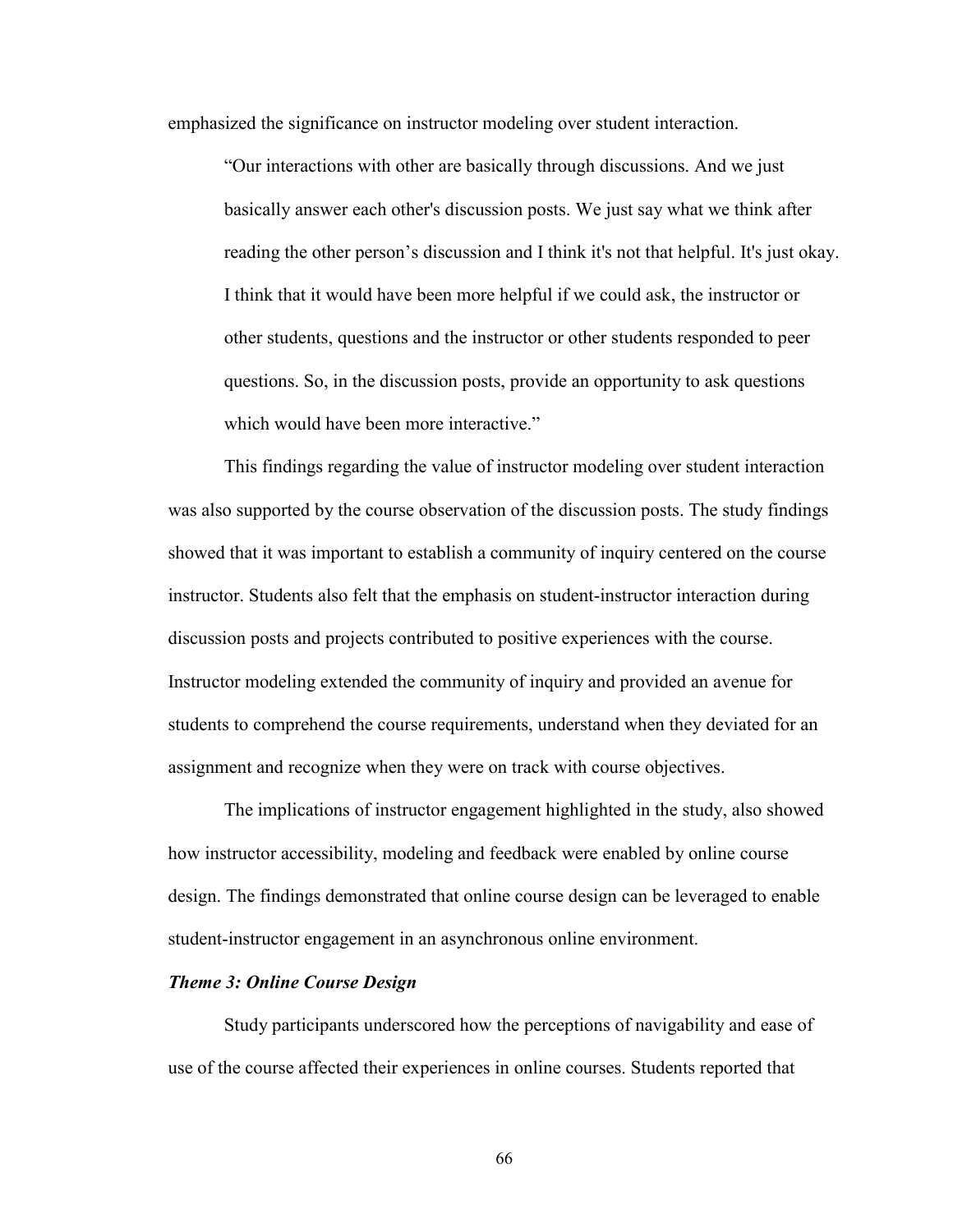emphasized the significance on instructor modeling over student interaction.

> "Our interactions with other are basically through discussions. And we just basically answer each other's discussion posts. We just say what we think after reading the other person's discussion and I think it's not that helpful. It's just okay. I think that it would have been more helpful if we could ask, the instructor or other students, questions and the instructor or other students responded to peer questions. So, in the discussion posts, provide an opportunity to ask questions which would have been more interactive."

This findings regarding the value of instructor modeling over student interaction was also supported by the course observation of the discussion posts. The study findings showed that it was important to establish a community of inquiry centered on the course instructor. Students also felt that the emphasis on student-instructor interaction during discussion posts and projects contributed to positive experiences with the course. Instructor modeling extended the community of inquiry and provided an avenue for students to comprehend the course requirements, understand when they deviated for an assignment and recognize when they were on track with course objectives.

The implications of instructor engagement highlighted in the study, also showed how instructor accessibility, modeling and feedback were enabled by online course design. The findings demonstrated that online course design can be leveraged to enable student-instructor engagement in an asynchronous online environment.

***Theme 3: Online Course Design***

Study participants underscored how the perceptions of navigability and ease of use of the course affected their experiences in online courses. Students reported that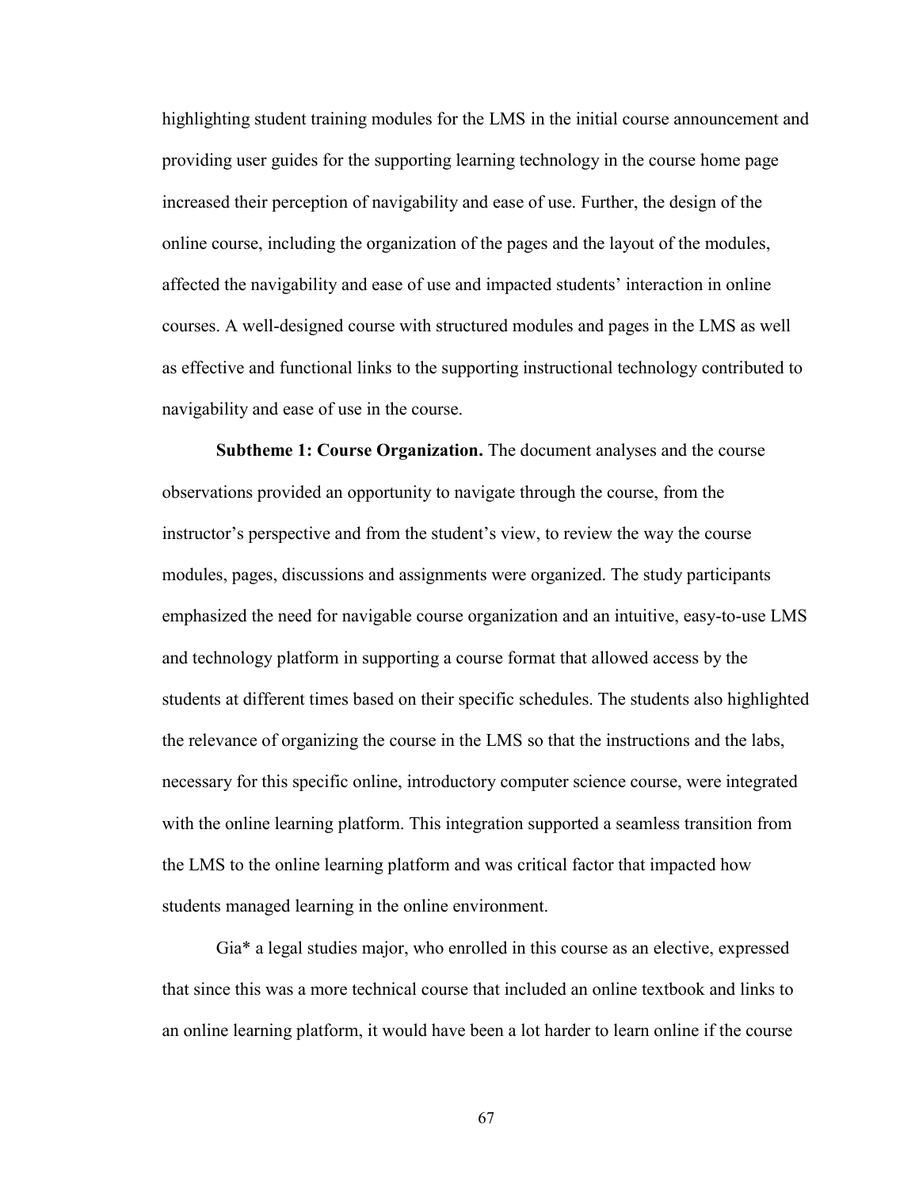highlighting student training modules for the LMS in the initial course announcement and providing user guides for the supporting learning technology in the course home page increased their perception of navigability and ease of use. Further, the design of the online course, including the organization of the pages and the layout of the modules, affected the navigability and ease of use and impacted students' interaction in online courses. A well-designed course with structured modules and pages in the LMS as well as effective and functional links to the supporting instructional technology contributed to navigability and ease of use in the course.

**Subtheme 1: Course Organization.** The document analyses and the course observations provided an opportunity to navigate through the course, from the instructor's perspective and from the student's view, to review the way the course modules, pages, discussions and assignments were organized. The study participants emphasized the need for navigable course organization and an intuitive, easy-to-use LMS and technology platform in supporting a course format that allowed access by the students at different times based on their specific schedules. The students also highlighted the relevance of organizing the course in the LMS so that the instructions and the labs, necessary for this specific online, introductory computer science course, were integrated with the online learning platform. This integration supported a seamless transition from the LMS to the online learning platform and was critical factor that impacted how students managed learning in the online environment.

Gia* a legal studies major, who enrolled in this course as an elective, expressed that since this was a more technical course that included an online textbook and links to an online learning platform, it would have been a lot harder to learn online if the course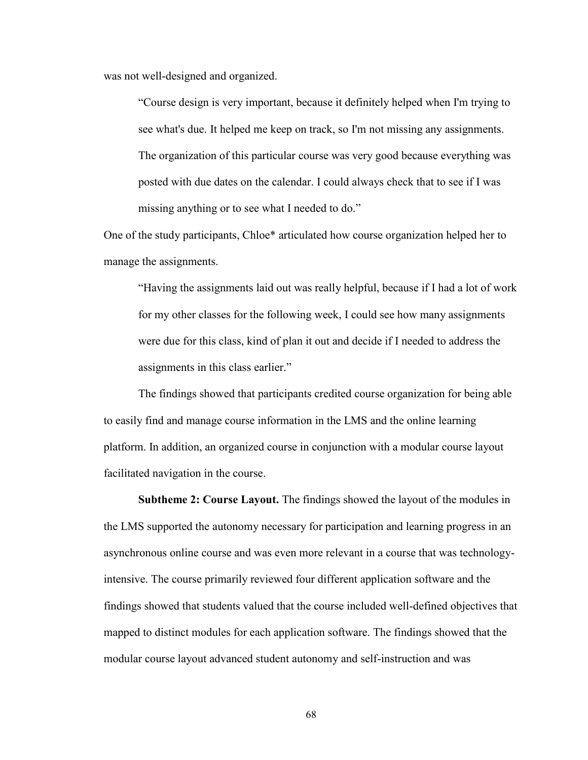was not well-designed and organized.

> "Course design is very important, because it definitely helped when I'm trying to see what's due. It helped me keep on track, so I'm not missing any assignments. The organization of this particular course was very good because everything was posted with due dates on the calendar. I could always check that to see if I was missing anything or to see what I needed to do."

One of the study participants, Chloe* articulated how course organization helped her to manage the assignments.

> "Having the assignments laid out was really helpful, because if I had a lot of work for my other classes for the following week, I could see how many assignments were due for this class, kind of plan it out and decide if I needed to address the assignments in this class earlier."

The findings showed that participants credited course organization for being able to easily find and manage course information in the LMS and the online learning platform. In addition, an organized course in conjunction with a modular course layout facilitated navigation in the course.

**Subtheme 2: Course Layout.** The findings showed the layout of the modules in the LMS supported the autonomy necessary for participation and learning progress in an asynchronous online course and was even more relevant in a course that was technology-intensive. The course primarily reviewed four different application software and the findings showed that students valued that the course included well-defined objectives that mapped to distinct modules for each application software. The findings showed that the modular course layout advanced student autonomy and self-instruction and was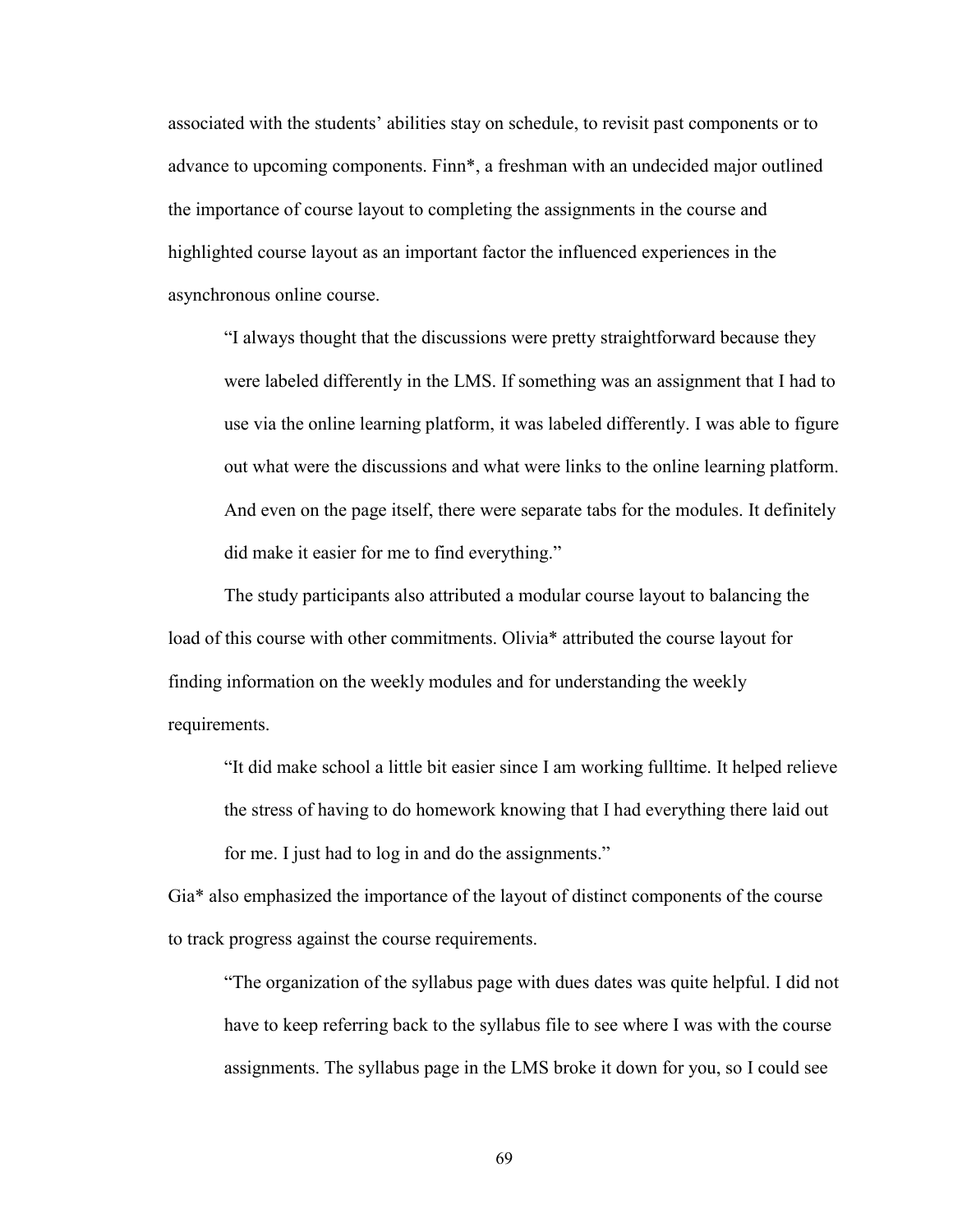associated with the students' abilities stay on schedule, to revisit past components or to advance to upcoming components. Finn*, a freshman with an undecided major outlined the importance of course layout to completing the assignments in the course and highlighted course layout as an important factor the influenced experiences in the asynchronous online course.

> "I always thought that the discussions were pretty straightforward because they were labeled differently in the LMS. If something was an assignment that I had to use via the online learning platform, it was labeled differently. I was able to figure out what were the discussions and what were links to the online learning platform. And even on the page itself, there were separate tabs for the modules. It definitely did make it easier for me to find everything."

The study participants also attributed a modular course layout to balancing the load of this course with other commitments. Olivia* attributed the course layout for finding information on the weekly modules and for understanding the weekly requirements.

> "It did make school a little bit easier since I am working fulltime. It helped relieve the stress of having to do homework knowing that I had everything there laid out for me. I just had to log in and do the assignments."

Gia* also emphasized the importance of the layout of distinct components of the course to track progress against the course requirements.

> "The organization of the syllabus page with dues dates was quite helpful. I did not have to keep referring back to the syllabus file to see where I was with the course assignments. The syllabus page in the LMS broke it down for you, so I could see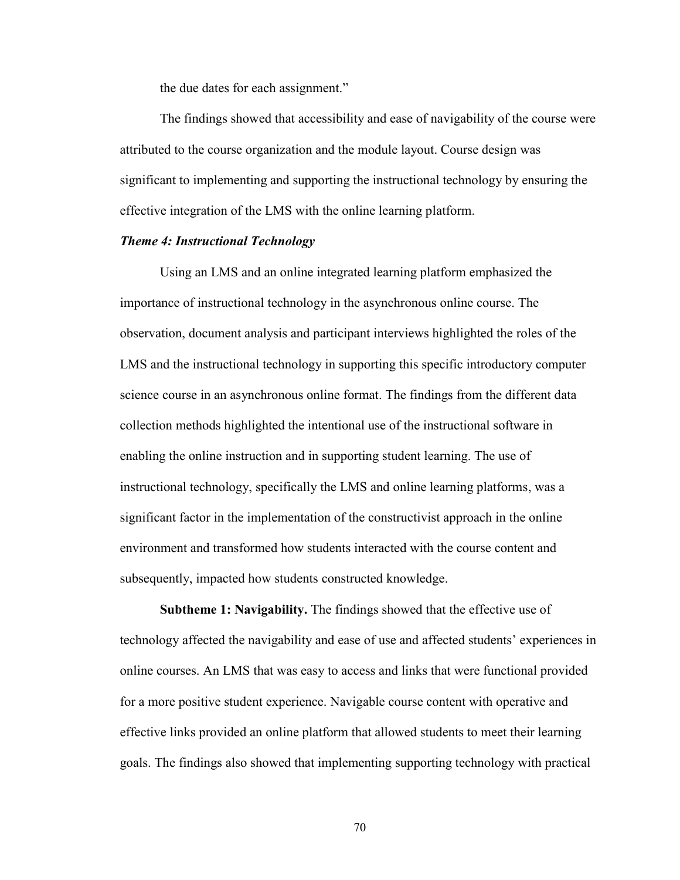the due dates for each assignment."

The findings showed that accessibility and ease of navigability of the course were attributed to the course organization and the module layout. Course design was significant to implementing and supporting the instructional technology by ensuring the effective integration of the LMS with the online learning platform.

### *Theme 4: Instructional Technology*

Using an LMS and an online integrated learning platform emphasized the importance of instructional technology in the asynchronous online course. The observation, document analysis and participant interviews highlighted the roles of the LMS and the instructional technology in supporting this specific introductory computer science course in an asynchronous online format. The findings from the different data collection methods highlighted the intentional use of the instructional software in enabling the online instruction and in supporting student learning. The use of instructional technology, specifically the LMS and online learning platforms, was a significant factor in the implementation of the constructivist approach in the online environment and transformed how students interacted with the course content and subsequently, impacted how students constructed knowledge.

**Subtheme 1: Navigability.** The findings showed that the effective use of technology affected the navigability and ease of use and affected students' experiences in online courses. An LMS that was easy to access and links that were functional provided for a more positive student experience. Navigable course content with operative and effective links provided an online platform that allowed students to meet their learning goals. The findings also showed that implementing supporting technology with practical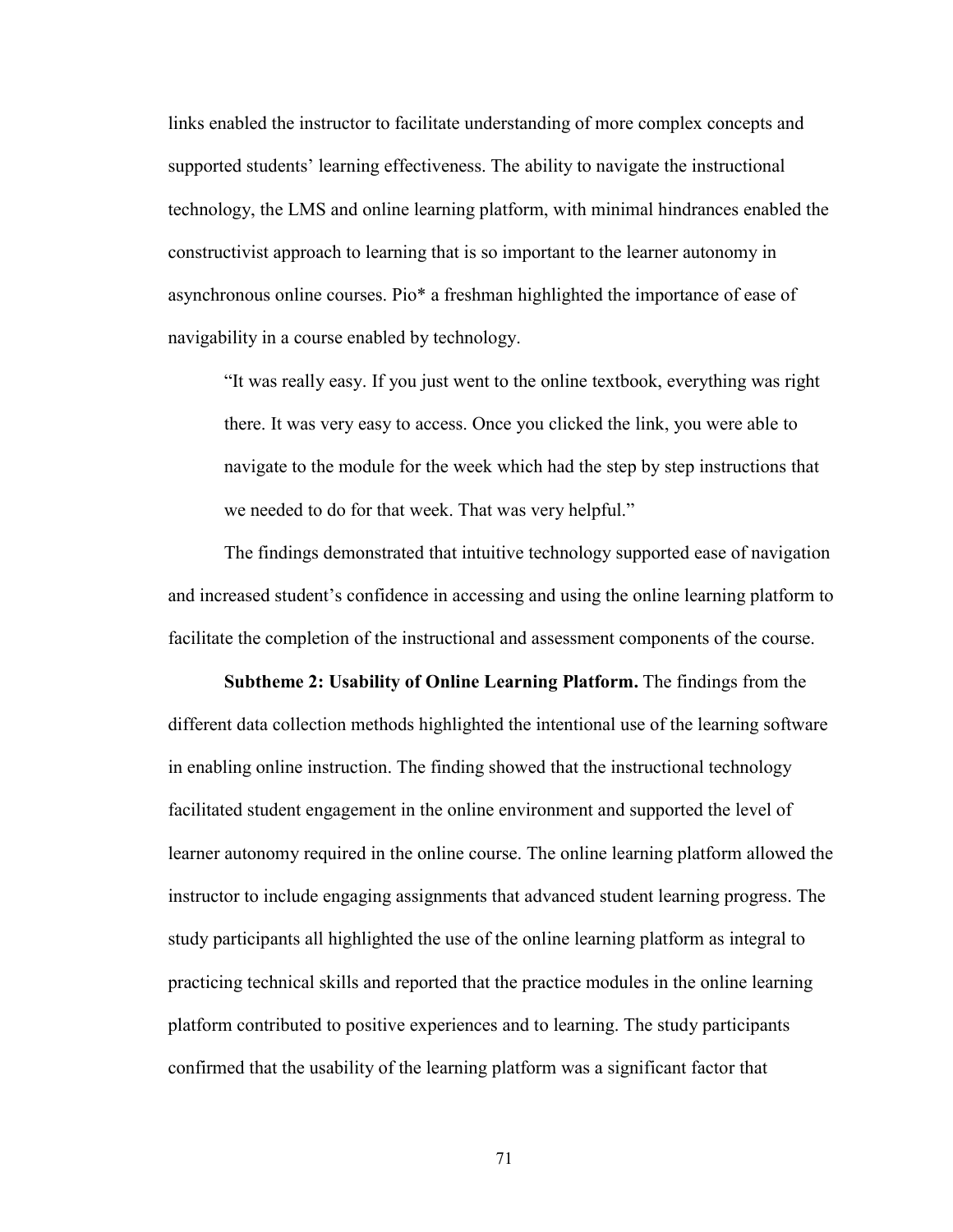links enabled the instructor to facilitate understanding of more complex concepts and supported students' learning effectiveness. The ability to navigate the instructional technology, the LMS and online learning platform, with minimal hindrances enabled the constructivist approach to learning that is so important to the learner autonomy in asynchronous online courses. Pio* a freshman highlighted the importance of ease of navigability in a course enabled by technology.

> "It was really easy. If you just went to the online textbook, everything was right there. It was very easy to access. Once you clicked the link, you were able to navigate to the module for the week which had the step by step instructions that we needed to do for that week. That was very helpful."

The findings demonstrated that intuitive technology supported ease of navigation and increased student's confidence in accessing and using the online learning platform to facilitate the completion of the instructional and assessment components of the course.

**Subtheme 2: Usability of Online Learning Platform.** The findings from the different data collection methods highlighted the intentional use of the learning software in enabling online instruction. The finding showed that the instructional technology facilitated student engagement in the online environment and supported the level of learner autonomy required in the online course. The online learning platform allowed the instructor to include engaging assignments that advanced student learning progress. The study participants all highlighted the use of the online learning platform as integral to practicing technical skills and reported that the practice modules in the online learning platform contributed to positive experiences and to learning. The study participants confirmed that the usability of the learning platform was a significant factor that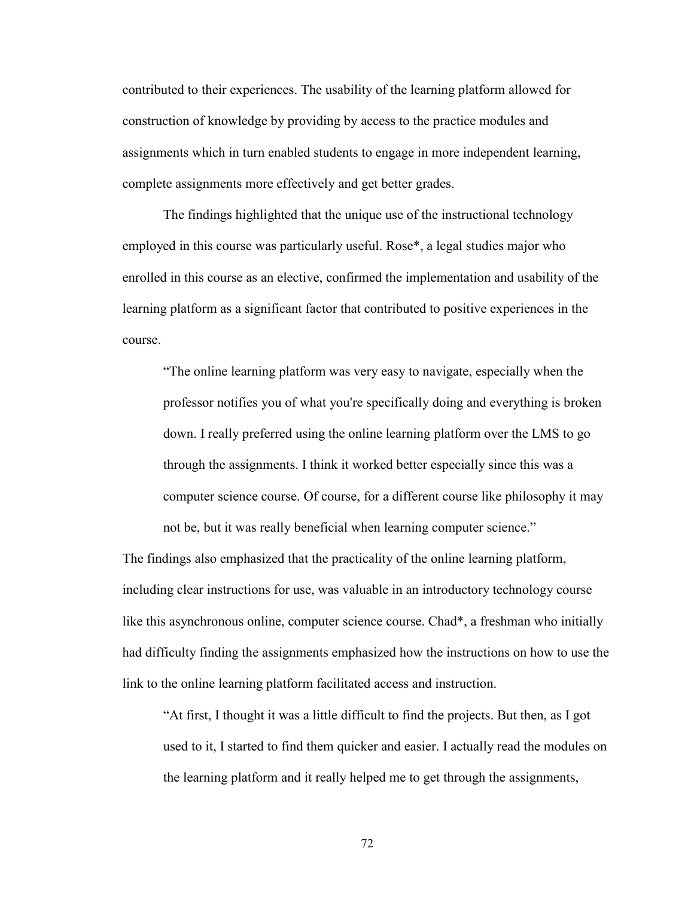contributed to their experiences. The usability of the learning platform allowed for construction of knowledge by providing by access to the practice modules and assignments which in turn enabled students to engage in more independent learning, complete assignments more effectively and get better grades.

The findings highlighted that the unique use of the instructional technology employed in this course was particularly useful. Rose*, a legal studies major who enrolled in this course as an elective, confirmed the implementation and usability of the learning platform as a significant factor that contributed to positive experiences in the course.

> "The online learning platform was very easy to navigate, especially when the professor notifies you of what you're specifically doing and everything is broken down. I really preferred using the online learning platform over the LMS to go through the assignments. I think it worked better especially since this was a computer science course. Of course, for a different course like philosophy it may not be, but it was really beneficial when learning computer science."

The findings also emphasized that the practicality of the online learning platform, including clear instructions for use, was valuable in an introductory technology course like this asynchronous online, computer science course. Chad*, a freshman who initially had difficulty finding the assignments emphasized how the instructions on how to use the link to the online learning platform facilitated access and instruction.

> "At first, I thought it was a little difficult to find the projects. But then, as I got used to it, I started to find them quicker and easier. I actually read the modules on the learning platform and it really helped me to get through the assignments,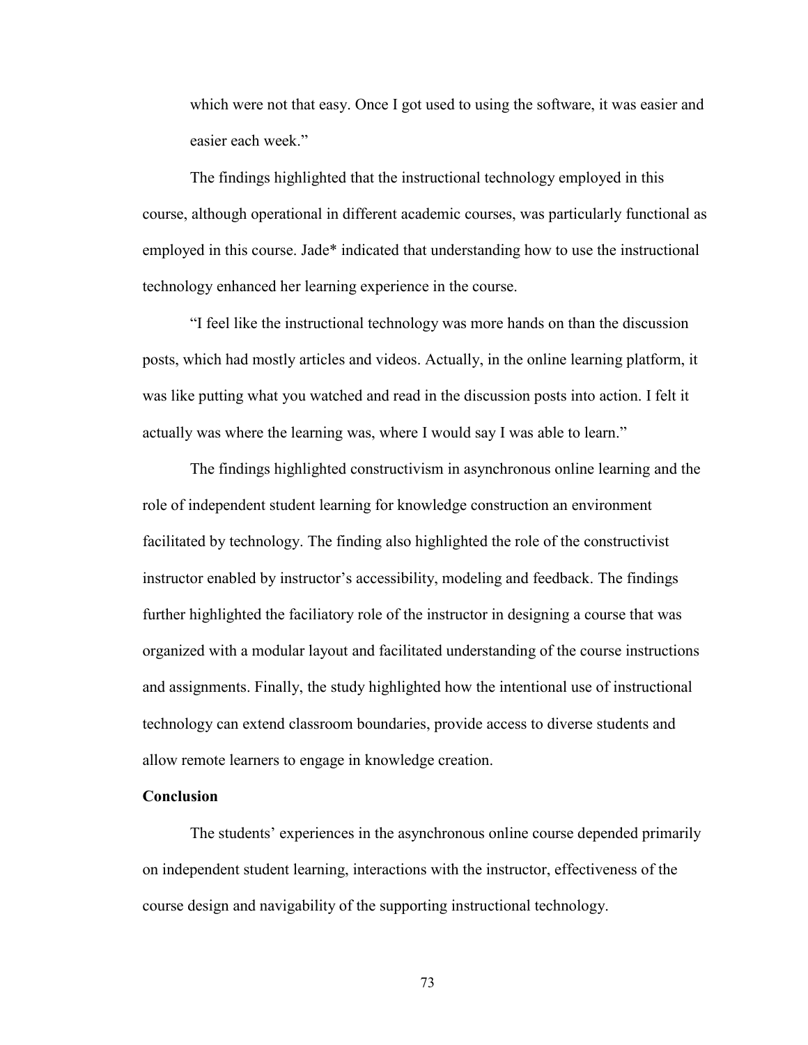which were not that easy. Once I got used to using the software, it was easier and easier each week."

The findings highlighted that the instructional technology employed in this course, although operational in different academic courses, was particularly functional as employed in this course. Jade* indicated that understanding how to use the instructional technology enhanced her learning experience in the course.

"I feel like the instructional technology was more hands on than the discussion posts, which had mostly articles and videos. Actually, in the online learning platform, it was like putting what you watched and read in the discussion posts into action. I felt it actually was where the learning was, where I would say I was able to learn."

The findings highlighted constructivism in asynchronous online learning and the role of independent student learning for knowledge construction an environment facilitated by technology. The finding also highlighted the role of the constructivist instructor enabled by instructor's accessibility, modeling and feedback. The findings further highlighted the faciliatory role of the instructor in designing a course that was organized with a modular layout and facilitated understanding of the course instructions and assignments. Finally, the study highlighted how the intentional use of instructional technology can extend classroom boundaries, provide access to diverse students and allow remote learners to engage in knowledge creation.

**Conclusion**

The students' experiences in the asynchronous online course depended primarily on independent student learning, interactions with the instructor, effectiveness of the course design and navigability of the supporting instructional technology.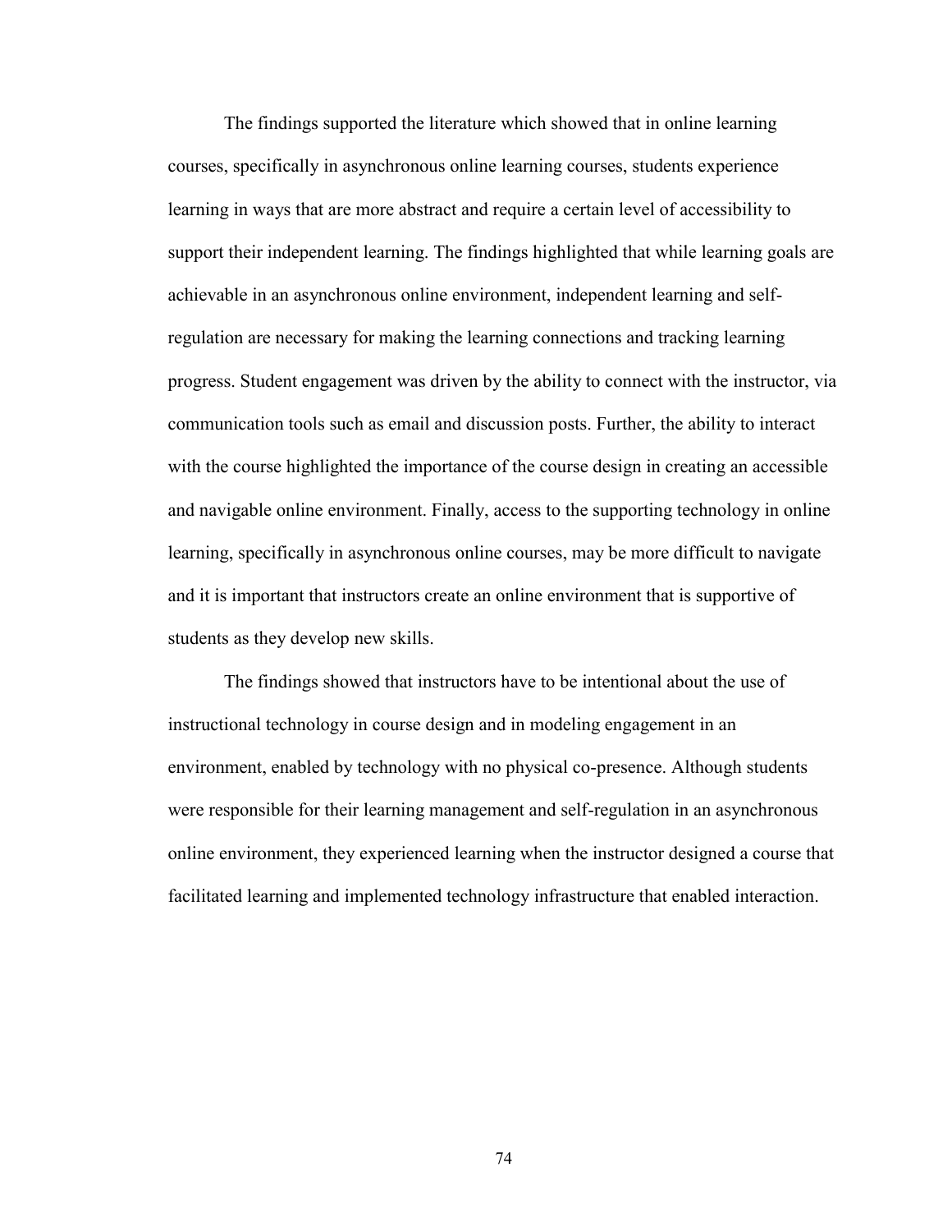The findings supported the literature which showed that in online learning courses, specifically in asynchronous online learning courses, students experience learning in ways that are more abstract and require a certain level of accessibility to support their independent learning. The findings highlighted that while learning goals are achievable in an asynchronous online environment, independent learning and self-regulation are necessary for making the learning connections and tracking learning progress. Student engagement was driven by the ability to connect with the instructor, via communication tools such as email and discussion posts. Further, the ability to interact with the course highlighted the importance of the course design in creating an accessible and navigable online environment. Finally, access to the supporting technology in online learning, specifically in asynchronous online courses, may be more difficult to navigate and it is important that instructors create an online environment that is supportive of students as they develop new skills.

The findings showed that instructors have to be intentional about the use of instructional technology in course design and in modeling engagement in an environment, enabled by technology with no physical co-presence. Although students were responsible for their learning management and self-regulation in an asynchronous online environment, they experienced learning when the instructor designed a course that facilitated learning and implemented technology infrastructure that enabled interaction.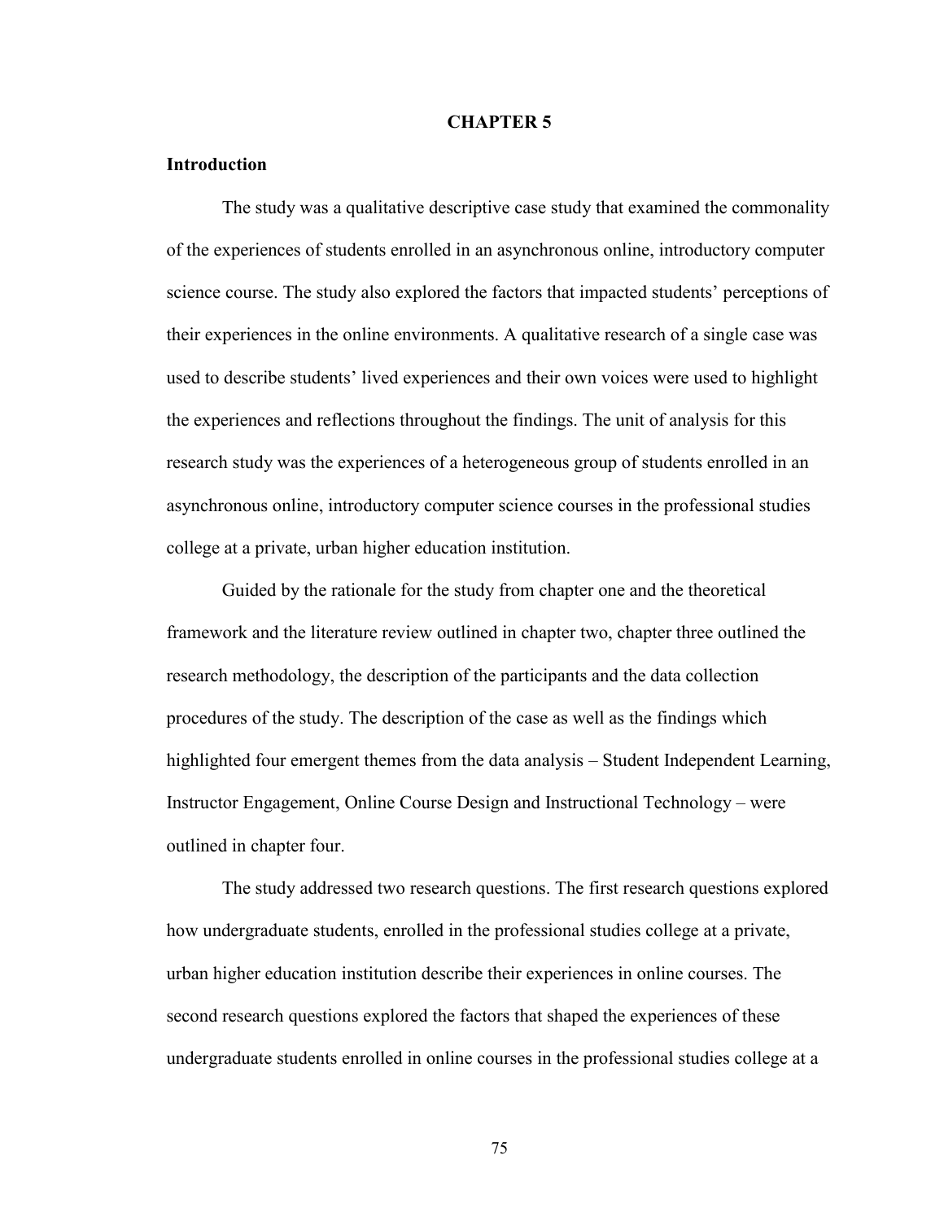# CHAPTER 5

## Introduction

The study was a qualitative descriptive case study that examined the commonality of the experiences of students enrolled in an asynchronous online, introductory computer science course. The study also explored the factors that impacted students' perceptions of their experiences in the online environments. A qualitative research of a single case was used to describe students' lived experiences and their own voices were used to highlight the experiences and reflections throughout the findings. The unit of analysis for this research study was the experiences of a heterogeneous group of students enrolled in an asynchronous online, introductory computer science courses in the professional studies college at a private, urban higher education institution.

Guided by the rationale for the study from chapter one and the theoretical framework and the literature review outlined in chapter two, chapter three outlined the research methodology, the description of the participants and the data collection procedures of the study. The description of the case as well as the findings which highlighted four emergent themes from the data analysis – Student Independent Learning, Instructor Engagement, Online Course Design and Instructional Technology – were outlined in chapter four.

The study addressed two research questions. The first research questions explored how undergraduate students, enrolled in the professional studies college at a private, urban higher education institution describe their experiences in online courses. The second research questions explored the factors that shaped the experiences of these undergraduate students enrolled in online courses in the professional studies college at a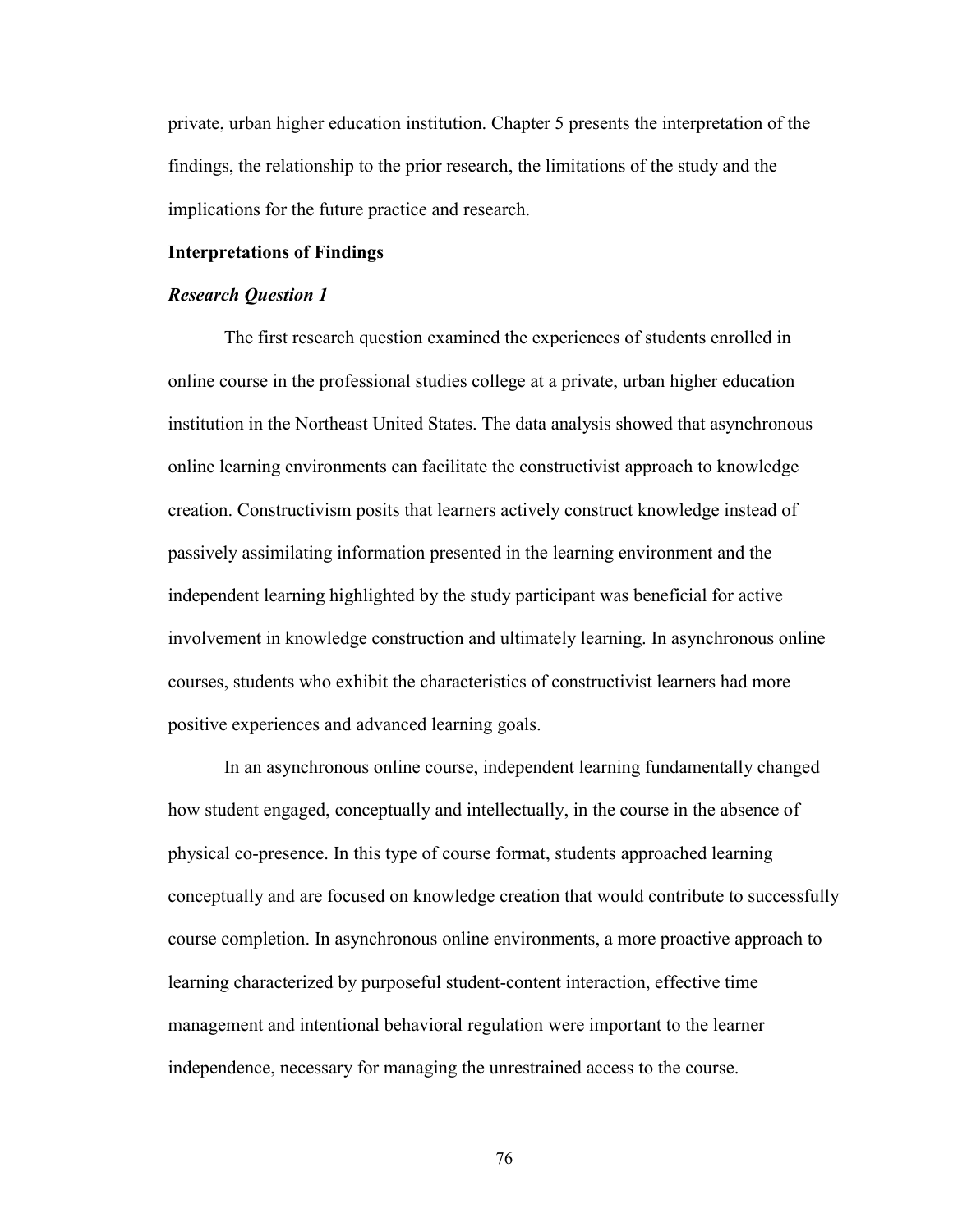private, urban higher education institution. Chapter 5 presents the interpretation of the findings, the relationship to the prior research, the limitations of the study and the implications for the future practice and research.

## Interpretations of Findings

### *Research Question 1*

The first research question examined the experiences of students enrolled in online course in the professional studies college at a private, urban higher education institution in the Northeast United States. The data analysis showed that asynchronous online learning environments can facilitate the constructivist approach to knowledge creation. Constructivism posits that learners actively construct knowledge instead of passively assimilating information presented in the learning environment and the independent learning highlighted by the study participant was beneficial for active involvement in knowledge construction and ultimately learning. In asynchronous online courses, students who exhibit the characteristics of constructivist learners had more positive experiences and advanced learning goals.

In an asynchronous online course, independent learning fundamentally changed how student engaged, conceptually and intellectually, in the course in the absence of physical co-presence. In this type of course format, students approached learning conceptually and are focused on knowledge creation that would contribute to successfully course completion. In asynchronous online environments, a more proactive approach to learning characterized by purposeful student-content interaction, effective time management and intentional behavioral regulation were important to the learner independence, necessary for managing the unrestrained access to the course.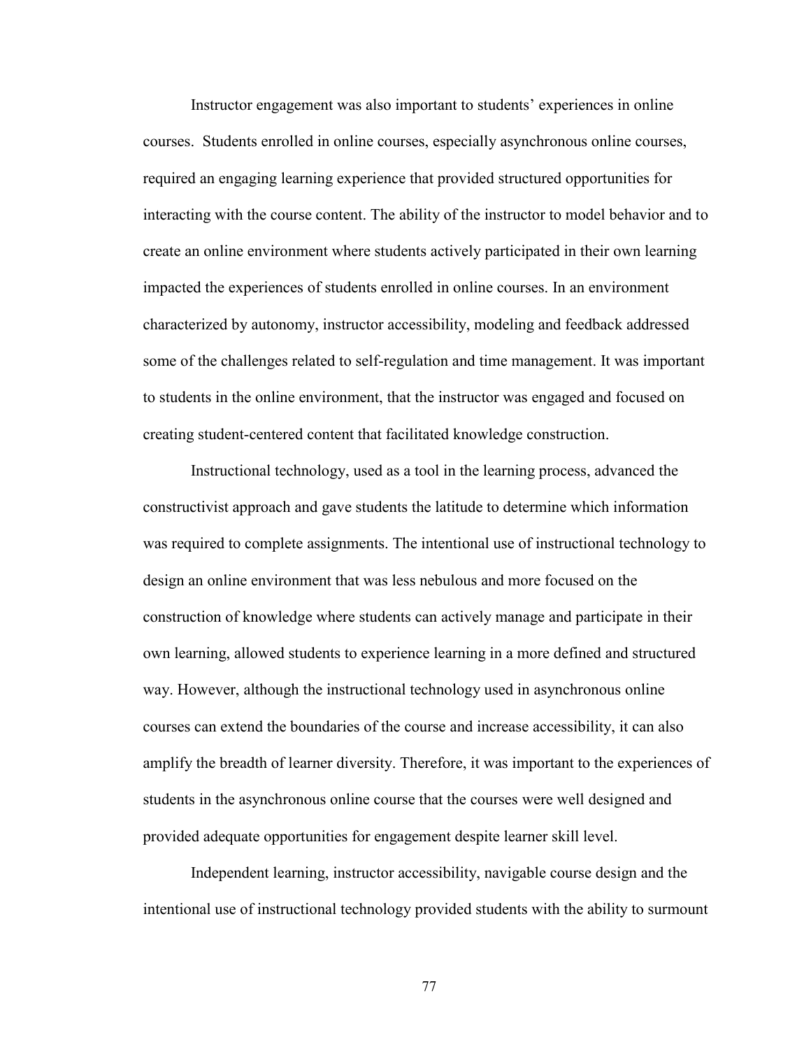Instructor engagement was also important to students' experiences in online courses. Students enrolled in online courses, especially asynchronous online courses, required an engaging learning experience that provided structured opportunities for interacting with the course content. The ability of the instructor to model behavior and to create an online environment where students actively participated in their own learning impacted the experiences of students enrolled in online courses. In an environment characterized by autonomy, instructor accessibility, modeling and feedback addressed some of the challenges related to self-regulation and time management. It was important to students in the online environment, that the instructor was engaged and focused on creating student-centered content that facilitated knowledge construction.

Instructional technology, used as a tool in the learning process, advanced the constructivist approach and gave students the latitude to determine which information was required to complete assignments. The intentional use of instructional technology to design an online environment that was less nebulous and more focused on the construction of knowledge where students can actively manage and participate in their own learning, allowed students to experience learning in a more defined and structured way. However, although the instructional technology used in asynchronous online courses can extend the boundaries of the course and increase accessibility, it can also amplify the breadth of learner diversity. Therefore, it was important to the experiences of students in the asynchronous online course that the courses were well designed and provided adequate opportunities for engagement despite learner skill level.

Independent learning, instructor accessibility, navigable course design and the intentional use of instructional technology provided students with the ability to surmount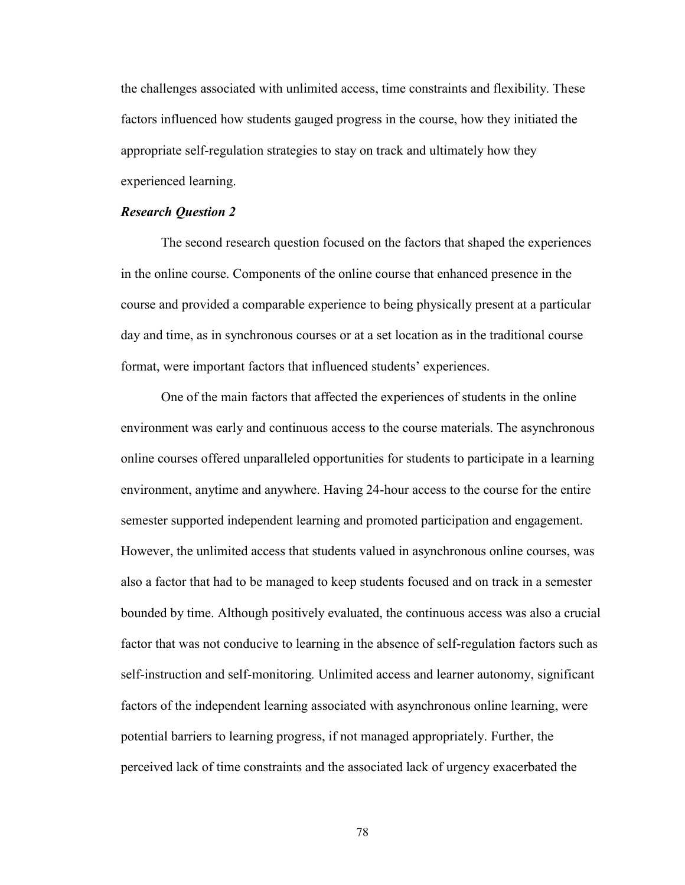the challenges associated with unlimited access, time constraints and flexibility. These factors influenced how students gauged progress in the course, how they initiated the appropriate self-regulation strategies to stay on track and ultimately how they experienced learning.

***Research Question 2***

The second research question focused on the factors that shaped the experiences in the online course. Components of the online course that enhanced presence in the course and provided a comparable experience to being physically present at a particular day and time, as in synchronous courses or at a set location as in the traditional course format, were important factors that influenced students' experiences.

One of the main factors that affected the experiences of students in the online environment was early and continuous access to the course materials. The asynchronous online courses offered unparalleled opportunities for students to participate in a learning environment, anytime and anywhere. Having 24-hour access to the course for the entire semester supported independent learning and promoted participation and engagement. However, the unlimited access that students valued in asynchronous online courses, was also a factor that had to be managed to keep students focused and on track in a semester bounded by time. Although positively evaluated, the continuous access was also a crucial factor that was not conducive to learning in the absence of self-regulation factors such as self-instruction and self-monitoring*.* Unlimited access and learner autonomy, significant factors of the independent learning associated with asynchronous online learning, were potential barriers to learning progress, if not managed appropriately. Further, the perceived lack of time constraints and the associated lack of urgency exacerbated the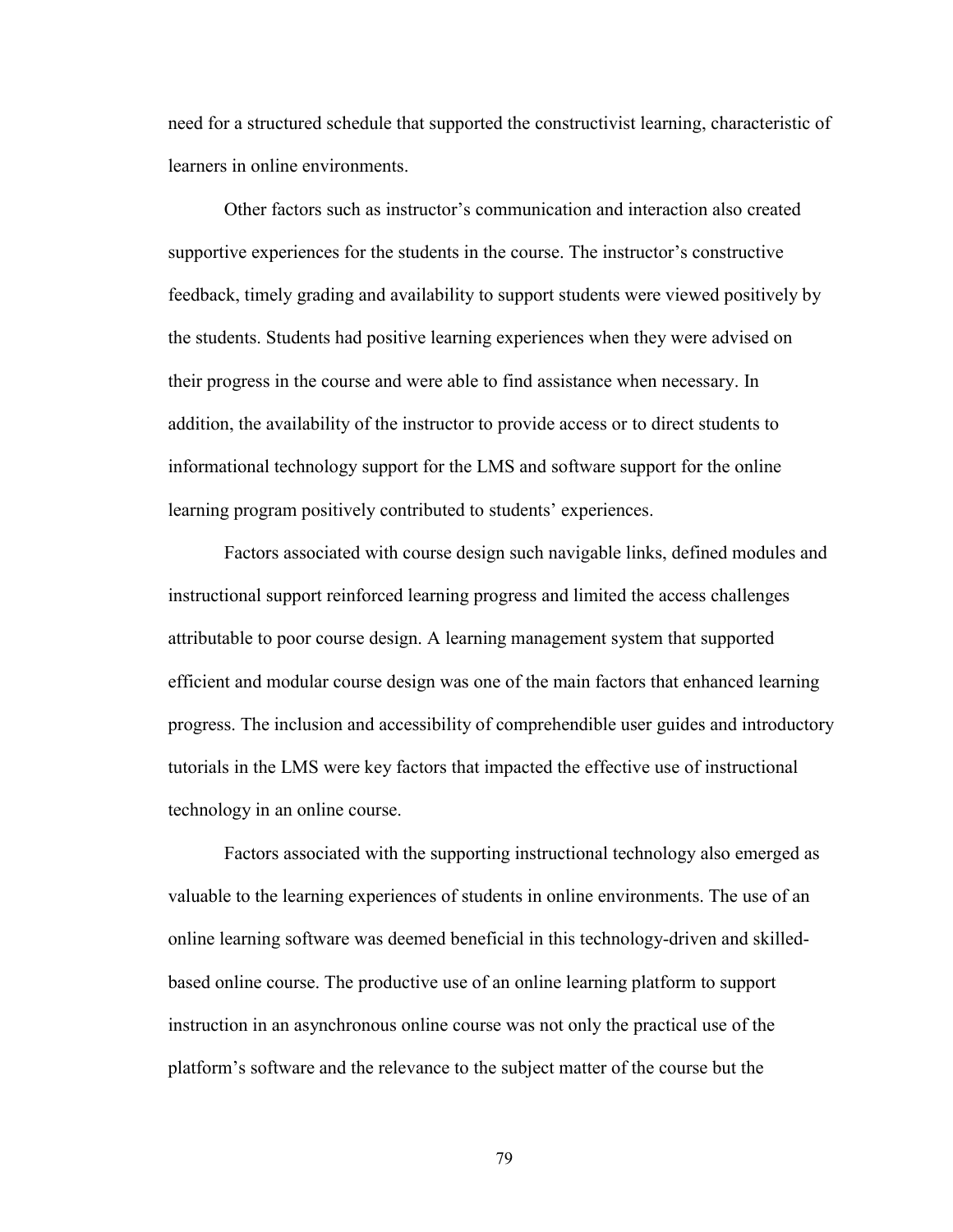need for a structured schedule that supported the constructivist learning, characteristic of learners in online environments.

Other factors such as instructor's communication and interaction also created supportive experiences for the students in the course. The instructor's constructive feedback, timely grading and availability to support students were viewed positively by the students. Students had positive learning experiences when they were advised on their progress in the course and were able to find assistance when necessary. In addition, the availability of the instructor to provide access or to direct students to informational technology support for the LMS and software support for the online learning program positively contributed to students' experiences.

Factors associated with course design such navigable links, defined modules and instructional support reinforced learning progress and limited the access challenges attributable to poor course design. A learning management system that supported efficient and modular course design was one of the main factors that enhanced learning progress. The inclusion and accessibility of comprehendible user guides and introductory tutorials in the LMS were key factors that impacted the effective use of instructional technology in an online course.

Factors associated with the supporting instructional technology also emerged as valuable to the learning experiences of students in online environments. The use of an online learning software was deemed beneficial in this technology-driven and skilled-based online course. The productive use of an online learning platform to support instruction in an asynchronous online course was not only the practical use of the platform's software and the relevance to the subject matter of the course but the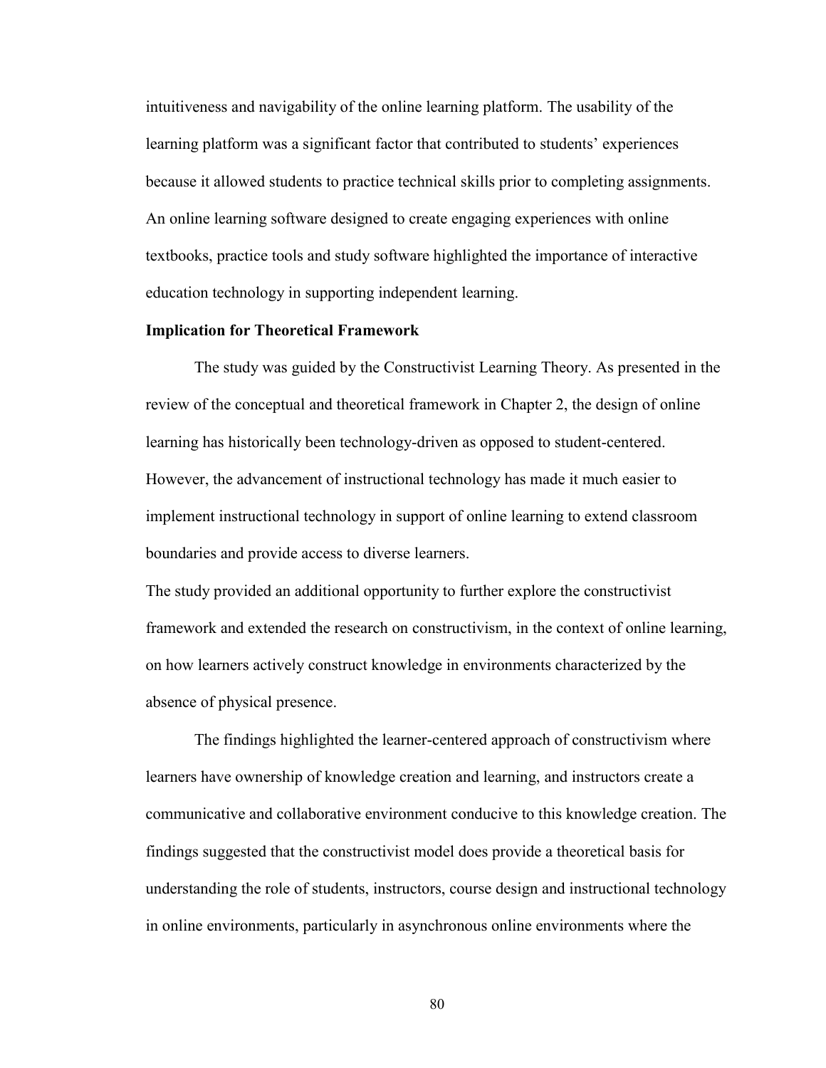intuitiveness and navigability of the online learning platform. The usability of the learning platform was a significant factor that contributed to students' experiences because it allowed students to practice technical skills prior to completing assignments. An online learning software designed to create engaging experiences with online textbooks, practice tools and study software highlighted the importance of interactive education technology in supporting independent learning.

### Implication for Theoretical Framework

The study was guided by the Constructivist Learning Theory. As presented in the review of the conceptual and theoretical framework in Chapter 2, the design of online learning has historically been technology-driven as opposed to student-centered. However, the advancement of instructional technology has made it much easier to implement instructional technology in support of online learning to extend classroom boundaries and provide access to diverse learners.

The study provided an additional opportunity to further explore the constructivist framework and extended the research on constructivism, in the context of online learning, on how learners actively construct knowledge in environments characterized by the absence of physical presence.

The findings highlighted the learner-centered approach of constructivism where learners have ownership of knowledge creation and learning, and instructors create a communicative and collaborative environment conducive to this knowledge creation. The findings suggested that the constructivist model does provide a theoretical basis for understanding the role of students, instructors, course design and instructional technology in online environments, particularly in asynchronous online environments where the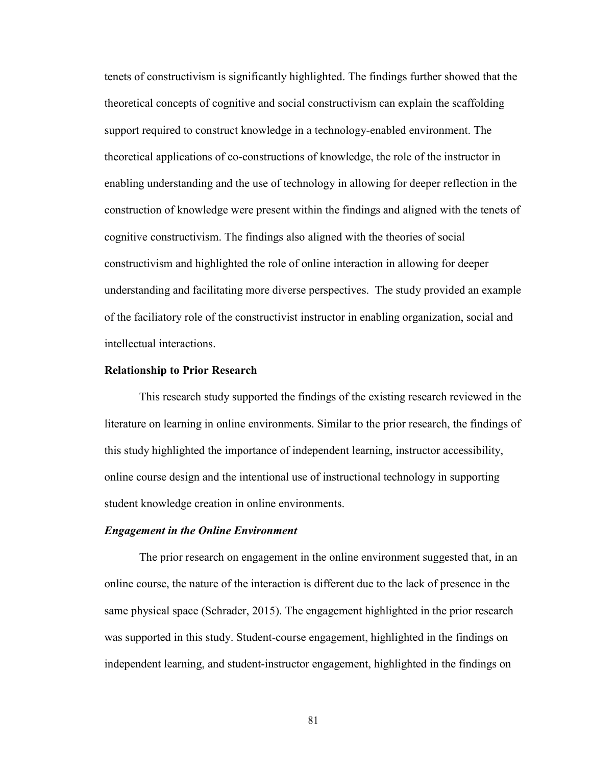tenets of constructivism is significantly highlighted. The findings further showed that the theoretical concepts of cognitive and social constructivism can explain the scaffolding support required to construct knowledge in a technology-enabled environment. The theoretical applications of co-constructions of knowledge, the role of the instructor in enabling understanding and the use of technology in allowing for deeper reflection in the construction of knowledge were present within the findings and aligned with the tenets of cognitive constructivism. The findings also aligned with the theories of social constructivism and highlighted the role of online interaction in allowing for deeper understanding and facilitating more diverse perspectives. The study provided an example of the faciliatory role of the constructivist instructor in enabling organization, social and intellectual interactions.

## Relationship to Prior Research

This research study supported the findings of the existing research reviewed in the literature on learning in online environments. Similar to the prior research, the findings of this study highlighted the importance of independent learning, instructor accessibility, online course design and the intentional use of instructional technology in supporting student knowledge creation in online environments.

### *Engagement in the Online Environment*

The prior research on engagement in the online environment suggested that, in an online course, the nature of the interaction is different due to the lack of presence in the same physical space (Schrader, 2015). The engagement highlighted in the prior research was supported in this study. Student-course engagement, highlighted in the findings on independent learning, and student-instructor engagement, highlighted in the findings on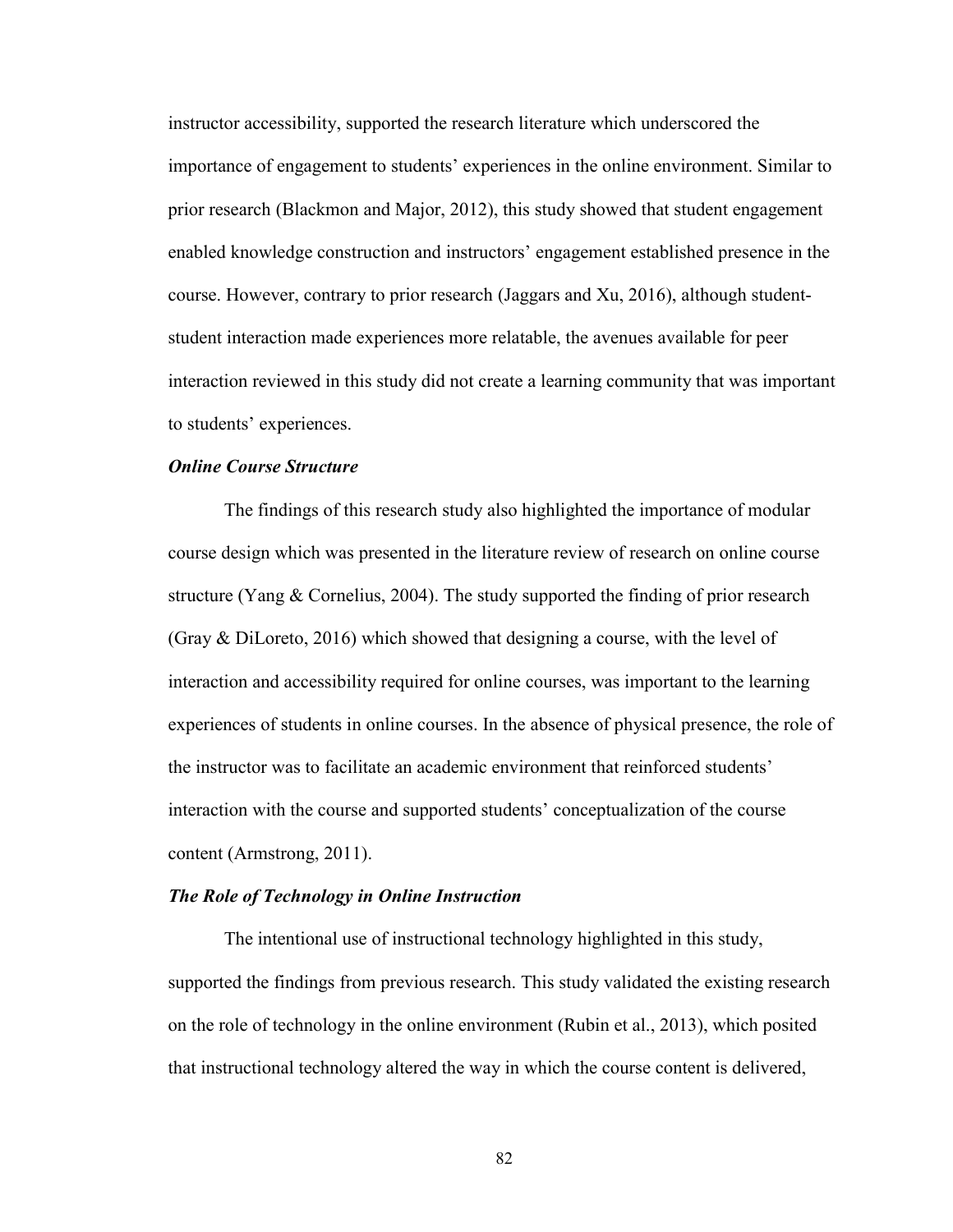instructor accessibility, supported the research literature which underscored the importance of engagement to students' experiences in the online environment. Similar to prior research (Blackmon and Major, 2012), this study showed that student engagement enabled knowledge construction and instructors' engagement established presence in the course. However, contrary to prior research (Jaggars and Xu, 2016), although student-student interaction made experiences more relatable, the avenues available for peer interaction reviewed in this study did not create a learning community that was important to students' experiences.

### *Online Course Structure*

The findings of this research study also highlighted the importance of modular course design which was presented in the literature review of research on online course structure (Yang & Cornelius, 2004). The study supported the finding of prior research (Gray & DiLoreto, 2016) which showed that designing a course, with the level of interaction and accessibility required for online courses, was important to the learning experiences of students in online courses. In the absence of physical presence, the role of the instructor was to facilitate an academic environment that reinforced students' interaction with the course and supported students' conceptualization of the course content (Armstrong, 2011).

### *The Role of Technology in Online Instruction*

The intentional use of instructional technology highlighted in this study, supported the findings from previous research. This study validated the existing research on the role of technology in the online environment (Rubin et al., 2013), which posited that instructional technology altered the way in which the course content is delivered,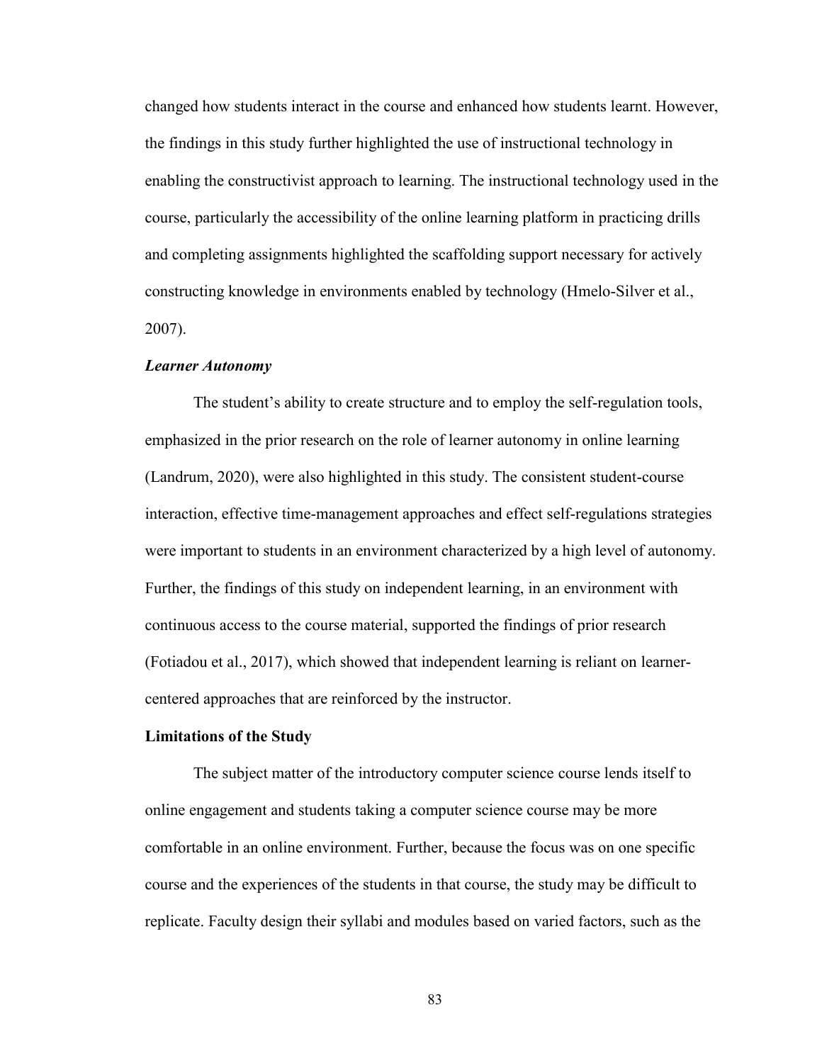changed how students interact in the course and enhanced how students learnt. However, the findings in this study further highlighted the use of instructional technology in enabling the constructivist approach to learning. The instructional technology used in the course, particularly the accessibility of the online learning platform in practicing drills and completing assignments highlighted the scaffolding support necessary for actively constructing knowledge in environments enabled by technology (Hmelo-Silver et al., 2007).

### *Learner Autonomy*

The student's ability to create structure and to employ the self-regulation tools, emphasized in the prior research on the role of learner autonomy in online learning (Landrum, 2020), were also highlighted in this study. The consistent student-course interaction, effective time-management approaches and effect self-regulations strategies were important to students in an environment characterized by a high level of autonomy. Further, the findings of this study on independent learning, in an environment with continuous access to the course material, supported the findings of prior research (Fotiadou et al., 2017), which showed that independent learning is reliant on learner-centered approaches that are reinforced by the instructor.

## Limitations of the Study

The subject matter of the introductory computer science course lends itself to online engagement and students taking a computer science course may be more comfortable in an online environment. Further, because the focus was on one specific course and the experiences of the students in that course, the study may be difficult to replicate. Faculty design their syllabi and modules based on varied factors, such as the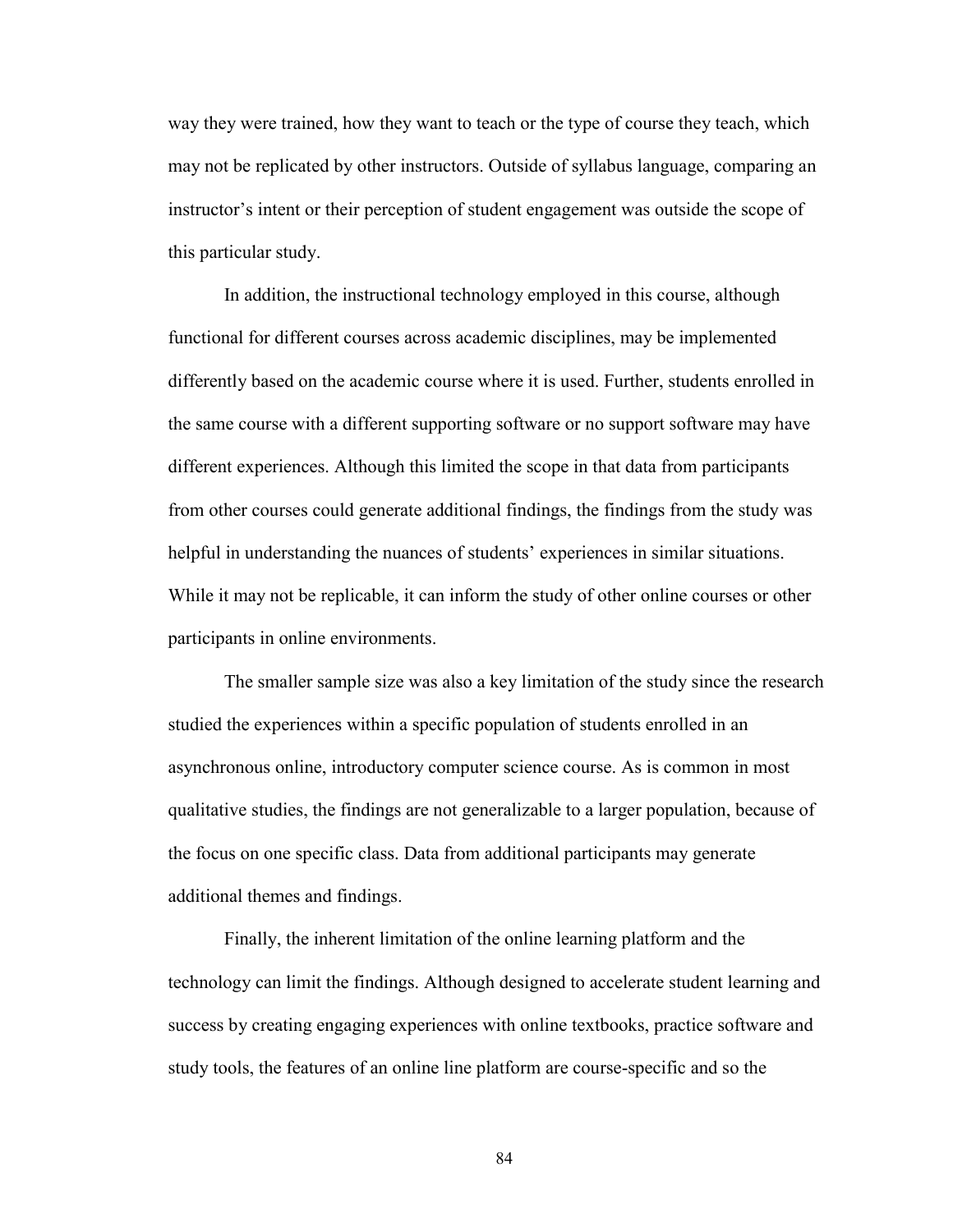way they were trained, how they want to teach or the type of course they teach, which may not be replicated by other instructors. Outside of syllabus language, comparing an instructor's intent or their perception of student engagement was outside the scope of this particular study.

In addition, the instructional technology employed in this course, although functional for different courses across academic disciplines, may be implemented differently based on the academic course where it is used. Further, students enrolled in the same course with a different supporting software or no support software may have different experiences. Although this limited the scope in that data from participants from other courses could generate additional findings, the findings from the study was helpful in understanding the nuances of students' experiences in similar situations. While it may not be replicable, it can inform the study of other online courses or other participants in online environments.

The smaller sample size was also a key limitation of the study since the research studied the experiences within a specific population of students enrolled in an asynchronous online, introductory computer science course. As is common in most qualitative studies, the findings are not generalizable to a larger population, because of the focus on one specific class. Data from additional participants may generate additional themes and findings.

Finally, the inherent limitation of the online learning platform and the technology can limit the findings. Although designed to accelerate student learning and success by creating engaging experiences with online textbooks, practice software and study tools, the features of an online line platform are course-specific and so the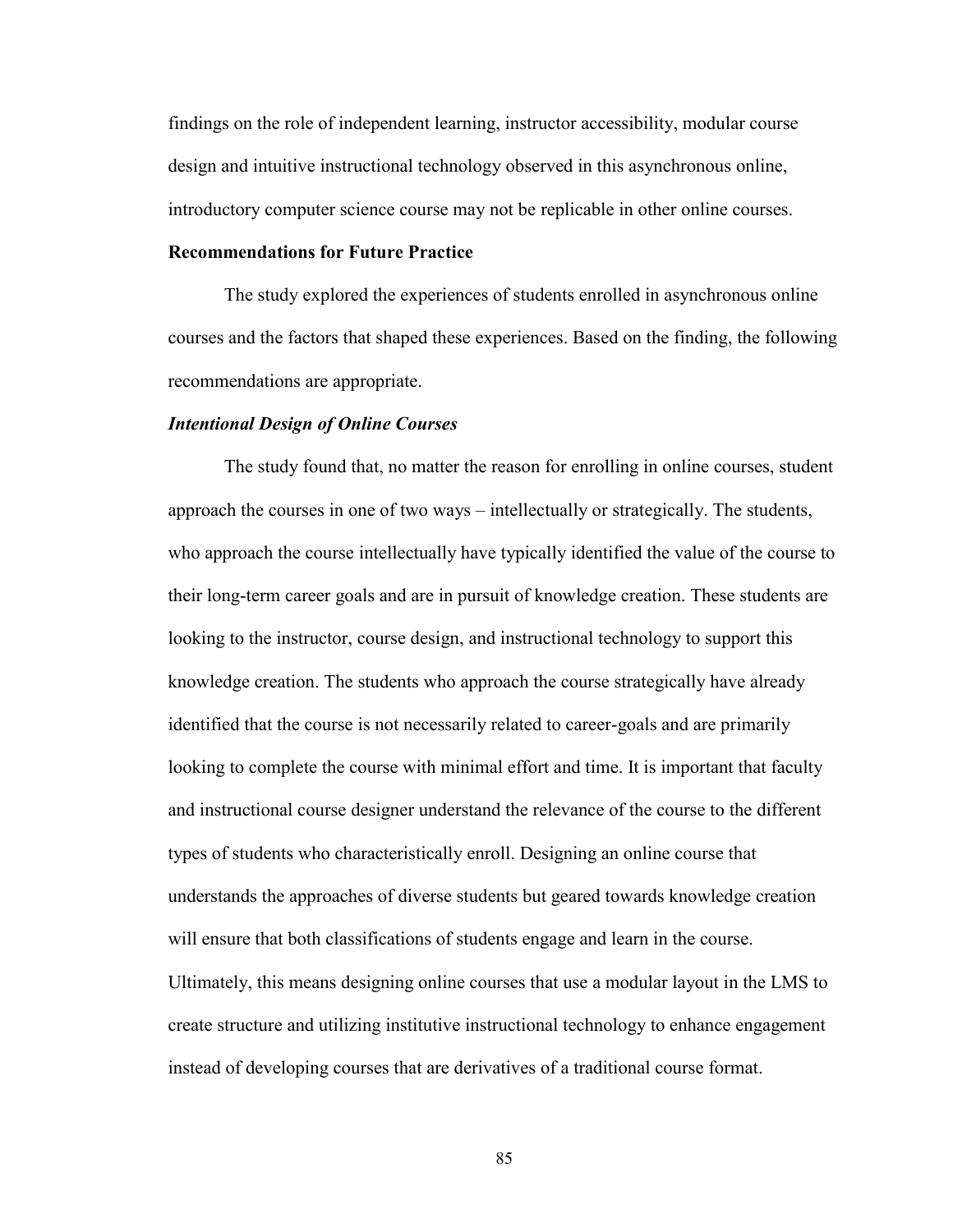findings on the role of independent learning, instructor accessibility, modular course design and intuitive instructional technology observed in this asynchronous online, introductory computer science course may not be replicable in other online courses.

## Recommendations for Future Practice

The study explored the experiences of students enrolled in asynchronous online courses and the factors that shaped these experiences. Based on the finding, the following recommendations are appropriate.

### *Intentional Design of Online Courses*

The study found that, no matter the reason for enrolling in online courses, student approach the courses in one of two ways – intellectually or strategically. The students, who approach the course intellectually have typically identified the value of the course to their long-term career goals and are in pursuit of knowledge creation. These students are looking to the instructor, course design, and instructional technology to support this knowledge creation. The students who approach the course strategically have already identified that the course is not necessarily related to career-goals and are primarily looking to complete the course with minimal effort and time. It is important that faculty and instructional course designer understand the relevance of the course to the different types of students who characteristically enroll. Designing an online course that understands the approaches of diverse students but geared towards knowledge creation will ensure that both classifications of students engage and learn in the course. Ultimately, this means designing online courses that use a modular layout in the LMS to create structure and utilizing institutive instructional technology to enhance engagement instead of developing courses that are derivatives of a traditional course format.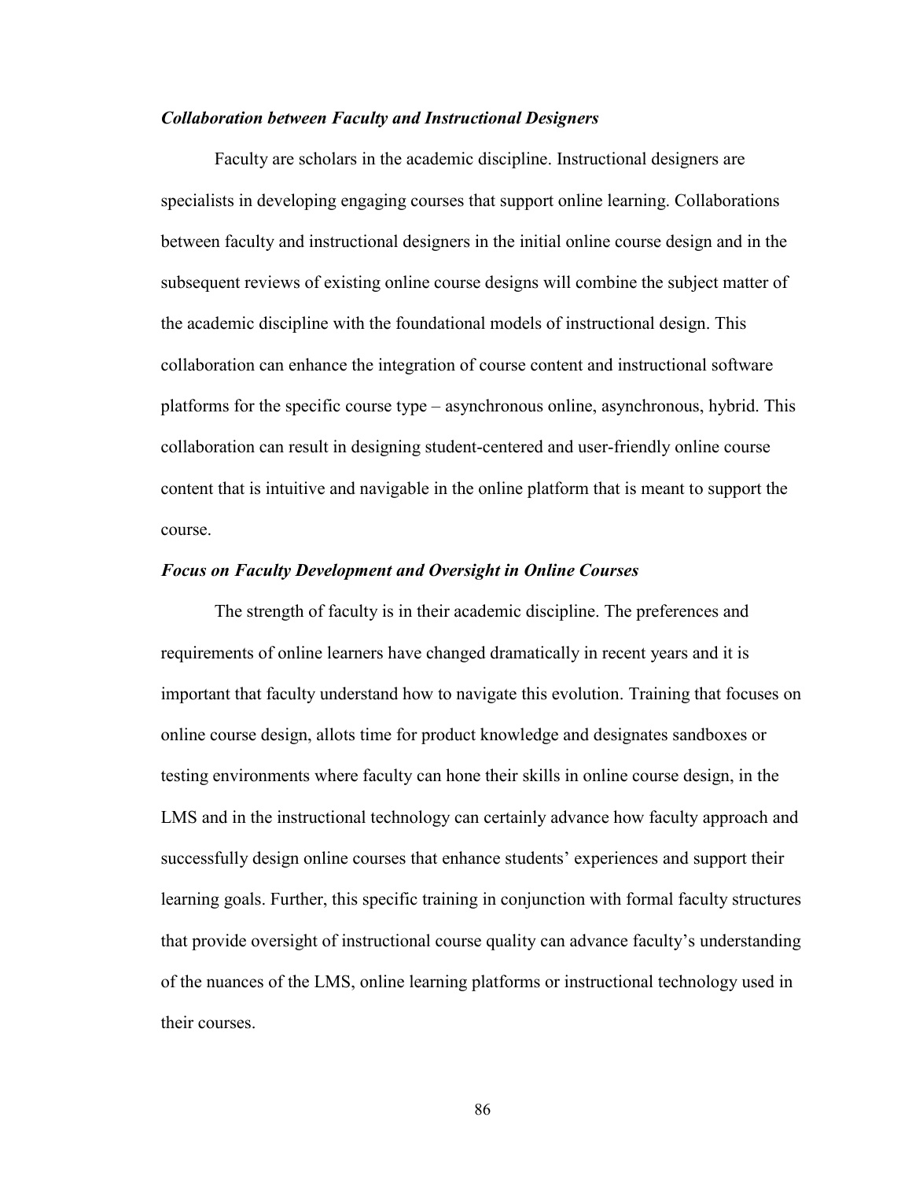### *Collaboration between Faculty and Instructional Designers*

Faculty are scholars in the academic discipline. Instructional designers are specialists in developing engaging courses that support online learning. Collaborations between faculty and instructional designers in the initial online course design and in the subsequent reviews of existing online course designs will combine the subject matter of the academic discipline with the foundational models of instructional design. This collaboration can enhance the integration of course content and instructional software platforms for the specific course type – asynchronous online, asynchronous, hybrid. This collaboration can result in designing student-centered and user-friendly online course content that is intuitive and navigable in the online platform that is meant to support the course.

### *Focus on Faculty Development and Oversight in Online Courses*

The strength of faculty is in their academic discipline. The preferences and requirements of online learners have changed dramatically in recent years and it is important that faculty understand how to navigate this evolution. Training that focuses on online course design, allots time for product knowledge and designates sandboxes or testing environments where faculty can hone their skills in online course design, in the LMS and in the instructional technology can certainly advance how faculty approach and successfully design online courses that enhance students' experiences and support their learning goals. Further, this specific training in conjunction with formal faculty structures that provide oversight of instructional course quality can advance faculty's understanding of the nuances of the LMS, online learning platforms or instructional technology used in their courses.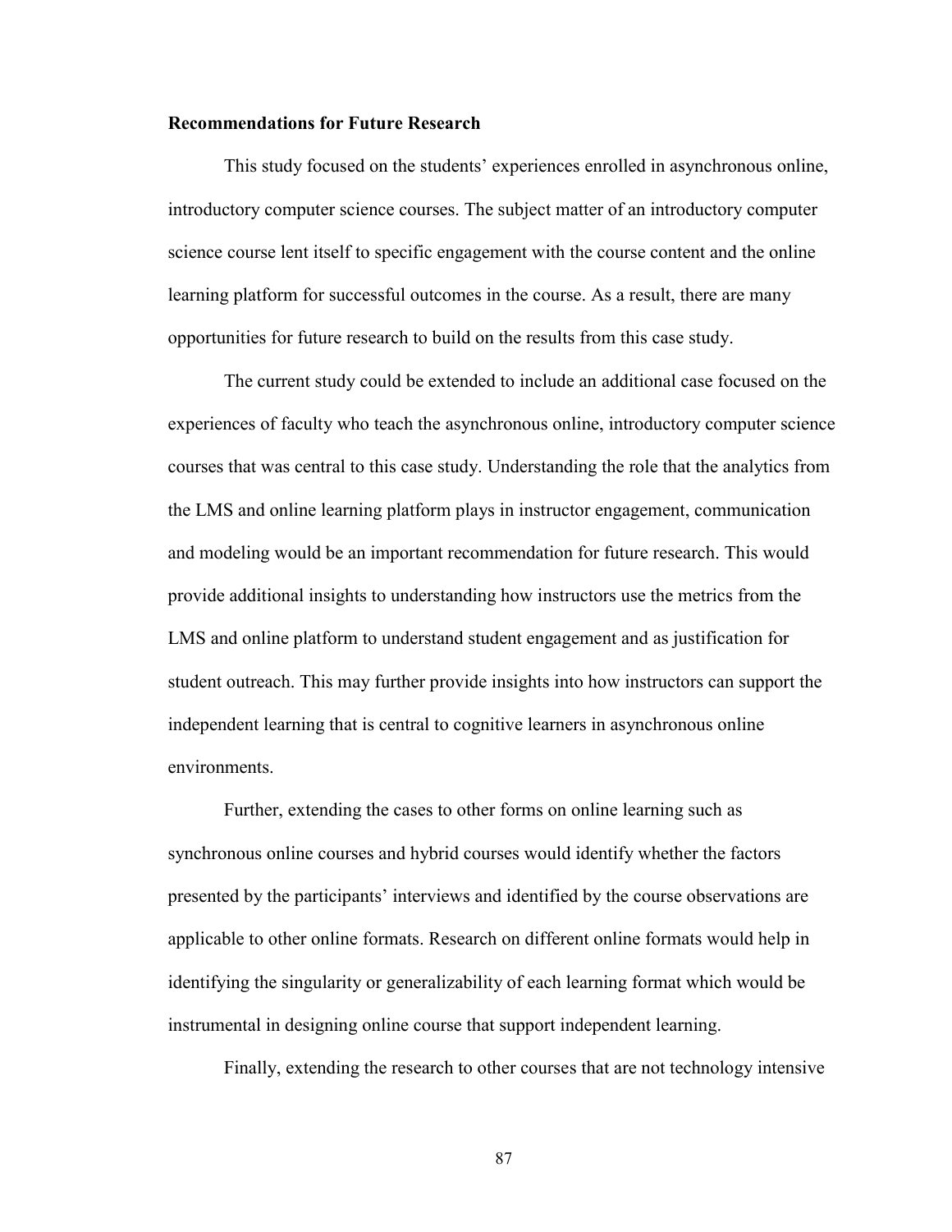### Recommendations for Future Research

This study focused on the students' experiences enrolled in asynchronous online, introductory computer science courses. The subject matter of an introductory computer science course lent itself to specific engagement with the course content and the online learning platform for successful outcomes in the course. As a result, there are many opportunities for future research to build on the results from this case study.

The current study could be extended to include an additional case focused on the experiences of faculty who teach the asynchronous online, introductory computer science courses that was central to this case study. Understanding the role that the analytics from the LMS and online learning platform plays in instructor engagement, communication and modeling would be an important recommendation for future research. This would provide additional insights to understanding how instructors use the metrics from the LMS and online platform to understand student engagement and as justification for student outreach. This may further provide insights into how instructors can support the independent learning that is central to cognitive learners in asynchronous online environments.

Further, extending the cases to other forms on online learning such as synchronous online courses and hybrid courses would identify whether the factors presented by the participants' interviews and identified by the course observations are applicable to other online formats. Research on different online formats would help in identifying the singularity or generalizability of each learning format which would be instrumental in designing online course that support independent learning.

Finally, extending the research to other courses that are not technology intensive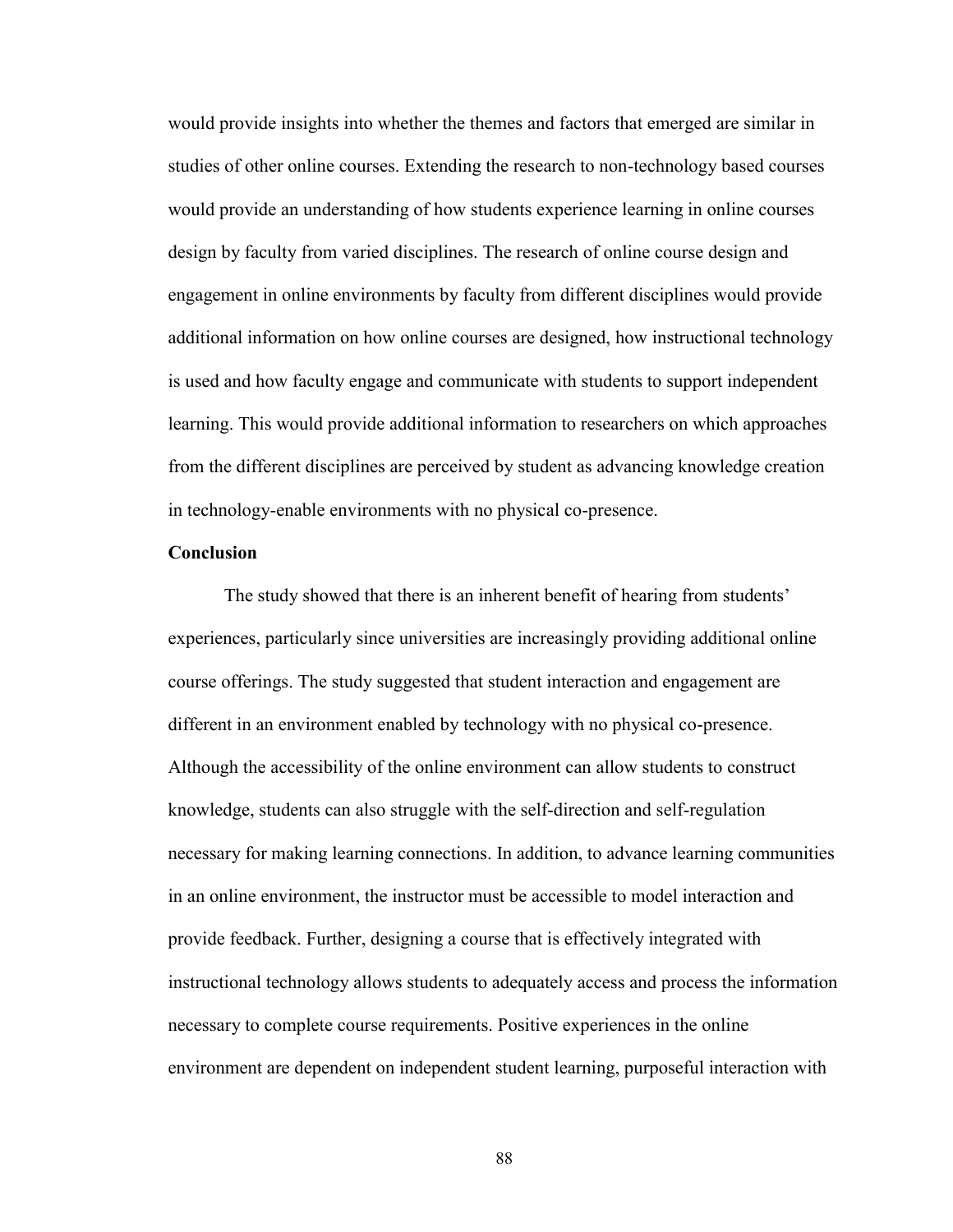would provide insights into whether the themes and factors that emerged are similar in studies of other online courses. Extending the research to non-technology based courses would provide an understanding of how students experience learning in online courses design by faculty from varied disciplines. The research of online course design and engagement in online environments by faculty from different disciplines would provide additional information on how online courses are designed, how instructional technology is used and how faculty engage and communicate with students to support independent learning. This would provide additional information to researchers on which approaches from the different disciplines are perceived by student as advancing knowledge creation in technology-enable environments with no physical co-presence.

## Conclusion

The study showed that there is an inherent benefit of hearing from students' experiences, particularly since universities are increasingly providing additional online course offerings. The study suggested that student interaction and engagement are different in an environment enabled by technology with no physical co-presence. Although the accessibility of the online environment can allow students to construct knowledge, students can also struggle with the self-direction and self-regulation necessary for making learning connections. In addition, to advance learning communities in an online environment, the instructor must be accessible to model interaction and provide feedback. Further, designing a course that is effectively integrated with instructional technology allows students to adequately access and process the information necessary to complete course requirements. Positive experiences in the online environment are dependent on independent student learning, purposeful interaction with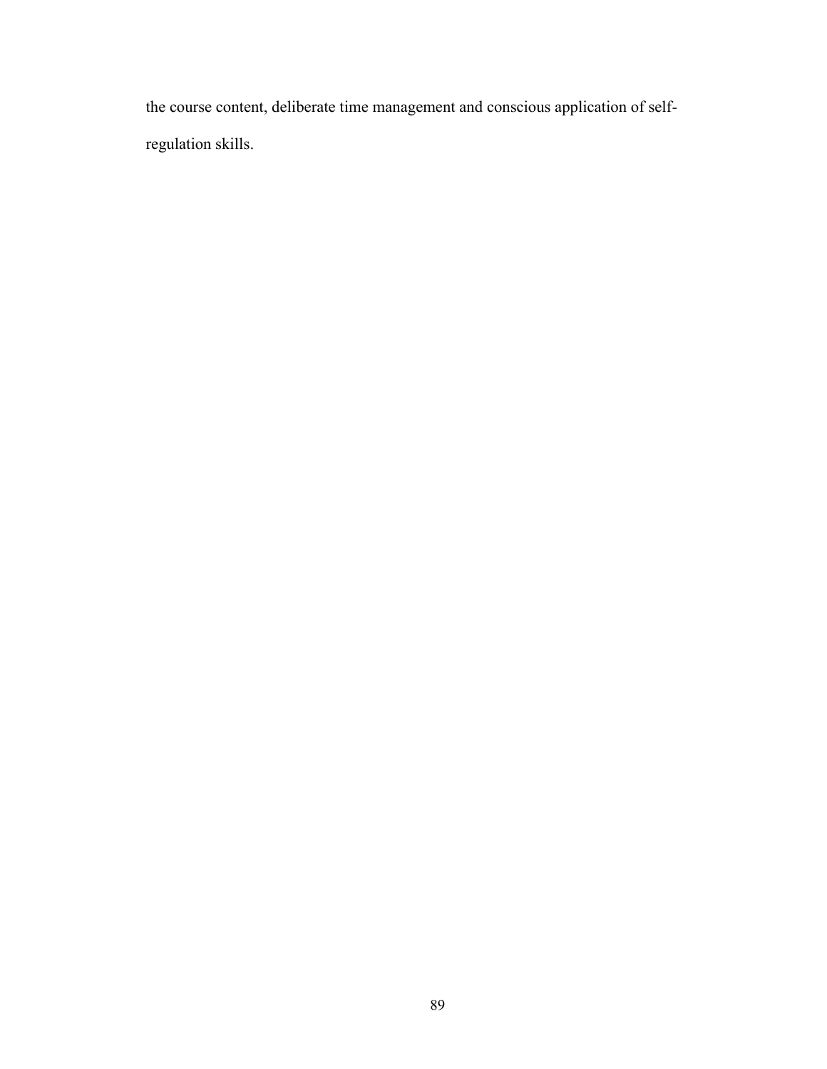the course content, deliberate time management and conscious application of self-regulation skills.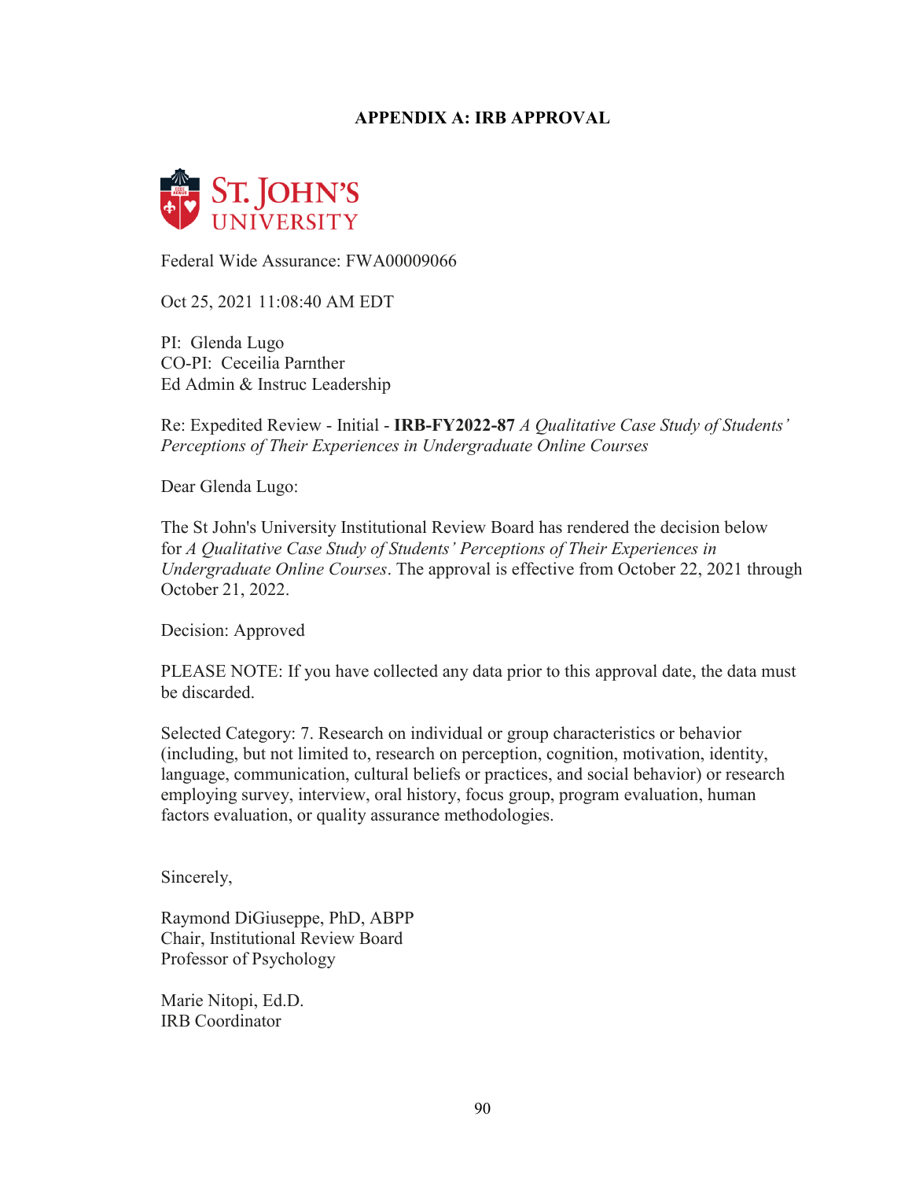# APPENDIX A: IRB APPROVAL

St. John's University

Federal Wide Assurance: FWA00009066

Oct 25, 2021 11:08:40 AM EDT

PI: Glenda Lugo  
CO-PI: Ceceilia Parnther  
Ed Admin & Instruc Leadership

Re: Expedited Review - Initial - **IRB-FY2022-87** *A Qualitative Case Study of Students' Perceptions of Their Experiences in Undergraduate Online Courses*

Dear Glenda Lugo:

The St John's University Institutional Review Board has rendered the decision below for *A Qualitative Case Study of Students' Perceptions of Their Experiences in Undergraduate Online Courses*. The approval is effective from October 22, 2021 through October 21, 2022.

Decision: Approved

PLEASE NOTE: If you have collected any data prior to this approval date, the data must be discarded.

Selected Category: 7. Research on individual or group characteristics or behavior (including, but not limited to, research on perception, cognition, motivation, identity, language, communication, cultural beliefs or practices, and social behavior) or research employing survey, interview, oral history, focus group, program evaluation, human factors evaluation, or quality assurance methodologies.

Sincerely,

Raymond DiGiuseppe, PhD, ABPP  
Chair, Institutional Review Board  
Professor of Psychology

Marie Nitopi, Ed.D.  
IRB Coordinator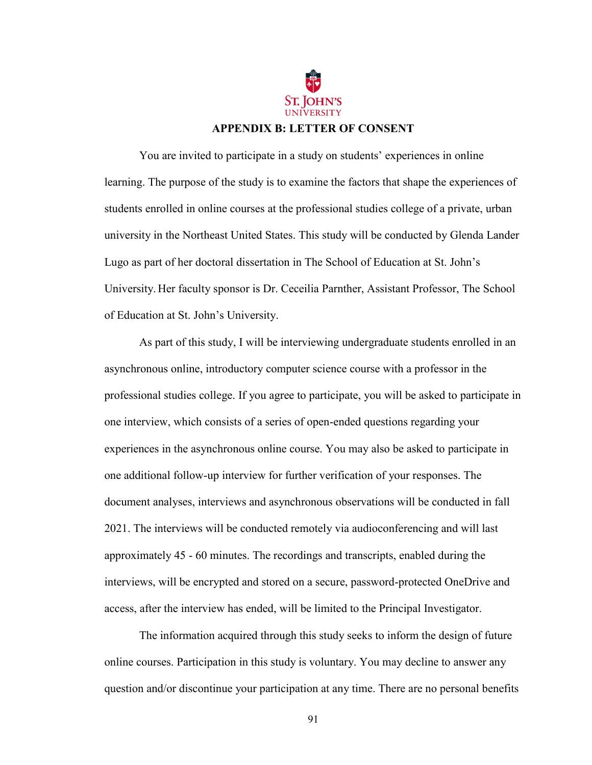## APPENDIX B: LETTER OF CONSENT

You are invited to participate in a study on students' experiences in online learning. The purpose of the study is to examine the factors that shape the experiences of students enrolled in online courses at the professional studies college of a private, urban university in the Northeast United States. This study will be conducted by Glenda Lander Lugo as part of her doctoral dissertation in The School of Education at St. John's University. Her faculty sponsor is Dr. Ceceilia Parnther, Assistant Professor, The School of Education at St. John's University.

As part of this study, I will be interviewing undergraduate students enrolled in an asynchronous online, introductory computer science course with a professor in the professional studies college. If you agree to participate, you will be asked to participate in one interview, which consists of a series of open-ended questions regarding your experiences in the asynchronous online course. You may also be asked to participate in one additional follow-up interview for further verification of your responses. The document analyses, interviews and asynchronous observations will be conducted in fall 2021. The interviews will be conducted remotely via audioconferencing and will last approximately 45 - 60 minutes. The recordings and transcripts, enabled during the interviews, will be encrypted and stored on a secure, password-protected OneDrive and access, after the interview has ended, will be limited to the Principal Investigator.

The information acquired through this study seeks to inform the design of future online courses. Participation in this study is voluntary. You may decline to answer any question and/or discontinue your participation at any time. There are no personal benefits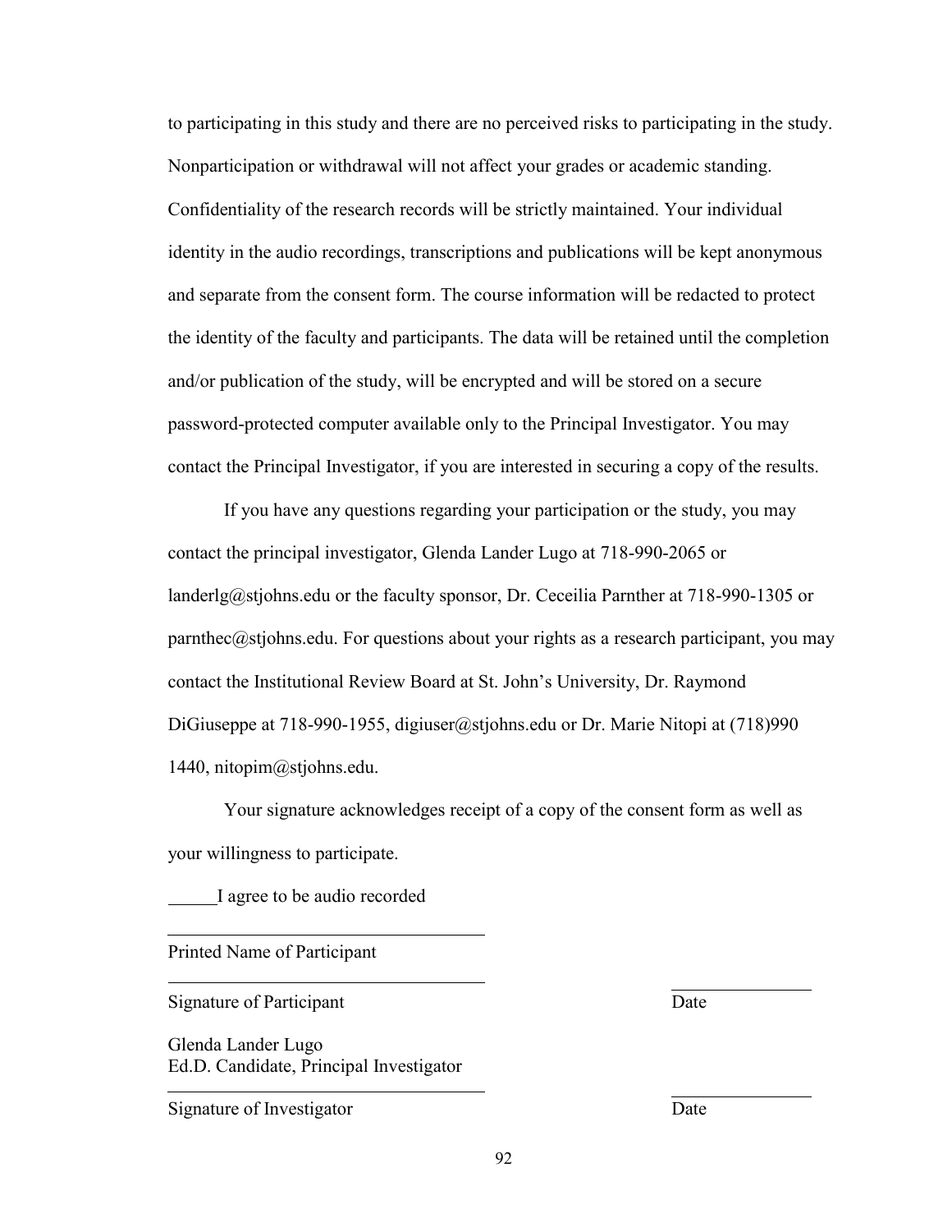to participating in this study and there are no perceived risks to participating in the study. Nonparticipation or withdrawal will not affect your grades or academic standing. Confidentiality of the research records will be strictly maintained. Your individual identity in the audio recordings, transcriptions and publications will be kept anonymous and separate from the consent form. The course information will be redacted to protect the identity of the faculty and participants. The data will be retained until the completion and/or publication of the study, will be encrypted and will be stored on a secure password-protected computer available only to the Principal Investigator. You may contact the Principal Investigator, if you are interested in securing a copy of the results.

If you have any questions regarding your participation or the study, you may contact the principal investigator, Glenda Lander Lugo at 718-990-2065 or landerlg@stjohns.edu or the faculty sponsor, Dr. Ceceilia Parnther at 718-990-1305 or parnthec@stjohns.edu. For questions about your rights as a research participant, you may contact the Institutional Review Board at St. John's University, Dr. Raymond DiGiuseppe at 718-990-1955, digiuser@stjohns.edu or Dr. Marie Nitopi at (718)990 1440, nitopim@stjohns.edu.

Your signature acknowledges receipt of a copy of the consent form as well as your willingness to participate.

_____I agree to be audio recorded

\_\_\_\_\_\_\_\_\_\_\_\_\_\_\_\_\_\_\_\_\_\_\_\_\_\_\_\_\_\_\_\_\_\_\_\_

Printed Name of Participant

\_\_\_\_\_\_\_\_\_\_\_\_\_\_\_\_\_\_\_\_\_\_\_\_\_\_\_\_\_\_\_\_\_\_\_\_ \_\_\_\_\_\_\_\_\_\_\_\_\_\_\_

Signature of Participant Date

Glenda Lander Lugo
Ed.D. Candidate, Principal Investigator

\_\_\_\_\_\_\_\_\_\_\_\_\_\_\_\_\_\_\_\_\_\_\_\_\_\_\_\_\_\_\_\_\_\_\_\_ \_\_\_\_\_\_\_\_\_\_\_\_\_\_\_

Signature of Investigator Date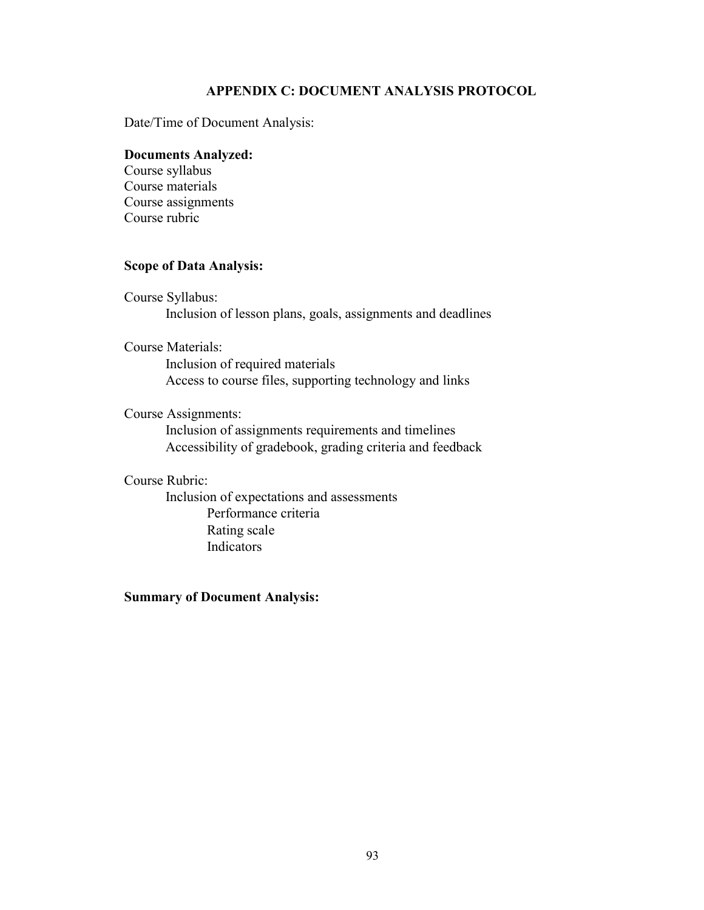# APPENDIX C: DOCUMENT ANALYSIS PROTOCOL

Date/Time of Document Analysis:

**Documents Analyzed:**

Course syllabus
Course materials
Course assignments
Course rubric

**Scope of Data Analysis:**

Course Syllabus:

- Inclusion of lesson plans, goals, assignments and deadlines

Course Materials:

- Inclusion of required materials
- Access to course files, supporting technology and links

Course Assignments:

- Inclusion of assignments requirements and timelines
- Accessibility of gradebook, grading criteria and feedback

Course Rubric:

- Inclusion of expectations and assessments
  - Performance criteria
  - Rating scale
  - Indicators

**Summary of Document Analysis:**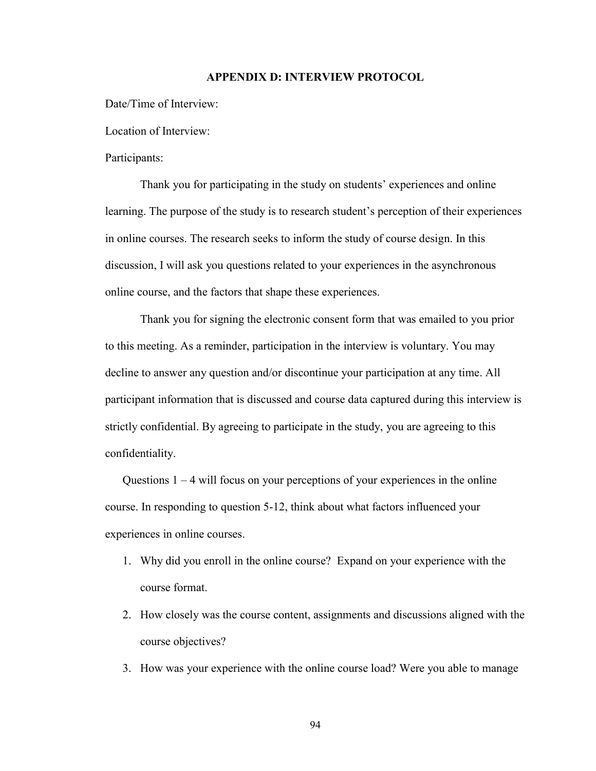## APPENDIX D: INTERVIEW PROTOCOL

Date/Time of Interview:

Location of Interview:

Participants:

Thank you for participating in the study on students' experiences and online learning. The purpose of the study is to research student's perception of their experiences in online courses. The research seeks to inform the study of course design. In this discussion, I will ask you questions related to your experiences in the asynchronous online course, and the factors that shape these experiences.

Thank you for signing the electronic consent form that was emailed to you prior to this meeting. As a reminder, participation in the interview is voluntary. You may decline to answer any question and/or discontinue your participation at any time. All participant information that is discussed and course data captured during this interview is strictly confidential. By agreeing to participate in the study, you are agreeing to this confidentiality.

Questions 1 – 4 will focus on your perceptions of your experiences in the online course. In responding to question 5-12, think about what factors influenced your experiences in online courses.

1. Why did you enroll in the online course? Expand on your experience with the course format.
2. How closely was the course content, assignments and discussions aligned with the course objectives?
3. How was your experience with the online course load? Were you able to manage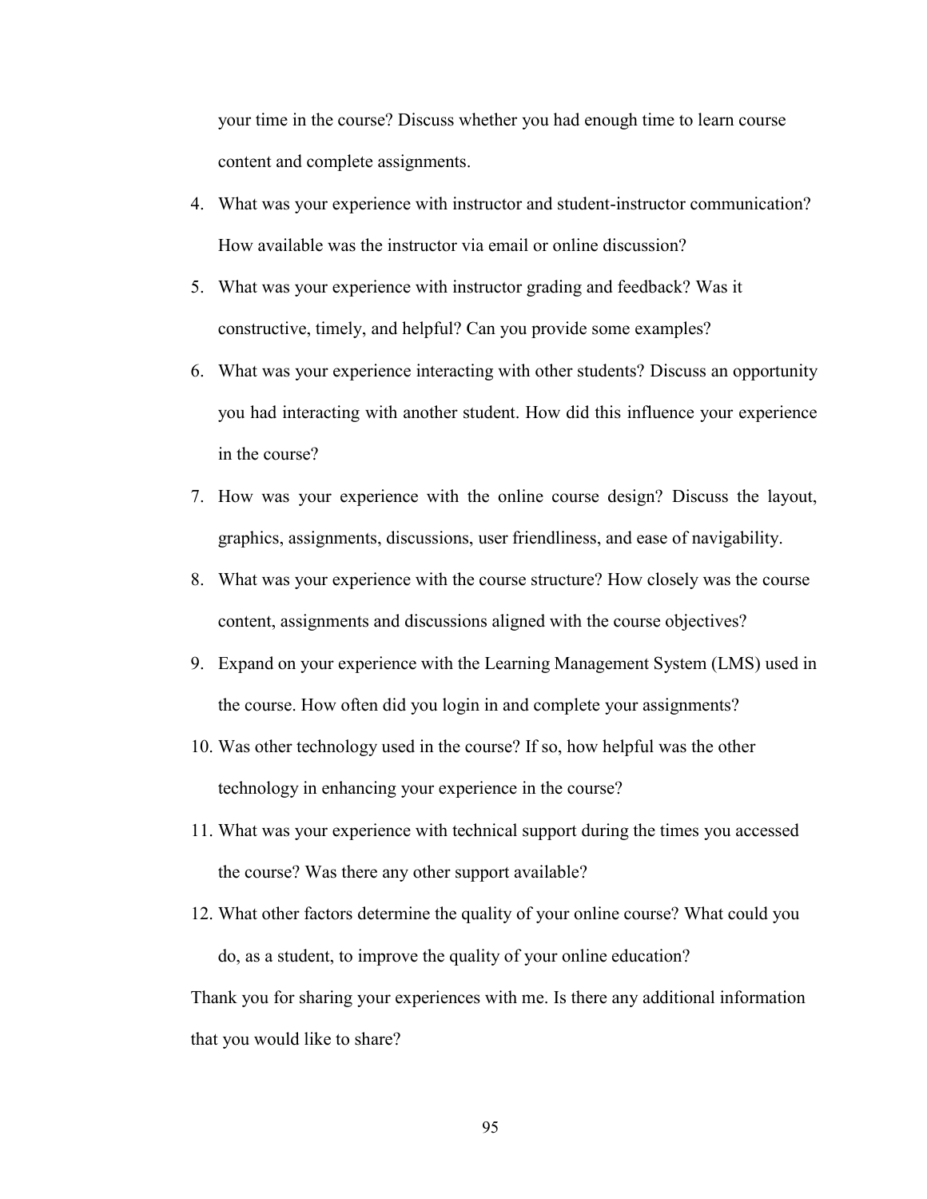your time in the course? Discuss whether you had enough time to learn course content and complete assignments.

4. What was your experience with instructor and student-instructor communication? How available was the instructor via email or online discussion?
5. What was your experience with instructor grading and feedback? Was it constructive, timely, and helpful? Can you provide some examples?
6. What was your experience interacting with other students? Discuss an opportunity you had interacting with another student. How did this influence your experience in the course?
7. How was your experience with the online course design? Discuss the layout, graphics, assignments, discussions, user friendliness, and ease of navigability.
8. What was your experience with the course structure? How closely was the course content, assignments and discussions aligned with the course objectives?
9. Expand on your experience with the Learning Management System (LMS) used in the course. How often did you login in and complete your assignments?
10. Was other technology used in the course? If so, how helpful was the other technology in enhancing your experience in the course?
11. What was your experience with technical support during the times you accessed the course? Was there any other support available?
12. What other factors determine the quality of your online course? What could you do, as a student, to improve the quality of your online education?

Thank you for sharing your experiences with me. Is there any additional information that you would like to share?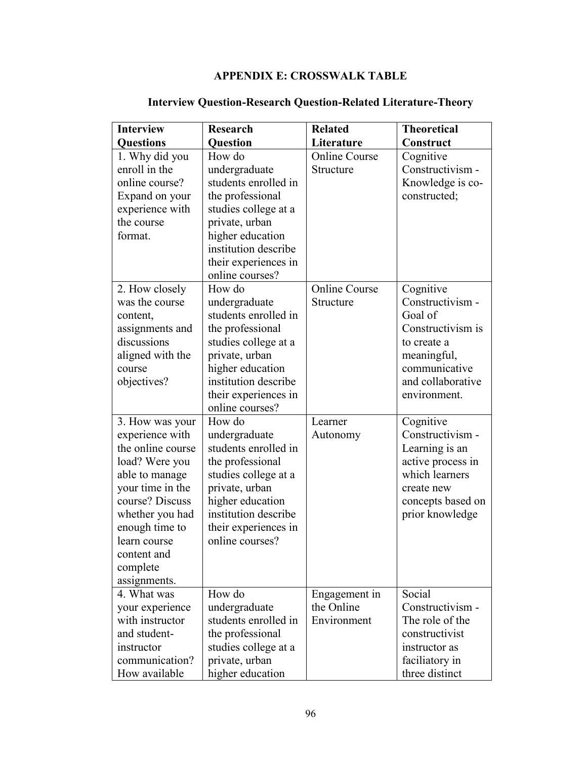# APPENDIX E: CROSSWALK TABLE

## Interview Question-Research Question-Related Literature-Theory

| Interview Questions | Research Question | Related Literature | Theoretical Construct |
|---|---|---|---|
| 1. Why did you enroll in the online course? Expand on your experience with the course format. | How do undergraduate students enrolled in the professional studies college at a private, urban higher education institution describe their experiences in online courses? | Online Course Structure | Cognitive Constructivism - Knowledge is co-constructed; |
| 2. How closely was the course content, assignments and discussions aligned with the course objectives? | How do undergraduate students enrolled in the professional studies college at a private, urban higher education institution describe their experiences in online courses? | Online Course Structure | Cognitive Constructivism - Goal of Constructivism is to create a meaningful, communicative and collaborative environment. |
| 3. How was your experience with the online course load? Were you able to manage your time in the course? Discuss whether you had enough time to learn course content and complete assignments. | How do undergraduate students enrolled in the professional studies college at a private, urban higher education institution describe their experiences in online courses? | Learner Autonomy | Cognitive Constructivism - Learning is an active process in which learners create new concepts based on prior knowledge |
| 4. What was your experience with instructor and student-instructor communication? How available | How do undergraduate students enrolled in the professional studies college at a private, urban higher education | Engagement in the Online Environment | Social Constructivism - The role of the constructivist instructor as faciliatory in three distinct |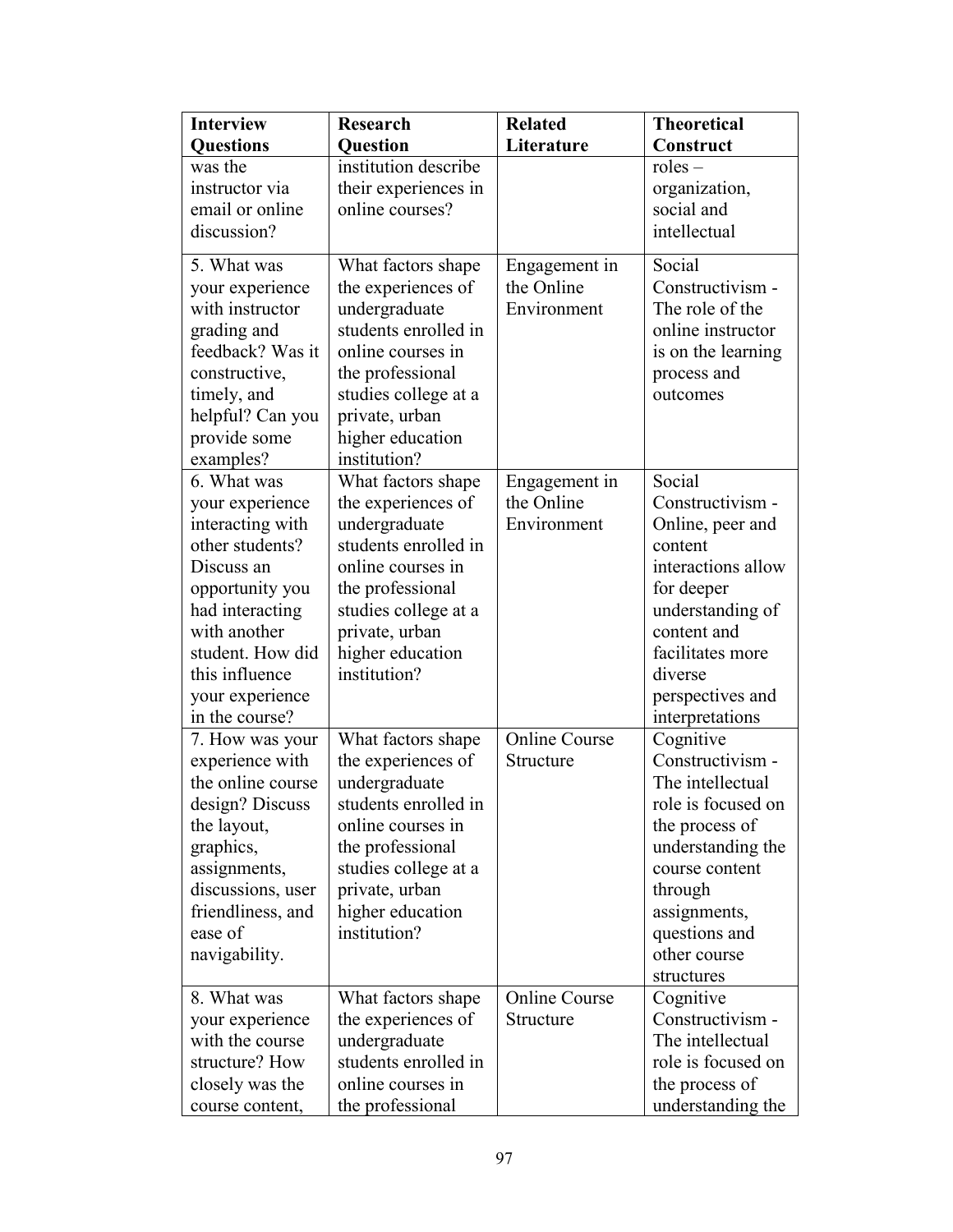| Interview Questions | Research Question | Related Literature | Theoretical Construct |
|---|---|---|---|
| was the instructor via email or online discussion? | institution describe their experiences in online courses? | | roles – organization, social and intellectual |
| 5. What was your experience with instructor grading and feedback? Was it constructive, timely, and helpful? Can you provide some examples? | What factors shape the experiences of undergraduate students enrolled in online courses in the professional studies college at a private, urban higher education institution? | Engagement in the Online Environment | Social Constructivism - The role of the online instructor is on the learning process and outcomes |
| 6. What was your experience interacting with other students? Discuss an opportunity you had interacting with another student. How did this influence your experience in the course? | What factors shape the experiences of undergraduate students enrolled in online courses in the professional studies college at a private, urban higher education institution? | Engagement in the Online Environment | Social Constructivism - Online, peer and content interactions allow for deeper understanding of content and facilitates more diverse perspectives and interpretations |
| 7. How was your experience with the online course design? Discuss the layout, graphics, assignments, discussions, user friendliness, and ease of navigability. | What factors shape the experiences of undergraduate students enrolled in online courses in the professional studies college at a private, urban higher education institution? | Online Course Structure | Cognitive Constructivism - The intellectual role is focused on the process of understanding the course content through assignments, questions and other course structures |
| 8. What was your experience with the course structure? How closely was the course content, | What factors shape the experiences of undergraduate students enrolled in online courses in the professional | Online Course Structure | Cognitive Constructivism - The intellectual role is focused on the process of understanding the |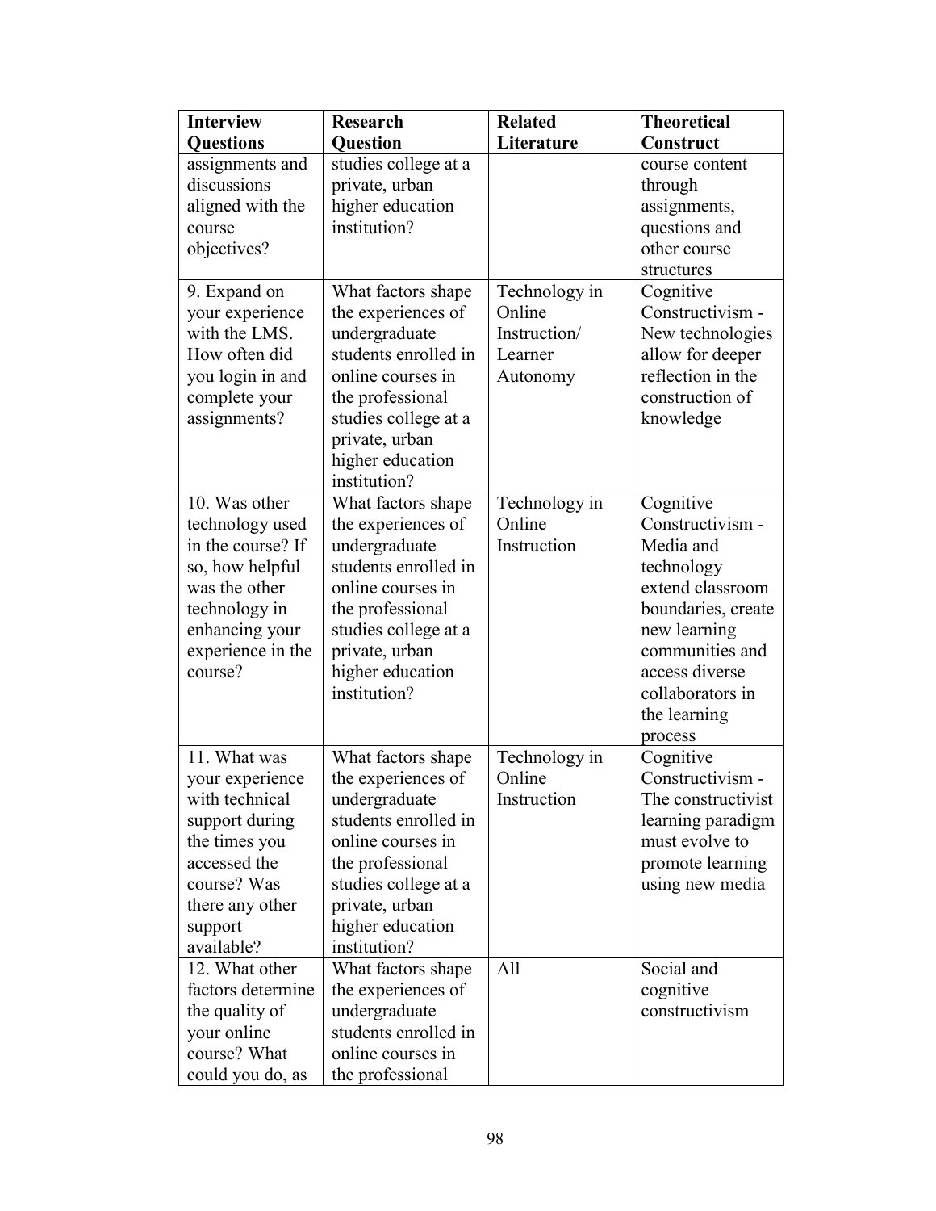| Interview Questions | Research Question | Related Literature | Theoretical Construct |
|---|---|---|---|
| assignments and discussions aligned with the course objectives? | studies college at a private, urban higher education institution? | | course content through assignments, questions and other course structures |
| 9. Expand on your experience with the LMS. How often did you login in and complete your assignments? | What factors shape the experiences of undergraduate students enrolled in online courses in the professional studies college at a private, urban higher education institution? | Technology in Online Instruction/ Learner Autonomy | Cognitive Constructivism - New technologies allow for deeper reflection in the construction of knowledge |
| 10. Was other technology used in the course? If so, how helpful was the other technology in enhancing your experience in the course? | What factors shape the experiences of undergraduate students enrolled in online courses in the professional studies college at a private, urban higher education institution? | Technology in Online Instruction | Cognitive Constructivism - Media and technology extend classroom boundaries, create new learning communities and access diverse collaborators in the learning process |
| 11. What was your experience with technical support during the times you accessed the course? Was there any other support available? | What factors shape the experiences of undergraduate students enrolled in online courses in the professional studies college at a private, urban higher education institution? | Technology in Online Instruction | Cognitive Constructivism - The constructivist learning paradigm must evolve to promote learning using new media |
| 12. What other factors determine the quality of your online course? What could you do, as | What factors shape the experiences of undergraduate students enrolled in online courses in the professional | All | Social and cognitive constructivism |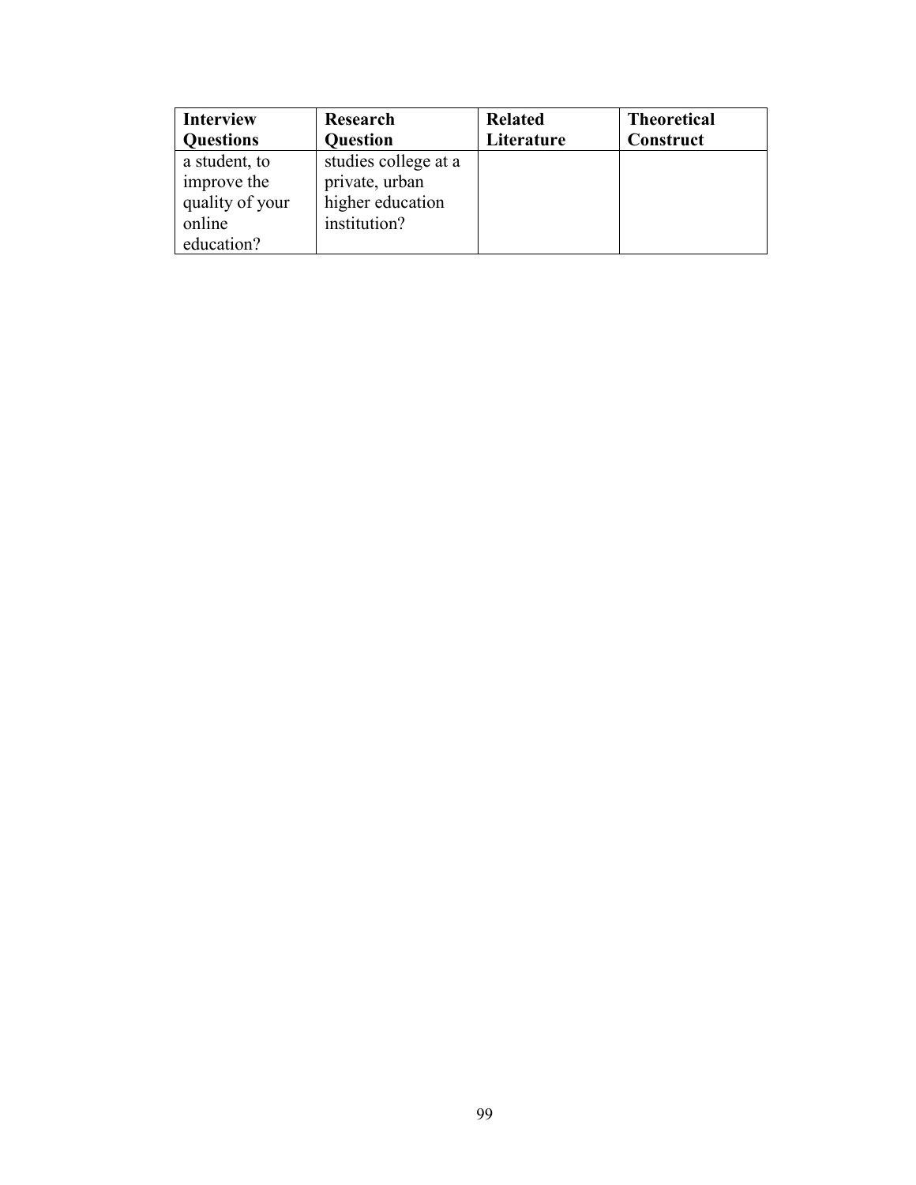| Interview Questions | Research Question | Related Literature | Theoretical Construct |
| --- | --- | --- | --- |
| a student, to improve the quality of your online education? | studies college at a private, urban higher education institution? | | |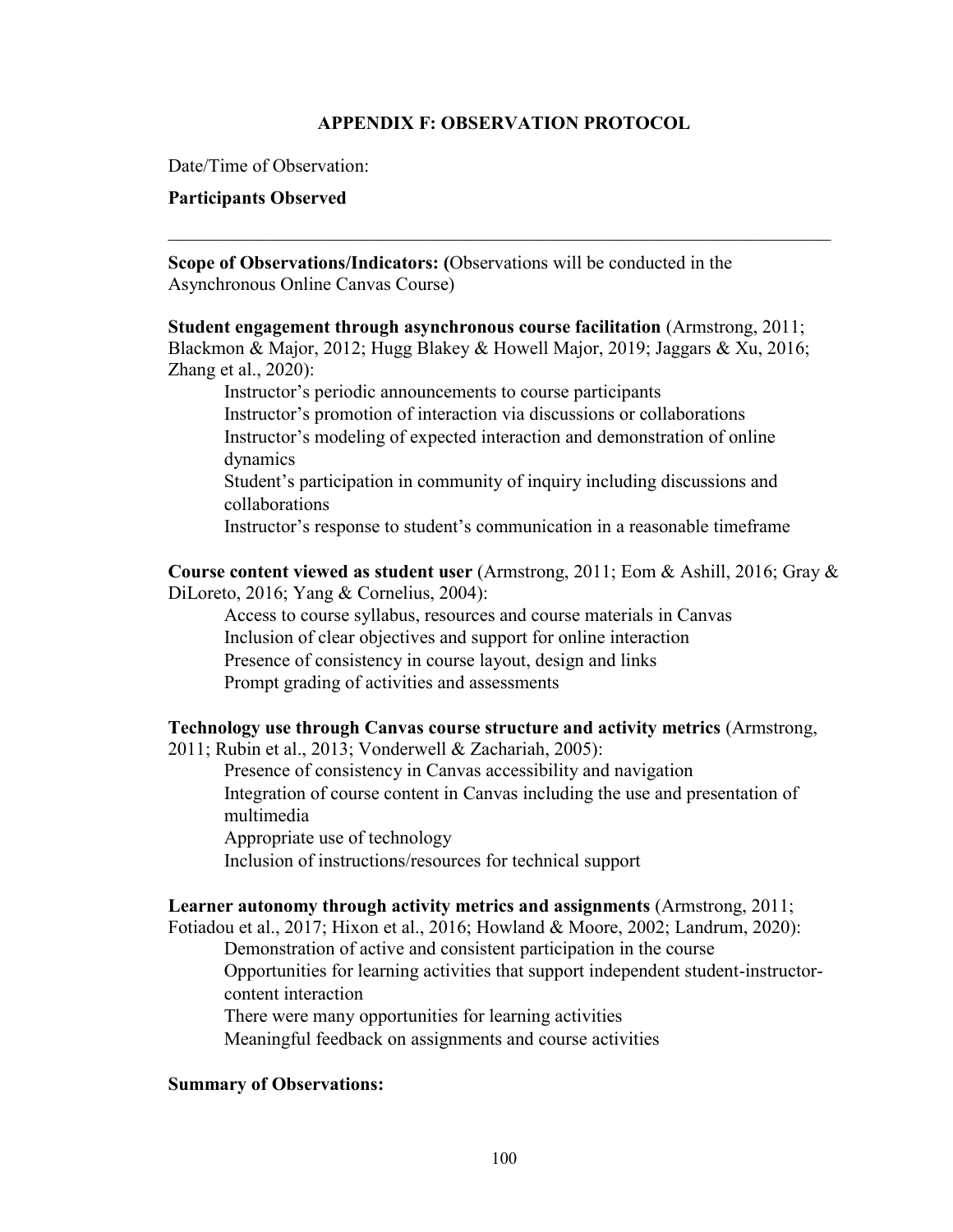## APPENDIX F: OBSERVATION PROTOCOL

Date/Time of Observation:

**Participants Observed**

---

**Scope of Observations/Indicators: (**Observations will be conducted in the Asynchronous Online Canvas Course)

**Student engagement through asynchronous course facilitation** (Armstrong, 2011; Blackmon & Major, 2012; Hugg Blakey & Howell Major, 2019; Jaggars & Xu, 2016; Zhang et al., 2020):

- Instructor's periodic announcements to course participants
- Instructor's promotion of interaction via discussions or collaborations
- Instructor's modeling of expected interaction and demonstration of online dynamics
- Student's participation in community of inquiry including discussions and collaborations
- Instructor's response to student's communication in a reasonable timeframe

**Course content viewed as student user** (Armstrong, 2011; Eom & Ashill, 2016; Gray & DiLoreto, 2016; Yang & Cornelius, 2004):

- Access to course syllabus, resources and course materials in Canvas
- Inclusion of clear objectives and support for online interaction
- Presence of consistency in course layout, design and links
- Prompt grading of activities and assessments

**Technology use through Canvas course structure and activity metrics** (Armstrong, 2011; Rubin et al., 2013; Vonderwell & Zachariah, 2005):

- Presence of consistency in Canvas accessibility and navigation
- Integration of course content in Canvas including the use and presentation of multimedia
- Appropriate use of technology
- Inclusion of instructions/resources for technical support

**Learner autonomy through activity metrics and assignments** (Armstrong, 2011; Fotiadou et al., 2017; Hixon et al., 2016; Howland & Moore, 2002; Landrum, 2020):

- Demonstration of active and consistent participation in the course
- Opportunities for learning activities that support independent student-instructor-content interaction
- There were many opportunities for learning activities
- Meaningful feedback on assignments and course activities

**Summary of Observations:**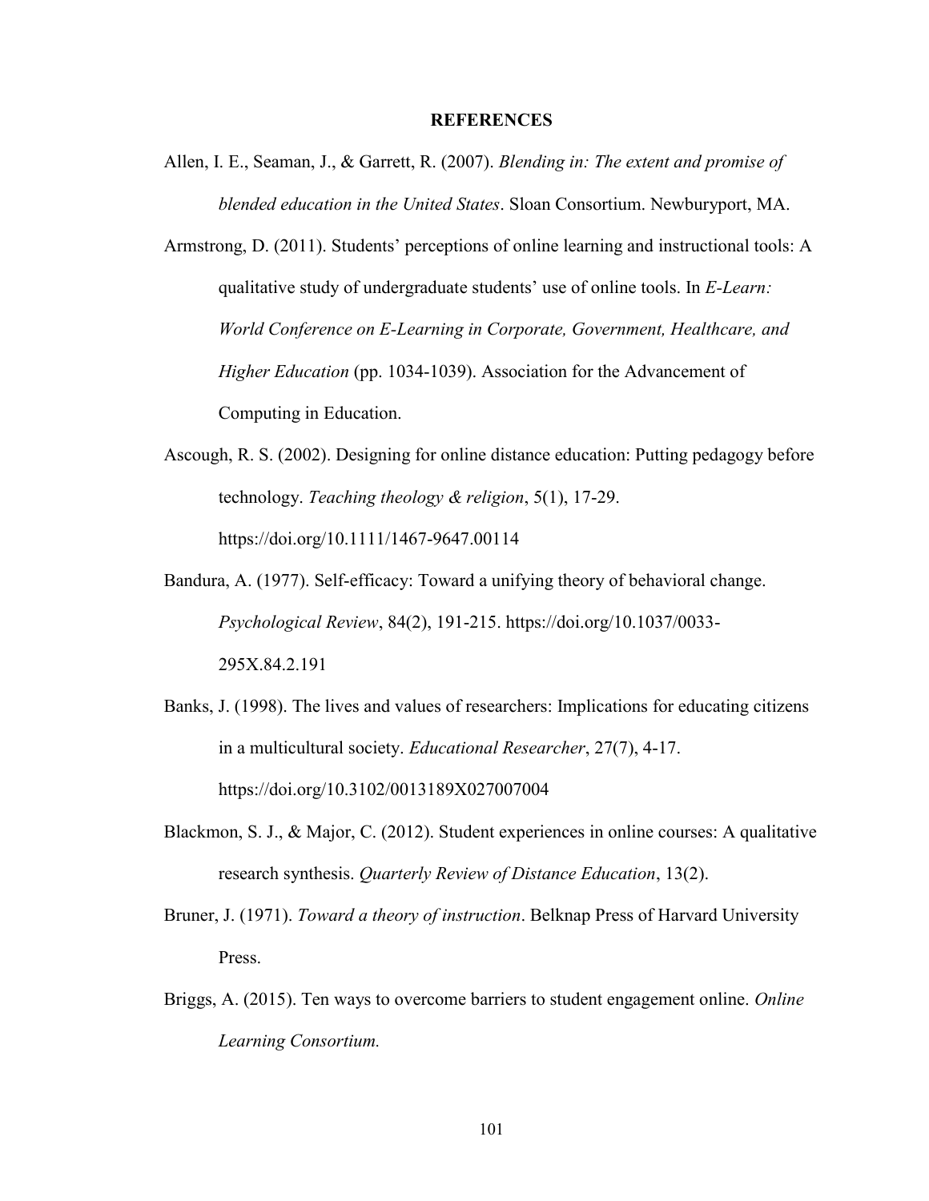# REFERENCES

Allen, I. E., Seaman, J., & Garrett, R. (2007). *Blending in: The extent and promise of blended education in the United States*. Sloan Consortium. Newburyport, MA.

Armstrong, D. (2011). Students' perceptions of online learning and instructional tools: A qualitative study of undergraduate students' use of online tools. In *E-Learn: World Conference on E-Learning in Corporate, Government, Healthcare, and Higher Education* (pp. 1034-1039). Association for the Advancement of Computing in Education.

Ascough, R. S. (2002). Designing for online distance education: Putting pedagogy before technology. *Teaching theology & religion*, 5(1), 17-29. https://doi.org/10.1111/1467-9647.00114

Bandura, A. (1977). Self-efficacy: Toward a unifying theory of behavioral change. *Psychological Review*, 84(2), 191-215. https://doi.org/10.1037/0033-295X.84.2.191

Banks, J. (1998). The lives and values of researchers: Implications for educating citizens in a multicultural society. *Educational Researcher*, 27(7), 4-17. https://doi.org/10.3102/0013189X027007004

Blackmon, S. J., & Major, C. (2012). Student experiences in online courses: A qualitative research synthesis. *Quarterly Review of Distance Education*, 13(2).

Bruner, J. (1971). *Toward a theory of instruction*. Belknap Press of Harvard University Press.

Briggs, A. (2015). Ten ways to overcome barriers to student engagement online. *Online Learning Consortium.*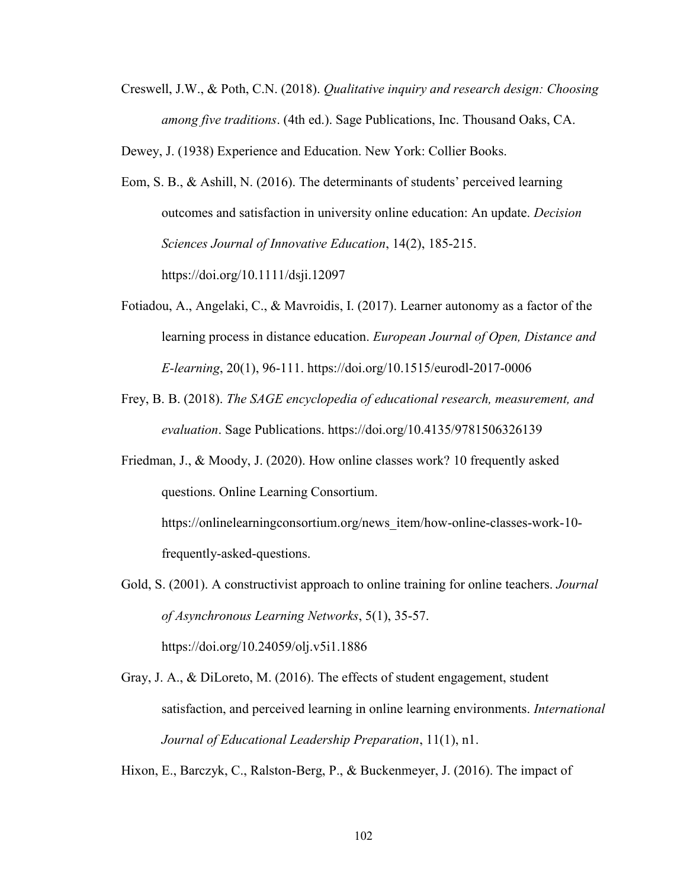Creswell, J.W., & Poth, C.N. (2018). *Qualitative inquiry and research design: Choosing among five traditions*. (4th ed.). Sage Publications, Inc. Thousand Oaks, CA.

Dewey, J. (1938) Experience and Education. New York: Collier Books.

Eom, S. B., & Ashill, N. (2016). The determinants of students' perceived learning outcomes and satisfaction in university online education: An update. *Decision Sciences Journal of Innovative Education*, 14(2), 185-215. https://doi.org/10.1111/dsji.12097

Fotiadou, A., Angelaki, C., & Mavroidis, I. (2017). Learner autonomy as a factor of the learning process in distance education. *European Journal of Open, Distance and E-learning*, 20(1), 96-111. https://doi.org/10.1515/eurodl-2017-0006

Frey, B. B. (2018). *The SAGE encyclopedia of educational research, measurement, and evaluation*. Sage Publications. https://doi.org/10.4135/9781506326139

Friedman, J., & Moody, J. (2020). How online classes work? 10 frequently asked questions. Online Learning Consortium. https://onlinelearningconsortium.org/news_item/how-online-classes-work-10-frequently-asked-questions.

Gold, S. (2001). A constructivist approach to online training for online teachers. *Journal of Asynchronous Learning Networks*, 5(1), 35-57. https://doi.org/10.24059/olj.v5i1.1886

Gray, J. A., & DiLoreto, M. (2016). The effects of student engagement, student satisfaction, and perceived learning in online learning environments. *International Journal of Educational Leadership Preparation*, 11(1), n1.

Hixon, E., Barczyk, C., Ralston-Berg, P., & Buckenmeyer, J. (2016). The impact of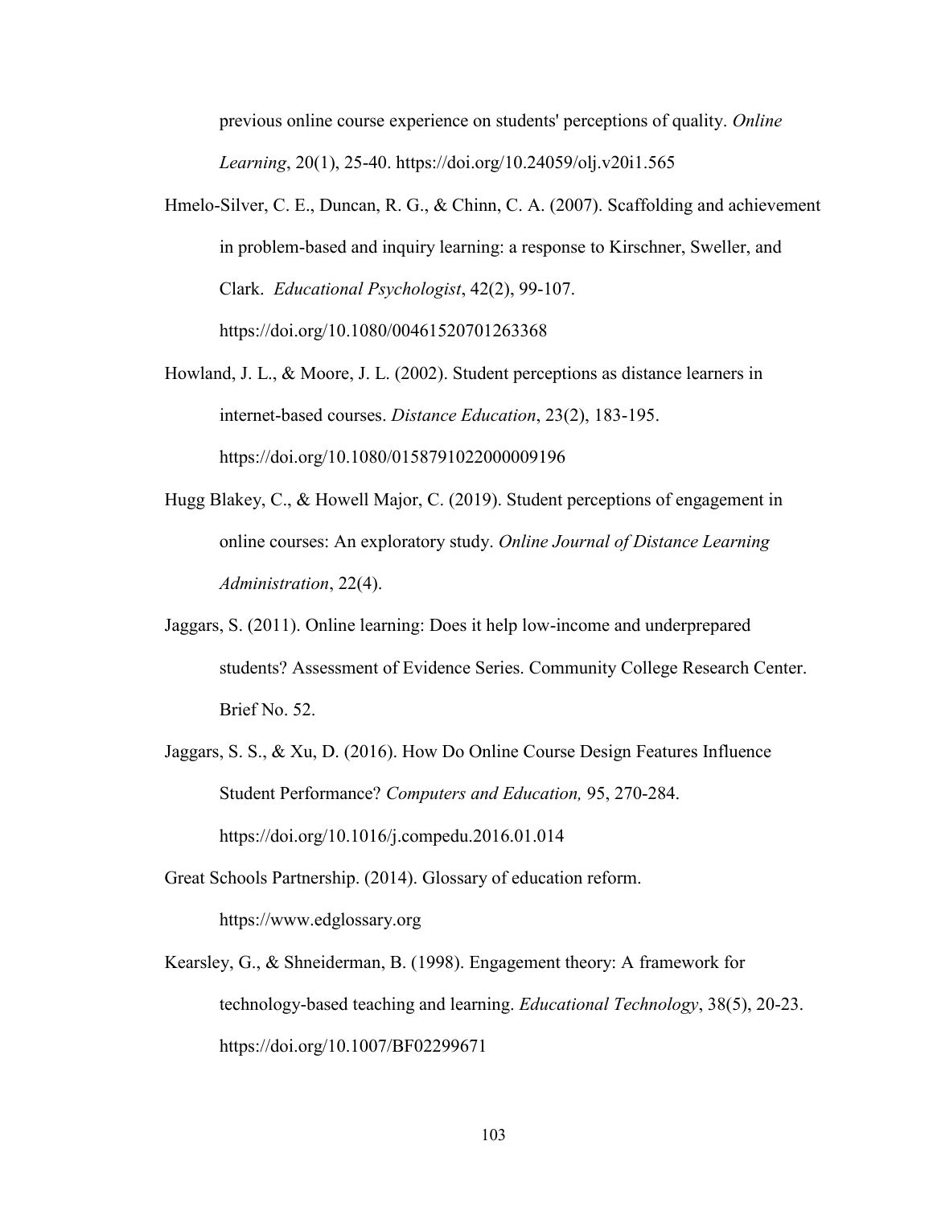previous online course experience on students' perceptions of quality. *Online Learning*, 20(1), 25-40. https://doi.org/10.24059/olj.v20i1.565

Hmelo-Silver, C. E., Duncan, R. G., & Chinn, C. A. (2007). Scaffolding and achievement in problem-based and inquiry learning: a response to Kirschner, Sweller, and Clark. *Educational Psychologist*, 42(2), 99-107. https://doi.org/10.1080/00461520701263368

Howland, J. L., & Moore, J. L. (2002). Student perceptions as distance learners in internet-based courses. *Distance Education*, 23(2), 183-195. https://doi.org/10.1080/0158791022000009196

Hugg Blakey, C., & Howell Major, C. (2019). Student perceptions of engagement in online courses: An exploratory study. *Online Journal of Distance Learning Administration*, 22(4).

Jaggars, S. (2011). Online learning: Does it help low-income and underprepared students? Assessment of Evidence Series. Community College Research Center. Brief No. 52.

Jaggars, S. S., & Xu, D. (2016). How Do Online Course Design Features Influence Student Performance? *Computers and Education,* 95, 270-284. https://doi.org/10.1016/j.compedu.2016.01.014

Great Schools Partnership. (2014). Glossary of education reform. https://www.edglossary.org

Kearsley, G., & Shneiderman, B. (1998). Engagement theory: A framework for technology-based teaching and learning. *Educational Technology*, 38(5), 20-23. https://doi.org/10.1007/BF02299671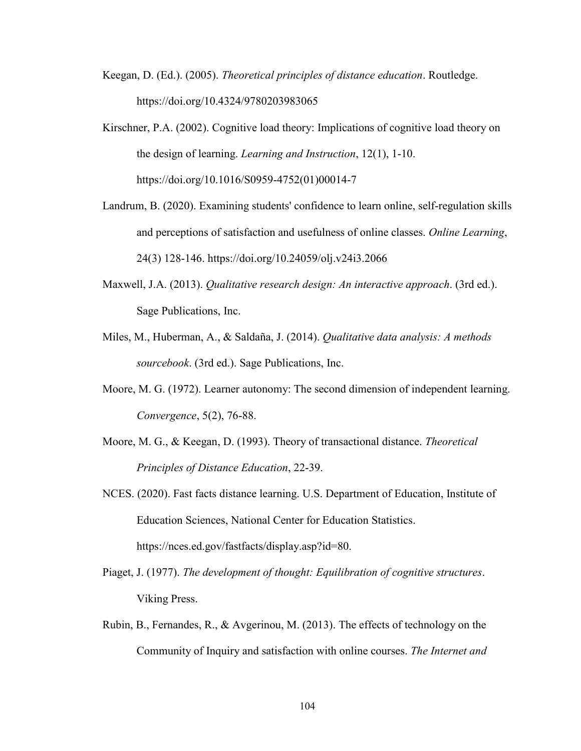Keegan, D. (Ed.). (2005). *Theoretical principles of distance education*. Routledge. https://doi.org/10.4324/9780203983065

Kirschner, P.A. (2002). Cognitive load theory: Implications of cognitive load theory on the design of learning. *Learning and Instruction*, 12(1), 1-10. https://doi.org/10.1016/S0959-4752(01)00014-7

Landrum, B. (2020). Examining students' confidence to learn online, self-regulation skills and perceptions of satisfaction and usefulness of online classes. *Online Learning*, 24(3) 128-146. https://doi.org/10.24059/olj.v24i3.2066

Maxwell, J.A. (2013). *Qualitative research design: An interactive approach*. (3rd ed.). Sage Publications, Inc.

Miles, M., Huberman, A., & Saldaña, J. (2014). *Qualitative data analysis: A methods sourcebook*. (3rd ed.). Sage Publications, Inc.

Moore, M. G. (1972). Learner autonomy: The second dimension of independent learning. *Convergence*, 5(2), 76-88.

Moore, M. G., & Keegan, D. (1993). Theory of transactional distance. *Theoretical Principles of Distance Education*, 22-39.

NCES. (2020). Fast facts distance learning. U.S. Department of Education, Institute of Education Sciences, National Center for Education Statistics. https://nces.ed.gov/fastfacts/display.asp?id=80.

Piaget, J. (1977). *The development of thought: Equilibration of cognitive structures*. Viking Press.

Rubin, B., Fernandes, R., & Avgerinou, M. (2013). The effects of technology on the Community of Inquiry and satisfaction with online courses. *The Internet and*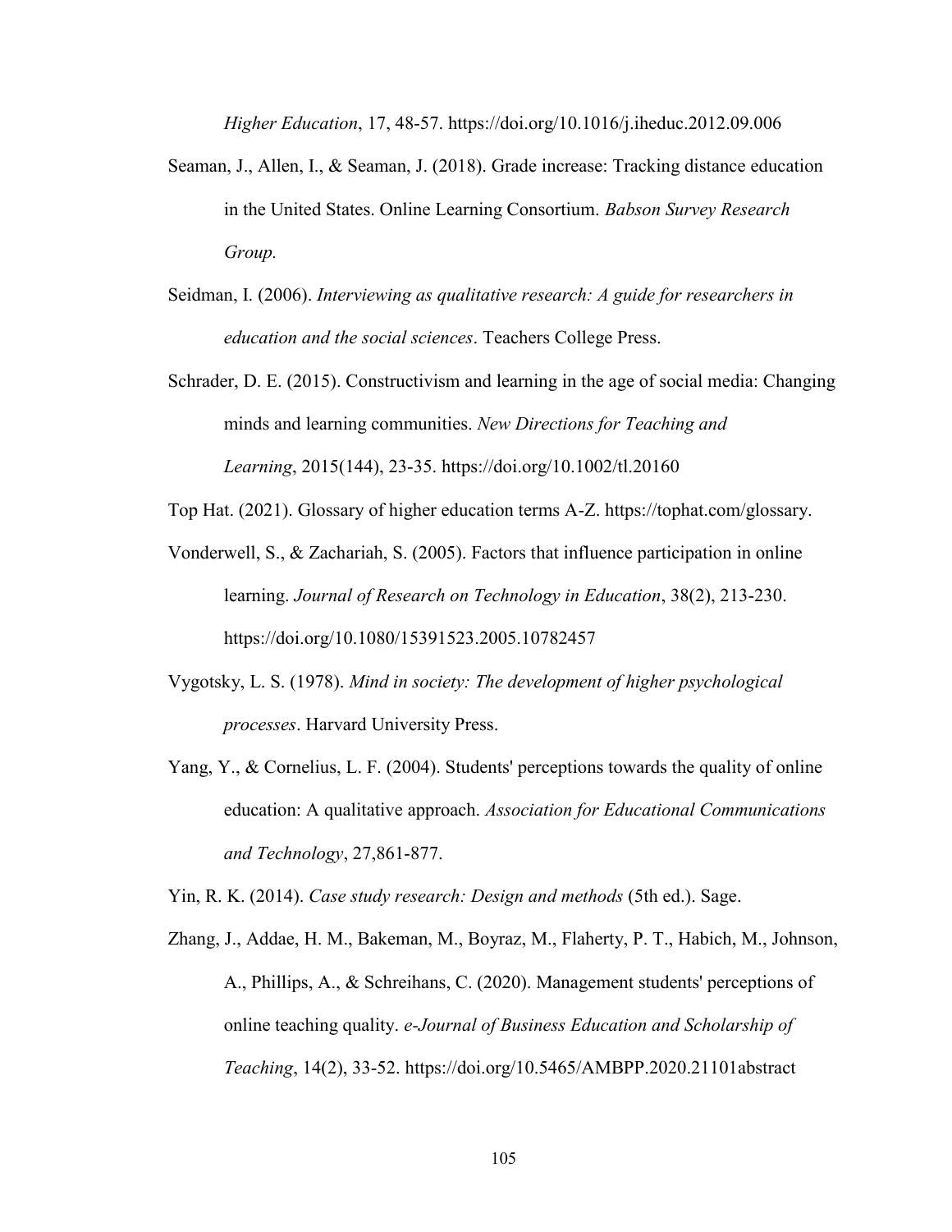*Higher Education*, 17, 48-57. https://doi.org/10.1016/j.iheduc.2012.09.006

Seaman, J., Allen, I., & Seaman, J. (2018). Grade increase: Tracking distance education in the United States. Online Learning Consortium. *Babson Survey Research Group.*

Seidman, I. (2006). *Interviewing as qualitative research: A guide for researchers in education and the social sciences*. Teachers College Press.

Schrader, D. E. (2015). Constructivism and learning in the age of social media: Changing minds and learning communities. *New Directions for Teaching and Learning*, 2015(144), 23-35. https://doi.org/10.1002/tl.20160

Top Hat. (2021). Glossary of higher education terms A-Z. https://tophat.com/glossary.

Vonderwell, S., & Zachariah, S. (2005). Factors that influence participation in online learning. *Journal of Research on Technology in Education*, 38(2), 213-230. https://doi.org/10.1080/15391523.2005.10782457

Vygotsky, L. S. (1978). *Mind in society: The development of higher psychological processes*. Harvard University Press.

Yang, Y., & Cornelius, L. F. (2004). Students' perceptions towards the quality of online education: A qualitative approach. *Association for Educational Communications and Technology*, 27,861-877.

Yin, R. K. (2014). *Case study research: Design and methods* (5th ed.). Sage.

Zhang, J., Addae, H. M., Bakeman, M., Boyraz, M., Flaherty, P. T., Habich, M., Johnson, A., Phillips, A., & Schreihans, C. (2020). Management students' perceptions of online teaching quality. *e-Journal of Business Education and Scholarship of Teaching*, 14(2), 33-52. https://doi.org/10.5465/AMBPP.2020.21101abstract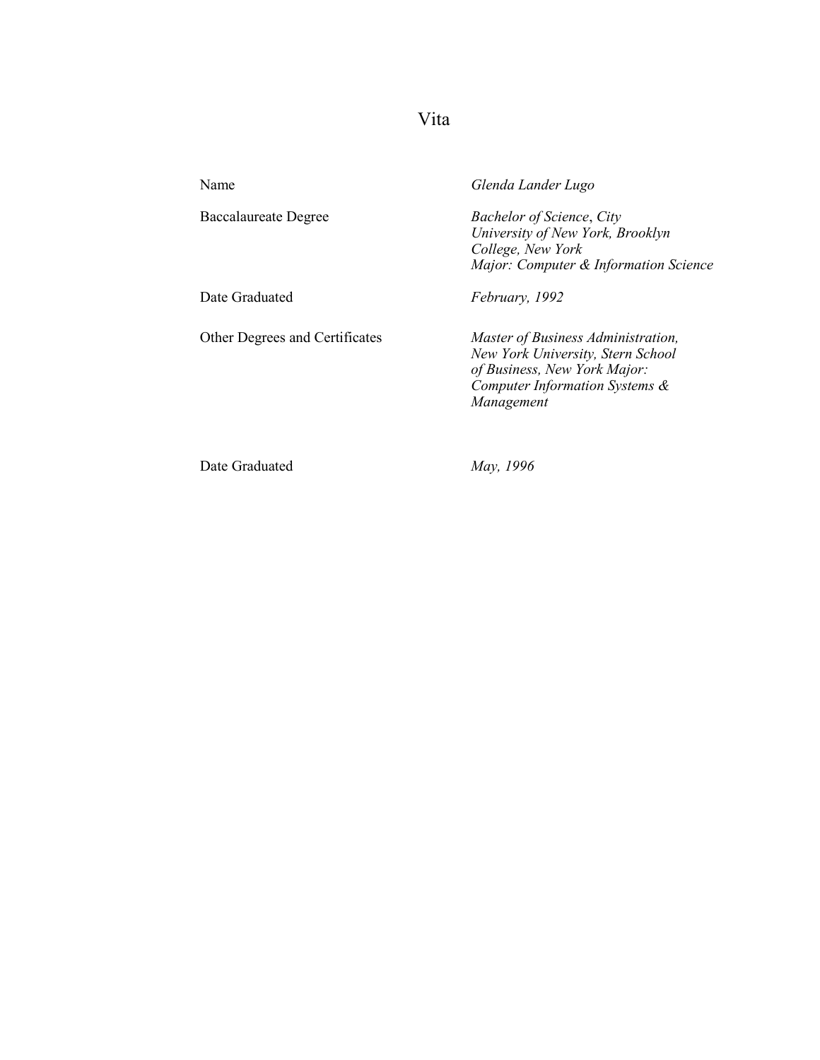# Vita

| | |
|---|---|
| Name | *Glenda Lander Lugo* |
| Baccalaureate Degree | *Bachelor of Science*, *City University of New York, Brooklyn College, New York Major: Computer & Information Science* |
| Date Graduated | *February, 1992* |
| Other Degrees and Certificates | *Master of Business Administration, New York University, Stern School of Business, New York Major: Computer Information Systems & Management* |
| Date Graduated | *May, 1996* |